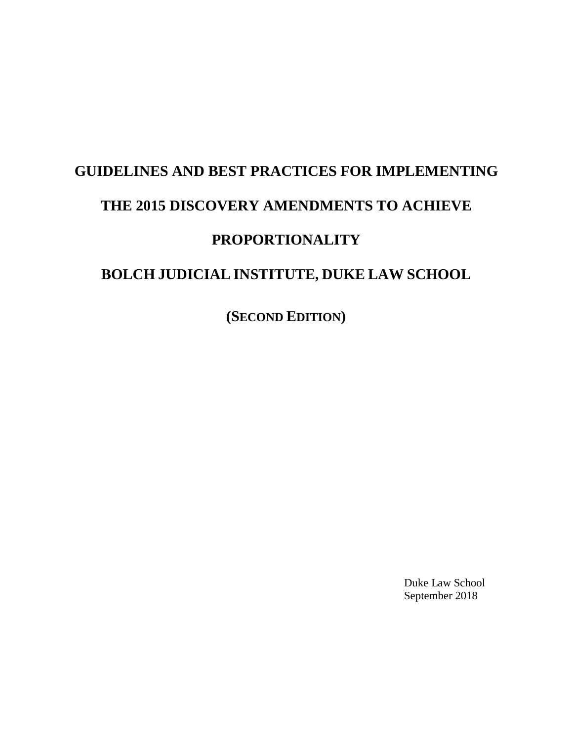# GUIDELINES AND BEST PRACTICES FOR IMPLEMENTING THE 2015 DISCOVERY AMENDMENTS TO ACHIEVE PROPORTIONALITY

## BOLCH JUDICIAL INSTITUTE, DUKE LAW SCHOOL

**(SECOND EDITION)**

Duke Law School
September 2018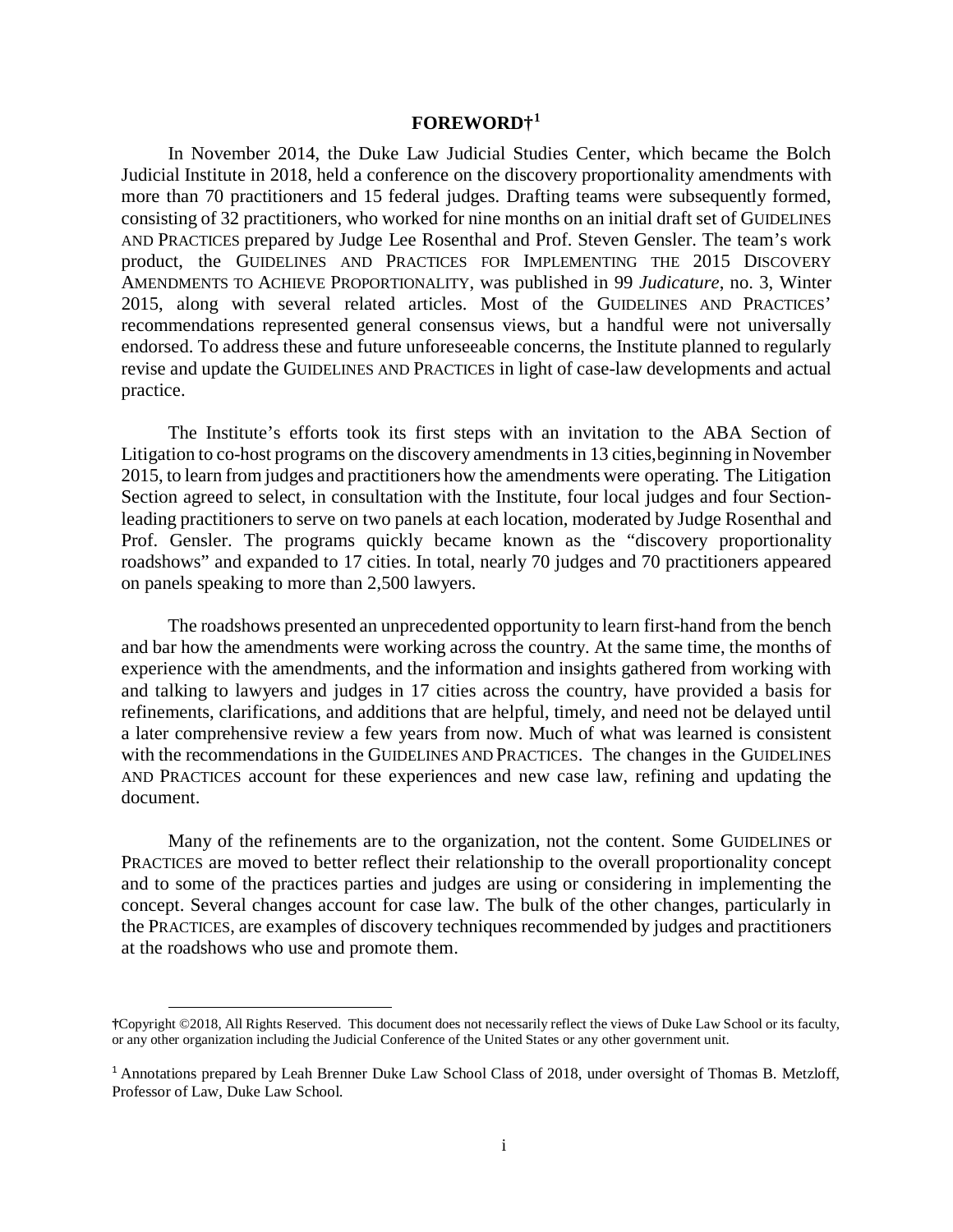# FOREWORD†[1]

In November 2014, the Duke Law Judicial Studies Center, which became the Bolch Judicial Institute in 2018, held a conference on the discovery proportionality amendments with more than 70 practitioners and 15 federal judges. Drafting teams were subsequently formed, consisting of 32 practitioners, who worked for nine months on an initial draft set of GUIDELINES AND PRACTICES prepared by Judge Lee Rosenthal and Prof. Steven Gensler. The team's work product, the GUIDELINES AND PRACTICES FOR IMPLEMENTING THE 2015 DISCOVERY AMENDMENTS TO ACHIEVE PROPORTIONALITY, was published in 99 *Judicature*, no. 3, Winter 2015, along with several related articles. Most of the GUIDELINES AND PRACTICES' recommendations represented general consensus views, but a handful were not universally endorsed. To address these and future unforeseeable concerns, the Institute planned to regularly revise and update the GUIDELINES AND PRACTICES in light of case-law developments and actual practice.

The Institute's efforts took its first steps with an invitation to the ABA Section of Litigation to co-host programs on the discovery amendments in 13 cities, beginning in November 2015, to learn from judges and practitioners how the amendments were operating. The Litigation Section agreed to select, in consultation with the Institute, four local judges and four Section-leading practitioners to serve on two panels at each location, moderated by Judge Rosenthal and Prof. Gensler. The programs quickly became known as the "discovery proportionality roadshows" and expanded to 17 cities. In total, nearly 70 judges and 70 practitioners appeared on panels speaking to more than 2,500 lawyers.

The roadshows presented an unprecedented opportunity to learn first-hand from the bench and bar how the amendments were working across the country. At the same time, the months of experience with the amendments, and the information and insights gathered from working with and talking to lawyers and judges in 17 cities across the country, have provided a basis for refinements, clarifications, and additions that are helpful, timely, and need not be delayed until a later comprehensive review a few years from now. Much of what was learned is consistent with the recommendations in the GUIDELINES AND PRACTICES. The changes in the GUIDELINES AND PRACTICES account for these experiences and new case law, refining and updating the document.

Many of the refinements are to the organization, not the content. Some GUIDELINES or PRACTICES are moved to better reflect their relationship to the overall proportionality concept and to some of the practices parties and judges are using or considering in implementing the concept. Several changes account for case law. The bulk of the other changes, particularly in the PRACTICES, are examples of discovery techniques recommended by judges and practitioners at the roadshows who use and promote them.

---

**†**Copyright ©2018, All Rights Reserved. This document does not necessarily reflect the views of Duke Law School or its faculty, or any other organization including the Judicial Conference of the United States or any other government unit.

[1] Annotations prepared by Leah Brenner Duke Law School Class of 2018, under oversight of Thomas B. Metzloff, Professor of Law, Duke Law School.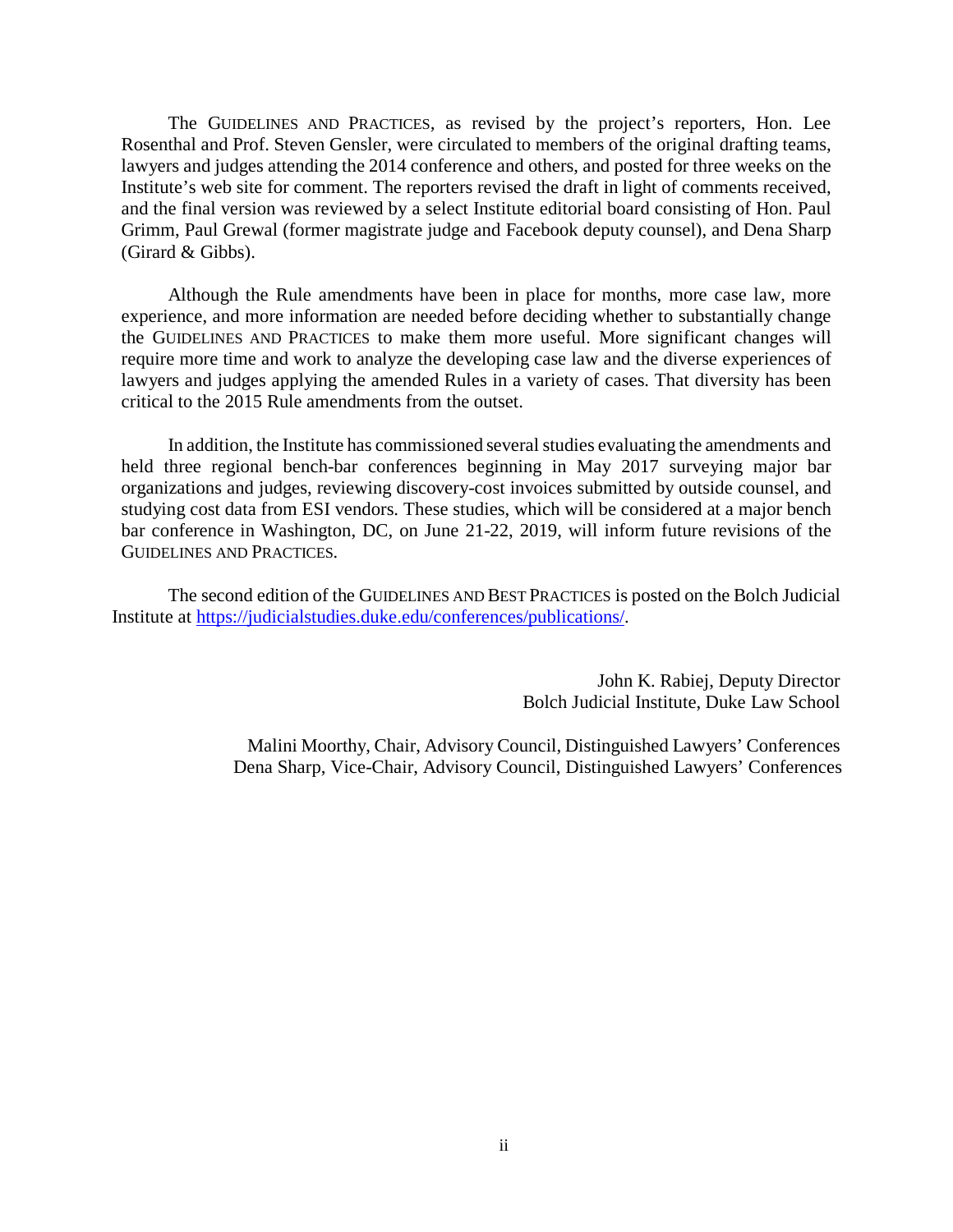The GUIDELINES AND PRACTICES, as revised by the project's reporters, Hon. Lee Rosenthal and Prof. Steven Gensler, were circulated to members of the original drafting teams, lawyers and judges attending the 2014 conference and others, and posted for three weeks on the Institute's web site for comment. The reporters revised the draft in light of comments received, and the final version was reviewed by a select Institute editorial board consisting of Hon. Paul Grimm, Paul Grewal (former magistrate judge and Facebook deputy counsel), and Dena Sharp (Girard & Gibbs).

Although the Rule amendments have been in place for months, more case law, more experience, and more information are needed before deciding whether to substantially change the GUIDELINES AND PRACTICES to make them more useful. More significant changes will require more time and work to analyze the developing case law and the diverse experiences of lawyers and judges applying the amended Rules in a variety of cases. That diversity has been critical to the 2015 Rule amendments from the outset.

In addition, the Institute has commissioned several studies evaluating the amendments and held three regional bench-bar conferences beginning in May 2017 surveying major bar organizations and judges, reviewing discovery-cost invoices submitted by outside counsel, and studying cost data from ESI vendors. These studies, which will be considered at a major bench bar conference in Washington, DC, on June 21-22, 2019, will inform future revisions of the GUIDELINES AND PRACTICES.

The second edition of the GUIDELINES AND BEST PRACTICES is posted on the Bolch Judicial Institute at https://judicialstudies.duke.edu/conferences/publications/.

John K. Rabiej, Deputy Director
Bolch Judicial Institute, Duke Law School

Malini Moorthy, Chair, Advisory Council, Distinguished Lawyers' Conferences
Dena Sharp, Vice-Chair, Advisory Council, Distinguished Lawyers' Conferences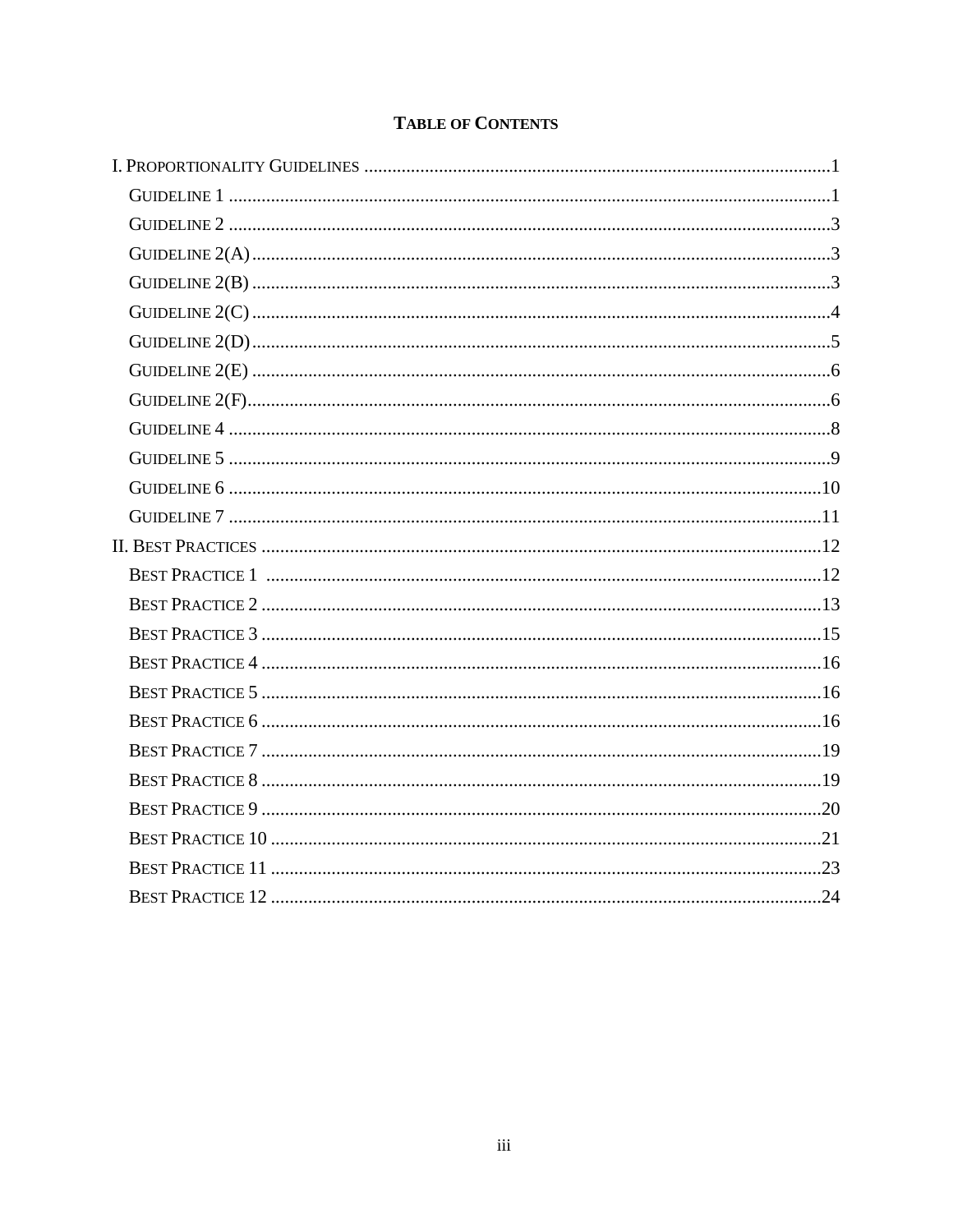# TABLE OF CONTENTS

I. PROPORTIONALITY GUIDELINES ....................................................................................................1

- GUIDELINE 1 ................................................................................................................................1
- GUIDELINE 2 ................................................................................................................................3
- GUIDELINE 2(A)...........................................................................................................................3
- GUIDELINE 2(B) ...........................................................................................................................3
- GUIDELINE 2(C) ...........................................................................................................................4
- GUIDELINE 2(D)...........................................................................................................................5
- GUIDELINE 2(E) ...........................................................................................................................6
- GUIDELINE 2(F)............................................................................................................................6
- GUIDELINE 4 ................................................................................................................................8
- GUIDELINE 5 ................................................................................................................................9
- GUIDELINE 6 ..............................................................................................................................10
- GUIDELINE 7 ..............................................................................................................................11

II. BEST PRACTICES .......................................................................................................................12

- BEST PRACTICE 1 ......................................................................................................................12
- BEST PRACTICE 2 .......................................................................................................................13
- BEST PRACTICE 3 .......................................................................................................................15
- BEST PRACTICE 4 .......................................................................................................................16
- BEST PRACTICE 5 .......................................................................................................................16
- BEST PRACTICE 6 .......................................................................................................................16
- BEST PRACTICE 7 .......................................................................................................................19
- BEST PRACTICE 8 .......................................................................................................................19
- BEST PRACTICE 9 .......................................................................................................................20
- BEST PRACTICE 10 .....................................................................................................................21
- BEST PRACTICE 11 .....................................................................................................................23
- BEST PRACTICE 12 .....................................................................................................................24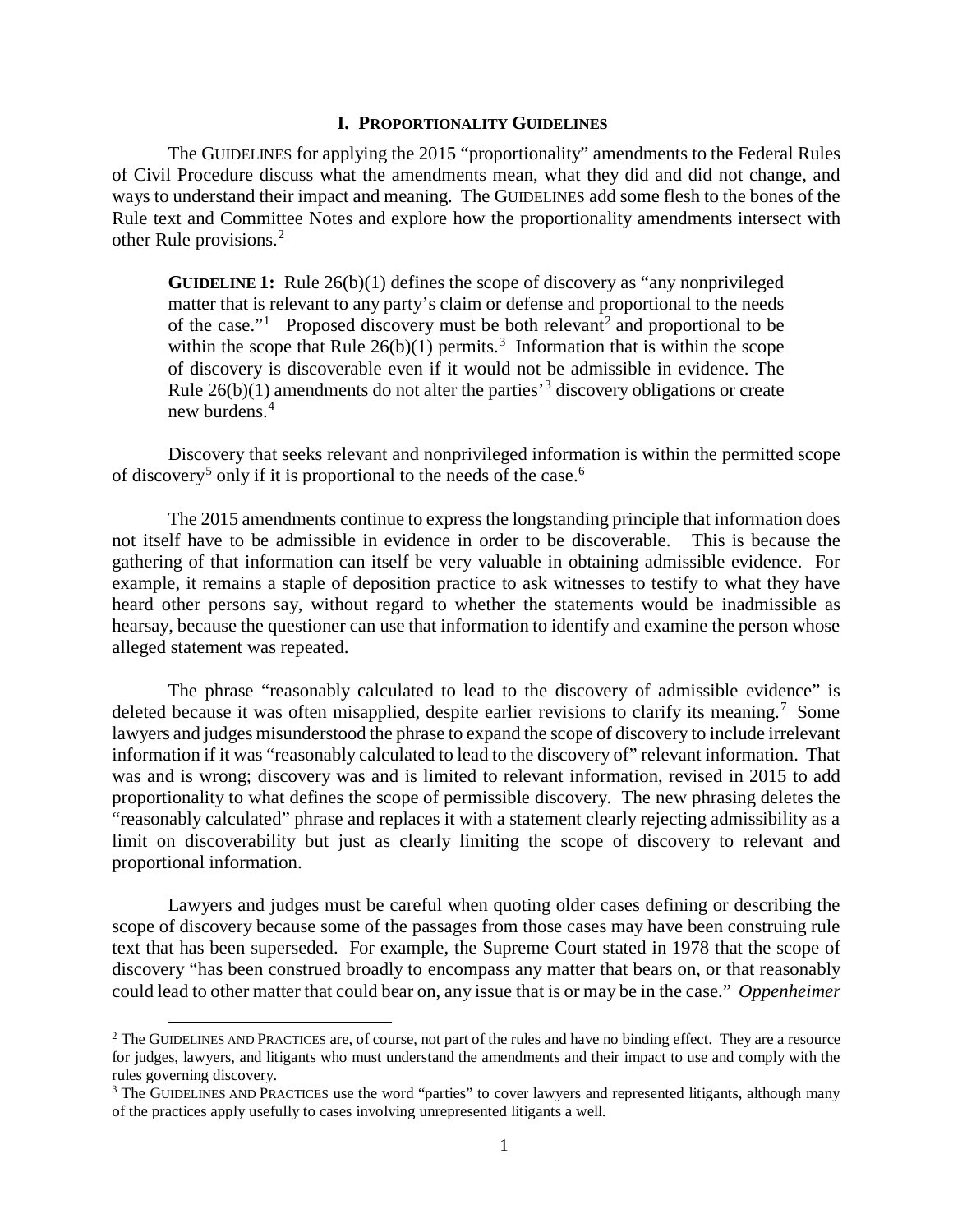## I. PROPORTIONALITY GUIDELINES

The GUIDELINES for applying the 2015 "proportionality" amendments to the Federal Rules of Civil Procedure discuss what the amendments mean, what they did and did not change, and ways to understand their impact and meaning. The GUIDELINES add some flesh to the bones of the Rule text and Committee Notes and explore how the proportionality amendments intersect with other Rule provisions.[2]

> **GUIDELINE 1:** Rule 26(b)(1) defines the scope of discovery as "any nonprivileged matter that is relevant to any party's claim or defense and proportional to the needs of the case."[1] Proposed discovery must be both relevant[2] and proportional to be within the scope that Rule 26(b)(1) permits.[3] Information that is within the scope of discovery is discoverable even if it would not be admissible in evidence. The Rule 26(b)(1) amendments do not alter the parties'[3] discovery obligations or create new burdens.[4]

Discovery that seeks relevant and nonprivileged information is within the permitted scope of discovery[5] only if it is proportional to the needs of the case.[6]

The 2015 amendments continue to express the longstanding principle that information does not itself have to be admissible in evidence in order to be discoverable. This is because the gathering of that information can itself be very valuable in obtaining admissible evidence. For example, it remains a staple of deposition practice to ask witnesses to testify to what they have heard other persons say, without regard to whether the statements would be inadmissible as hearsay, because the questioner can use that information to identify and examine the person whose alleged statement was repeated.

The phrase "reasonably calculated to lead to the discovery of admissible evidence" is deleted because it was often misapplied, despite earlier revisions to clarify its meaning.[7] Some lawyers and judges misunderstood the phrase to expand the scope of discovery to include irrelevant information if it was "reasonably calculated to lead to the discovery of" relevant information. That was and is wrong; discovery was and is limited to relevant information, revised in 2015 to add proportionality to what defines the scope of permissible discovery. The new phrasing deletes the "reasonably calculated" phrase and replaces it with a statement clearly rejecting admissibility as a limit on discoverability but just as clearly limiting the scope of discovery to relevant and proportional information.

Lawyers and judges must be careful when quoting older cases defining or describing the scope of discovery because some of the passages from those cases may have been construing rule text that has been superseded. For example, the Supreme Court stated in 1978 that the scope of discovery "has been construed broadly to encompass any matter that bears on, or that reasonably could lead to other matter that could bear on, any issue that is or may be in the case." *Oppenheimer*

---

[2] The GUIDELINES AND PRACTICES are, of course, not part of the rules and have no binding effect. They are a resource for judges, lawyers, and litigants who must understand the amendments and their impact to use and comply with the rules governing discovery.

[3] The GUIDELINES AND PRACTICES use the word "parties" to cover lawyers and represented litigants, although many of the practices apply usefully to cases involving unrepresented litigants a well.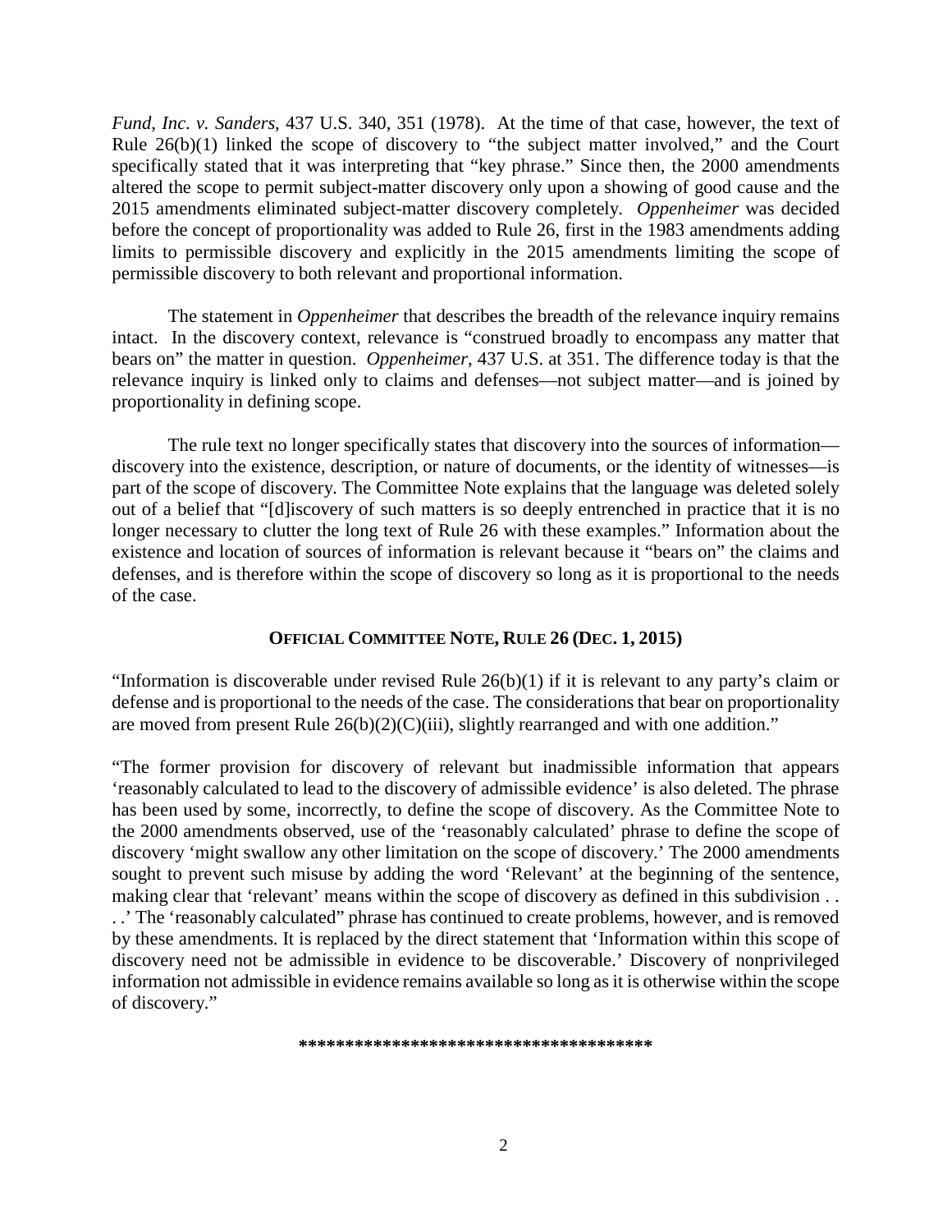*Fund, Inc. v. Sanders*, 437 U.S. 340, 351 (1978). At the time of that case, however, the text of Rule 26(b)(1) linked the scope of discovery to "the subject matter involved," and the Court specifically stated that it was interpreting that "key phrase." Since then, the 2000 amendments altered the scope to permit subject-matter discovery only upon a showing of good cause and the 2015 amendments eliminated subject-matter discovery completely. *Oppenheimer* was decided before the concept of proportionality was added to Rule 26, first in the 1983 amendments adding limits to permissible discovery and explicitly in the 2015 amendments limiting the scope of permissible discovery to both relevant and proportional information.

The statement in *Oppenheimer* that describes the breadth of the relevance inquiry remains intact. In the discovery context, relevance is "construed broadly to encompass any matter that bears on" the matter in question. *Oppenheimer*, 437 U.S. at 351. The difference today is that the relevance inquiry is linked only to claims and defenses—not subject matter—and is joined by proportionality in defining scope.

The rule text no longer specifically states that discovery into the sources of information—discovery into the existence, description, or nature of documents, or the identity of witnesses—is part of the scope of discovery. The Committee Note explains that the language was deleted solely out of a belief that "[d]iscovery of such matters is so deeply entrenched in practice that it is no longer necessary to clutter the long text of Rule 26 with these examples." Information about the existence and location of sources of information is relevant because it "bears on" the claims and defenses, and is therefore within the scope of discovery so long as it is proportional to the needs of the case.

**OFFICIAL COMMITTEE NOTE, RULE 26 (DEC. 1, 2015)**

"Information is discoverable under revised Rule 26(b)(1) if it is relevant to any party's claim or defense and is proportional to the needs of the case. The considerations that bear on proportionality are moved from present Rule 26(b)(2)(C)(iii), slightly rearranged and with one addition."

"The former provision for discovery of relevant but inadmissible information that appears 'reasonably calculated to lead to the discovery of admissible evidence' is also deleted. The phrase has been used by some, incorrectly, to define the scope of discovery. As the Committee Note to the 2000 amendments observed, use of the 'reasonably calculated' phrase to define the scope of discovery 'might swallow any other limitation on the scope of discovery.' The 2000 amendments sought to prevent such misuse by adding the word 'Relevant' at the beginning of the sentence, making clear that 'relevant' means within the scope of discovery as defined in this subdivision . . . .' The 'reasonably calculated" phrase has continued to create problems, however, and is removed by these amendments. It is replaced by the direct statement that 'Information within this scope of discovery need not be admissible in evidence to be discoverable.' Discovery of nonprivileged information not admissible in evidence remains available so long as it is otherwise within the scope of discovery."

**************************************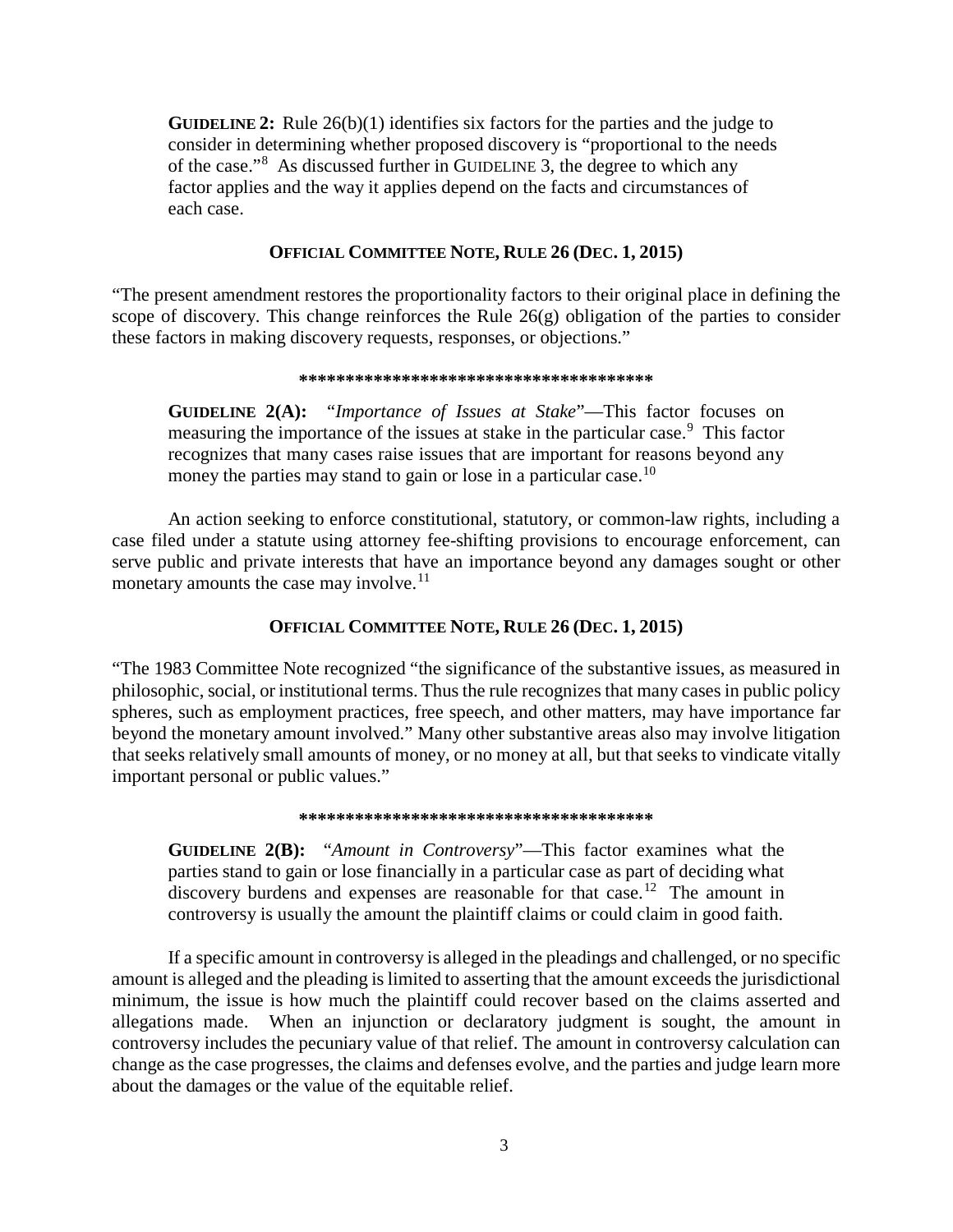**GUIDELINE 2:** Rule 26(b)(1) identifies six factors for the parties and the judge to consider in determining whether proposed discovery is "proportional to the needs of the case."[8] As discussed further in GUIDELINE 3, the degree to which any factor applies and the way it applies depend on the facts and circumstances of each case.

**OFFICIAL COMMITTEE NOTE, RULE 26 (DEC. 1, 2015)**

"The present amendment restores the proportionality factors to their original place in defining the scope of discovery. This change reinforces the Rule 26(g) obligation of the parties to consider these factors in making discovery requests, responses, or objections."

**************************************

**GUIDELINE 2(A):** "*Importance of Issues at Stake*"—This factor focuses on measuring the importance of the issues at stake in the particular case.[9] This factor recognizes that many cases raise issues that are important for reasons beyond any money the parties may stand to gain or lose in a particular case.[10]

An action seeking to enforce constitutional, statutory, or common-law rights, including a case filed under a statute using attorney fee-shifting provisions to encourage enforcement, can serve public and private interests that have an importance beyond any damages sought or other monetary amounts the case may involve.[11]

**OFFICIAL COMMITTEE NOTE, RULE 26 (DEC. 1, 2015)**

"The 1983 Committee Note recognized "the significance of the substantive issues, as measured in philosophic, social, or institutional terms. Thus the rule recognizes that many cases in public policy spheres, such as employment practices, free speech, and other matters, may have importance far beyond the monetary amount involved." Many other substantive areas also may involve litigation that seeks relatively small amounts of money, or no money at all, but that seeks to vindicate vitally important personal or public values."

**************************************

**GUIDELINE 2(B):** "*Amount in Controversy*"—This factor examines what the parties stand to gain or lose financially in a particular case as part of deciding what discovery burdens and expenses are reasonable for that case.[12] The amount in controversy is usually the amount the plaintiff claims or could claim in good faith.

If a specific amount in controversy is alleged in the pleadings and challenged, or no specific amount is alleged and the pleading is limited to asserting that the amount exceeds the jurisdictional minimum, the issue is how much the plaintiff could recover based on the claims asserted and allegations made. When an injunction or declaratory judgment is sought, the amount in controversy includes the pecuniary value of that relief. The amount in controversy calculation can change as the case progresses, the claims and defenses evolve, and the parties and judge learn more about the damages or the value of the equitable relief.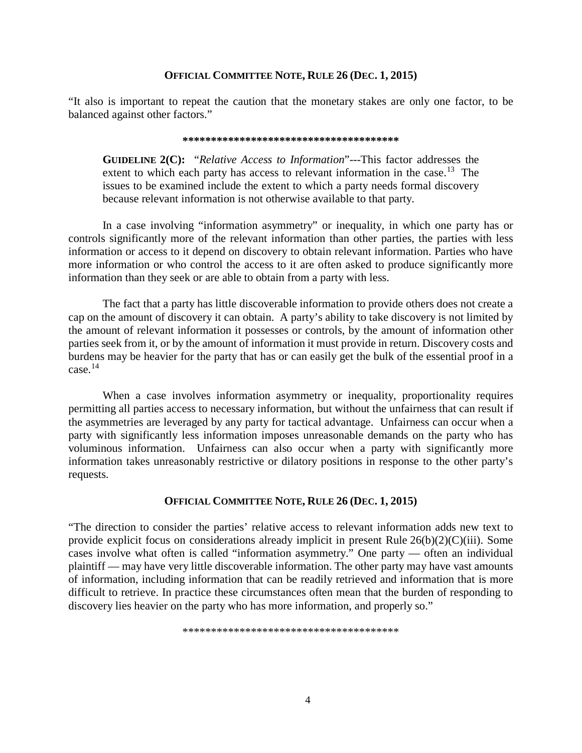### Official Committee Note, Rule 26 (Dec. 1, 2015)

"It also is important to repeat the caution that the monetary stakes are only one factor, to be balanced against other factors."

**************************************

> **Guideline 2(C):** "*Relative Access to Information*"---This factor addresses the extent to which each party has access to relevant information in the case.[13] The issues to be examined include the extent to which a party needs formal discovery because relevant information is not otherwise available to that party.

In a case involving "information asymmetry" or inequality, in which one party has or controls significantly more of the relevant information than other parties, the parties with less information or access to it depend on discovery to obtain relevant information. Parties who have more information or who control the access to it are often asked to produce significantly more information than they seek or are able to obtain from a party with less.

The fact that a party has little discoverable information to provide others does not create a cap on the amount of discovery it can obtain. A party's ability to take discovery is not limited by the amount of relevant information it possesses or controls, by the amount of information other parties seek from it, or by the amount of information it must provide in return. Discovery costs and burdens may be heavier for the party that has or can easily get the bulk of the essential proof in a case.[14]

When a case involves information asymmetry or inequality, proportionality requires permitting all parties access to necessary information, but without the unfairness that can result if the asymmetries are leveraged by any party for tactical advantage. Unfairness can occur when a party with significantly less information imposes unreasonable demands on the party who has voluminous information. Unfairness can also occur when a party with significantly more information takes unreasonably restrictive or dilatory positions in response to the other party's requests.

### Official Committee Note, Rule 26 (Dec. 1, 2015)

"The direction to consider the parties' relative access to relevant information adds new text to provide explicit focus on considerations already implicit in present Rule 26(b)(2)(C)(iii). Some cases involve what often is called "information asymmetry." One party — often an individual plaintiff — may have very little discoverable information. The other party may have vast amounts of information, including information that can be readily retrieved and information that is more difficult to retrieve. In practice these circumstances often mean that the burden of responding to discovery lies heavier on the party who has more information, and properly so."

**************************************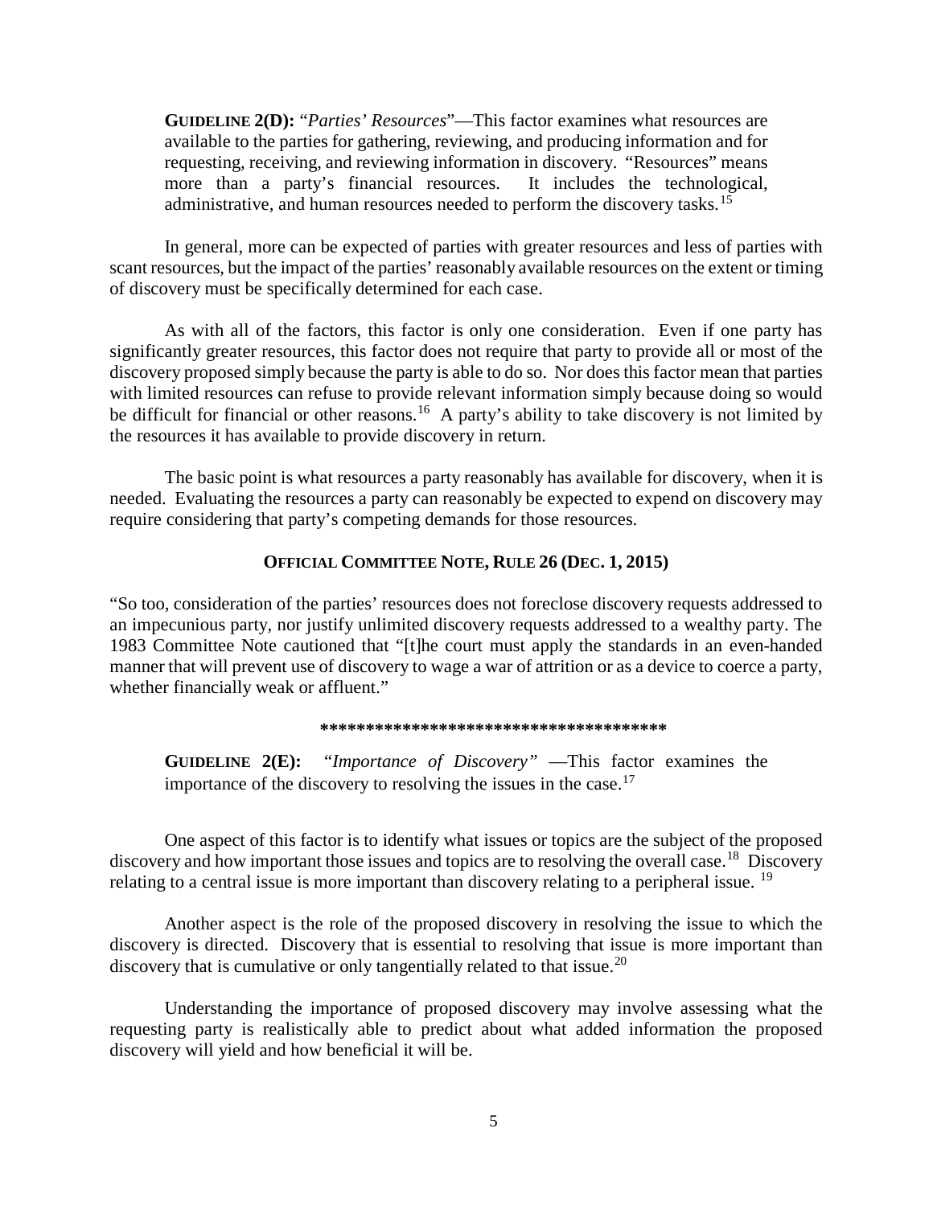**GUIDELINE 2(D):** "*Parties' Resources*"—This factor examines what resources are available to the parties for gathering, reviewing, and producing information and for requesting, receiving, and reviewing information in discovery. "Resources" means more than a party's financial resources. It includes the technological, administrative, and human resources needed to perform the discovery tasks.[15]

In general, more can be expected of parties with greater resources and less of parties with scant resources, but the impact of the parties' reasonably available resources on the extent or timing of discovery must be specifically determined for each case.

As with all of the factors, this factor is only one consideration. Even if one party has significantly greater resources, this factor does not require that party to provide all or most of the discovery proposed simply because the party is able to do so. Nor does this factor mean that parties with limited resources can refuse to provide relevant information simply because doing so would be difficult for financial or other reasons.[16] A party's ability to take discovery is not limited by the resources it has available to provide discovery in return.

The basic point is what resources a party reasonably has available for discovery, when it is needed. Evaluating the resources a party can reasonably be expected to expend on discovery may require considering that party's competing demands for those resources.

**OFFICIAL COMMITTEE NOTE, RULE 26 (DEC. 1, 2015)**

"So too, consideration of the parties' resources does not foreclose discovery requests addressed to an impecunious party, nor justify unlimited discovery requests addressed to a wealthy party. The 1983 Committee Note cautioned that "[t]he court must apply the standards in an even-handed manner that will prevent use of discovery to wage a war of attrition or as a device to coerce a party, whether financially weak or affluent."

**************************************

**GUIDELINE 2(E):** "*Importance of Discovery"* —This factor examines the importance of the discovery to resolving the issues in the case.[17]

One aspect of this factor is to identify what issues or topics are the subject of the proposed discovery and how important those issues and topics are to resolving the overall case.[18] Discovery relating to a central issue is more important than discovery relating to a peripheral issue.[19]

Another aspect is the role of the proposed discovery in resolving the issue to which the discovery is directed. Discovery that is essential to resolving that issue is more important than discovery that is cumulative or only tangentially related to that issue.[20]

Understanding the importance of proposed discovery may involve assessing what the requesting party is realistically able to predict about what added information the proposed discovery will yield and how beneficial it will be.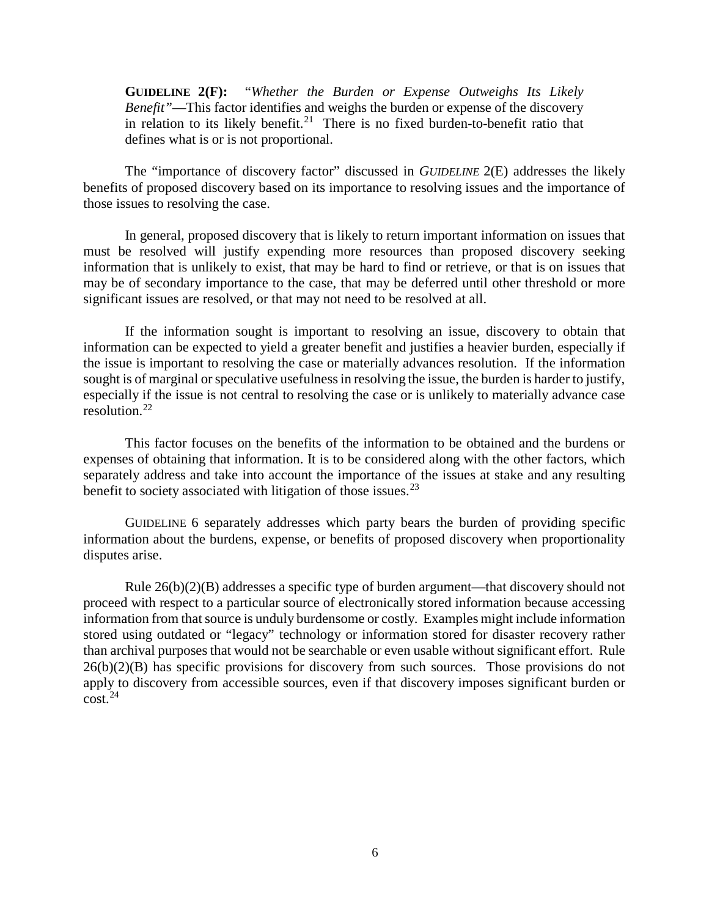**GUIDELINE 2(F):** *"Whether the Burden or Expense Outweighs Its Likely Benefit"*—This factor identifies and weighs the burden or expense of the discovery in relation to its likely benefit.[21] There is no fixed burden-to-benefit ratio that defines what is or is not proportional.

The "importance of discovery factor" discussed in *GUIDELINE* 2(E) addresses the likely benefits of proposed discovery based on its importance to resolving issues and the importance of those issues to resolving the case.

In general, proposed discovery that is likely to return important information on issues that must be resolved will justify expending more resources than proposed discovery seeking information that is unlikely to exist, that may be hard to find or retrieve, or that is on issues that may be of secondary importance to the case, that may be deferred until other threshold or more significant issues are resolved, or that may not need to be resolved at all.

If the information sought is important to resolving an issue, discovery to obtain that information can be expected to yield a greater benefit and justifies a heavier burden, especially if the issue is important to resolving the case or materially advances resolution. If the information sought is of marginal or speculative usefulness in resolving the issue, the burden is harder to justify, especially if the issue is not central to resolving the case or is unlikely to materially advance case resolution.[22]

This factor focuses on the benefits of the information to be obtained and the burdens or expenses of obtaining that information. It is to be considered along with the other factors, which separately address and take into account the importance of the issues at stake and any resulting benefit to society associated with litigation of those issues.[23]

GUIDELINE 6 separately addresses which party bears the burden of providing specific information about the burdens, expense, or benefits of proposed discovery when proportionality disputes arise.

Rule 26(b)(2)(B) addresses a specific type of burden argument—that discovery should not proceed with respect to a particular source of electronically stored information because accessing information from that source is unduly burdensome or costly. Examples might include information stored using outdated or "legacy" technology or information stored for disaster recovery rather than archival purposes that would not be searchable or even usable without significant effort. Rule 26(b)(2)(B) has specific provisions for discovery from such sources. Those provisions do not apply to discovery from accessible sources, even if that discovery imposes significant burden or cost.[24]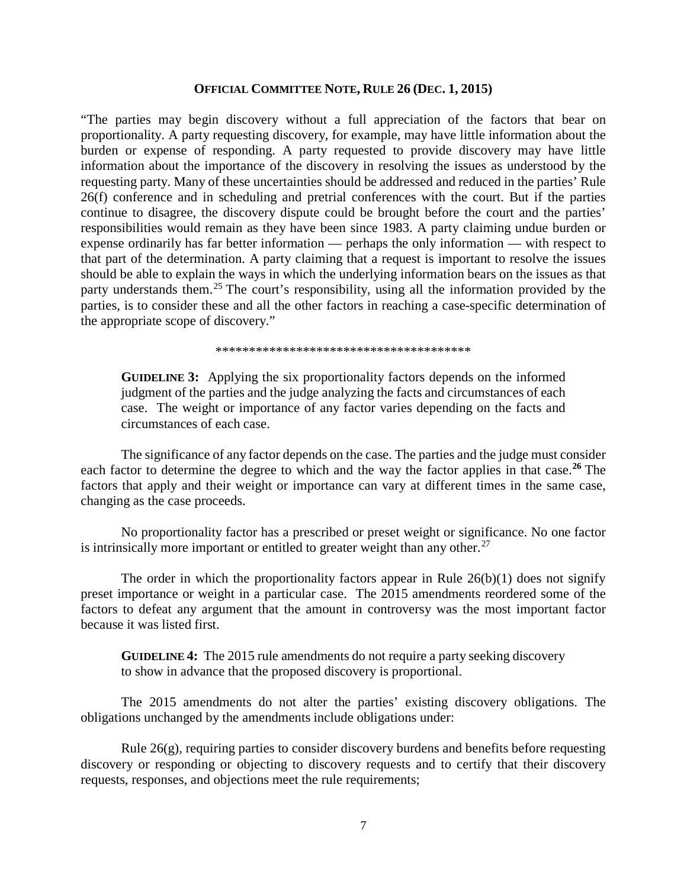**OFFICIAL COMMITTEE NOTE, RULE 26 (DEC. 1, 2015)**

"The parties may begin discovery without a full appreciation of the factors that bear on proportionality. A party requesting discovery, for example, may have little information about the burden or expense of responding. A party requested to provide discovery may have little information about the importance of the discovery in resolving the issues as understood by the requesting party. Many of these uncertainties should be addressed and reduced in the parties' Rule 26(f) conference and in scheduling and pretrial conferences with the court. But if the parties continue to disagree, the discovery dispute could be brought before the court and the parties' responsibilities would remain as they have been since 1983. A party claiming undue burden or expense ordinarily has far better information — perhaps the only information — with respect to that part of the determination. A party claiming that a request is important to resolve the issues should be able to explain the ways in which the underlying information bears on the issues as that party understands them.[25] The court's responsibility, using all the information provided by the parties, is to consider these and all the other factors in reaching a case-specific determination of the appropriate scope of discovery."

**************************************

> **GUIDELINE 3:** Applying the six proportionality factors depends on the informed judgment of the parties and the judge analyzing the facts and circumstances of each case. The weight or importance of any factor varies depending on the facts and circumstances of each case.

The significance of any factor depends on the case. The parties and the judge must consider each factor to determine the degree to which and the way the factor applies in that case.[26] The factors that apply and their weight or importance can vary at different times in the same case, changing as the case proceeds.

No proportionality factor has a prescribed or preset weight or significance. No one factor is intrinsically more important or entitled to greater weight than any other.[27]

The order in which the proportionality factors appear in Rule 26(b)(1) does not signify preset importance or weight in a particular case. The 2015 amendments reordered some of the factors to defeat any argument that the amount in controversy was the most important factor because it was listed first.

> **GUIDELINE 4:** The 2015 rule amendments do not require a party seeking discovery to show in advance that the proposed discovery is proportional.

The 2015 amendments do not alter the parties' existing discovery obligations. The obligations unchanged by the amendments include obligations under:

Rule 26(g), requiring parties to consider discovery burdens and benefits before requesting discovery or responding or objecting to discovery requests and to certify that their discovery requests, responses, and objections meet the rule requirements;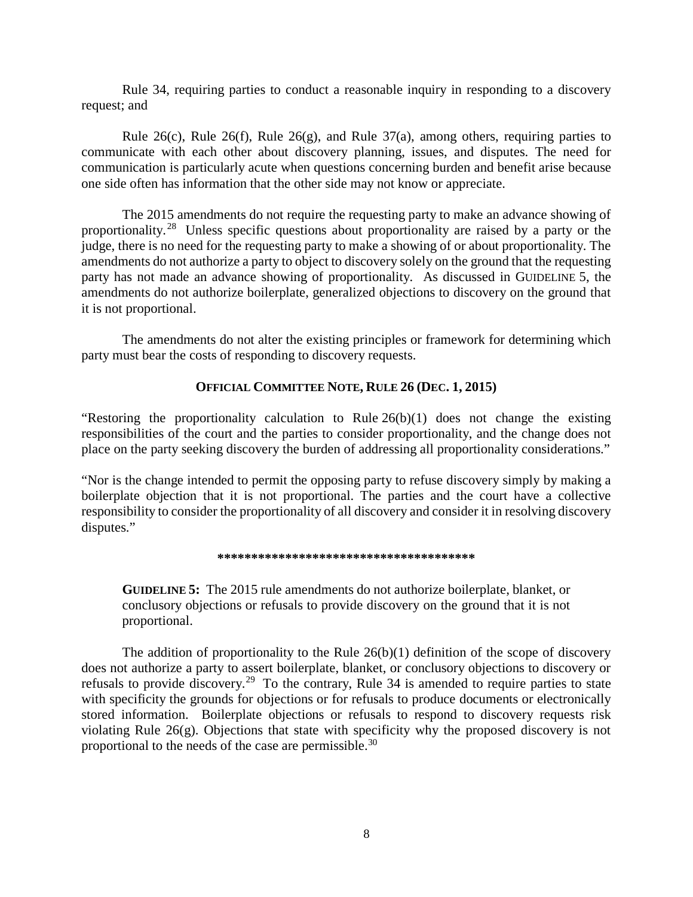Rule 34, requiring parties to conduct a reasonable inquiry in responding to a discovery request; and

Rule 26(c), Rule 26(f), Rule 26(g), and Rule 37(a), among others, requiring parties to communicate with each other about discovery planning, issues, and disputes. The need for communication is particularly acute when questions concerning burden and benefit arise because one side often has information that the other side may not know or appreciate.

The 2015 amendments do not require the requesting party to make an advance showing of proportionality.[28] Unless specific questions about proportionality are raised by a party or the judge, there is no need for the requesting party to make a showing of or about proportionality. The amendments do not authorize a party to object to discovery solely on the ground that the requesting party has not made an advance showing of proportionality. As discussed in GUIDELINE 5, the amendments do not authorize boilerplate, generalized objections to discovery on the ground that it is not proportional.

The amendments do not alter the existing principles or framework for determining which party must bear the costs of responding to discovery requests.

**OFFICIAL COMMITTEE NOTE, RULE 26 (DEC. 1, 2015)**

"Restoring the proportionality calculation to Rule 26(b)(1) does not change the existing responsibilities of the court and the parties to consider proportionality, and the change does not place on the party seeking discovery the burden of addressing all proportionality considerations."

"Nor is the change intended to permit the opposing party to refuse discovery simply by making a boilerplate objection that it is not proportional. The parties and the court have a collective responsibility to consider the proportionality of all discovery and consider it in resolving discovery disputes."

**************************************

**GUIDELINE 5:** The 2015 rule amendments do not authorize boilerplate, blanket, or conclusory objections or refusals to provide discovery on the ground that it is not proportional.

The addition of proportionality to the Rule 26(b)(1) definition of the scope of discovery does not authorize a party to assert boilerplate, blanket, or conclusory objections to discovery or refusals to provide discovery.[29] To the contrary, Rule 34 is amended to require parties to state with specificity the grounds for objections or for refusals to produce documents or electronically stored information. Boilerplate objections or refusals to respond to discovery requests risk violating Rule 26(g). Objections that state with specificity why the proposed discovery is not proportional to the needs of the case are permissible.[30]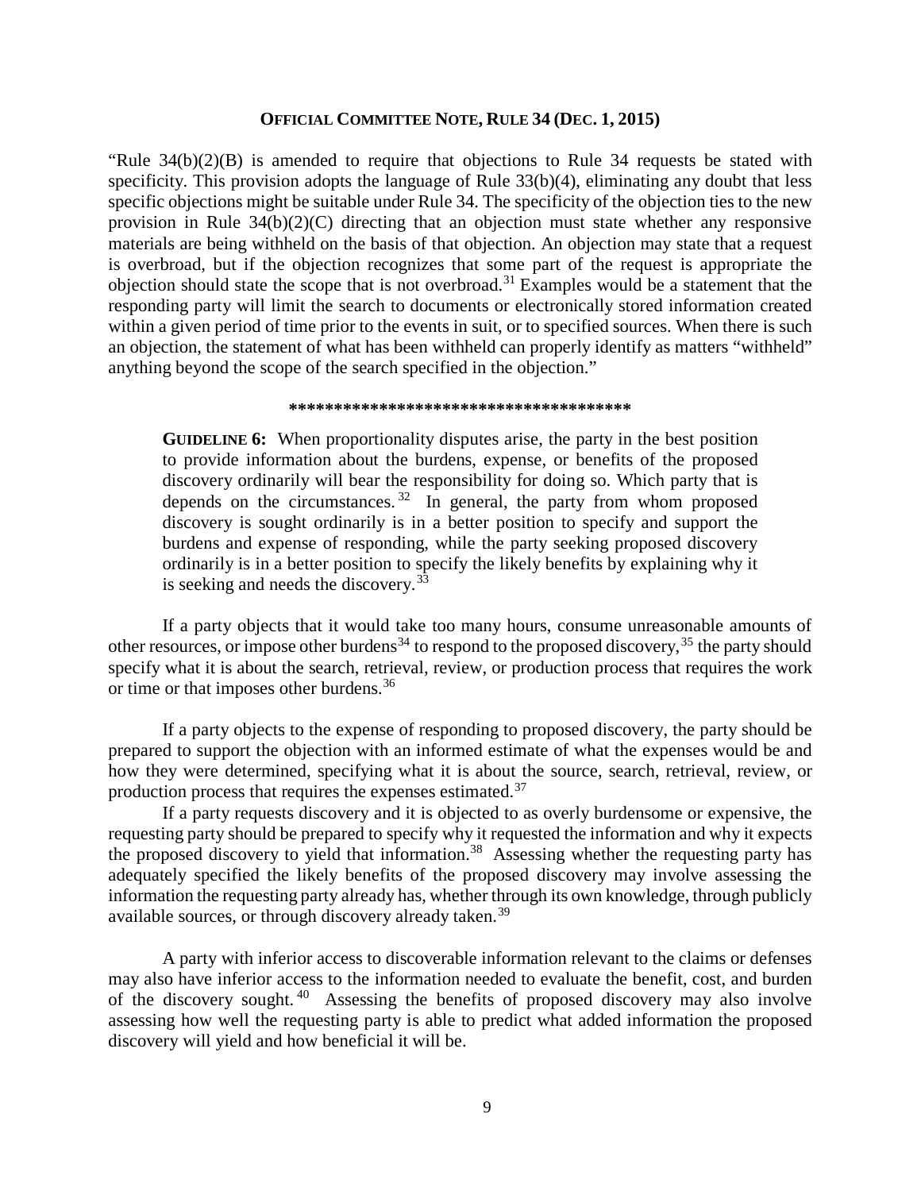**OFFICIAL COMMITTEE NOTE, RULE 34 (DEC. 1, 2015)**

"Rule 34(b)(2)(B) is amended to require that objections to Rule 34 requests be stated with specificity. This provision adopts the language of Rule 33(b)(4), eliminating any doubt that less specific objections might be suitable under Rule 34. The specificity of the objection ties to the new provision in Rule 34(b)(2)(C) directing that an objection must state whether any responsive materials are being withheld on the basis of that objection. An objection may state that a request is overbroad, but if the objection recognizes that some part of the request is appropriate the objection should state the scope that is not overbroad.[31] Examples would be a statement that the responding party will limit the search to documents or electronically stored information created within a given period of time prior to the events in suit, or to specified sources. When there is such an objection, the statement of what has been withheld can properly identify as matters "withheld" anything beyond the scope of the search specified in the objection."

**************************************

> **GUIDELINE 6:** When proportionality disputes arise, the party in the best position to provide information about the burdens, expense, or benefits of the proposed discovery ordinarily will bear the responsibility for doing so. Which party that is depends on the circumstances.[32] In general, the party from whom proposed discovery is sought ordinarily is in a better position to specify and support the burdens and expense of responding, while the party seeking proposed discovery ordinarily is in a better position to specify the likely benefits by explaining why it is seeking and needs the discovery.[33]

If a party objects that it would take too many hours, consume unreasonable amounts of other resources, or impose other burdens[34] to respond to the proposed discovery,[35] the party should specify what it is about the search, retrieval, review, or production process that requires the work or time or that imposes other burdens.[36]

If a party objects to the expense of responding to proposed discovery, the party should be prepared to support the objection with an informed estimate of what the expenses would be and how they were determined, specifying what it is about the source, search, retrieval, review, or production process that requires the expenses estimated.[37]

If a party requests discovery and it is objected to as overly burdensome or expensive, the requesting party should be prepared to specify why it requested the information and why it expects the proposed discovery to yield that information.[38] Assessing whether the requesting party has adequately specified the likely benefits of the proposed discovery may involve assessing the information the requesting party already has, whether through its own knowledge, through publicly available sources, or through discovery already taken.[39]

A party with inferior access to discoverable information relevant to the claims or defenses may also have inferior access to the information needed to evaluate the benefit, cost, and burden of the discovery sought.[40] Assessing the benefits of proposed discovery may also involve assessing how well the requesting party is able to predict what added information the proposed discovery will yield and how beneficial it will be.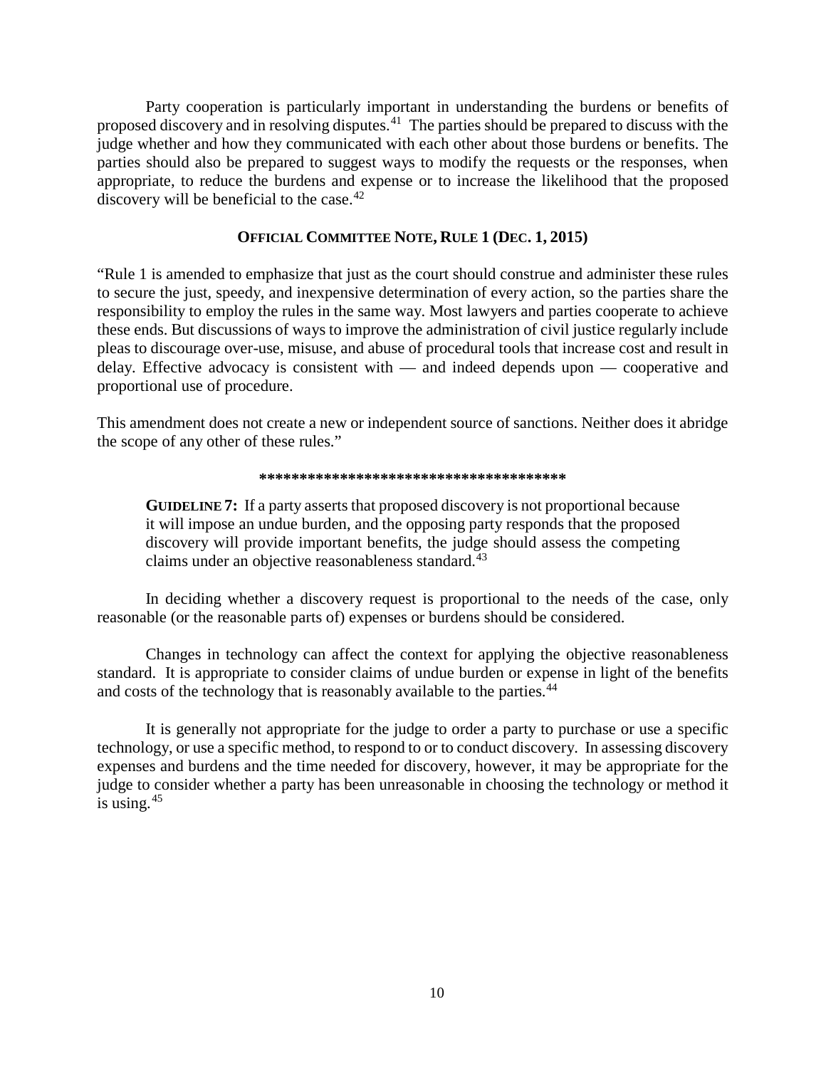Party cooperation is particularly important in understanding the burdens or benefits of proposed discovery and in resolving disputes.[41] The parties should be prepared to discuss with the judge whether and how they communicated with each other about those burdens or benefits. The parties should also be prepared to suggest ways to modify the requests or the responses, when appropriate, to reduce the burdens and expense or to increase the likelihood that the proposed discovery will be beneficial to the case.[42]

### OFFICIAL COMMITTEE NOTE, RULE 1 (DEC. 1, 2015)

"Rule 1 is amended to emphasize that just as the court should construe and administer these rules to secure the just, speedy, and inexpensive determination of every action, so the parties share the responsibility to employ the rules in the same way. Most lawyers and parties cooperate to achieve these ends. But discussions of ways to improve the administration of civil justice regularly include pleas to discourage over-use, misuse, and abuse of procedural tools that increase cost and result in delay. Effective advocacy is consistent with — and indeed depends upon — cooperative and proportional use of procedure.

This amendment does not create a new or independent source of sanctions. Neither does it abridge the scope of any other of these rules."

**************************************

> **GUIDELINE 7:** If a party asserts that proposed discovery is not proportional because it will impose an undue burden, and the opposing party responds that the proposed discovery will provide important benefits, the judge should assess the competing claims under an objective reasonableness standard.[43]

In deciding whether a discovery request is proportional to the needs of the case, only reasonable (or the reasonable parts of) expenses or burdens should be considered.

Changes in technology can affect the context for applying the objective reasonableness standard. It is appropriate to consider claims of undue burden or expense in light of the benefits and costs of the technology that is reasonably available to the parties.[44]

It is generally not appropriate for the judge to order a party to purchase or use a specific technology, or use a specific method, to respond to or to conduct discovery. In assessing discovery expenses and burdens and the time needed for discovery, however, it may be appropriate for the judge to consider whether a party has been unreasonable in choosing the technology or method it is using.[45]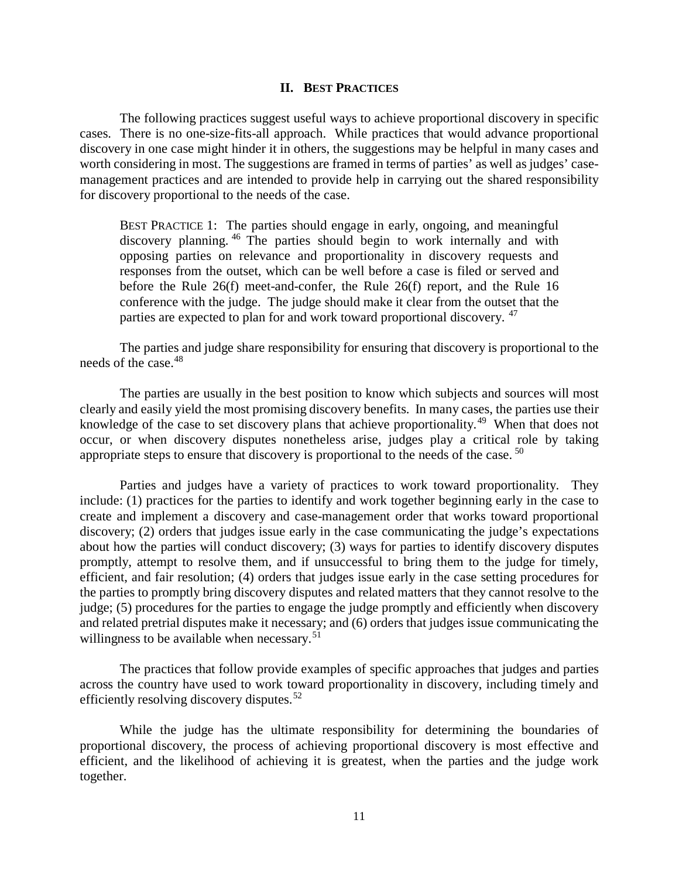## II. BEST PRACTICES

The following practices suggest useful ways to achieve proportional discovery in specific cases. There is no one-size-fits-all approach. While practices that would advance proportional discovery in one case might hinder it in others, the suggestions may be helpful in many cases and worth considering in most. The suggestions are framed in terms of parties' as well as judges' case-management practices and are intended to provide help in carrying out the shared responsibility for discovery proportional to the needs of the case.

> BEST PRACTICE 1: The parties should engage in early, ongoing, and meaningful discovery planning.[46] The parties should begin to work internally and with opposing parties on relevance and proportionality in discovery requests and responses from the outset, which can be well before a case is filed or served and before the Rule 26(f) meet-and-confer, the Rule 26(f) report, and the Rule 16 conference with the judge. The judge should make it clear from the outset that the parties are expected to plan for and work toward proportional discovery.[47]

The parties and judge share responsibility for ensuring that discovery is proportional to the needs of the case.[48]

The parties are usually in the best position to know which subjects and sources will most clearly and easily yield the most promising discovery benefits. In many cases, the parties use their knowledge of the case to set discovery plans that achieve proportionality.[49] When that does not occur, or when discovery disputes nonetheless arise, judges play a critical role by taking appropriate steps to ensure that discovery is proportional to the needs of the case.[50]

Parties and judges have a variety of practices to work toward proportionality. They include: (1) practices for the parties to identify and work together beginning early in the case to create and implement a discovery and case-management order that works toward proportional discovery; (2) orders that judges issue early in the case communicating the judge's expectations about how the parties will conduct discovery; (3) ways for parties to identify discovery disputes promptly, attempt to resolve them, and if unsuccessful to bring them to the judge for timely, efficient, and fair resolution; (4) orders that judges issue early in the case setting procedures for the parties to promptly bring discovery disputes and related matters that they cannot resolve to the judge; (5) procedures for the parties to engage the judge promptly and efficiently when discovery and related pretrial disputes make it necessary; and (6) orders that judges issue communicating the willingness to be available when necessary.[51]

The practices that follow provide examples of specific approaches that judges and parties across the country have used to work toward proportionality in discovery, including timely and efficiently resolving discovery disputes.[52]

While the judge has the ultimate responsibility for determining the boundaries of proportional discovery, the process of achieving proportional discovery is most effective and efficient, and the likelihood of achieving it is greatest, when the parties and the judge work together.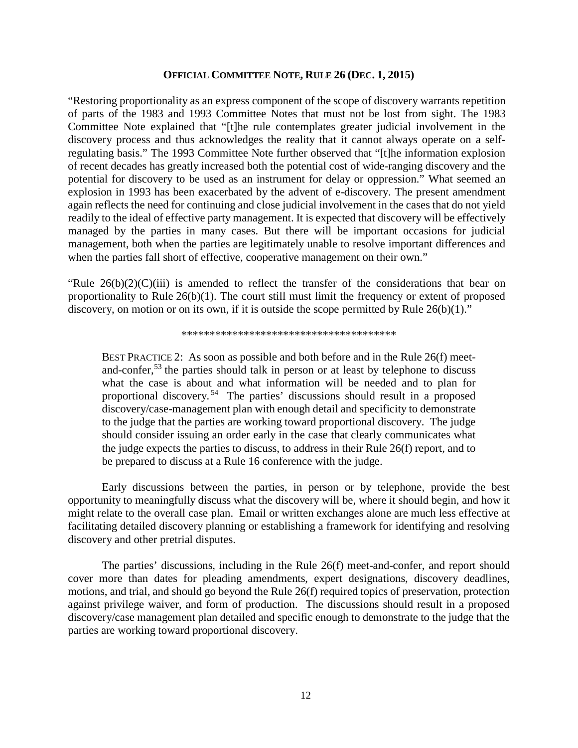**OFFICIAL COMMITTEE NOTE, RULE 26 (DEC. 1, 2015)**

"Restoring proportionality as an express component of the scope of discovery warrants repetition of parts of the 1983 and 1993 Committee Notes that must not be lost from sight. The 1983 Committee Note explained that "[t]he rule contemplates greater judicial involvement in the discovery process and thus acknowledges the reality that it cannot always operate on a self-regulating basis." The 1993 Committee Note further observed that "[t]he information explosion of recent decades has greatly increased both the potential cost of wide-ranging discovery and the potential for discovery to be used as an instrument for delay or oppression." What seemed an explosion in 1993 has been exacerbated by the advent of e-discovery. The present amendment again reflects the need for continuing and close judicial involvement in the cases that do not yield readily to the ideal of effective party management. It is expected that discovery will be effectively managed by the parties in many cases. But there will be important occasions for judicial management, both when the parties are legitimately unable to resolve important differences and when the parties fall short of effective, cooperative management on their own."

"Rule 26(b)(2)(C)(iii) is amended to reflect the transfer of the considerations that bear on proportionality to Rule 26(b)(1). The court still must limit the frequency or extent of proposed discovery, on motion or on its own, if it is outside the scope permitted by Rule 26(b)(1)."

**************************************

> BEST PRACTICE 2: As soon as possible and both before and in the Rule 26(f) meet-and-confer,[53] the parties should talk in person or at least by telephone to discuss what the case is about and what information will be needed and to plan for proportional discovery.[54] The parties' discussions should result in a proposed discovery/case-management plan with enough detail and specificity to demonstrate to the judge that the parties are working toward proportional discovery. The judge should consider issuing an order early in the case that clearly communicates what the judge expects the parties to discuss, to address in their Rule 26(f) report, and to be prepared to discuss at a Rule 16 conference with the judge.

Early discussions between the parties, in person or by telephone, provide the best opportunity to meaningfully discuss what the discovery will be, where it should begin, and how it might relate to the overall case plan. Email or written exchanges alone are much less effective at facilitating detailed discovery planning or establishing a framework for identifying and resolving discovery and other pretrial disputes.

The parties' discussions, including in the Rule 26(f) meet-and-confer, and report should cover more than dates for pleading amendments, expert designations, discovery deadlines, motions, and trial, and should go beyond the Rule 26(f) required topics of preservation, protection against privilege waiver, and form of production. The discussions should result in a proposed discovery/case management plan detailed and specific enough to demonstrate to the judge that the parties are working toward proportional discovery.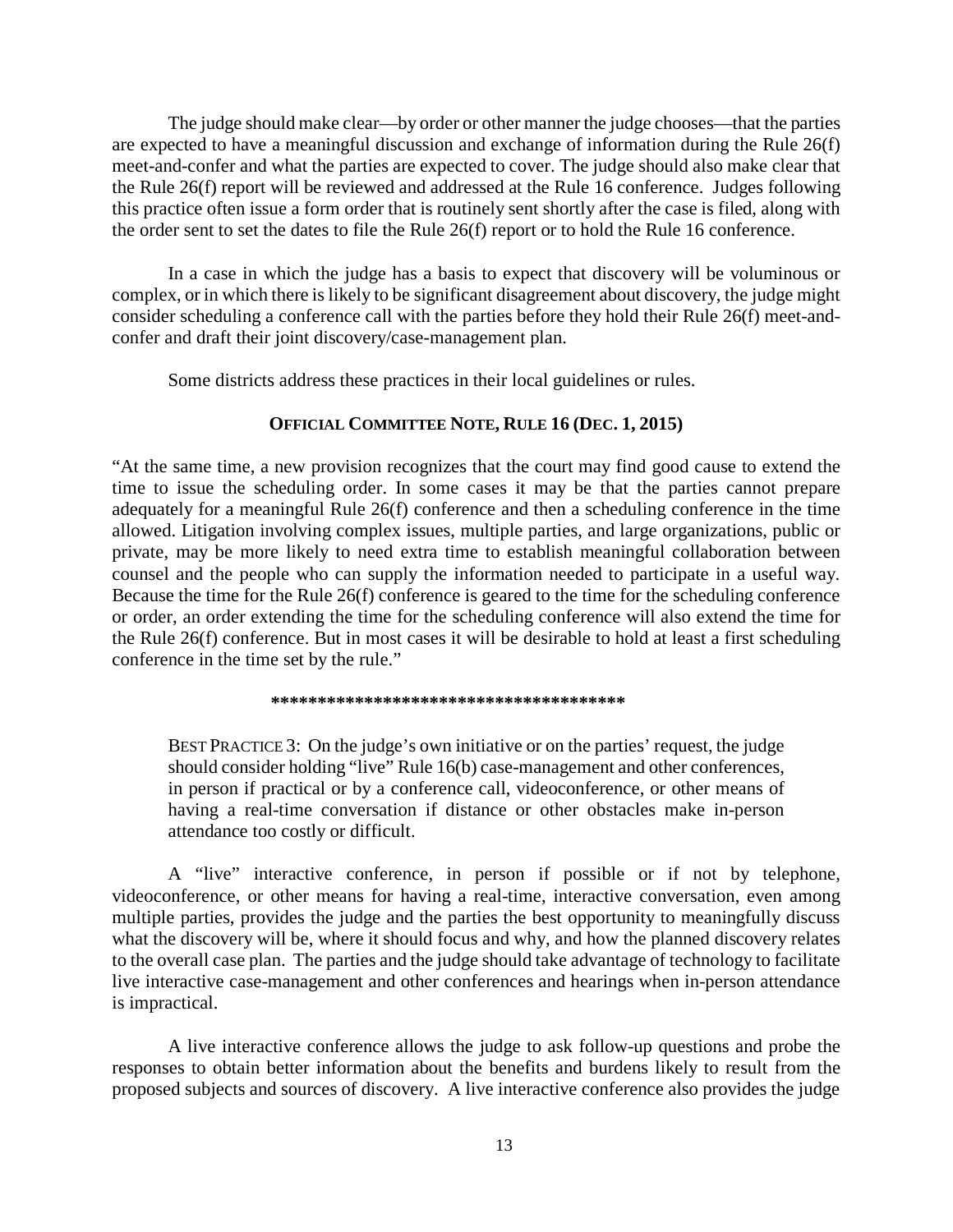The judge should make clear—by order or other manner the judge chooses—that the parties are expected to have a meaningful discussion and exchange of information during the Rule 26(f) meet-and-confer and what the parties are expected to cover. The judge should also make clear that the Rule 26(f) report will be reviewed and addressed at the Rule 16 conference. Judges following this practice often issue a form order that is routinely sent shortly after the case is filed, along with the order sent to set the dates to file the Rule 26(f) report or to hold the Rule 16 conference.

In a case in which the judge has a basis to expect that discovery will be voluminous or complex, or in which there is likely to be significant disagreement about discovery, the judge might consider scheduling a conference call with the parties before they hold their Rule 26(f) meet-and-confer and draft their joint discovery/case-management plan.

Some districts address these practices in their local guidelines or rules.

### OFFICIAL COMMITTEE NOTE, RULE 16 (DEC. 1, 2015)

"At the same time, a new provision recognizes that the court may find good cause to extend the time to issue the scheduling order. In some cases it may be that the parties cannot prepare adequately for a meaningful Rule 26(f) conference and then a scheduling conference in the time allowed. Litigation involving complex issues, multiple parties, and large organizations, public or private, may be more likely to need extra time to establish meaningful collaboration between counsel and the people who can supply the information needed to participate in a useful way. Because the time for the Rule 26(f) conference is geared to the time for the scheduling conference or order, an order extending the time for the scheduling conference will also extend the time for the Rule 26(f) conference. But in most cases it will be desirable to hold at least a first scheduling conference in the time set by the rule."

**************************************

> BEST PRACTICE 3: On the judge's own initiative or on the parties' request, the judge should consider holding "live" Rule 16(b) case-management and other conferences, in person if practical or by a conference call, videoconference, or other means of having a real-time conversation if distance or other obstacles make in-person attendance too costly or difficult.

A "live" interactive conference, in person if possible or if not by telephone, videoconference, or other means for having a real-time, interactive conversation, even among multiple parties, provides the judge and the parties the best opportunity to meaningfully discuss what the discovery will be, where it should focus and why, and how the planned discovery relates to the overall case plan. The parties and the judge should take advantage of technology to facilitate live interactive case-management and other conferences and hearings when in-person attendance is impractical.

A live interactive conference allows the judge to ask follow-up questions and probe the responses to obtain better information about the benefits and burdens likely to result from the proposed subjects and sources of discovery. A live interactive conference also provides the judge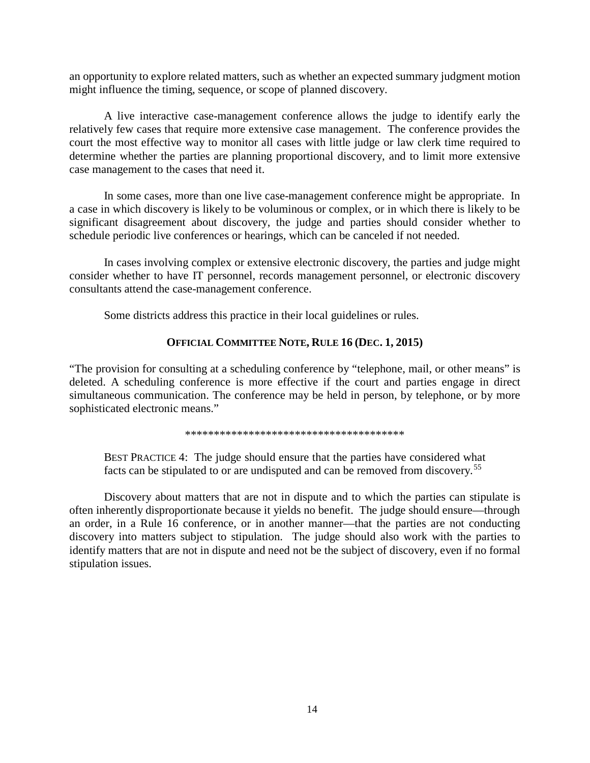an opportunity to explore related matters, such as whether an expected summary judgment motion might influence the timing, sequence, or scope of planned discovery.

A live interactive case-management conference allows the judge to identify early the relatively few cases that require more extensive case management. The conference provides the court the most effective way to monitor all cases with little judge or law clerk time required to determine whether the parties are planning proportional discovery, and to limit more extensive case management to the cases that need it.

In some cases, more than one live case-management conference might be appropriate. In a case in which discovery is likely to be voluminous or complex, or in which there is likely to be significant disagreement about discovery, the judge and parties should consider whether to schedule periodic live conferences or hearings, which can be canceled if not needed.

In cases involving complex or extensive electronic discovery, the parties and judge might consider whether to have IT personnel, records management personnel, or electronic discovery consultants attend the case-management conference.

Some districts address this practice in their local guidelines or rules.

**OFFICIAL COMMITTEE NOTE, RULE 16 (DEC. 1, 2015)**

"The provision for consulting at a scheduling conference by "telephone, mail, or other means" is deleted. A scheduling conference is more effective if the court and parties engage in direct simultaneous communication. The conference may be held in person, by telephone, or by more sophisticated electronic means."

**************************************

BEST PRACTICE 4: The judge should ensure that the parties have considered what facts can be stipulated to or are undisputed and can be removed from discovery.[55]

Discovery about matters that are not in dispute and to which the parties can stipulate is often inherently disproportionate because it yields no benefit. The judge should ensure—through an order, in a Rule 16 conference, or in another manner—that the parties are not conducting discovery into matters subject to stipulation. The judge should also work with the parties to identify matters that are not in dispute and need not be the subject of discovery, even if no formal stipulation issues.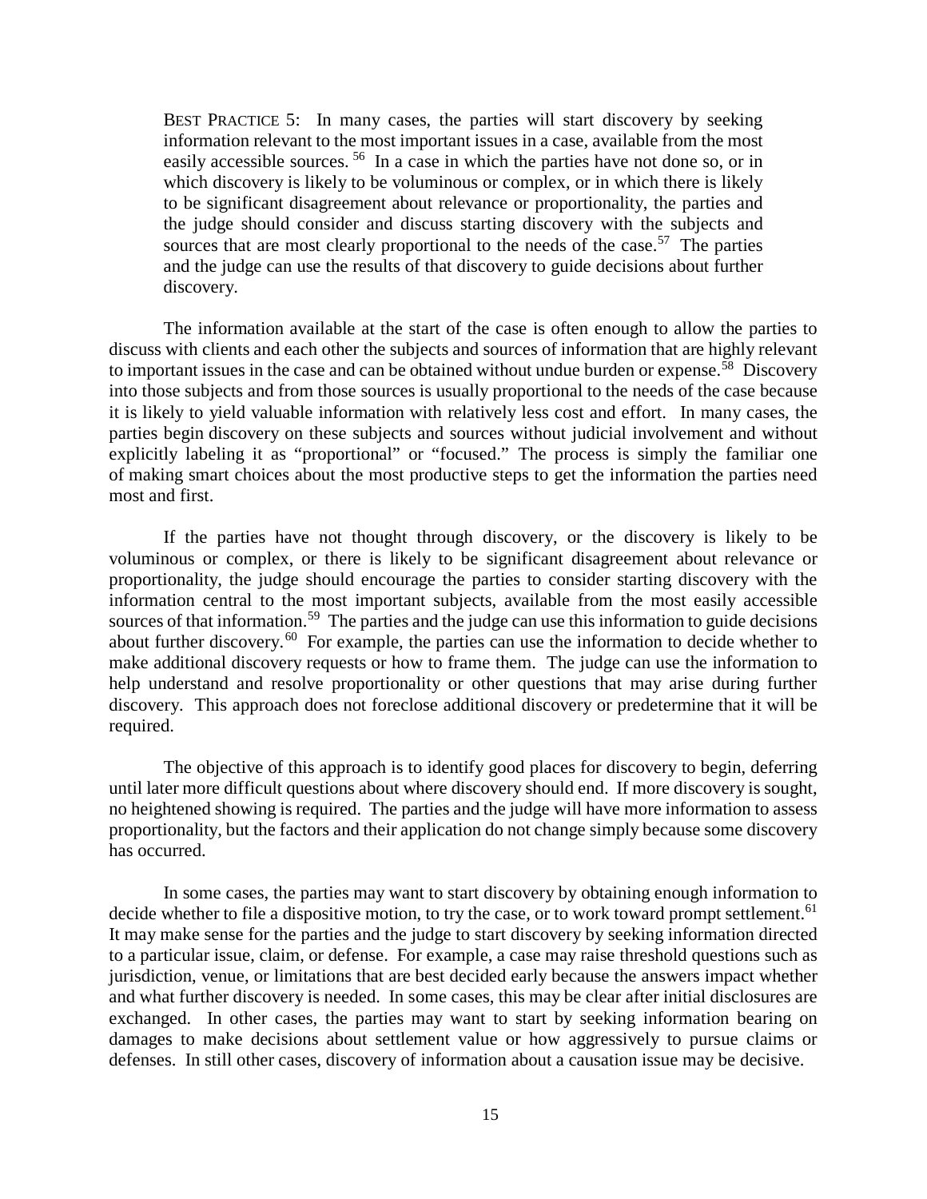BEST PRACTICE 5: In many cases, the parties will start discovery by seeking information relevant to the most important issues in a case, available from the most easily accessible sources.[56] In a case in which the parties have not done so, or in which discovery is likely to be voluminous or complex, or in which there is likely to be significant disagreement about relevance or proportionality, the parties and the judge should consider and discuss starting discovery with the subjects and sources that are most clearly proportional to the needs of the case.[57] The parties and the judge can use the results of that discovery to guide decisions about further discovery.

The information available at the start of the case is often enough to allow the parties to discuss with clients and each other the subjects and sources of information that are highly relevant to important issues in the case and can be obtained without undue burden or expense.[58] Discovery into those subjects and from those sources is usually proportional to the needs of the case because it is likely to yield valuable information with relatively less cost and effort. In many cases, the parties begin discovery on these subjects and sources without judicial involvement and without explicitly labeling it as "proportional" or "focused." The process is simply the familiar one of making smart choices about the most productive steps to get the information the parties need most and first.

If the parties have not thought through discovery, or the discovery is likely to be voluminous or complex, or there is likely to be significant disagreement about relevance or proportionality, the judge should encourage the parties to consider starting discovery with the information central to the most important subjects, available from the most easily accessible sources of that information.[59] The parties and the judge can use this information to guide decisions about further discovery.[60] For example, the parties can use the information to decide whether to make additional discovery requests or how to frame them. The judge can use the information to help understand and resolve proportionality or other questions that may arise during further discovery. This approach does not foreclose additional discovery or predetermine that it will be required.

The objective of this approach is to identify good places for discovery to begin, deferring until later more difficult questions about where discovery should end. If more discovery is sought, no heightened showing is required. The parties and the judge will have more information to assess proportionality, but the factors and their application do not change simply because some discovery has occurred.

In some cases, the parties may want to start discovery by obtaining enough information to decide whether to file a dispositive motion, to try the case, or to work toward prompt settlement.[61] It may make sense for the parties and the judge to start discovery by seeking information directed to a particular issue, claim, or defense. For example, a case may raise threshold questions such as jurisdiction, venue, or limitations that are best decided early because the answers impact whether and what further discovery is needed. In some cases, this may be clear after initial disclosures are exchanged. In other cases, the parties may want to start by seeking information bearing on damages to make decisions about settlement value or how aggressively to pursue claims or defenses. In still other cases, discovery of information about a causation issue may be decisive.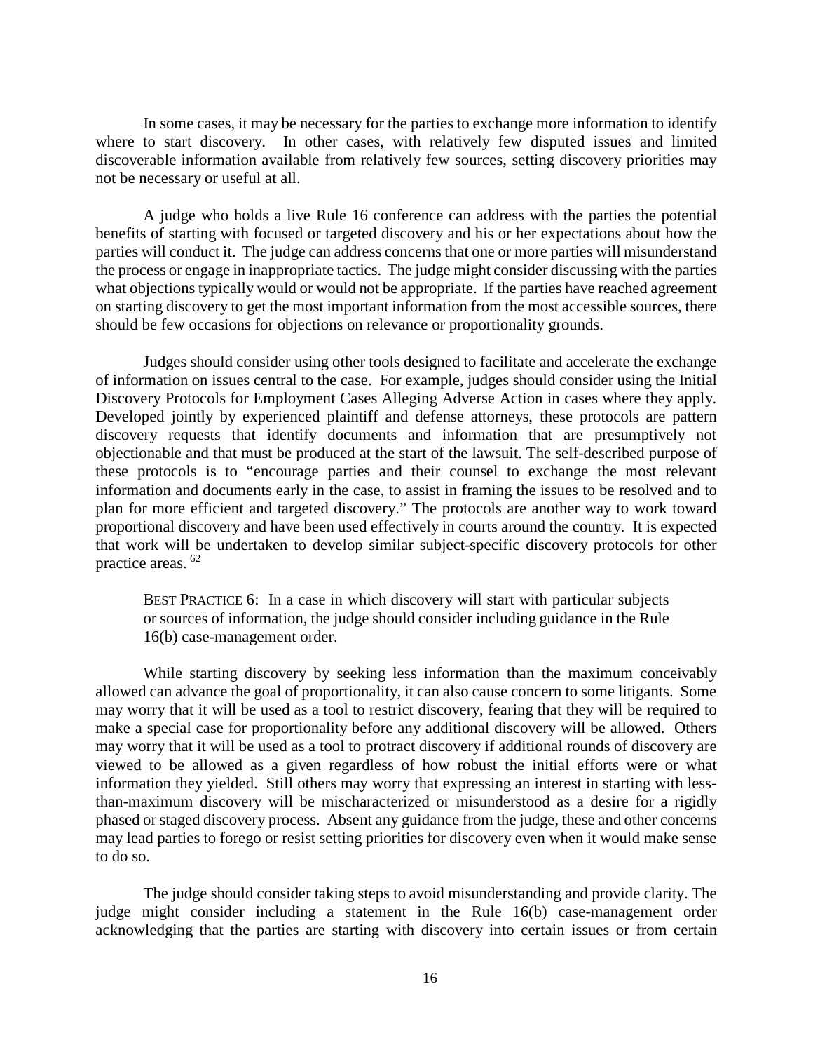In some cases, it may be necessary for the parties to exchange more information to identify where to start discovery. In other cases, with relatively few disputed issues and limited discoverable information available from relatively few sources, setting discovery priorities may not be necessary or useful at all.

A judge who holds a live Rule 16 conference can address with the parties the potential benefits of starting with focused or targeted discovery and his or her expectations about how the parties will conduct it. The judge can address concerns that one or more parties will misunderstand the process or engage in inappropriate tactics. The judge might consider discussing with the parties what objections typically would or would not be appropriate. If the parties have reached agreement on starting discovery to get the most important information from the most accessible sources, there should be few occasions for objections on relevance or proportionality grounds.

Judges should consider using other tools designed to facilitate and accelerate the exchange of information on issues central to the case. For example, judges should consider using the Initial Discovery Protocols for Employment Cases Alleging Adverse Action in cases where they apply. Developed jointly by experienced plaintiff and defense attorneys, these protocols are pattern discovery requests that identify documents and information that are presumptively not objectionable and that must be produced at the start of the lawsuit. The self-described purpose of these protocols is to "encourage parties and their counsel to exchange the most relevant information and documents early in the case, to assist in framing the issues to be resolved and to plan for more efficient and targeted discovery." The protocols are another way to work toward proportional discovery and have been used effectively in courts around the country. It is expected that work will be undertaken to develop similar subject-specific discovery protocols for other practice areas. [62]

> BEST PRACTICE 6: In a case in which discovery will start with particular subjects or sources of information, the judge should consider including guidance in the Rule 16(b) case-management order.

While starting discovery by seeking less information than the maximum conceivably allowed can advance the goal of proportionality, it can also cause concern to some litigants. Some may worry that it will be used as a tool to restrict discovery, fearing that they will be required to make a special case for proportionality before any additional discovery will be allowed. Others may worry that it will be used as a tool to protract discovery if additional rounds of discovery are viewed to be allowed as a given regardless of how robust the initial efforts were or what information they yielded. Still others may worry that expressing an interest in starting with less-than-maximum discovery will be mischaracterized or misunderstood as a desire for a rigidly phased or staged discovery process. Absent any guidance from the judge, these and other concerns may lead parties to forego or resist setting priorities for discovery even when it would make sense to do so.

The judge should consider taking steps to avoid misunderstanding and provide clarity. The judge might consider including a statement in the Rule 16(b) case-management order acknowledging that the parties are starting with discovery into certain issues or from certain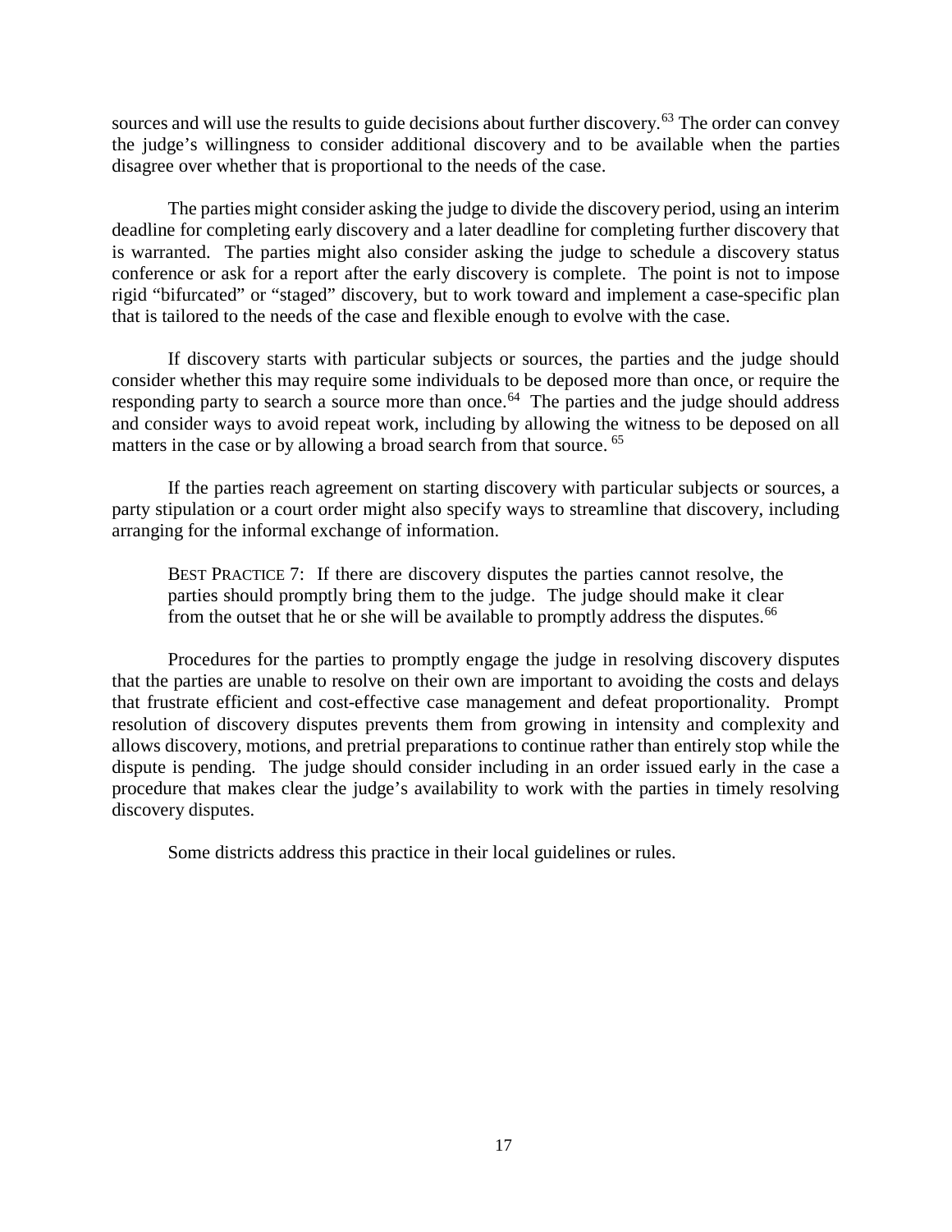sources and will use the results to guide decisions about further discovery.[63] The order can convey the judge's willingness to consider additional discovery and to be available when the parties disagree over whether that is proportional to the needs of the case.

The parties might consider asking the judge to divide the discovery period, using an interim deadline for completing early discovery and a later deadline for completing further discovery that is warranted. The parties might also consider asking the judge to schedule a discovery status conference or ask for a report after the early discovery is complete. The point is not to impose rigid "bifurcated" or "staged" discovery, but to work toward and implement a case-specific plan that is tailored to the needs of the case and flexible enough to evolve with the case.

If discovery starts with particular subjects or sources, the parties and the judge should consider whether this may require some individuals to be deposed more than once, or require the responding party to search a source more than once.[64] The parties and the judge should address and consider ways to avoid repeat work, including by allowing the witness to be deposed on all matters in the case or by allowing a broad search from that source. [65]

If the parties reach agreement on starting discovery with particular subjects or sources, a party stipulation or a court order might also specify ways to streamline that discovery, including arranging for the informal exchange of information.

> BEST PRACTICE 7: If there are discovery disputes the parties cannot resolve, the parties should promptly bring them to the judge. The judge should make it clear from the outset that he or she will be available to promptly address the disputes.[66]

Procedures for the parties to promptly engage the judge in resolving discovery disputes that the parties are unable to resolve on their own are important to avoiding the costs and delays that frustrate efficient and cost-effective case management and defeat proportionality. Prompt resolution of discovery disputes prevents them from growing in intensity and complexity and allows discovery, motions, and pretrial preparations to continue rather than entirely stop while the dispute is pending. The judge should consider including in an order issued early in the case a procedure that makes clear the judge's availability to work with the parties in timely resolving discovery disputes.

Some districts address this practice in their local guidelines or rules.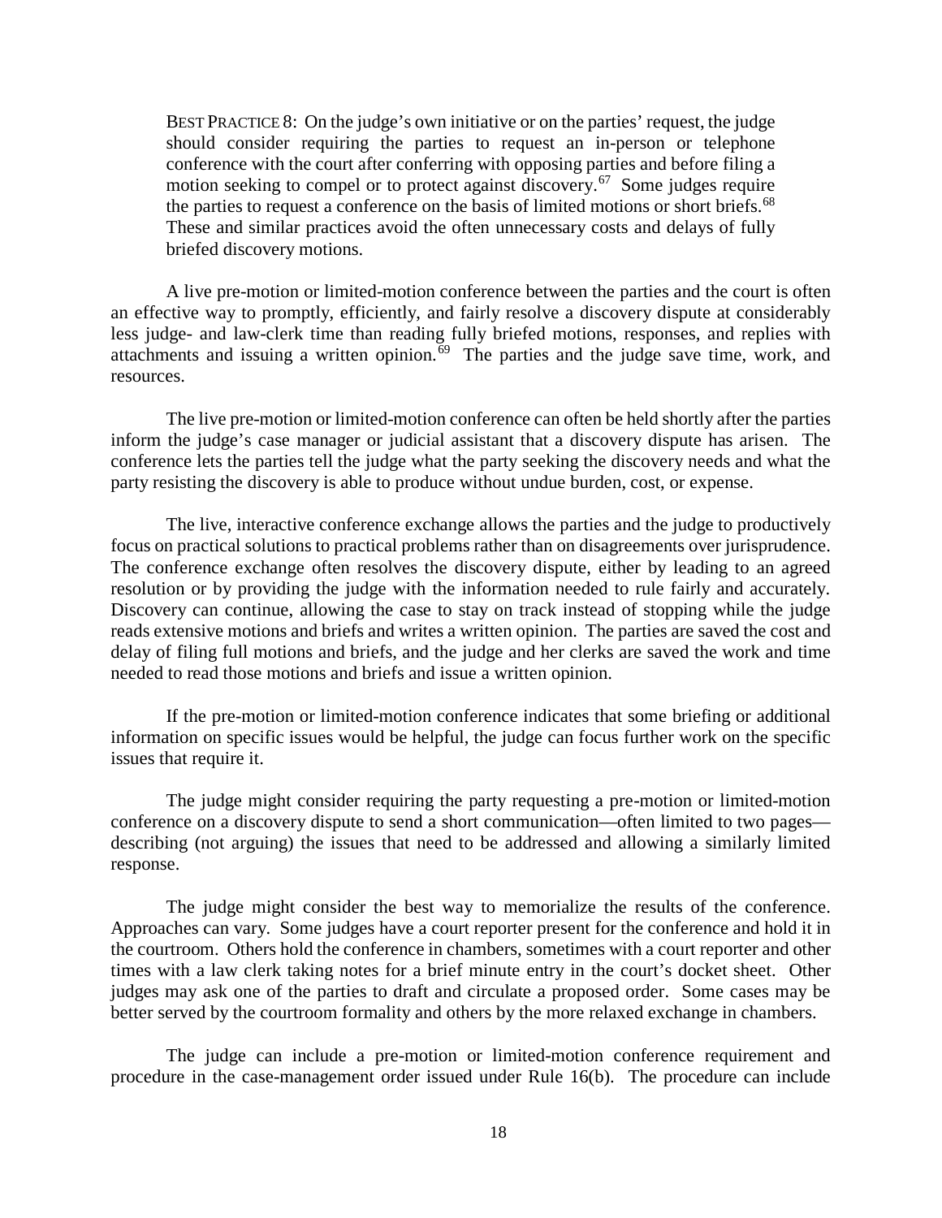BEST PRACTICE 8: On the judge's own initiative or on the parties' request, the judge should consider requiring the parties to request an in-person or telephone conference with the court after conferring with opposing parties and before filing a motion seeking to compel or to protect against discovery.[67] Some judges require the parties to request a conference on the basis of limited motions or short briefs.[68] These and similar practices avoid the often unnecessary costs and delays of fully briefed discovery motions.

A live pre-motion or limited-motion conference between the parties and the court is often an effective way to promptly, efficiently, and fairly resolve a discovery dispute at considerably less judge- and law-clerk time than reading fully briefed motions, responses, and replies with attachments and issuing a written opinion.[69] The parties and the judge save time, work, and resources.

The live pre-motion or limited-motion conference can often be held shortly after the parties inform the judge's case manager or judicial assistant that a discovery dispute has arisen. The conference lets the parties tell the judge what the party seeking the discovery needs and what the party resisting the discovery is able to produce without undue burden, cost, or expense.

The live, interactive conference exchange allows the parties and the judge to productively focus on practical solutions to practical problems rather than on disagreements over jurisprudence. The conference exchange often resolves the discovery dispute, either by leading to an agreed resolution or by providing the judge with the information needed to rule fairly and accurately. Discovery can continue, allowing the case to stay on track instead of stopping while the judge reads extensive motions and briefs and writes a written opinion. The parties are saved the cost and delay of filing full motions and briefs, and the judge and her clerks are saved the work and time needed to read those motions and briefs and issue a written opinion.

If the pre-motion or limited-motion conference indicates that some briefing or additional information on specific issues would be helpful, the judge can focus further work on the specific issues that require it.

The judge might consider requiring the party requesting a pre-motion or limited-motion conference on a discovery dispute to send a short communication—often limited to two pages—describing (not arguing) the issues that need to be addressed and allowing a similarly limited response.

The judge might consider the best way to memorialize the results of the conference. Approaches can vary. Some judges have a court reporter present for the conference and hold it in the courtroom. Others hold the conference in chambers, sometimes with a court reporter and other times with a law clerk taking notes for a brief minute entry in the court's docket sheet. Other judges may ask one of the parties to draft and circulate a proposed order. Some cases may be better served by the courtroom formality and others by the more relaxed exchange in chambers.

The judge can include a pre-motion or limited-motion conference requirement and procedure in the case-management order issued under Rule 16(b). The procedure can include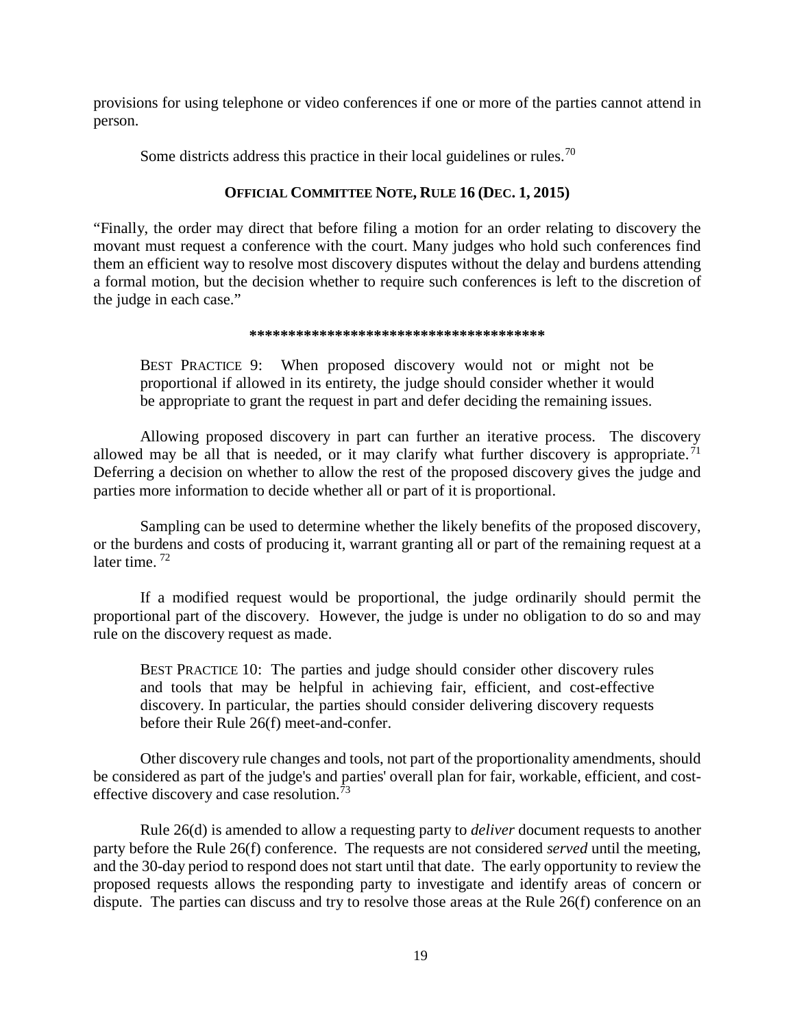provisions for using telephone or video conferences if one or more of the parties cannot attend in person.

Some districts address this practice in their local guidelines or rules.[70]

**OFFICIAL COMMITTEE NOTE, RULE 16 (DEC. 1, 2015)**

"Finally, the order may direct that before filing a motion for an order relating to discovery the movant must request a conference with the court. Many judges who hold such conferences find them an efficient way to resolve most discovery disputes without the delay and burdens attending a formal motion, but the decision whether to require such conferences is left to the discretion of the judge in each case."

**************************************

> BEST PRACTICE 9: When proposed discovery would not or might not be proportional if allowed in its entirety, the judge should consider whether it would be appropriate to grant the request in part and defer deciding the remaining issues.

Allowing proposed discovery in part can further an iterative process. The discovery allowed may be all that is needed, or it may clarify what further discovery is appropriate.[71] Deferring a decision on whether to allow the rest of the proposed discovery gives the judge and parties more information to decide whether all or part of it is proportional.

Sampling can be used to determine whether the likely benefits of the proposed discovery, or the burdens and costs of producing it, warrant granting all or part of the remaining request at a later time.[72]

If a modified request would be proportional, the judge ordinarily should permit the proportional part of the discovery. However, the judge is under no obligation to do so and may rule on the discovery request as made.

> BEST PRACTICE 10: The parties and judge should consider other discovery rules and tools that may be helpful in achieving fair, efficient, and cost-effective discovery. In particular, the parties should consider delivering discovery requests before their Rule 26(f) meet-and-confer.

Other discovery rule changes and tools, not part of the proportionality amendments, should be considered as part of the judge's and parties' overall plan for fair, workable, efficient, and cost-effective discovery and case resolution.[73]

Rule 26(d) is amended to allow a requesting party to *deliver* document requests to another party before the Rule 26(f) conference. The requests are not considered *served* until the meeting, and the 30-day period to respond does not start until that date. The early opportunity to review the proposed requests allows the responding party to investigate and identify areas of concern or dispute. The parties can discuss and try to resolve those areas at the Rule 26(f) conference on an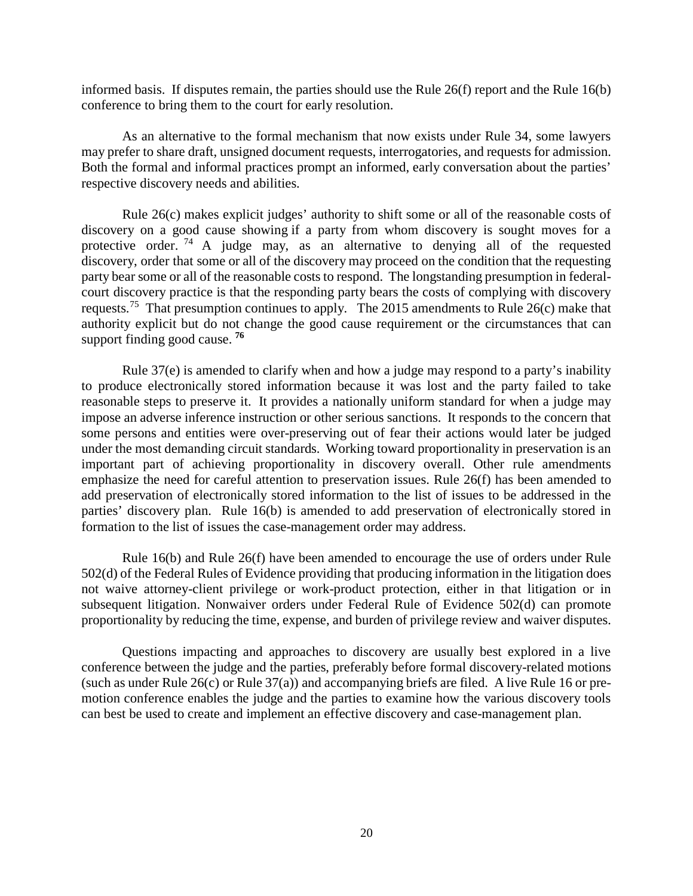informed basis. If disputes remain, the parties should use the Rule 26(f) report and the Rule 16(b) conference to bring them to the court for early resolution.

As an alternative to the formal mechanism that now exists under Rule 34, some lawyers may prefer to share draft, unsigned document requests, interrogatories, and requests for admission. Both the formal and informal practices prompt an informed, early conversation about the parties' respective discovery needs and abilities.

Rule 26(c) makes explicit judges' authority to shift some or all of the reasonable costs of discovery on a good cause showing if a party from whom discovery is sought moves for a protective order. [74] A judge may, as an alternative to denying all of the requested discovery, order that some or all of the discovery may proceed on the condition that the requesting party bear some or all of the reasonable costs to respond. The longstanding presumption in federal-court discovery practice is that the responding party bears the costs of complying with discovery requests.[75] That presumption continues to apply. The 2015 amendments to Rule 26(c) make that authority explicit but do not change the good cause requirement or the circumstances that can support finding good cause. [76]

Rule 37(e) is amended to clarify when and how a judge may respond to a party's inability to produce electronically stored information because it was lost and the party failed to take reasonable steps to preserve it. It provides a nationally uniform standard for when a judge may impose an adverse inference instruction or other serious sanctions. It responds to the concern that some persons and entities were over-preserving out of fear their actions would later be judged under the most demanding circuit standards. Working toward proportionality in preservation is an important part of achieving proportionality in discovery overall. Other rule amendments emphasize the need for careful attention to preservation issues. Rule 26(f) has been amended to add preservation of electronically stored information to the list of issues to be addressed in the parties' discovery plan. Rule 16(b) is amended to add preservation of electronically stored in formation to the list of issues the case-management order may address.

Rule 16(b) and Rule 26(f) have been amended to encourage the use of orders under Rule 502(d) of the Federal Rules of Evidence providing that producing information in the litigation does not waive attorney-client privilege or work-product protection, either in that litigation or in subsequent litigation. Nonwaiver orders under Federal Rule of Evidence 502(d) can promote proportionality by reducing the time, expense, and burden of privilege review and waiver disputes.

Questions impacting and approaches to discovery are usually best explored in a live conference between the judge and the parties, preferably before formal discovery-related motions (such as under Rule 26(c) or Rule 37(a)) and accompanying briefs are filed. A live Rule 16 or pre-motion conference enables the judge and the parties to examine how the various discovery tools can best be used to create and implement an effective discovery and case-management plan.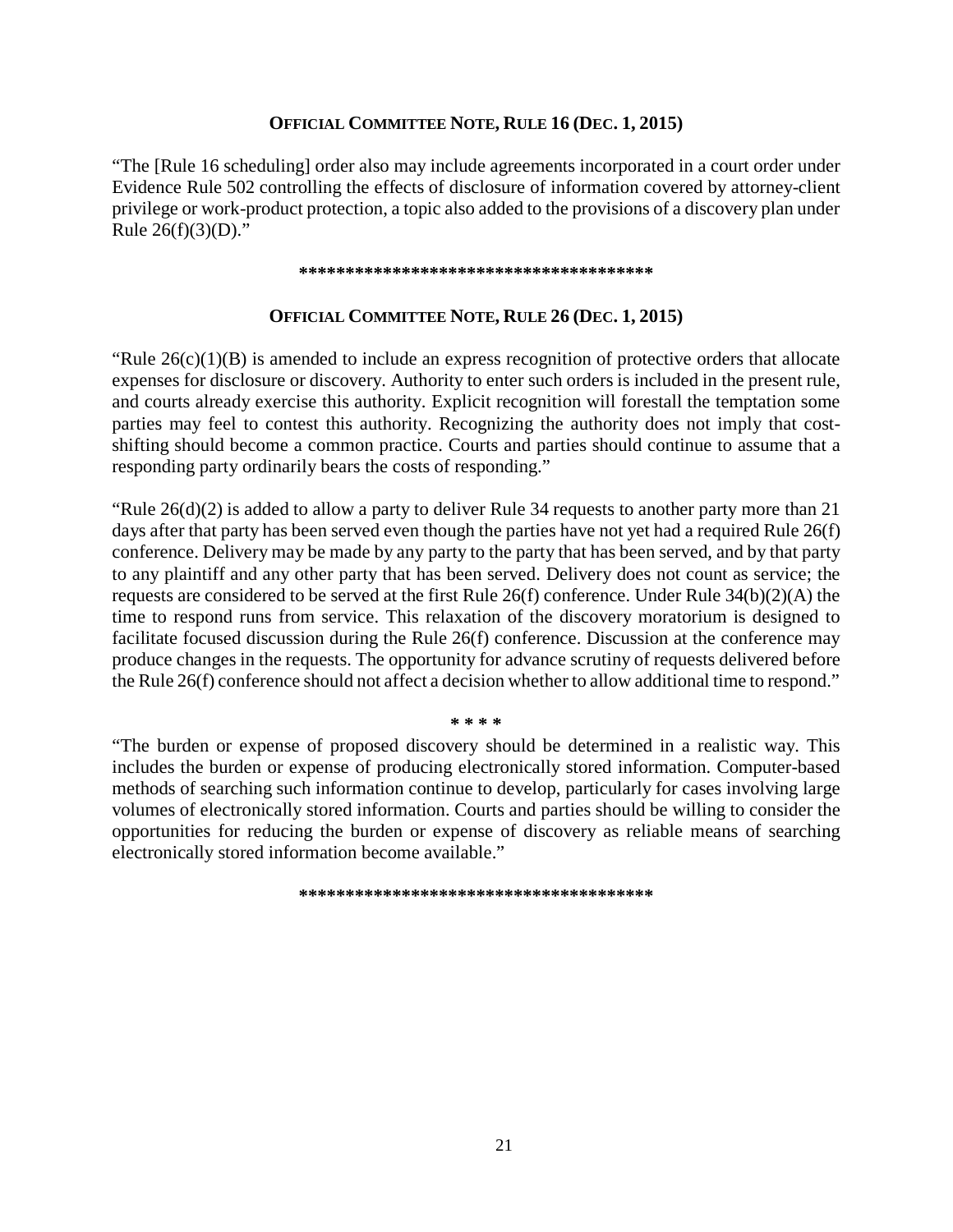### OFFICIAL COMMITTEE NOTE, RULE 16 (DEC. 1, 2015)

"The [Rule 16 scheduling] order also may include agreements incorporated in a court order under Evidence Rule 502 controlling the effects of disclosure of information covered by attorney-client privilege or work-product protection, a topic also added to the provisions of a discovery plan under Rule 26(f)(3)(D)."

**************************************

### OFFICIAL COMMITTEE NOTE, RULE 26 (DEC. 1, 2015)

"Rule 26(c)(1)(B) is amended to include an express recognition of protective orders that allocate expenses for disclosure or discovery. Authority to enter such orders is included in the present rule, and courts already exercise this authority. Explicit recognition will forestall the temptation some parties may feel to contest this authority. Recognizing the authority does not imply that cost-shifting should become a common practice. Courts and parties should continue to assume that a responding party ordinarily bears the costs of responding."

"Rule 26(d)(2) is added to allow a party to deliver Rule 34 requests to another party more than 21 days after that party has been served even though the parties have not yet had a required Rule 26(f) conference. Delivery may be made by any party to the party that has been served, and by that party to any plaintiff and any other party that has been served. Delivery does not count as service; the requests are considered to be served at the first Rule 26(f) conference. Under Rule 34(b)(2)(A) the time to respond runs from service. This relaxation of the discovery moratorium is designed to facilitate focused discussion during the Rule 26(f) conference. Discussion at the conference may produce changes in the requests. The opportunity for advance scrutiny of requests delivered before the Rule 26(f) conference should not affect a decision whether to allow additional time to respond."

\* \* \* \*

"The burden or expense of proposed discovery should be determined in a realistic way. This includes the burden or expense of producing electronically stored information. Computer-based methods of searching such information continue to develop, particularly for cases involving large volumes of electronically stored information. Courts and parties should be willing to consider the opportunities for reducing the burden or expense of discovery as reliable means of searching electronically stored information become available."

**************************************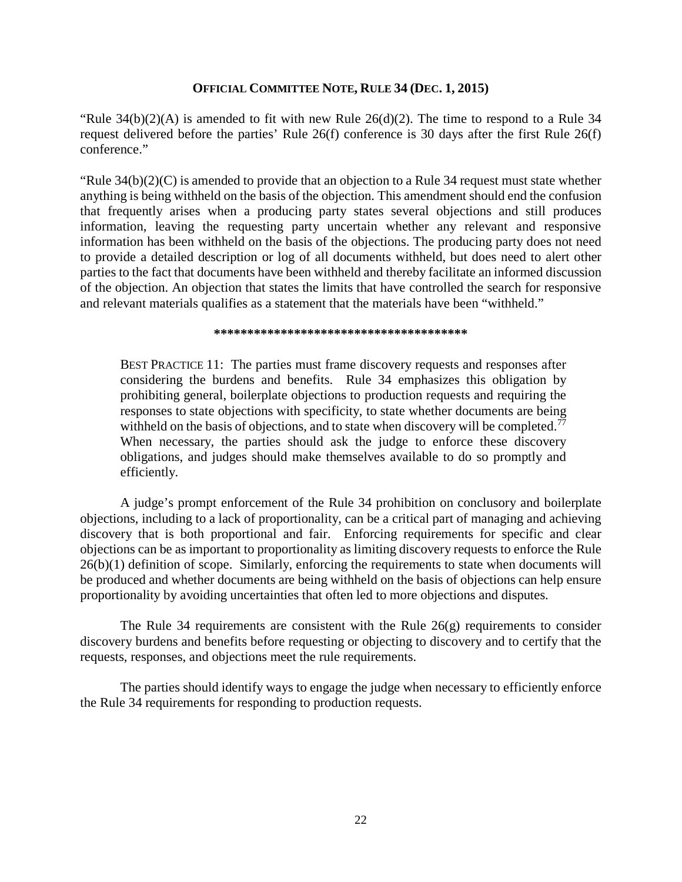**OFFICIAL COMMITTEE NOTE, RULE 34 (DEC. 1, 2015)**

"Rule 34(b)(2)(A) is amended to fit with new Rule 26(d)(2). The time to respond to a Rule 34 request delivered before the parties' Rule 26(f) conference is 30 days after the first Rule 26(f) conference."

"Rule 34(b)(2)(C) is amended to provide that an objection to a Rule 34 request must state whether anything is being withheld on the basis of the objection. This amendment should end the confusion that frequently arises when a producing party states several objections and still produces information, leaving the requesting party uncertain whether any relevant and responsive information has been withheld on the basis of the objections. The producing party does not need to provide a detailed description or log of all documents withheld, but does need to alert other parties to the fact that documents have been withheld and thereby facilitate an informed discussion of the objection. An objection that states the limits that have controlled the search for responsive and relevant materials qualifies as a statement that the materials have been "withheld."

**\*\*\*\*\*\*\*\*\*\*\*\*\*\*\*\*\*\*\*\*\*\*\*\*\*\*\*\*\*\*\*\*\*\*\*\*\*\*\***

> BEST PRACTICE 11: The parties must frame discovery requests and responses after considering the burdens and benefits. Rule 34 emphasizes this obligation by prohibiting general, boilerplate objections to production requests and requiring the responses to state objections with specificity, to state whether documents are being withheld on the basis of objections, and to state when discovery will be completed.[77] When necessary, the parties should ask the judge to enforce these discovery obligations, and judges should make themselves available to do so promptly and efficiently.

A judge's prompt enforcement of the Rule 34 prohibition on conclusory and boilerplate objections, including to a lack of proportionality, can be a critical part of managing and achieving discovery that is both proportional and fair. Enforcing requirements for specific and clear objections can be as important to proportionality as limiting discovery requests to enforce the Rule 26(b)(1) definition of scope. Similarly, enforcing the requirements to state when documents will be produced and whether documents are being withheld on the basis of objections can help ensure proportionality by avoiding uncertainties that often led to more objections and disputes.

The Rule 34 requirements are consistent with the Rule 26(g) requirements to consider discovery burdens and benefits before requesting or objecting to discovery and to certify that the requests, responses, and objections meet the rule requirements.

The parties should identify ways to engage the judge when necessary to efficiently enforce the Rule 34 requirements for responding to production requests.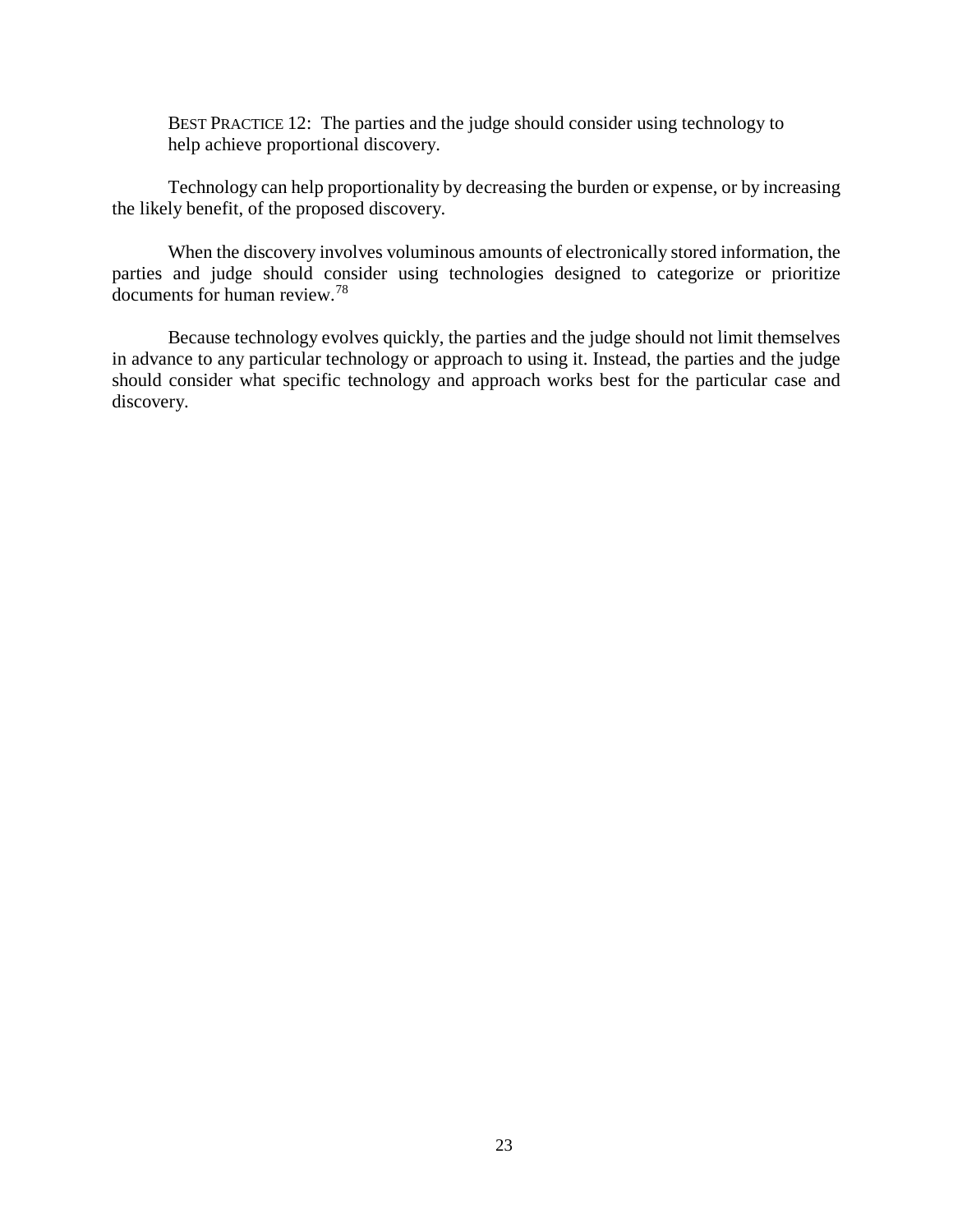BEST PRACTICE 12: The parties and the judge should consider using technology to help achieve proportional discovery.

Technology can help proportionality by decreasing the burden or expense, or by increasing the likely benefit, of the proposed discovery.

When the discovery involves voluminous amounts of electronically stored information, the parties and judge should consider using technologies designed to categorize or prioritize documents for human review.[78]

Because technology evolves quickly, the parties and the judge should not limit themselves in advance to any particular technology or approach to using it. Instead, the parties and the judge should consider what specific technology and approach works best for the particular case and discovery.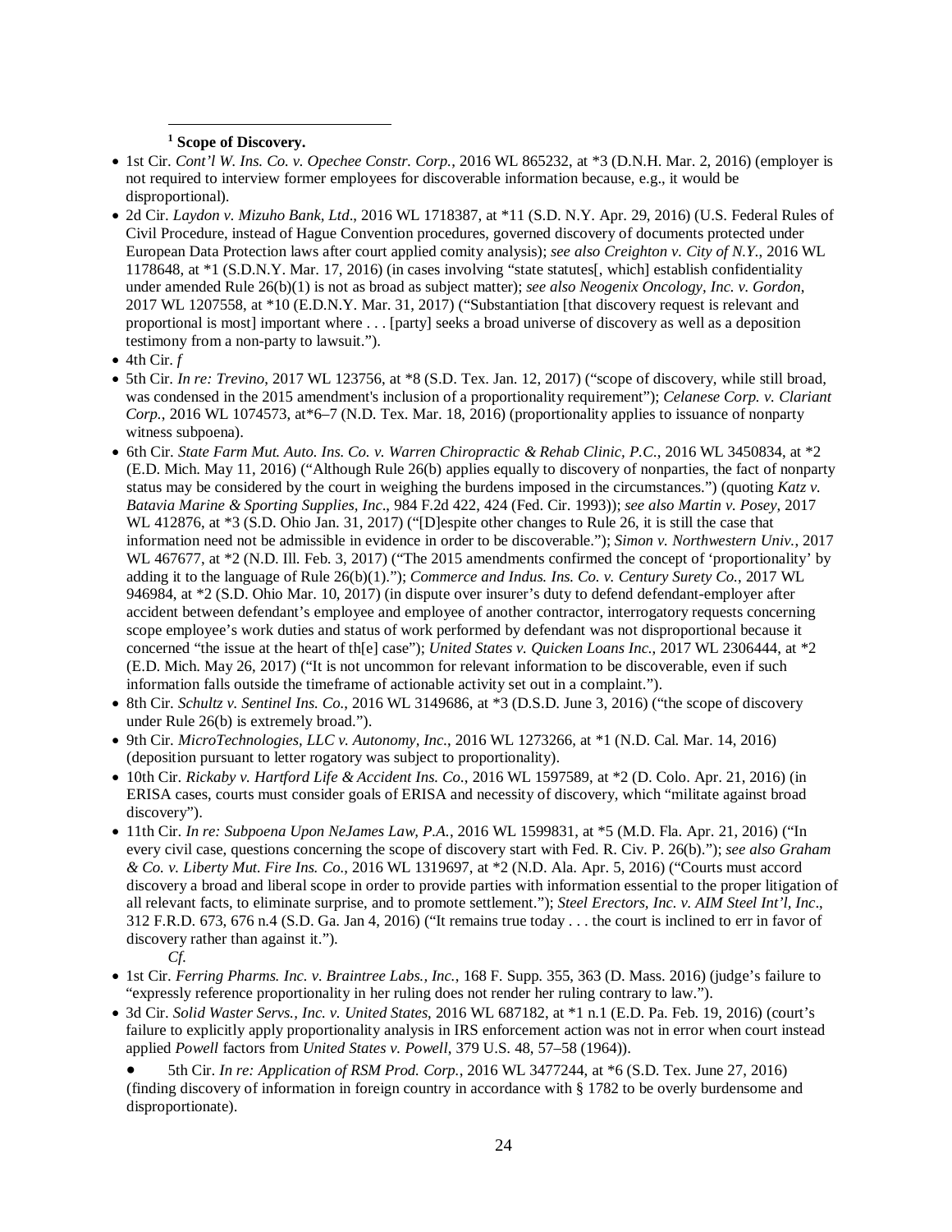[1] **Scope of Discovery.**

- 1st Cir. *Cont'l W. Ins. Co. v. Opechee Constr. Corp.*, 2016 WL 865232, at *3 (D.N.H. Mar. 2, 2016) (employer is not required to interview former employees for discoverable information because, e.g., it would be disproportional).
- 2d Cir. *Laydon v. Mizuho Bank, Ltd*., 2016 WL 1718387, at *11 (S.D. N.Y. Apr. 29, 2016) (U.S. Federal Rules of Civil Procedure, instead of Hague Convention procedures, governed discovery of documents protected under European Data Protection laws after court applied comity analysis); *see also Creighton v. City of N.Y.*, 2016 WL 1178648, at *1 (S.D.N.Y. Mar. 17, 2016) (in cases involving "state statutes[, which] establish confidentiality under amended Rule 26(b)(1) is not as broad as subject matter); *see also Neogenix Oncology, Inc. v. Gordon*, 2017 WL 1207558, at *10 (E.D.N.Y. Mar. 31, 2017) ("Substantiation [that discovery request is relevant and proportional is most] important where . . . [party] seeks a broad universe of discovery as well as a deposition testimony from a non-party to lawsuit.").
- 4th Cir. *f*
- 5th Cir. *In re: Trevino*, 2017 WL 123756, at *8 (S.D. Tex. Jan. 12, 2017) ("scope of discovery, while still broad, was condensed in the 2015 amendment's inclusion of a proportionality requirement"); *Celanese Corp. v. Clariant Corp.*, 2016 WL 1074573, at*6–7 (N.D. Tex. Mar. 18, 2016) (proportionality applies to issuance of nonparty witness subpoena).
- 6th Cir. *State Farm Mut. Auto. Ins. Co. v. Warren Chiropractic & Rehab Clinic, P.C*., 2016 WL 3450834, at *2 (E.D. Mich. May 11, 2016) ("Although Rule 26(b) applies equally to discovery of nonparties, the fact of nonparty status may be considered by the court in weighing the burdens imposed in the circumstances.") (quoting *Katz v. Batavia Marine & Sporting Supplies, Inc*., 984 F.2d 422, 424 (Fed. Cir. 1993)); *see also Martin v. Posey*, 2017 WL 412876, at *3 (S.D. Ohio Jan. 31, 2017) ("[D]espite other changes to Rule 26, it is still the case that information need not be admissible in evidence in order to be discoverable."); *Simon v. Northwestern Univ.*, 2017 WL 467677, at *2 (N.D. Ill. Feb. 3, 2017) ("The 2015 amendments confirmed the concept of 'proportionality' by adding it to the language of Rule 26(b)(1)."); *Commerce and Indus. Ins. Co. v. Century Surety Co.*, 2017 WL 946984, at *2 (S.D. Ohio Mar. 10, 2017) (in dispute over insurer's duty to defend defendant-employer after accident between defendant's employee and employee of another contractor, interrogatory requests concerning scope employee's work duties and status of work performed by defendant was not disproportional because it concerned "the issue at the heart of th[e] case"); *United States v. Quicken Loans Inc.*, 2017 WL 2306444, at *2 (E.D. Mich. May 26, 2017) ("It is not uncommon for relevant information to be discoverable, even if such information falls outside the timeframe of actionable activity set out in a complaint.").
- 8th Cir. *Schultz v. Sentinel Ins. Co.*, 2016 WL 3149686, at *3 (D.S.D. June 3, 2016) ("the scope of discovery under Rule 26(b) is extremely broad.").
- 9th Cir. *MicroTechnologies, LLC v. Autonomy, Inc.*, 2016 WL 1273266, at *1 (N.D. Cal. Mar. 14, 2016) (deposition pursuant to letter rogatory was subject to proportionality).
- 10th Cir. *Rickaby v. Hartford Life & Accident Ins. Co.*, 2016 WL 1597589, at *2 (D. Colo. Apr. 21, 2016) (in ERISA cases, courts must consider goals of ERISA and necessity of discovery, which "militate against broad discovery").
- 11th Cir. *In re: Subpoena Upon NeJames Law, P.A.*, 2016 WL 1599831, at *5 (M.D. Fla. Apr. 21, 2016) ("In every civil case, questions concerning the scope of discovery start with Fed. R. Civ. P. 26(b)."); *see also Graham & Co. v. Liberty Mut. Fire Ins. Co.*, 2016 WL 1319697, at *2 (N.D. Ala. Apr. 5, 2016) ("Courts must accord discovery a broad and liberal scope in order to provide parties with information essential to the proper litigation of all relevant facts, to eliminate surprise, and to promote settlement."); *Steel Erectors, Inc. v. AIM Steel Int'l, Inc*., 312 F.R.D. 673, 676 n.4 (S.D. Ga. Jan 4, 2016) ("It remains true today . . . the court is inclined to err in favor of discovery rather than against it.").

*Cf.*

- 1st Cir. *Ferring Pharms. Inc. v. Braintree Labs., Inc.*, 168 F. Supp. 355, 363 (D. Mass. 2016) (judge's failure to "expressly reference proportionality in her ruling does not render her ruling contrary to law.").
- 3d Cir. *Solid Waster Servs., Inc. v. United States*, 2016 WL 687182, at *1 n.1 (E.D. Pa. Feb. 19, 2016) (court's failure to explicitly apply proportionality analysis in IRS enforcement action was not in error when court instead applied *Powell* factors from *United States v. Powell*, 379 U.S. 48, 57–58 (1964)).
- 5th Cir. *In re: Application of RSM Prod. Corp.*, 2016 WL 3477244, at *6 (S.D. Tex. June 27, 2016) (finding discovery of information in foreign country in accordance with § 1782 to be overly burdensome and disproportionate).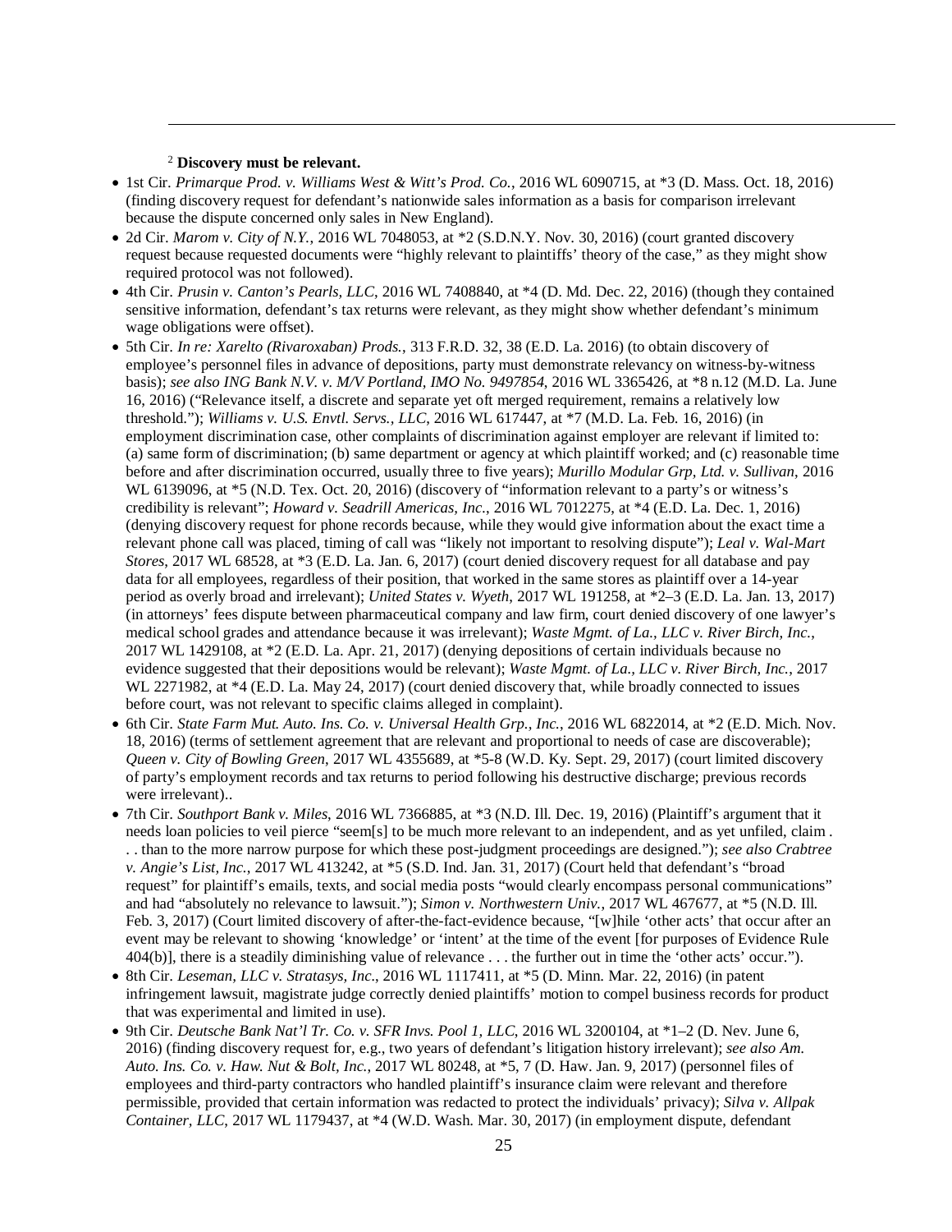[2] **Discovery must be relevant.**

- 1st Cir. *Primarque Prod. v. Williams West & Witt's Prod. Co.*, 2016 WL 6090715, at *3 (D. Mass. Oct. 18, 2016) (finding discovery request for defendant's nationwide sales information as a basis for comparison irrelevant because the dispute concerned only sales in New England).
- 2d Cir. *Marom v. City of N.Y.*, 2016 WL 7048053, at *2 (S.D.N.Y. Nov. 30, 2016) (court granted discovery request because requested documents were "highly relevant to plaintiffs' theory of the case," as they might show required protocol was not followed).
- 4th Cir. *Prusin v. Canton's Pearls, LLC*, 2016 WL 7408840, at *4 (D. Md. Dec. 22, 2016) (though they contained sensitive information, defendant's tax returns were relevant, as they might show whether defendant's minimum wage obligations were offset).
- 5th Cir. *In re: Xarelto (Rivaroxaban) Prods.*, 313 F.R.D. 32, 38 (E.D. La. 2016) (to obtain discovery of employee's personnel files in advance of depositions, party must demonstrate relevancy on witness-by-witness basis); *see also ING Bank N.V. v. M/V Portland, IMO No. 9497854*, 2016 WL 3365426, at *8 n.12 (M.D. La. June 16, 2016) ("Relevance itself, a discrete and separate yet oft merged requirement, remains a relatively low threshold."); *Williams v. U.S. Envtl. Servs., LLC*, 2016 WL 617447, at *7 (M.D. La. Feb. 16, 2016) (in employment discrimination case, other complaints of discrimination against employer are relevant if limited to: (a) same form of discrimination; (b) same department or agency at which plaintiff worked; and (c) reasonable time before and after discrimination occurred, usually three to five years); *Murillo Modular Grp, Ltd. v. Sullivan*, 2016 WL 6139096, at *5 (N.D. Tex. Oct. 20, 2016) (discovery of "information relevant to a party's or witness's credibility is relevant"; *Howard v. Seadrill Americas, Inc.*, 2016 WL 7012275, at *4 (E.D. La. Dec. 1, 2016) (denying discovery request for phone records because, while they would give information about the exact time a relevant phone call was placed, timing of call was "likely not important to resolving dispute"); *Leal v. Wal-Mart Stores*, 2017 WL 68528, at *3 (E.D. La. Jan. 6, 2017) (court denied discovery request for all database and pay data for all employees, regardless of their position, that worked in the same stores as plaintiff over a 14-year period as overly broad and irrelevant); *United States v. Wyeth*, 2017 WL 191258, at *2–3 (E.D. La. Jan. 13, 2017) (in attorneys' fees dispute between pharmaceutical company and law firm, court denied discovery of one lawyer's medical school grades and attendance because it was irrelevant); *Waste Mgmt. of La., LLC v. River Birch, Inc.*, 2017 WL 1429108, at *2 (E.D. La. Apr. 21, 2017) (denying depositions of certain individuals because no evidence suggested that their depositions would be relevant); *Waste Mgmt. of La., LLC v. River Birch, Inc.*, 2017 WL 2271982, at *4 (E.D. La. May 24, 2017) (court denied discovery that, while broadly connected to issues before court, was not relevant to specific claims alleged in complaint).
- 6th Cir. *State Farm Mut. Auto. Ins. Co. v. Universal Health Grp., Inc.*, 2016 WL 6822014, at *2 (E.D. Mich. Nov. 18, 2016) (terms of settlement agreement that are relevant and proportional to needs of case are discoverable); *Queen v. City of Bowling Green*, 2017 WL 4355689, at *5-8 (W.D. Ky. Sept. 29, 2017) (court limited discovery of party's employment records and tax returns to period following his destructive discharge; previous records were irrelevant)..
- 7th Cir. *Southport Bank v. Miles*, 2016 WL 7366885, at *3 (N.D. Ill. Dec. 19, 2016) (Plaintiff's argument that it needs loan policies to veil pierce "seem[s] to be much more relevant to an independent, and as yet unfiled, claim . . . than to the more narrow purpose for which these post-judgment proceedings are designed."); *see also Crabtree v. Angie's List, Inc.*, 2017 WL 413242, at *5 (S.D. Ind. Jan. 31, 2017) (Court held that defendant's "broad request" for plaintiff's emails, texts, and social media posts "would clearly encompass personal communications" and had "absolutely no relevance to lawsuit."); *Simon v. Northwestern Univ.*, 2017 WL 467677, at *5 (N.D. Ill. Feb. 3, 2017) (Court limited discovery of after-the-fact-evidence because, "[w]hile 'other acts' that occur after an event may be relevant to showing 'knowledge' or 'intent' at the time of the event [for purposes of Evidence Rule 404(b)], there is a steadily diminishing value of relevance . . . the further out in time the 'other acts' occur.").
- 8th Cir. *Leseman, LLC v. Stratasys, Inc.*, 2016 WL 1117411, at *5 (D. Minn. Mar. 22, 2016) (in patent infringement lawsuit, magistrate judge correctly denied plaintiffs' motion to compel business records for product that was experimental and limited in use).
- 9th Cir. *Deutsche Bank Nat'l Tr. Co. v. SFR Invs. Pool 1, LLC*, 2016 WL 3200104, at *1–2 (D. Nev. June 6, 2016) (finding discovery request for, e.g., two years of defendant's litigation history irrelevant); *see also Am. Auto. Ins. Co. v. Haw. Nut & Bolt, Inc.*, 2017 WL 80248, at *5, 7 (D. Haw. Jan. 9, 2017) (personnel files of employees and third-party contractors who handled plaintiff's insurance claim were relevant and therefore permissible, provided that certain information was redacted to protect the individuals' privacy); *Silva v. Allpak Container, LLC*, 2017 WL 1179437, at *4 (W.D. Wash. Mar. 30, 2017) (in employment dispute, defendant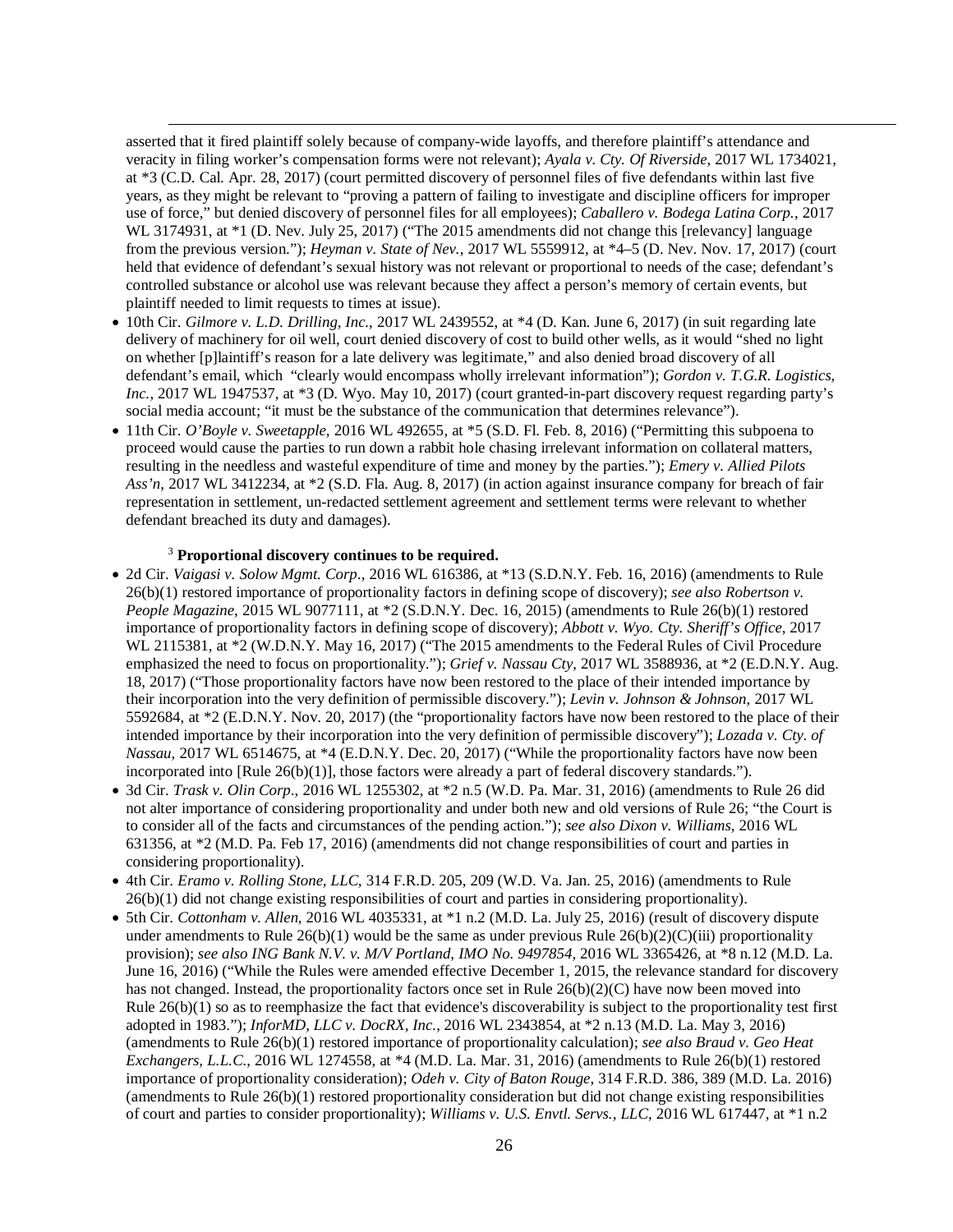asserted that it fired plaintiff solely because of company-wide layoffs, and therefore plaintiff's attendance and veracity in filing worker's compensation forms were not relevant); *Ayala v. Cty. Of Riverside*, 2017 WL 1734021, at *3 (C.D. Cal. Apr. 28, 2017) (court permitted discovery of personnel files of five defendants within last five years, as they might be relevant to "proving a pattern of failing to investigate and discipline officers for improper use of force," but denied discovery of personnel files for all employees); *Caballero v. Bodega Latina Corp.*, 2017 WL 3174931, at *1 (D. Nev. July 25, 2017) ("The 2015 amendments did not change this [relevancy] language from the previous version."); *Heyman v. State of Nev.*, 2017 WL 5559912, at *4–5 (D. Nev. Nov. 17, 2017) (court held that evidence of defendant's sexual history was not relevant or proportional to needs of the case; defendant's controlled substance or alcohol use was relevant because they affect a person's memory of certain events, but plaintiff needed to limit requests to times at issue).

- 10th Cir. *Gilmore v. L.D. Drilling, Inc.*, 2017 WL 2439552, at *4 (D. Kan. June 6, 2017) (in suit regarding late delivery of machinery for oil well, court denied discovery of cost to build other wells, as it would "shed no light on whether [p]laintiff's reason for a late delivery was legitimate," and also denied broad discovery of all defendant's email, which "clearly would encompass wholly irrelevant information"); *Gordon v. T.G.R. Logistics, Inc.*, 2017 WL 1947537, at *3 (D. Wyo. May 10, 2017) (court granted-in-part discovery request regarding party's social media account; "it must be the substance of the communication that determines relevance").
- 11th Cir. *O'Boyle v. Sweetapple*, 2016 WL 492655, at *5 (S.D. Fl. Feb. 8, 2016) ("Permitting this subpoena to proceed would cause the parties to run down a rabbit hole chasing irrelevant information on collateral matters, resulting in the needless and wasteful expenditure of time and money by the parties."); *Emery v. Allied Pilots Ass'n*, 2017 WL 3412234, at *2 (S.D. Fla. Aug. 8, 2017) (in action against insurance company for breach of fair representation in settlement, un-redacted settlement agreement and settlement terms were relevant to whether defendant breached its duty and damages).

[3] **Proportional discovery continues to be required.**

- 2d Cir. *Vaigasi v. Solow Mgmt. Corp.*, 2016 WL 616386, at *13 (S.D.N.Y. Feb. 16, 2016) (amendments to Rule 26(b)(1) restored importance of proportionality factors in defining scope of discovery); *see also Robertson v. People Magazine*, 2015 WL 9077111, at *2 (S.D.N.Y. Dec. 16, 2015) (amendments to Rule 26(b)(1) restored importance of proportionality factors in defining scope of discovery); *Abbott v. Wyo. Cty. Sheriff's Office*, 2017 WL 2115381, at *2 (W.D.N.Y. May 16, 2017) ("The 2015 amendments to the Federal Rules of Civil Procedure emphasized the need to focus on proportionality."); *Grief v. Nassau Cty*, 2017 WL 3588936, at *2 (E.D.N.Y. Aug. 18, 2017) ("Those proportionality factors have now been restored to the place of their intended importance by their incorporation into the very definition of permissible discovery."); *Levin v. Johnson & Johnson*, 2017 WL 5592684, at *2 (E.D.N.Y. Nov. 20, 2017) (the "proportionality factors have now been restored to the place of their intended importance by their incorporation into the very definition of permissible discovery"); *Lozada v. Cty. of Nassau*, 2017 WL 6514675, at *4 (E.D.N.Y. Dec. 20, 2017) ("While the proportionality factors have now been incorporated into [Rule 26(b)(1)], those factors were already a part of federal discovery standards.").
- 3d Cir. *Trask v. Olin Corp.*, 2016 WL 1255302, at *2 n.5 (W.D. Pa. Mar. 31, 2016) (amendments to Rule 26 did not alter importance of considering proportionality and under both new and old versions of Rule 26; "the Court is to consider all of the facts and circumstances of the pending action."); *see also Dixon v. Williams*, 2016 WL 631356, at *2 (M.D. Pa. Feb 17, 2016) (amendments did not change responsibilities of court and parties in considering proportionality).
- 4th Cir. *Eramo v. Rolling Stone, LLC*, 314 F.R.D. 205, 209 (W.D. Va. Jan. 25, 2016) (amendments to Rule 26(b)(1) did not change existing responsibilities of court and parties in considering proportionality).
- 5th Cir. *Cottonham v. Allen*, 2016 WL 4035331, at *1 n.2 (M.D. La. July 25, 2016) (result of discovery dispute under amendments to Rule 26(b)(1) would be the same as under previous Rule 26(b)(2)(C)(iii) proportionality provision); *see also ING Bank N.V. v. M/V Portland, IMO No. 9497854*, 2016 WL 3365426, at *8 n.12 (M.D. La. June 16, 2016) ("While the Rules were amended effective December 1, 2015, the relevance standard for discovery has not changed. Instead, the proportionality factors once set in Rule 26(b)(2)(C) have now been moved into Rule 26(b)(1) so as to reemphasize the fact that evidence's discoverability is subject to the proportionality test first adopted in 1983."); *InforMD, LLC v. DocRX, Inc.*, 2016 WL 2343854, at *2 n.13 (M.D. La. May 3, 2016) (amendments to Rule 26(b)(1) restored importance of proportionality calculation); *see also Braud v. Geo Heat Exchangers, L.L.C.*, 2016 WL 1274558, at *4 (M.D. La. Mar. 31, 2016) (amendments to Rule 26(b)(1) restored importance of proportionality consideration); *Odeh v. City of Baton Rouge*, 314 F.R.D. 386, 389 (M.D. La. 2016) (amendments to Rule 26(b)(1) restored proportionality consideration but did not change existing responsibilities of court and parties to consider proportionality); *Williams v. U.S. Envtl. Servs., LLC*, 2016 WL 617447, at *1 n.2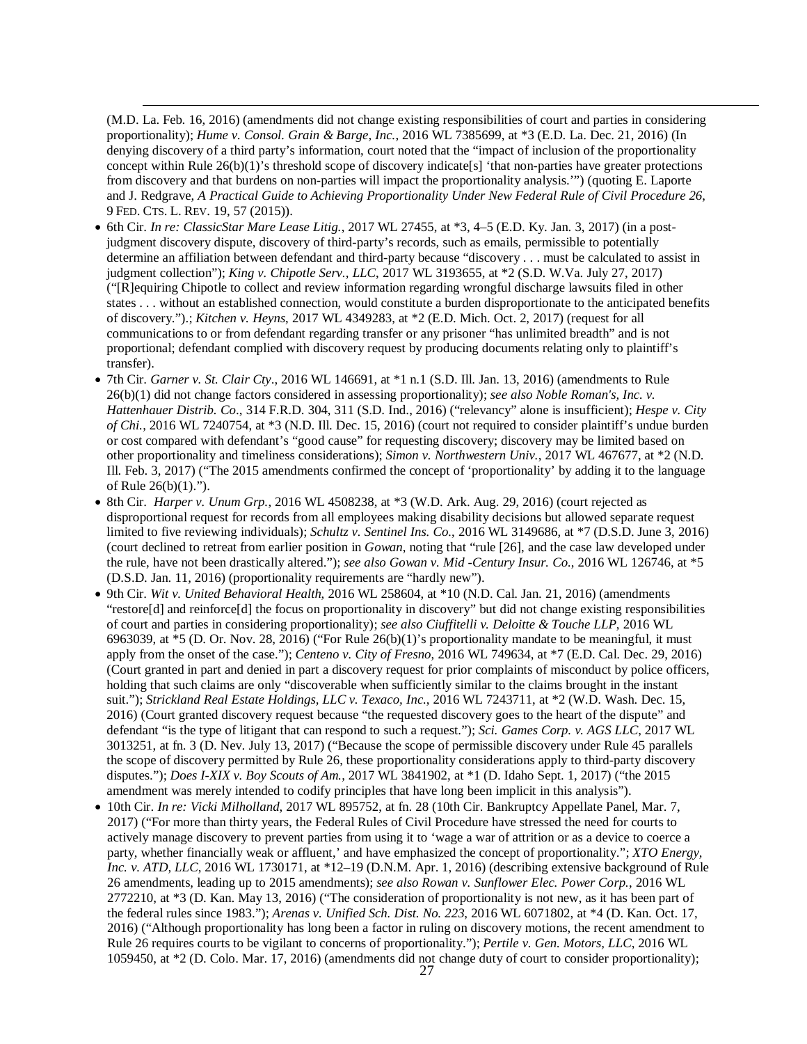(M.D. La. Feb. 16, 2016) (amendments did not change existing responsibilities of court and parties in considering proportionality); *Hume v. Consol. Grain & Barge, Inc.*, 2016 WL 7385699, at *3 (E.D. La. Dec. 21, 2016) (In denying discovery of a third party's information, court noted that the "impact of inclusion of the proportionality concept within Rule 26(b)(1)'s threshold scope of discovery indicate[s] 'that non-parties have greater protections from discovery and that burdens on non-parties will impact the proportionality analysis.'") (quoting E. Laporte and J. Redgrave, *A Practical Guide to Achieving Proportionality Under New Federal Rule of Civil Procedure 26*, 9 FED. CTS. L. REV. 19, 57 (2015)).

- 6th Cir. *In re: ClassicStar Mare Lease Litig.*, 2017 WL 27455, at *3, 4–5 (E.D. Ky. Jan. 3, 2017) (in a post-judgment discovery dispute, discovery of third-party's records, such as emails, permissible to potentially determine an affiliation between defendant and third-party because "discovery . . . must be calculated to assist in judgment collection"); *King v. Chipotle Serv., LLC*, 2017 WL 3193655, at *2 (S.D. W.Va. July 27, 2017) ("[R]equiring Chipotle to collect and review information regarding wrongful discharge lawsuits filed in other states . . . without an established connection, would constitute a burden disproportionate to the anticipated benefits of discovery.").; *Kitchen v. Heyns*, 2017 WL 4349283, at *2 (E.D. Mich. Oct. 2, 2017) (request for all communications to or from defendant regarding transfer or any prisoner "has unlimited breadth" and is not proportional; defendant complied with discovery request by producing documents relating only to plaintiff's transfer).
- 7th Cir. *Garner v. St. Clair Cty*., 2016 WL 146691, at *1 n.1 (S.D. Ill. Jan. 13, 2016) (amendments to Rule 26(b)(1) did not change factors considered in assessing proportionality); *see also Noble Roman's, Inc. v. Hattenhauer Distrib. Co*., 314 F.R.D. 304, 311 (S.D. Ind., 2016) ("relevancy" alone is insufficient); *Hespe v. City of Chi.*, 2016 WL 7240754, at *3 (N.D. Ill. Dec. 15, 2016) (court not required to consider plaintiff's undue burden or cost compared with defendant's "good cause" for requesting discovery; discovery may be limited based on other proportionality and timeliness considerations); *Simon v. Northwestern Univ.*, 2017 WL 467677, at *2 (N.D. Ill. Feb. 3, 2017) ("The 2015 amendments confirmed the concept of 'proportionality' by adding it to the language of Rule 26(b)(1).").
- 8th Cir. *Harper v. Unum Grp.*, 2016 WL 4508238, at *3 (W.D. Ark. Aug. 29, 2016) (court rejected as disproportional request for records from all employees making disability decisions but allowed separate request limited to five reviewing individuals); *Schultz v. Sentinel Ins. Co.*, 2016 WL 3149686, at *7 (D.S.D. June 3, 2016) (court declined to retreat from earlier position in *Gowan*, noting that "rule [26], and the case law developed under the rule, have not been drastically altered."); *see also Gowan v. Mid -Century Insur. Co.*, 2016 WL 126746, at *5 (D.S.D. Jan. 11, 2016) (proportionality requirements are "hardly new").
- 9th Cir. *Wit v. United Behavioral Health*, 2016 WL 258604, at *10 (N.D. Cal. Jan. 21, 2016) (amendments "restore[d] and reinforce[d] the focus on proportionality in discovery" but did not change existing responsibilities of court and parties in considering proportionality); *see also Ciuffitelli v. Deloitte & Touche LLP*, 2016 WL 6963039, at *5 (D. Or. Nov. 28, 2016) ("For Rule 26(b)(1)'s proportionality mandate to be meaningful, it must apply from the onset of the case."); *Centeno v. City of Fresno*, 2016 WL 749634, at *7 (E.D. Cal. Dec. 29, 2016) (Court granted in part and denied in part a discovery request for prior complaints of misconduct by police officers, holding that such claims are only "discoverable when sufficiently similar to the claims brought in the instant suit."); *Strickland Real Estate Holdings, LLC v. Texaco, Inc.*, 2016 WL 7243711, at *2 (W.D. Wash. Dec. 15, 2016) (Court granted discovery request because "the requested discovery goes to the heart of the dispute" and defendant "is the type of litigant that can respond to such a request."); *Sci. Games Corp. v. AGS LLC*, 2017 WL 3013251, at fn. 3 (D. Nev. July 13, 2017) ("Because the scope of permissible discovery under Rule 45 parallels the scope of discovery permitted by Rule 26, these proportionality considerations apply to third-party discovery disputes."); *Does I-XIX v. Boy Scouts of Am.*, 2017 WL 3841902, at *1 (D. Idaho Sept. 1, 2017) ("the 2015 amendment was merely intended to codify principles that have long been implicit in this analysis").
- 10th Cir. *In re: Vicki Milholland*, 2017 WL 895752, at fn. 28 (10th Cir. Bankruptcy Appellate Panel, Mar. 7, 2017) ("For more than thirty years, the Federal Rules of Civil Procedure have stressed the need for courts to actively manage discovery to prevent parties from using it to 'wage a war of attrition or as a device to coerce a party, whether financially weak or affluent,' and have emphasized the concept of proportionality."; *XTO Energy, Inc. v. ATD, LLC*, 2016 WL 1730171, at *12–19 (D.N.M. Apr. 1, 2016) (describing extensive background of Rule 26 amendments, leading up to 2015 amendments); *see also Rowan v. Sunflower Elec. Power Corp.*, 2016 WL 2772210, at *3 (D. Kan. May 13, 2016) ("The consideration of proportionality is not new, as it has been part of the federal rules since 1983."); *Arenas v. Unified Sch. Dist. No. 223*, 2016 WL 6071802, at *4 (D. Kan. Oct. 17, 2016) ("Although proportionality has long been a factor in ruling on discovery motions, the recent amendment to Rule 26 requires courts to be vigilant to concerns of proportionality."); *Pertile v. Gen. Motors, LLC*, 2016 WL 1059450, at *2 (D. Colo. Mar. 17, 2016) (amendments did not change duty of court to consider proportionality);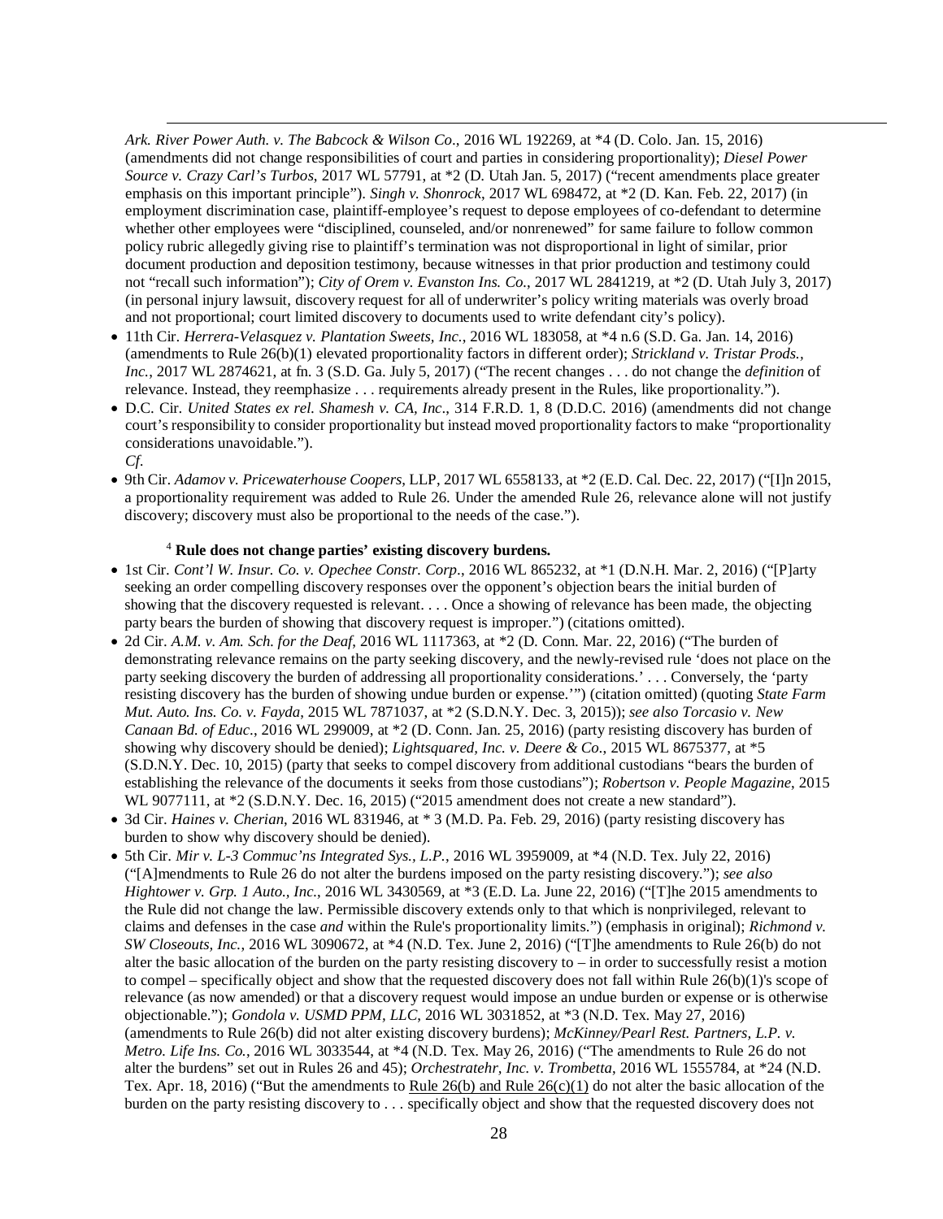*Ark. River Power Auth. v. The Babcock & Wilson Co*., 2016 WL 192269, at *4 (D. Colo. Jan. 15, 2016) (amendments did not change responsibilities of court and parties in considering proportionality); *Diesel Power Source v. Crazy Carl's Turbos*, 2017 WL 57791, at *2 (D. Utah Jan. 5, 2017) ("recent amendments place greater emphasis on this important principle"). *Singh v. Shonrock*, 2017 WL 698472, at *2 (D. Kan. Feb. 22, 2017) (in employment discrimination case, plaintiff-employee's request to depose employees of co-defendant to determine whether other employees were "disciplined, counseled, and/or nonrenewed" for same failure to follow common policy rubric allegedly giving rise to plaintiff's termination was not disproportional in light of similar, prior document production and deposition testimony, because witnesses in that prior production and testimony could not "recall such information"); *City of Orem v. Evanston Ins. Co.*, 2017 WL 2841219, at *2 (D. Utah July 3, 2017) (in personal injury lawsuit, discovery request for all of underwriter's policy writing materials was overly broad and not proportional; court limited discovery to documents used to write defendant city's policy).

- 11th Cir. *Herrera-Velasquez v. Plantation Sweets, Inc.*, 2016 WL 183058, at *4 n.6 (S.D. Ga. Jan. 14, 2016) (amendments to Rule 26(b)(1) elevated proportionality factors in different order); *Strickland v. Tristar Prods., Inc.*, 2017 WL 2874621, at fn. 3 (S.D. Ga. July 5, 2017) ("The recent changes . . . do not change the *definition* of relevance. Instead, they reemphasize . . . requirements already present in the Rules, like proportionality.").
- D.C. Cir. *United States ex rel. Shamesh v. CA, Inc*., 314 F.R.D. 1, 8 (D.D.C. 2016) (amendments did not change court's responsibility to consider proportionality but instead moved proportionality factors to make "proportionality considerations unavoidable.").
  *Cf.*
- 9th Cir. *Adamov v. Pricewaterhouse Coopers*, LLP, 2017 WL 6558133, at *2 (E.D. Cal. Dec. 22, 2017) ("[I]n 2015, a proportionality requirement was added to Rule 26. Under the amended Rule 26, relevance alone will not justify discovery; discovery must also be proportional to the needs of the case.").

[4] **Rule does not change parties' existing discovery burdens.**

- 1st Cir. *Cont'l W. Insur. Co. v. Opechee Constr. Corp*., 2016 WL 865232, at *1 (D.N.H. Mar. 2, 2016) ("[P]arty seeking an order compelling discovery responses over the opponent's objection bears the initial burden of showing that the discovery requested is relevant. . . . Once a showing of relevance has been made, the objecting party bears the burden of showing that discovery request is improper.") (citations omitted).
- 2d Cir. *A.M. v. Am. Sch. for the Deaf*, 2016 WL 1117363, at *2 (D. Conn. Mar. 22, 2016) ("The burden of demonstrating relevance remains on the party seeking discovery, and the newly-revised rule 'does not place on the party seeking discovery the burden of addressing all proportionality considerations.' . . . Conversely, the 'party resisting discovery has the burden of showing undue burden or expense.'") (citation omitted) (quoting *State Farm Mut. Auto. Ins. Co. v. Fayda*, 2015 WL 7871037, at *2 (S.D.N.Y. Dec. 3, 2015)); *see also Torcasio v. New Canaan Bd. of Educ*., 2016 WL 299009, at *2 (D. Conn. Jan. 25, 2016) (party resisting discovery has burden of showing why discovery should be denied); *Lightsquared, Inc. v. Deere & Co*., 2015 WL 8675377, at *5 (S.D.N.Y. Dec. 10, 2015) (party that seeks to compel discovery from additional custodians "bears the burden of establishing the relevance of the documents it seeks from those custodians"); *Robertson v. People Magazine*, 2015 WL 9077111, at *2 (S.D.N.Y. Dec. 16, 2015) ("2015 amendment does not create a new standard").
- 3d Cir. *Haines v. Cherian*, 2016 WL 831946, at * 3 (M.D. Pa. Feb. 29, 2016) (party resisting discovery has burden to show why discovery should be denied).
- 5th Cir. *Mir v. L-3 Commuc'ns Integrated Sys., L.P.*, 2016 WL 3959009, at *4 (N.D. Tex. July 22, 2016) ("[A]mendments to Rule 26 do not alter the burdens imposed on the party resisting discovery."); *see also Hightower v. Grp. 1 Auto., Inc*., 2016 WL 3430569, at *3 (E.D. La. June 22, 2016) ("[T]he 2015 amendments to the Rule did not change the law. Permissible discovery extends only to that which is nonprivileged, relevant to claims and defenses in the case *and* within the Rule's proportionality limits.") (emphasis in original); *Richmond v. SW Closeouts, Inc.*, 2016 WL 3090672, at *4 (N.D. Tex. June 2, 2016) ("[T]he amendments to Rule 26(b) do not alter the basic allocation of the burden on the party resisting discovery to – in order to successfully resist a motion to compel – specifically object and show that the requested discovery does not fall within Rule 26(b)(1)'s scope of relevance (as now amended) or that a discovery request would impose an undue burden or expense or is otherwise objectionable."); *Gondola v. USMD PPM, LLC*, 2016 WL 3031852, at *3 (N.D. Tex. May 27, 2016) (amendments to Rule 26(b) did not alter existing discovery burdens); *McKinney/Pearl Rest. Partners, L.P. v. Metro. Life Ins. Co.*, 2016 WL 3033544, at *4 (N.D. Tex. May 26, 2016) ("The amendments to Rule 26 do not alter the burdens" set out in Rules 26 and 45); *Orchestratehr, Inc. v. Trombetta*, 2016 WL 1555784, at *24 (N.D. Tex. Apr. 18, 2016) ("But the amendments to Rule 26(b) and Rule 26(c)(1) do not alter the basic allocation of the burden on the party resisting discovery to . . . specifically object and show that the requested discovery does not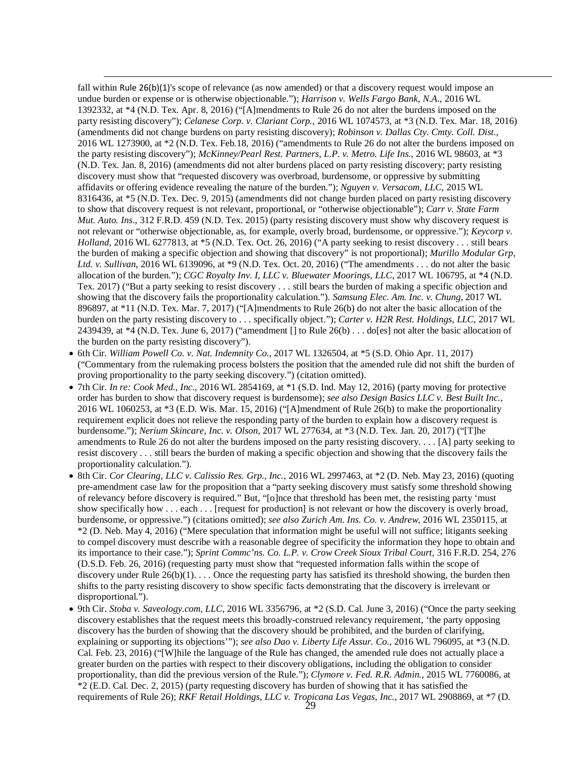fall within Rule 26(b)(1)'s scope of relevance (as now amended) or that a discovery request would impose an undue burden or expense or is otherwise objectionable."); *Harrison v. Wells Fargo Bank, N.A.*, 2016 WL 1392332, at *4 (N.D. Tex. Apr. 8, 2016) ("[A]mendments to Rule 26 do not alter the burdens imposed on the party resisting discovery"); *Celanese Corp. v. Clariant Corp.*, 2016 WL 1074573, at *3 (N.D. Tex. Mar. 18, 2016) (amendments did not change burdens on party resisting discovery); *Robinson v. Dallas Cty. Cmty. Coll. Dist.*, 2016 WL 1273900, at *2 (N.D. Tex. Feb.18, 2016) ("amendments to Rule 26 do not alter the burdens imposed on the party resisting discovery"); *McKinney/Pearl Rest. Partners, L.P. v. Metro. Life Ins.*, 2016 WL 98603, at *3 (N.D. Tex. Jan. 8, 2016) (amendments did not alter burdens placed on party resisting discovery; party resisting discovery must show that "requested discovery was overbroad, burdensome, or oppressive by submitting affidavits or offering evidence revealing the nature of the burden."); *Nguyen v. Versacom, LLC*, 2015 WL 8316436, at *5 (N.D. Tex. Dec. 9, 2015) (amendments did not change burden placed on party resisting discovery to show that discovery request is not relevant, proportional, or "otherwise objectionable"); *Carr v. State Farm Mut. Auto. Ins*., 312 F.R.D. 459 (N.D. Tex. 2015) (party resisting discovery must show why discovery request is not relevant or "otherwise objectionable, as, for example, overly broad, burdensome, or oppressive."); *Keycorp v. Holland*, 2016 WL 6277813, at *5 (N.D. Tex. Oct. 26, 2016) ("A party seeking to resist discovery . . . still bears the burden of making a specific objection and showing that discovery" is not proportional); *Murillo Modular Grp, Ltd. v. Sullivan*, 2016 WL 6139096, at *9 (N.D. Tex. Oct. 20, 2016) ("The amendments . . . do not alter the basic allocation of the burden."); *CGC Royalty Inv. I, LLC v. Bluewater Moorings, LLC*, 2017 WL 106795, at *4 (N.D. Tex. 2017) ("But a party seeking to resist discovery . . . still bears the burden of making a specific objection and showing that the discovery fails the proportionality calculation."). *Samsung Elec. Am. Inc. v. Chung*, 2017 WL 896897, at *11 (N.D. Tex. Mar. 7, 2017) ("[A]mendments to Rule 26(b) do not alter the basic allocation of the burden on the party resisting discovery to . . . specifically object."); *Carter v. H2R Rest. Holdings, LLC*, 2017 WL 2439439, at *4 (N.D. Tex. June 6, 2017) ("amendment [] to Rule 26(b) . . . do[es] not alter the basic allocation of the burden on the party resisting discovery").

- 6th Cir. *William Powell Co. v. Nat. Indemnity Co.*, 2017 WL 1326504, at *5 (S.D. Ohio Apr. 11, 2017) ("Commentary from the rulemaking process bolsters the position that the amended rule did not shift the burden of proving proportionality to the party seeking discovery.") (citation omitted).
- 7th Cir. *In re: Cook Med., Inc.*, 2016 WL 2854169, at *1 (S.D. Ind. May 12, 2016) (party moving for protective order has burden to show that discovery request is burdensome); *see also Design Basics LLC v. Best Built Inc.*, 2016 WL 1060253, at *3 (E.D. Wis. Mar. 15, 2016) ("[A]mendment of Rule 26(b) to make the proportionality requirement explicit does not relieve the responding party of the burden to explain how a discovery request is burdensome."); *Nerium Skincare, Inc. v. Olson*, 2017 WL 277634, at *3 (N.D. Tex. Jan. 20, 2017) ("[T]he amendments to Rule 26 do not alter the burdens imposed on the party resisting discovery. . . . [A] party seeking to resist discovery . . . still bears the burden of making a specific objection and showing that the discovery fails the proportionality calculation.").
- 8th Cir. *Cor Clearing, LLC v. Calissio Res. Grp., Inc.*, 2016 WL 2997463, at *2 (D. Neb. May 23, 2016) (quoting pre-amendment case law for the proposition that a "party seeking discovery must satisfy some threshold showing of relevancy before discovery is required." But, "[o]nce that threshold has been met, the resisting party 'must show specifically how . . . each . . . [request for production] is not relevant or how the discovery is overly broad, burdensome, or oppressive.") (citations omitted); *see also Zurich Am. Ins. Co. v. Andrew*, 2016 WL 2350115, at *2 (D. Neb. May 4, 2016) ("Mere speculation that information might be useful will not suffice; litigants seeking to compel discovery must describe with a reasonable degree of specificity the information they hope to obtain and its importance to their case."); *Sprint Commc'ns. Co. L.P. v. Crow Creek Sioux Tribal Court*, 316 F.R.D. 254, 276 (D.S.D. Feb. 26, 2016) (requesting party must show that "requested information falls within the scope of discovery under Rule 26(b)(1). . . . Once the requesting party has satisfied its threshold showing, the burden then shifts to the party resisting discovery to show specific facts demonstrating that the discovery is irrelevant or disproportional.").
- 9th Cir. *Stoba v. Saveology.com, LLC*, 2016 WL 3356796, at *2 (S.D. Cal. June 3, 2016) ("Once the party seeking discovery establishes that the request meets this broadly-construed relevancy requirement, 'the party opposing discovery has the burden of showing that the discovery should be prohibited, and the burden of clarifying, explaining or supporting its objections'"); *see also Dao v. Liberty Life Assur. Co.*, 2016 WL 796095, at *3 (N.D. Cal. Feb. 23, 2016) ("[W]hile the language of the Rule has changed, the amended rule does not actually place a greater burden on the parties with respect to their discovery obligations, including the obligation to consider proportionality, than did the previous version of the Rule."); *Clymore v. Fed. R.R. Admin.*, 2015 WL 7760086, at *2 (E.D. Cal. Dec. 2, 2015) (party requesting discovery has burden of showing that it has satisfied the requirements of Rule 26); *RKF Retail Holdings, LLC v. Tropicana Las Vegas, Inc.*, 2017 WL 2908869, at *7 (D.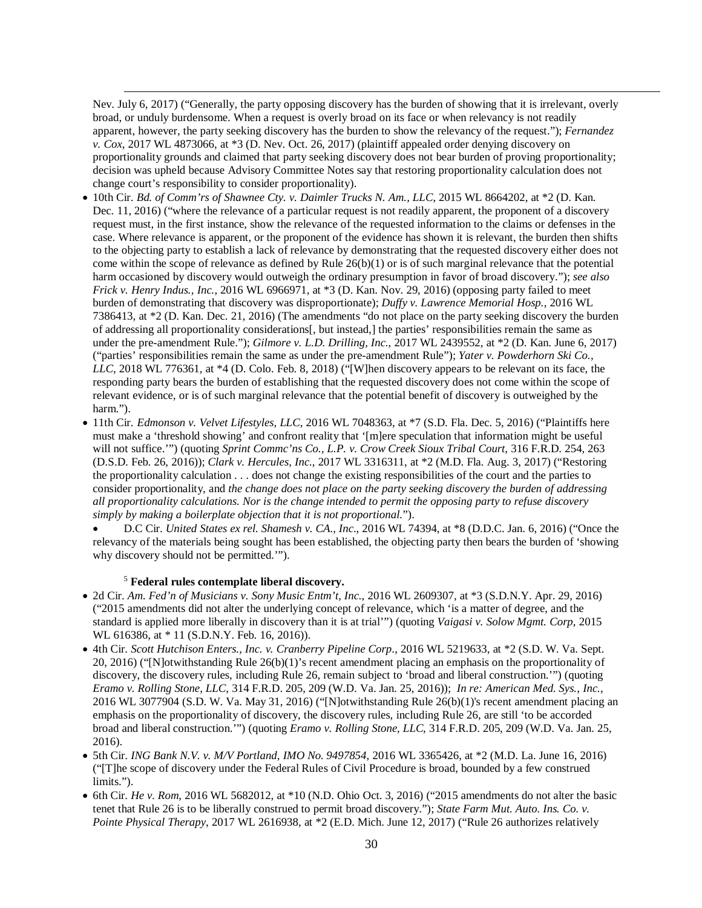Nev. July 6, 2017) ("Generally, the party opposing discovery has the burden of showing that it is irrelevant, overly broad, or unduly burdensome. When a request is overly broad on its face or when relevancy is not readily apparent, however, the party seeking discovery has the burden to show the relevancy of the request."); *Fernandez v. Cox*, 2017 WL 4873066, at *3 (D. Nev. Oct. 26, 2017) (plaintiff appealed order denying discovery on proportionality grounds and claimed that party seeking discovery does not bear burden of proving proportionality; decision was upheld because Advisory Committee Notes say that restoring proportionality calculation does not change court's responsibility to consider proportionality).

- 10th Cir. *Bd. of Comm'rs of Shawnee Cty. v. Daimler Trucks N. Am., LLC*, 2015 WL 8664202, at *2 (D. Kan. Dec. 11, 2016) ("where the relevance of a particular request is not readily apparent, the proponent of a discovery request must, in the first instance, show the relevance of the requested information to the claims or defenses in the case. Where relevance is apparent, or the proponent of the evidence has shown it is relevant, the burden then shifts to the objecting party to establish a lack of relevance by demonstrating that the requested discovery either does not come within the scope of relevance as defined by Rule 26(b)(1) or is of such marginal relevance that the potential harm occasioned by discovery would outweigh the ordinary presumption in favor of broad discovery."); *see also Frick v. Henry Indus., Inc.*, 2016 WL 6966971, at *3 (D. Kan. Nov. 29, 2016) (opposing party failed to meet burden of demonstrating that discovery was disproportionate); *Duffy v. Lawrence Memorial Hosp.*, 2016 WL 7386413, at *2 (D. Kan. Dec. 21, 2016) (The amendments "do not place on the party seeking discovery the burden of addressing all proportionality considerations[, but instead,] the parties' responsibilities remain the same as under the pre-amendment Rule."); *Gilmore v. L.D. Drilling, Inc.*, 2017 WL 2439552, at *2 (D. Kan. June 6, 2017) ("parties' responsibilities remain the same as under the pre-amendment Rule"); *Yater v. Powderhorn Ski Co., LLC*, 2018 WL 776361, at *4 (D. Colo. Feb. 8, 2018) ("[W]hen discovery appears to be relevant on its face, the responding party bears the burden of establishing that the requested discovery does not come within the scope of relevant evidence, or is of such marginal relevance that the potential benefit of discovery is outweighed by the harm.").
- 11th Cir. *Edmonson v. Velvet Lifestyles, LLC*, 2016 WL 7048363, at *7 (S.D. Fla. Dec. 5, 2016) ("Plaintiffs here must make a 'threshold showing' and confront reality that '[m]ere speculation that information might be useful will not suffice.'") (quoting *Sprint Commc'ns Co., L.P. v. Crow Creek Sioux Tribal Court*, 316 F.R.D. 254, 263 (D.S.D. Feb. 26, 2016)); *Clark v. Hercules, Inc.*, 2017 WL 3316311, at *2 (M.D. Fla. Aug. 3, 2017) ("Restoring the proportionality calculation . . . does not change the existing responsibilities of the court and the parties to consider proportionality, and *the change does not place on the party seeking discovery the burden of addressing all proportionality calculations. Nor is the change intended to permit the opposing party to refuse discovery simply by making a boilerplate objection that it is not proportional.*").
- D.C Cir. *United States ex rel. Shamesh v. CA., Inc*., 2016 WL 74394, at *8 (D.D.C. Jan. 6, 2016) ("Once the relevancy of the materials being sought has been established, the objecting party then bears the burden of 'showing why discovery should not be permitted.'").

[5] **Federal rules contemplate liberal discovery.**

- 2d Cir. *Am. Fed'n of Musicians v. Sony Music Entm't, Inc.*, 2016 WL 2609307, at *3 (S.D.N.Y. Apr. 29, 2016) ("2015 amendments did not alter the underlying concept of relevance, which 'is a matter of degree, and the standard is applied more liberally in discovery than it is at trial'") (quoting *Vaigasi v. Solow Mgmt. Corp*, 2015 WL 616386, at * 11 (S.D.N.Y. Feb. 16, 2016)).
- 4th Cir. *Scott Hutchison Enters., Inc. v. Cranberry Pipeline Corp*., 2016 WL 5219633, at *2 (S.D. W. Va. Sept. 20, 2016) ("[N]otwithstanding Rule 26(b)(1)'s recent amendment placing an emphasis on the proportionality of discovery, the discovery rules, including Rule 26, remain subject to 'broad and liberal construction.'") (quoting *Eramo v. Rolling Stone, LLC*, 314 F.R.D. 205, 209 (W.D. Va. Jan. 25, 2016)); *In re: American Med. Sys., Inc.*, 2016 WL 3077904 (S.D. W. Va. May 31, 2016) ("[N]otwithstanding Rule 26(b)(1)'s recent amendment placing an emphasis on the proportionality of discovery, the discovery rules, including Rule 26, are still 'to be accorded broad and liberal construction.'") (quoting *Eramo v. Rolling Stone, LLC*, 314 F.R.D. 205, 209 (W.D. Va. Jan. 25, 2016).
- 5th Cir. *ING Bank N.V. v. M/V Portland, IMO No. 9497854*, 2016 WL 3365426, at *2 (M.D. La. June 16, 2016) ("[T]he scope of discovery under the Federal Rules of Civil Procedure is broad, bounded by a few construed limits.").
- 6th Cir. *He v. Rom*, 2016 WL 5682012, at *10 (N.D. Ohio Oct. 3, 2016) ("2015 amendments do not alter the basic tenet that Rule 26 is to be liberally construed to permit broad discovery."); *State Farm Mut. Auto. Ins. Co. v. Pointe Physical Therapy*, 2017 WL 2616938, at *2 (E.D. Mich. June 12, 2017) ("Rule 26 authorizes relatively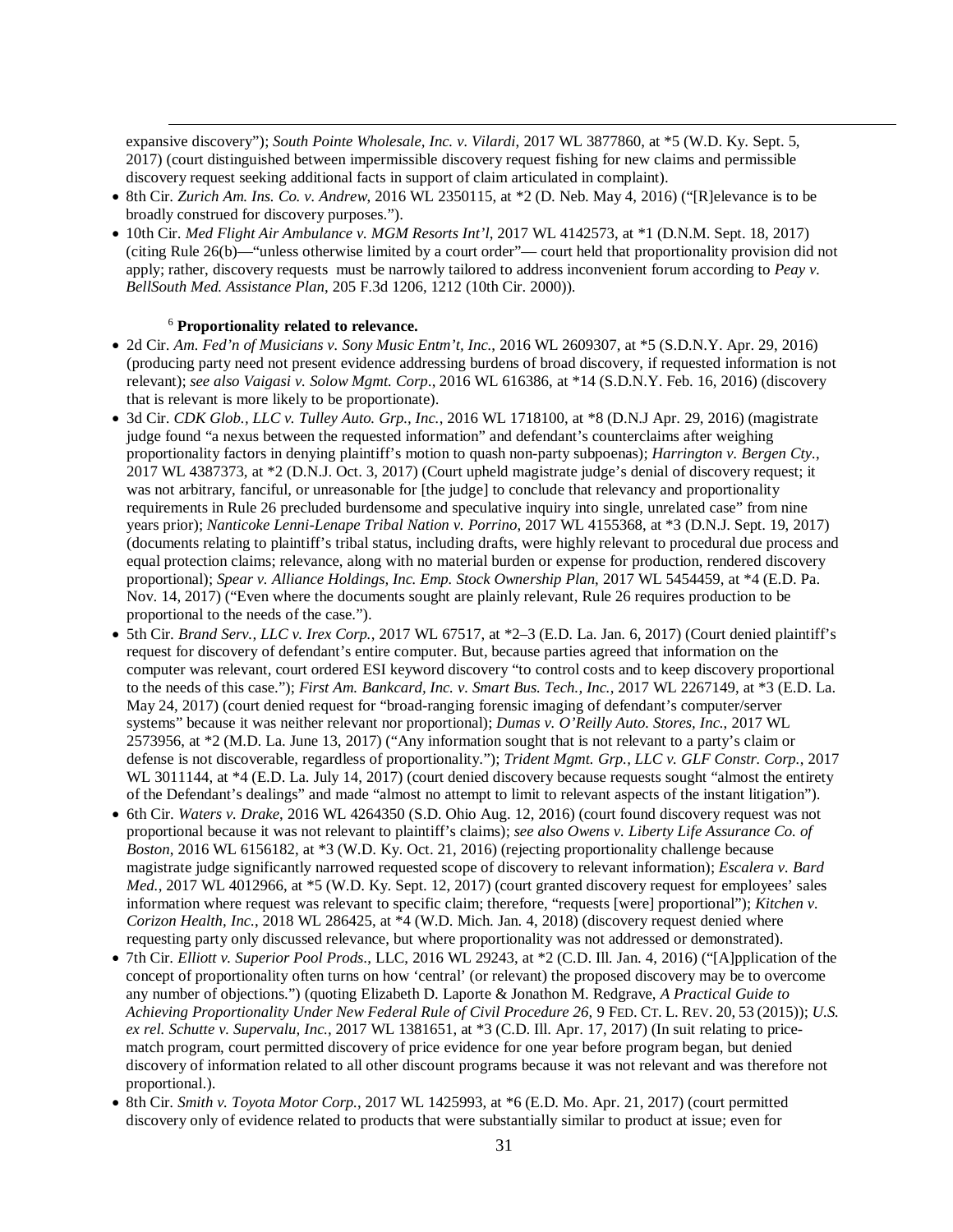expansive discovery"); *South Pointe Wholesale, Inc. v. Vilardi*, 2017 WL 3877860, at *5 (W.D. Ky. Sept. 5, 2017) (court distinguished between impermissible discovery request fishing for new claims and permissible discovery request seeking additional facts in support of claim articulated in complaint).

- 8th Cir. *Zurich Am. Ins. Co. v. Andrew*, 2016 WL 2350115, at *2 (D. Neb. May 4, 2016) ("[R]elevance is to be broadly construed for discovery purposes.").
- 10th Cir. *Med Flight Air Ambulance v. MGM Resorts Int'l*, 2017 WL 4142573, at *1 (D.N.M. Sept. 18, 2017) (citing Rule 26(b)—"unless otherwise limited by a court order"— court held that proportionality provision did not apply; rather, discovery requests must be narrowly tailored to address inconvenient forum according to *Peay v. BellSouth Med. Assistance Plan*, 205 F.3d 1206, 1212 (10th Cir. 2000)).

[6] **Proportionality related to relevance.**

- 2d Cir. *Am. Fed'n of Musicians v. Sony Music Entm't, Inc.*, 2016 WL 2609307, at *5 (S.D.N.Y. Apr. 29, 2016) (producing party need not present evidence addressing burdens of broad discovery, if requested information is not relevant); *see also Vaigasi v. Solow Mgmt. Corp*., 2016 WL 616386, at *14 (S.D.N.Y. Feb. 16, 2016) (discovery that is relevant is more likely to be proportionate).
- 3d Cir. *CDK Glob., LLC v. Tulley Auto. Grp., Inc.*, 2016 WL 1718100, at *8 (D.N.J Apr. 29, 2016) (magistrate judge found "a nexus between the requested information" and defendant's counterclaims after weighing proportionality factors in denying plaintiff's motion to quash non-party subpoenas); *Harrington v. Bergen Cty.*, 2017 WL 4387373, at *2 (D.N.J. Oct. 3, 2017) (Court upheld magistrate judge's denial of discovery request; it was not arbitrary, fanciful, or unreasonable for [the judge] to conclude that relevancy and proportionality requirements in Rule 26 precluded burdensome and speculative inquiry into single, unrelated case" from nine years prior); *Nanticoke Lenni-Lenape Tribal Nation v. Porrino*, 2017 WL 4155368, at *3 (D.N.J. Sept. 19, 2017) (documents relating to plaintiff's tribal status, including drafts, were highly relevant to procedural due process and equal protection claims; relevance, along with no material burden or expense for production, rendered discovery proportional); *Spear v. Alliance Holdings, Inc. Emp. Stock Ownership Plan*, 2017 WL 5454459, at *4 (E.D. Pa. Nov. 14, 2017) ("Even where the documents sought are plainly relevant, Rule 26 requires production to be proportional to the needs of the case.").
- 5th Cir. *Brand Serv., LLC v. Irex Corp.*, 2017 WL 67517, at *2–3 (E.D. La. Jan. 6, 2017) (Court denied plaintiff's request for discovery of defendant's entire computer. But, because parties agreed that information on the computer was relevant, court ordered ESI keyword discovery "to control costs and to keep discovery proportional to the needs of this case."); *First Am. Bankcard, Inc. v. Smart Bus. Tech., Inc.*, 2017 WL 2267149, at *3 (E.D. La. May 24, 2017) (court denied request for "broad-ranging forensic imaging of defendant's computer/server systems" because it was neither relevant nor proportional); *Dumas v. O'Reilly Auto. Stores, Inc.*, 2017 WL 2573956, at *2 (M.D. La. June 13, 2017) ("Any information sought that is not relevant to a party's claim or defense is not discoverable, regardless of proportionality."); *Trident Mgmt. Grp., LLC v. GLF Constr. Corp.*, 2017 WL 3011144, at *4 (E.D. La. July 14, 2017) (court denied discovery because requests sought "almost the entirety of the Defendant's dealings" and made "almost no attempt to limit to relevant aspects of the instant litigation").
- 6th Cir. *Waters v. Drake*, 2016 WL 4264350 (S.D. Ohio Aug. 12, 2016) (court found discovery request was not proportional because it was not relevant to plaintiff's claims); *see also Owens v. Liberty Life Assurance Co. of Boston*, 2016 WL 6156182, at *3 (W.D. Ky. Oct. 21, 2016) (rejecting proportionality challenge because magistrate judge significantly narrowed requested scope of discovery to relevant information); *Escalera v. Bard Med.*, 2017 WL 4012966, at *5 (W.D. Ky. Sept. 12, 2017) (court granted discovery request for employees' sales information where request was relevant to specific claim; therefore, "requests [were] proportional"); *Kitchen v. Corizon Health, Inc.*, 2018 WL 286425, at *4 (W.D. Mich. Jan. 4, 2018) (discovery request denied where requesting party only discussed relevance, but where proportionality was not addressed or demonstrated).
- 7th Cir. *Elliott v. Superior Pool Prods*., LLC, 2016 WL 29243, at *2 (C.D. Ill. Jan. 4, 2016) ("[A]pplication of the concept of proportionality often turns on how 'central' (or relevant) the proposed discovery may be to overcome any number of objections.") (quoting Elizabeth D. Laporte & Jonathon M. Redgrave, *A Practical Guide to Achieving Proportionality Under New Federal Rule of Civil Procedure 26*, 9 FED. CT. L. REV. 20, 53 (2015)); *U.S. ex rel. Schutte v. Supervalu, Inc.*, 2017 WL 1381651, at *3 (C.D. Ill. Apr. 17, 2017) (In suit relating to price-match program, court permitted discovery of price evidence for one year before program began, but denied discovery of information related to all other discount programs because it was not relevant and was therefore not proportional.).
- 8th Cir. *Smith v. Toyota Motor Corp.*, 2017 WL 1425993, at *6 (E.D. Mo. Apr. 21, 2017) (court permitted discovery only of evidence related to products that were substantially similar to product at issue; even for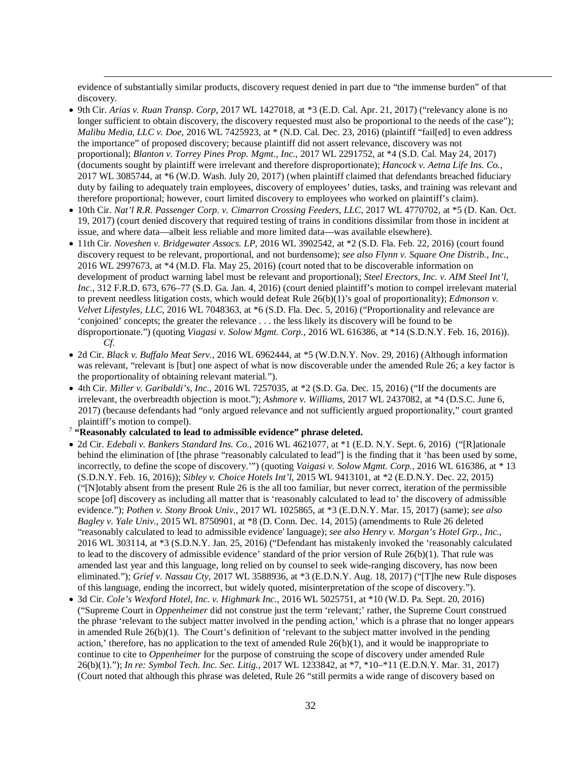evidence of substantially similar products, discovery request denied in part due to "the immense burden" of that discovery.

- 9th Cir. *Arias v. Ruan Transp. Corp*, 2017 WL 1427018, at *3 (E.D. Cal. Apr. 21, 2017) ("relevancy alone is no longer sufficient to obtain discovery, the discovery requested must also be proportional to the needs of the case"); *Malibu Media, LLC v. Doe*, 2016 WL 7425923, at * (N.D. Cal. Dec. 23, 2016) (plaintiff "fail[ed] to even address the importance" of proposed discovery; because plaintiff did not assert relevance, discovery was not proportional); *Blanton v. Torrey Pines Prop. Mgmt., Inc.*, 2017 WL 2291752, at *4 (S.D. Cal. May 24, 2017) (documents sought by plaintiff were irrelevant and therefore disproportionate); *Hancock v. Aetna Life Ins. Co.*, 2017 WL 3085744, at *6 (W.D. Wash. July 20, 2017) (when plaintiff claimed that defendants breached fiduciary duty by failing to adequately train employees, discovery of employees' duties, tasks, and training was relevant and therefore proportional; however, court limited discovery to employees who worked on plaintiff's claim).
- 10th Cir. *Nat'l R.R. Passenger Corp. v. Cimarron Crossing Feeders, LLC*, 2017 WL 4770702, at *5 (D. Kan. Oct. 19, 2017) (court denied discovery that required testing of trains in conditions dissimilar from those in incident at issue, and where data—albeit less reliable and more limited data—was available elsewhere).
- 11th Cir. *Noveshen v. Bridgewater Assocs. LP*, 2016 WL 3902542, at *2 (S.D. Fla. Feb. 22, 2016) (court found discovery request to be relevant, proportional, and not burdensome); *see also Flynn v. Square One Distrib., Inc.*, 2016 WL 2997673, at *4 (M.D. Fla. May 25, 2016) (court noted that to be discoverable information on development of product warning label must be relevant and proportional); *Steel Erectors, Inc. v. AIM Steel Int'l, Inc.*, 312 F.R.D. 673, 676–77 (S.D. Ga. Jan. 4, 2016) (court denied plaintiff's motion to compel irrelevant material to prevent needless litigation costs, which would defeat Rule 26(b)(1)'s goal of proportionality); *Edmonson v. Velvet Lifestyles, LLC*, 2016 WL 7048363, at *6 (S.D. Fla. Dec. 5, 2016) ("Proportionality and relevance are 'conjoined' concepts; the greater the relevance . . . the less likely its discovery will be found to be disproportionate.") (quoting *Viagasi v. Solow Mgmt. Corp.*, 2016 WL 616386, at *14 (S.D.N.Y. Feb. 16, 2016)).

  *Cf.*

- 2d Cir. *Black v. Buffalo Meat Serv.*, 2016 WL 6962444, at *5 (W.D.N.Y. Nov. 29, 2016) (Although information was relevant, "relevant is [but] one aspect of what is now discoverable under the amended Rule 26; a key factor is the proportionality of obtaining relevant material.").
- 4th Cir. *Miller v. Garibaldi's, Inc.*, 2016 WL 7257035, at *2 (S.D. Ga. Dec. 15, 2016) ("If the documents are irrelevant, the overbreadth objection is moot."); *Ashmore v. Williams*, 2017 WL 2437082, at *4 (D.S.C. June 6, 2017) (because defendants had "only argued relevance and not sufficiently argued proportionality," court granted plaintiff's motion to compel).

[7] **"Reasonably calculated to lead to admissible evidence" phrase deleted.**

- 2d Cir. *Edebali v. Bankers Standard Ins. Co.*, 2016 WL 4621077, at *1 (E.D. N.Y. Sept. 6, 2016) ("[R]ationale behind the elimination of [the phrase "reasonably calculated to lead"] is the finding that it 'has been used by some, incorrectly, to define the scope of discovery.'") (quoting *Vaigasi v. Solow Mgmt. Corp.*, 2016 WL 616386, at * 13 (S.D.N.Y. Feb. 16, 2016)); *Sibley v. Choice Hotels Int'l*, 2015 WL 9413101, at *2 (E.D.N.Y. Dec. 22, 2015) ("[N]otably absent from the present Rule 26 is the all too familiar, but never correct, iteration of the permissible scope [of] discovery as including all matter that is 'reasonably calculated to lead to' the discovery of admissible evidence."); *Pothen v. Stony Brook Univ.*, 2017 WL 1025865, at *3 (E.D.N.Y. Mar. 15, 2017) (same); *see also Bagley v. Yale Univ.*, 2015 WL 8750901, at *8 (D. Conn. Dec. 14, 2015) (amendments to Rule 26 deleted "reasonably calculated to lead to admissible evidence' language); *see also Henry v. Morgan's Hotel Grp., Inc.*, 2016 WL 303114, at *3 (S.D.N.Y. Jan. 25, 2016) ("Defendant has mistakenly invoked the 'reasonably calculated to lead to the discovery of admissible evidence' standard of the prior version of Rule 26(b)(1). That rule was amended last year and this language, long relied on by counsel to seek wide-ranging discovery, has now been eliminated."); *Grief v. Nassau Cty*, 2017 WL 3588936, at *3 (E.D.N.Y. Aug. 18, 2017) ("[T]he new Rule disposes of this language, ending the incorrect, but widely quoted, misinterpretation of the scope of discovery.").
- 3d Cir. *Cole's Wexford Hotel, Inc. v. Highmark Inc.*, 2016 WL 5025751, at *10 (W.D. Pa. Sept. 20, 2016) ("Supreme Court in *Oppenheimer* did not construe just the term 'relevant;' rather, the Supreme Court construed the phrase 'relevant to the subject matter involved in the pending action,' which is a phrase that no longer appears in amended Rule 26(b)(1). The Court's definition of 'relevant to the subject matter involved in the pending action,' therefore, has no application to the text of amended Rule 26(b)(1), and it would be inappropriate to continue to cite to *Oppenheimer* for the purpose of construing the scope of discovery under amended Rule 26(b)(1)."); *In re: Symbol Tech. Inc. Sec. Litig.*, 2017 WL 1233842, at *7, *10–*11 (E.D.N.Y. Mar. 31, 2017) (Court noted that although this phrase was deleted, Rule 26 "still permits a wide range of discovery based on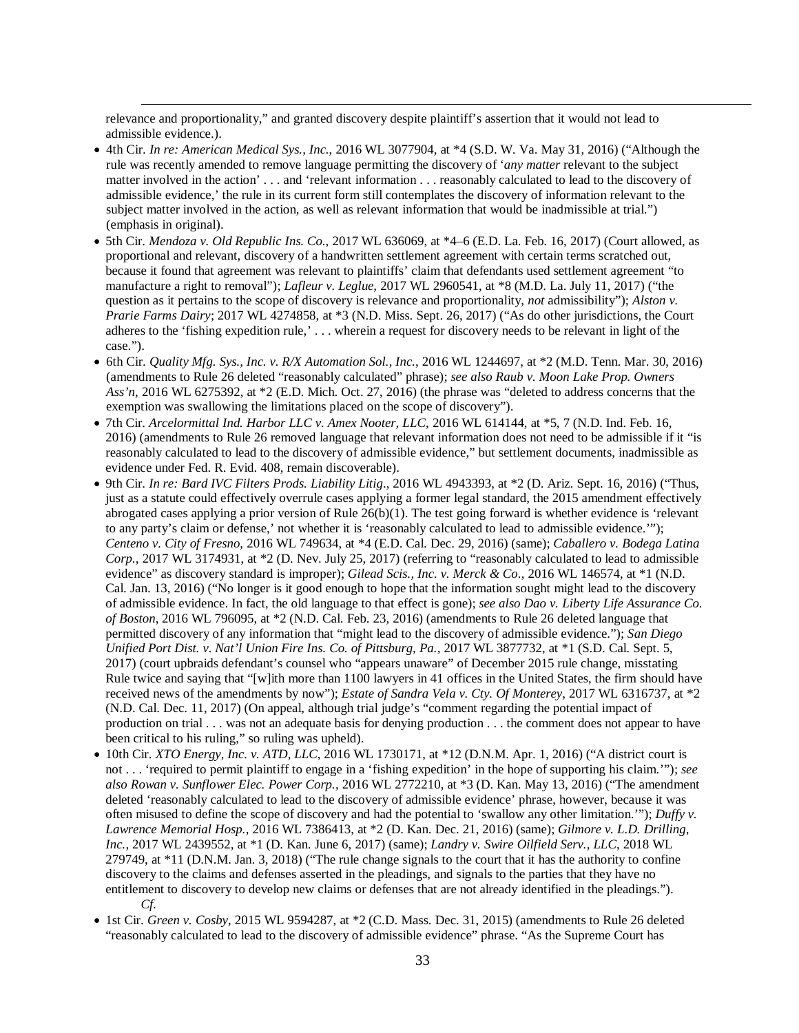relevance and proportionality," and granted discovery despite plaintiff's assertion that it would not lead to admissible evidence.).

- 4th Cir. *In re: American Medical Sys., Inc.*, 2016 WL 3077904, at *4 (S.D. W. Va. May 31, 2016) ("Although the rule was recently amended to remove language permitting the discovery of '*any matter* relevant to the subject matter involved in the action' . . . and 'relevant information . . . reasonably calculated to lead to the discovery of admissible evidence,' the rule in its current form still contemplates the discovery of information relevant to the subject matter involved in the action, as well as relevant information that would be inadmissible at trial.") (emphasis in original).
- 5th Cir. *Mendoza v. Old Republic Ins. Co.*, 2017 WL 636069, at *4–6 (E.D. La. Feb. 16, 2017) (Court allowed, as proportional and relevant, discovery of a handwritten settlement agreement with certain terms scratched out, because it found that agreement was relevant to plaintiffs' claim that defendants used settlement agreement "to manufacture a right to removal"); *Lafleur v. Leglue*, 2017 WL 2960541, at *8 (M.D. La. July 11, 2017) ("the question as it pertains to the scope of discovery is relevance and proportionality, *not* admissibility"); *Alston v. Prarie Farms Dairy*; 2017 WL 4274858, at *3 (N.D. Miss. Sept. 26, 2017) ("As do other jurisdictions, the Court adheres to the 'fishing expedition rule,' . . . wherein a request for discovery needs to be relevant in light of the case.").
- 6th Cir. *Quality Mfg. Sys., Inc. v. R/X Automation Sol., Inc.*, 2016 WL 1244697, at *2 (M.D. Tenn. Mar. 30, 2016) (amendments to Rule 26 deleted "reasonably calculated" phrase); *see also Raub v. Moon Lake Prop. Owners Ass'n*, 2016 WL 6275392, at *2 (E.D. Mich. Oct. 27, 2016) (the phrase was "deleted to address concerns that the exemption was swallowing the limitations placed on the scope of discovery").
- 7th Cir. *Arcelormittal Ind. Harbor LLC v. Amex Nooter, LLC*, 2016 WL 614144, at *5, 7 (N.D. Ind. Feb. 16, 2016) (amendments to Rule 26 removed language that relevant information does not need to be admissible if it "is reasonably calculated to lead to the discovery of admissible evidence," but settlement documents, inadmissible as evidence under Fed. R. Evid. 408, remain discoverable).
- 9th Cir. *In re: Bard IVC Filters Prods. Liability Litig*., 2016 WL 4943393, at *2 (D. Ariz. Sept. 16, 2016) ("Thus, just as a statute could effectively overrule cases applying a former legal standard, the 2015 amendment effectively abrogated cases applying a prior version of Rule 26(b)(1). The test going forward is whether evidence is 'relevant to any party's claim or defense,' not whether it is 'reasonably calculated to lead to admissible evidence.'"); *Centeno v. City of Fresno*, 2016 WL 749634, at *4 (E.D. Cal. Dec. 29, 2016) (same); *Caballero v. Bodega Latina Corp.*, 2017 WL 3174931, at *2 (D. Nev. July 25, 2017) (referring to "reasonably calculated to lead to admissible evidence" as discovery standard is improper); *Gilead Scis., Inc. v. Merck & Co*., 2016 WL 146574, at *1 (N.D. Cal. Jan. 13, 2016) ("No longer is it good enough to hope that the information sought might lead to the discovery of admissible evidence. In fact, the old language to that effect is gone); *see also Dao v. Liberty Life Assurance Co. of Boston*, 2016 WL 796095, at *2 (N.D. Cal. Feb. 23, 2016) (amendments to Rule 26 deleted language that permitted discovery of any information that "might lead to the discovery of admissible evidence."); *San Diego Unified Port Dist. v. Nat'l Union Fire Ins. Co. of Pittsburg, Pa.*, 2017 WL 3877732, at *1 (S.D. Cal. Sept. 5, 2017) (court upbraids defendant's counsel who "appears unaware" of December 2015 rule change, misstating Rule twice and saying that "[w]ith more than 1100 lawyers in 41 offices in the United States, the firm should have received news of the amendments by now"); *Estate of Sandra Vela v. Cty. Of Monterey*, 2017 WL 6316737, at *2 (N.D. Cal. Dec. 11, 2017) (On appeal, although trial judge's "comment regarding the potential impact of production on trial . . . was not an adequate basis for denying production . . . the comment does not appear to have been critical to his ruling," so ruling was upheld).
- 10th Cir. *XTO Energy, Inc. v. ATD, LLC*, 2016 WL 1730171, at *12 (D.N.M. Apr. 1, 2016) ("A district court is not . . . 'required to permit plaintiff to engage in a 'fishing expedition' in the hope of supporting his claim.'"); *see also Rowan v. Sunflower Elec. Power Corp.*, 2016 WL 2772210, at *3 (D. Kan. May 13, 2016) ("The amendment deleted 'reasonably calculated to lead to the discovery of admissible evidence' phrase, however, because it was often misused to define the scope of discovery and had the potential to 'swallow any other limitation.'"); *Duffy v. Lawrence Memorial Hosp.*, 2016 WL 7386413, at *2 (D. Kan. Dec. 21, 2016) (same); *Gilmore v. L.D. Drilling, Inc.*, 2017 WL 2439552, at *1 (D. Kan. June 6, 2017) (same); *Landry v. Swire Oilfield Serv., LLC*, 2018 WL 279749, at *11 (D.N.M. Jan. 3, 2018) ("The rule change signals to the court that it has the authority to confine discovery to the claims and defenses asserted in the pleadings, and signals to the parties that they have no entitlement to discovery to develop new claims or defenses that are not already identified in the pleadings.").

*Cf.*

- 1st Cir. *Green v. Cosby*, 2015 WL 9594287, at *2 (C.D. Mass. Dec. 31, 2015) (amendments to Rule 26 deleted "reasonably calculated to lead to the discovery of admissible evidence" phrase. "As the Supreme Court has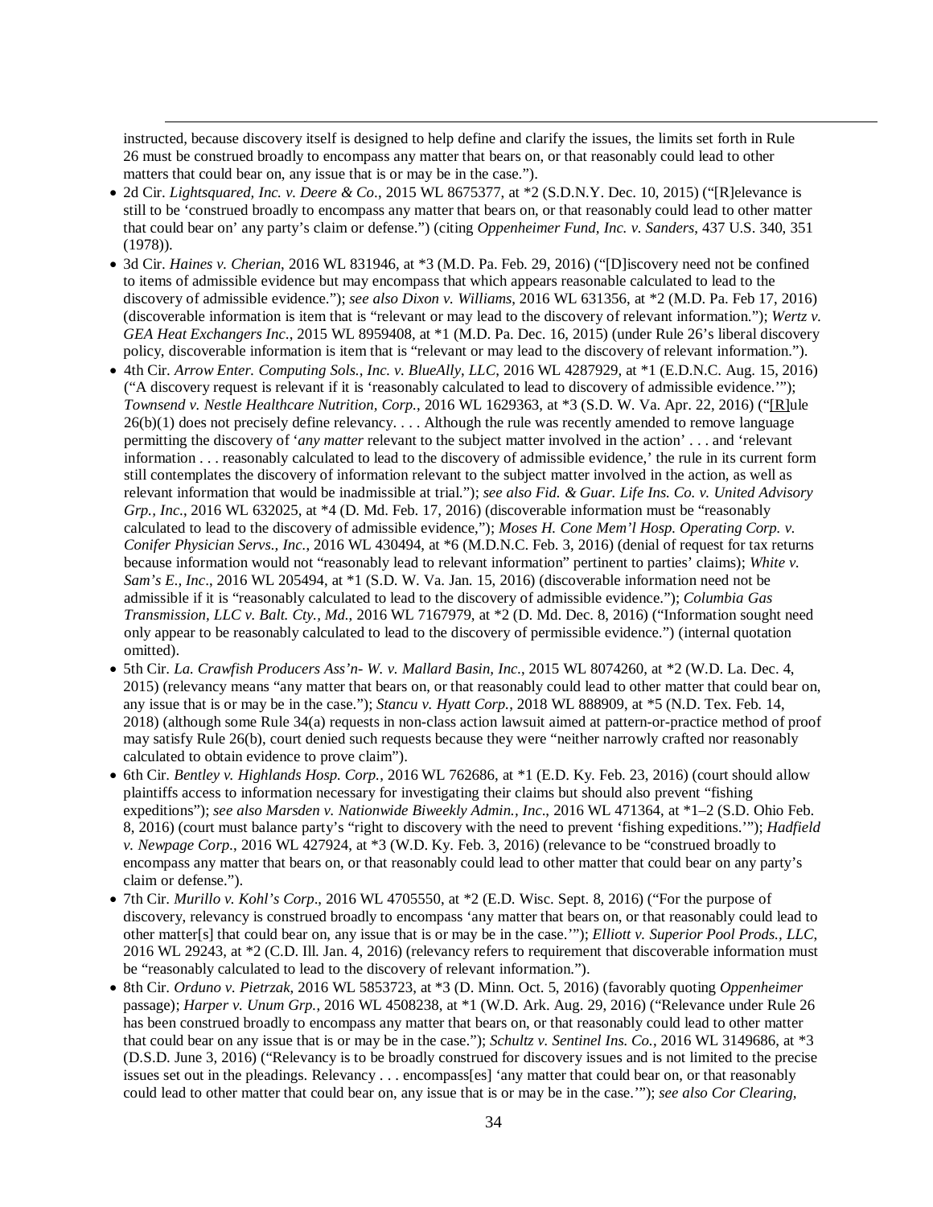instructed, because discovery itself is designed to help define and clarify the issues, the limits set forth in Rule 26 must be construed broadly to encompass any matter that bears on, or that reasonably could lead to other matters that could bear on, any issue that is or may be in the case.").

- 2d Cir. *Lightsquared, Inc. v. Deere & Co*., 2015 WL 8675377, at *2 (S.D.N.Y. Dec. 10, 2015) ("[R]elevance is still to be 'construed broadly to encompass any matter that bears on, or that reasonably could lead to other matter that could bear on' any party's claim or defense.") (citing *Oppenheimer Fund, Inc. v. Sanders*, 437 U.S. 340, 351 (1978)).
- 3d Cir. *Haines v. Cherian*, 2016 WL 831946, at *3 (M.D. Pa. Feb. 29, 2016) ("[D]iscovery need not be confined to items of admissible evidence but may encompass that which appears reasonable calculated to lead to the discovery of admissible evidence."); *see also Dixon v. Williams*, 2016 WL 631356, at *2 (M.D. Pa. Feb 17, 2016) (discoverable information is item that is "relevant or may lead to the discovery of relevant information."); *Wertz v. GEA Heat Exchangers Inc*., 2015 WL 8959408, at *1 (M.D. Pa. Dec. 16, 2015) (under Rule 26's liberal discovery policy, discoverable information is item that is "relevant or may lead to the discovery of relevant information.").
- 4th Cir. *Arrow Enter. Computing Sols., Inc. v. BlueAlly, LLC*, 2016 WL 4287929, at *1 (E.D.N.C. Aug. 15, 2016) ("A discovery request is relevant if it is 'reasonably calculated to lead to discovery of admissible evidence.'"); *Townsend v. Nestle Healthcare Nutrition, Corp.*, 2016 WL 1629363, at *3 (S.D. W. Va. Apr. 22, 2016) ("[R]ule 26(b)(1) does not precisely define relevancy. . . . Although the rule was recently amended to remove language permitting the discovery of '*any matter* relevant to the subject matter involved in the action' . . . and 'relevant information . . . reasonably calculated to lead to the discovery of admissible evidence,' the rule in its current form still contemplates the discovery of information relevant to the subject matter involved in the action, as well as relevant information that would be inadmissible at trial."); *see also Fid. & Guar. Life Ins. Co. v. United Advisory Grp., Inc.*, 2016 WL 632025, at *4 (D. Md. Feb. 17, 2016) (discoverable information must be "reasonably calculated to lead to the discovery of admissible evidence,"); *Moses H. Cone Mem'l Hosp. Operating Corp. v. Conifer Physician Servs., Inc.*, 2016 WL 430494, at *6 (M.D.N.C. Feb. 3, 2016) (denial of request for tax returns because information would not "reasonably lead to relevant information" pertinent to parties' claims); *White v. Sam's E., Inc*., 2016 WL 205494, at *1 (S.D. W. Va. Jan. 15, 2016) (discoverable information need not be admissible if it is "reasonably calculated to lead to the discovery of admissible evidence."); *Columbia Gas Transmission, LLC v. Balt. Cty., Md.*, 2016 WL 7167979, at *2 (D. Md. Dec. 8, 2016) ("Information sought need only appear to be reasonably calculated to lead to the discovery of permissible evidence.") (internal quotation omitted).
- 5th Cir. *La. Crawfish Producers Ass'n- W. v. Mallard Basin, Inc.*, 2015 WL 8074260, at *2 (W.D. La. Dec. 4, 2015) (relevancy means "any matter that bears on, or that reasonably could lead to other matter that could bear on, any issue that is or may be in the case."); *Stancu v. Hyatt Corp.*, 2018 WL 888909, at *5 (N.D. Tex. Feb. 14, 2018) (although some Rule 34(a) requests in non-class action lawsuit aimed at pattern-or-practice method of proof may satisfy Rule 26(b), court denied such requests because they were "neither narrowly crafted nor reasonably calculated to obtain evidence to prove claim").
- 6th Cir. *Bentley v. Highlands Hosp. Corp.*, 2016 WL 762686, at *1 (E.D. Ky. Feb. 23, 2016) (court should allow plaintiffs access to information necessary for investigating their claims but should also prevent "fishing expeditions"); *see also Marsden v. Nationwide Biweekly Admin., Inc*., 2016 WL 471364, at *1–2 (S.D. Ohio Feb. 8, 2016) (court must balance party's "right to discovery with the need to prevent 'fishing expeditions.'"); *Hadfield v. Newpage Corp*., 2016 WL 427924, at *3 (W.D. Ky. Feb. 3, 2016) (relevance to be "construed broadly to encompass any matter that bears on, or that reasonably could lead to other matter that could bear on any party's claim or defense.").
- 7th Cir. *Murillo v. Kohl's Corp*., 2016 WL 4705550, at *2 (E.D. Wisc. Sept. 8, 2016) ("For the purpose of discovery, relevancy is construed broadly to encompass 'any matter that bears on, or that reasonably could lead to other matter[s] that could bear on, any issue that is or may be in the case.'"); *Elliott v. Superior Pool Prods., LLC*, 2016 WL 29243, at *2 (C.D. Ill. Jan. 4, 2016) (relevancy refers to requirement that discoverable information must be "reasonably calculated to lead to the discovery of relevant information.").
- 8th Cir. *Orduno v. Pietrzak*, 2016 WL 5853723, at *3 (D. Minn. Oct. 5, 2016) (favorably quoting *Oppenheimer* passage); *Harper v. Unum Grp.*, 2016 WL 4508238, at *1 (W.D. Ark. Aug. 29, 2016) ("Relevance under Rule 26 has been construed broadly to encompass any matter that bears on, or that reasonably could lead to other matter that could bear on any issue that is or may be in the case."); *Schultz v. Sentinel Ins. Co.*, 2016 WL 3149686, at *3 (D.S.D. June 3, 2016) ("Relevancy is to be broadly construed for discovery issues and is not limited to the precise issues set out in the pleadings. Relevancy . . . encompass[es] 'any matter that could bear on, or that reasonably could lead to other matter that could bear on, any issue that is or may be in the case.'"); *see also Cor Clearing,*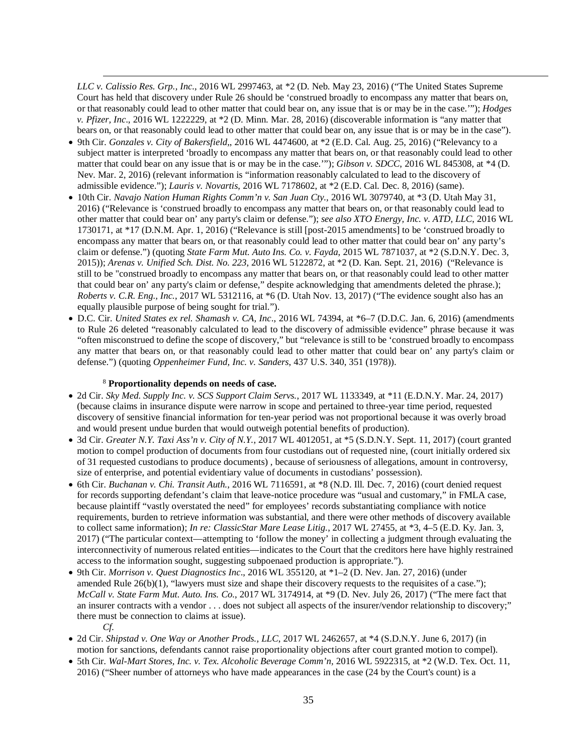*LLC v. Calissio Res. Grp., Inc.*, 2016 WL 2997463, at *2 (D. Neb. May 23, 2016) ("The United States Supreme Court has held that discovery under Rule 26 should be 'construed broadly to encompass any matter that bears on, or that reasonably could lead to other matter that could bear on, any issue that is or may be in the case.'"); *Hodges v. Pfizer, Inc*., 2016 WL 1222229, at *2 (D. Minn. Mar. 28, 2016) (discoverable information is "any matter that bears on, or that reasonably could lead to other matter that could bear on, any issue that is or may be in the case").

- 9th Cir. *Gonzales v. City of Bakersfield*,, 2016 WL 4474600, at *2 (E.D. Cal. Aug. 25, 2016) ("Relevancy to a subject matter is interpreted 'broadly to encompass any matter that bears on, or that reasonably could lead to other matter that could bear on any issue that is or may be in the case.'"); *Gibson v. SDCC*, 2016 WL 845308, at *4 (D. Nev. Mar. 2, 2016) (relevant information is "information reasonably calculated to lead to the discovery of admissible evidence."); *Lauris v. Novartis*, 2016 WL 7178602, at *2 (E.D. Cal. Dec. 8, 2016) (same).
- 10th Cir. *Navajo Nation Human Rights Comm'n v. San Juan Cty.,* 2016 WL 3079740, at *3 (D. Utah May 31, 2016) ("Relevance is 'construed broadly to encompass any matter that bears on, or that reasonably could lead to other matter that could bear on' any party's claim or defense."); *see also XTO Energy, Inc. v. ATD, LLC*, 2016 WL 1730171, at *17 (D.N.M. Apr. 1, 2016) ("Relevance is still [post-2015 amendments] to be 'construed broadly to encompass any matter that bears on, or that reasonably could lead to other matter that could bear on' any party's claim or defense.") (quoting *State Farm Mut. Auto Ins. Co. v. Fayda*, 2015 WL 7871037, at *2 (S.D.N.Y. Dec. 3, 2015)); *Arenas v. Unified Sch. Dist. No. 223*, 2016 WL 5122872, at *2 (D. Kan. Sept. 21, 2016) ("Relevance is still to be "construed broadly to encompass any matter that bears on, or that reasonably could lead to other matter that could bear on' any party's claim or defense," despite acknowledging that amendments deleted the phrase.); *Roberts v. C.R. Eng., Inc.*, 2017 WL 5312116, at *6 (D. Utah Nov. 13, 2017) ("The evidence sought also has an equally plausible purpose of being sought for trial.").
- D.C. Cir. *United States ex rel. Shamash v. CA, Inc*., 2016 WL 74394, at *6–7 (D.D.C. Jan. 6, 2016) (amendments to Rule 26 deleted "reasonably calculated to lead to the discovery of admissible evidence" phrase because it was "often misconstrued to define the scope of discovery," but "relevance is still to be 'construed broadly to encompass any matter that bears on, or that reasonably could lead to other matter that could bear on' any party's claim or defense.") (quoting *Oppenheimer Fund, Inc. v. Sanders*, 437 U.S. 340, 351 (1978)).

[8] **Proportionality depends on needs of case.**

- 2d Cir. *Sky Med. Supply Inc. v. SCS Support Claim Servs.*, 2017 WL 1133349, at *11 (E.D.N.Y. Mar. 24, 2017) (because claims in insurance dispute were narrow in scope and pertained to three-year time period, requested discovery of sensitive financial information for ten-year period was not proportional because it was overly broad and would present undue burden that would outweigh potential benefits of production).
- 3d Cir. *Greater N.Y. Taxi Ass'n v. City of N.Y.*, 2017 WL 4012051, at *5 (S.D.N.Y. Sept. 11, 2017) (court granted motion to compel production of documents from four custodians out of requested nine, (court initially ordered six of 31 requested custodians to produce documents) , because of seriousness of allegations, amount in controversy, size of enterprise, and potential evidentiary value of documents in custodians' possession).
- 6th Cir. *Buchanan v. Chi. Transit Auth.*, 2016 WL 7116591, at *8 (N.D. Ill. Dec. 7, 2016) (court denied request for records supporting defendant's claim that leave-notice procedure was "usual and customary," in FMLA case, because plaintiff "vastly overstated the need" for employees' records substantiating compliance with notice requirements, burden to retrieve information was substantial, and there were other methods of discovery available to collect same information); *In re: ClassicStar Mare Lease Litig.*, 2017 WL 27455, at *3, 4–5 (E.D. Ky. Jan. 3, 2017) ("The particular context—attempting to 'follow the money' in collecting a judgment through evaluating the interconnectivity of numerous related entities—indicates to the Court that the creditors here have highly restrained access to the information sought, suggesting subpoenaed production is appropriate.").
- 9th Cir. *Morrison v. Quest Diagnostics Inc*., 2016 WL 355120, at *1–2 (D. Nev. Jan. 27, 2016) (under amended Rule 26(b)(1), "lawyers must size and shape their discovery requests to the requisites of a case."); *McCall v. State Farm Mut. Auto. Ins. Co.*, 2017 WL 3174914, at *9 (D. Nev. July 26, 2017) ("The mere fact that an insurer contracts with a vendor . . . does not subject all aspects of the insurer/vendor relationship to discovery;" there must be connection to claims at issue).

*Cf.*

- 2d Cir. *Shipstad v. One Way or Another Prods., LLC*, 2017 WL 2462657, at *4 (S.D.N.Y. June 6, 2017) (in motion for sanctions, defendants cannot raise proportionality objections after court granted motion to compel).
- 5th Cir. *Wal-Mart Stores, Inc. v. Tex. Alcoholic Beverage Comm'n*, 2016 WL 5922315, at *2 (W.D. Tex. Oct. 11, 2016) ("Sheer number of attorneys who have made appearances in the case (24 by the Court's count) is a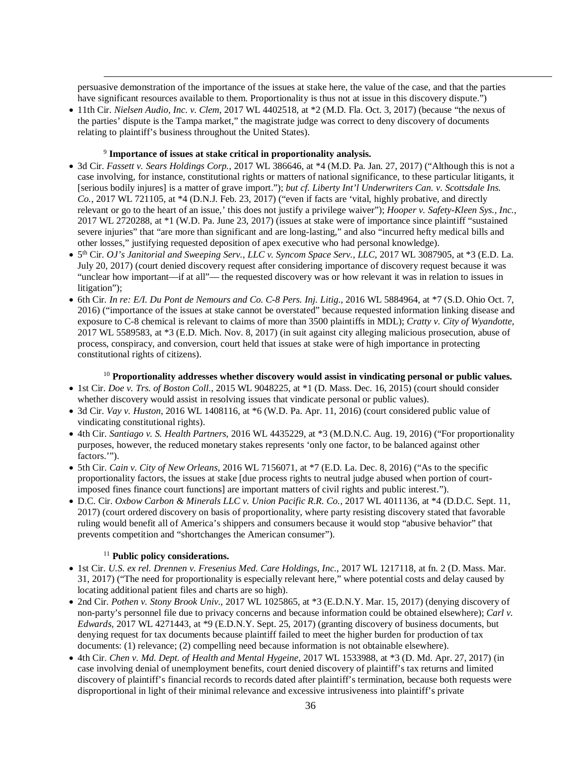persuasive demonstration of the importance of the issues at stake here, the value of the case, and that the parties have significant resources available to them. Proportionality is thus not at issue in this discovery dispute.")

- 11th Cir. *Nielsen Audio, Inc. v. Clem*, 2017 WL 4402518, at *2 (M.D. Fla. Oct. 3, 2017) (because "the nexus of the parties' dispute is the Tampa market," the magistrate judge was correct to deny discovery of documents relating to plaintiff's business throughout the United States).

[9] **Importance of issues at stake critical in proportionality analysis.**

- 3d Cir. *Fassett v. Sears Holdings Corp.*, 2017 WL 386646, at *4 (M.D. Pa. Jan. 27, 2017) ("Although this is not a case involving, for instance, constitutional rights or matters of national significance, to these particular litigants, it [serious bodily injures] is a matter of grave import."); *but cf. Liberty Int'l Underwriters Can. v. Scottsdale Ins. Co.*, 2017 WL 721105, at *4 (D.N.J. Feb. 23, 2017) ("even if facts are 'vital, highly probative, and directly relevant or go to the heart of an issue,' this does not justify a privilege waiver"); *Hooper v. Safety-Kleen Sys., Inc.*, 2017 WL 2720288, at *1 (W.D. Pa. June 23, 2017) (issues at stake were of importance since plaintiff "sustained severe injuries" that "are more than significant and are long-lasting," and also "incurred hefty medical bills and other losses," justifying requested deposition of apex executive who had personal knowledge).
- 5th Cir. *OJ's Janitorial and Sweeping Serv., LLC v. Syncom Space Serv., LLC*, 2017 WL 3087905, at *3 (E.D. La. July 20, 2017) (court denied discovery request after considering importance of discovery request because it was "unclear how important—if at all"— the requested discovery was or how relevant it was in relation to issues in litigation");
- 6th Cir. *In re: E/I. Du Pont de Nemours and Co. C-8 Pers. Inj. Litig*., 2016 WL 5884964, at *7 (S.D. Ohio Oct. 7, 2016) ("importance of the issues at stake cannot be overstated" because requested information linking disease and exposure to C-8 chemical is relevant to claims of more than 3500 plaintiffs in MDL); *Cratty v. City of Wyandotte*, 2017 WL 5589583, at *3 (E.D. Mich. Nov. 8, 2017) (in suit against city alleging malicious prosecution, abuse of process, conspiracy, and conversion, court held that issues at stake were of high importance in protecting constitutional rights of citizens).

[10] **Proportionality addresses whether discovery would assist in vindicating personal or public values.**

- 1st Cir. *Doe v. Trs. of Boston Coll*., 2015 WL 9048225, at *1 (D. Mass. Dec. 16, 2015) (court should consider whether discovery would assist in resolving issues that vindicate personal or public values).
- 3d Cir. *Vay v. Huston*, 2016 WL 1408116, at *6 (W.D. Pa. Apr. 11, 2016) (court considered public value of vindicating constitutional rights).
- 4th Cir. *Santiago v. S. Health Partners*, 2016 WL 4435229, at *3 (M.D.N.C. Aug. 19, 2016) ("For proportionality purposes, however, the reduced monetary stakes represents 'only one factor, to be balanced against other factors.'").
- 5th Cir. *Cain v. City of New Orleans*, 2016 WL 7156071, at *7 (E.D. La. Dec. 8, 2016) ("As to the specific proportionality factors, the issues at stake [due process rights to neutral judge abused when portion of court-imposed fines finance court functions] are important matters of civil rights and public interest.").
- D.C. Cir. *Oxbow Carbon & Minerals LLC v. Union Pacific R.R. Co.*, 2017 WL 4011136, at *4 (D.D.C. Sept. 11, 2017) (court ordered discovery on basis of proportionality, where party resisting discovery stated that favorable ruling would benefit all of America's shippers and consumers because it would stop "abusive behavior" that prevents competition and "shortchanges the American consumer").

[11] **Public policy considerations.**

- 1st Cir. *U.S. ex rel. Drennen v. Fresenius Med. Care Holdings, Inc.*, 2017 WL 1217118, at fn. 2 (D. Mass. Mar. 31, 2017) ("The need for proportionality is especially relevant here," where potential costs and delay caused by locating additional patient files and charts are so high).
- 2nd Cir. *Pothen v. Stony Brook Univ.*, 2017 WL 1025865, at *3 (E.D.N.Y. Mar. 15, 2017) (denying discovery of non-party's personnel file due to privacy concerns and because information could be obtained elsewhere); *Carl v. Edwards*, 2017 WL 4271443, at *9 (E.D.N.Y. Sept. 25, 2017) (granting discovery of business documents, but denying request for tax documents because plaintiff failed to meet the higher burden for production of tax documents: (1) relevance; (2) compelling need because information is not obtainable elsewhere).
- 4th Cir. *Chen v. Md. Dept. of Health and Mental Hygeine*, 2017 WL 1533988, at *3 (D. Md. Apr. 27, 2017) (in case involving denial of unemployment benefits, court denied discovery of plaintiff's tax returns and limited discovery of plaintiff's financial records to records dated after plaintiff's termination, because both requests were disproportional in light of their minimal relevance and excessive intrusiveness into plaintiff's private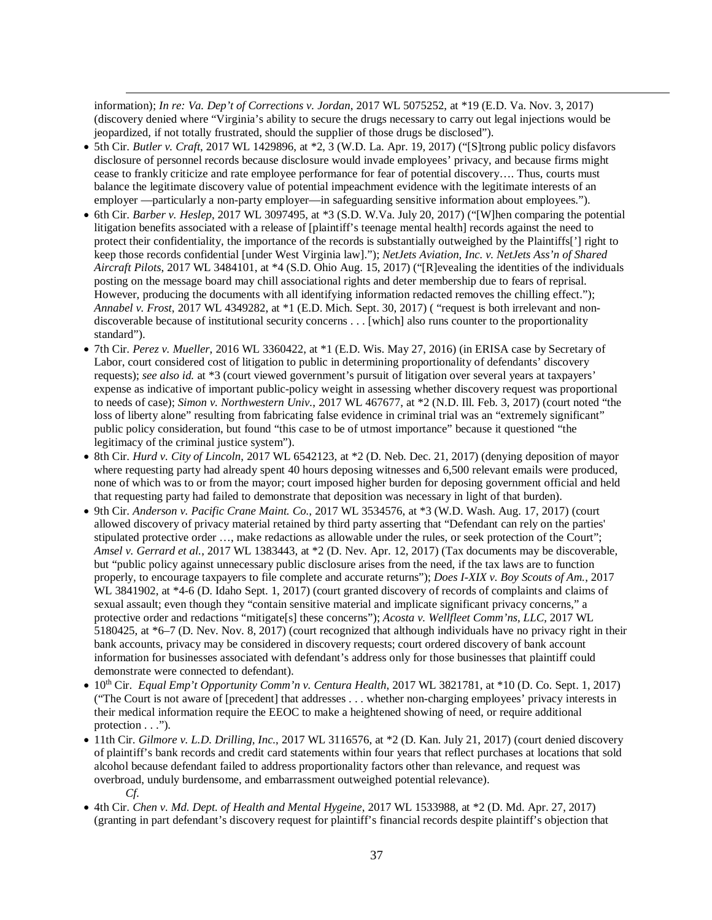information); *In re: Va. Dep't of Corrections v. Jordan*, 2017 WL 5075252, at *19 (E.D. Va. Nov. 3, 2017) (discovery denied where "Virginia's ability to secure the drugs necessary to carry out legal injections would be jeopardized, if not totally frustrated, should the supplier of those drugs be disclosed").

- 5th Cir. *Butler v. Craft*, 2017 WL 1429896, at *2, 3 (W.D. La. Apr. 19, 2017) ("[S]trong public policy disfavors disclosure of personnel records because disclosure would invade employees' privacy, and because firms might cease to frankly criticize and rate employee performance for fear of potential discovery…. Thus, courts must balance the legitimate discovery value of potential impeachment evidence with the legitimate interests of an employer —particularly a non-party employer—in safeguarding sensitive information about employees.").
- 6th Cir. *Barber v. Heslep*, 2017 WL 3097495, at *3 (S.D. W.Va. July 20, 2017) ("[W]hen comparing the potential litigation benefits associated with a release of [plaintiff's teenage mental health] records against the need to protect their confidentiality, the importance of the records is substantially outweighed by the Plaintiffs['] right to keep those records confidential [under West Virginia law]."); *NetJets Aviation, Inc. v. NetJets Ass'n of Shared Aircraft Pilots*, 2017 WL 3484101, at *4 (S.D. Ohio Aug. 15, 2017) ("[R]evealing the identities of the individuals posting on the message board may chill associational rights and deter membership due to fears of reprisal. However, producing the documents with all identifying information redacted removes the chilling effect."); *Annabel v. Frost*, 2017 WL 4349282, at *1 (E.D. Mich. Sept. 30, 2017) ( "request is both irrelevant and non-discoverable because of institutional security concerns . . . [which] also runs counter to the proportionality standard").
- 7th Cir. *Perez v. Mueller*, 2016 WL 3360422, at *1 (E.D. Wis. May 27, 2016) (in ERISA case by Secretary of Labor, court considered cost of litigation to public in determining proportionality of defendants' discovery requests); *see also id.* at *3 (court viewed government's pursuit of litigation over several years at taxpayers' expense as indicative of important public-policy weight in assessing whether discovery request was proportional to needs of case); *Simon v. Northwestern Univ.*, 2017 WL 467677, at *2 (N.D. Ill. Feb. 3, 2017) (court noted "the loss of liberty alone" resulting from fabricating false evidence in criminal trial was an "extremely significant" public policy consideration, but found "this case to be of utmost importance" because it questioned "the legitimacy of the criminal justice system").
- 8th Cir. *Hurd v. City of Lincoln*, 2017 WL 6542123, at *2 (D. Neb. Dec. 21, 2017) (denying deposition of mayor where requesting party had already spent 40 hours deposing witnesses and 6,500 relevant emails were produced, none of which was to or from the mayor; court imposed higher burden for deposing government official and held that requesting party had failed to demonstrate that deposition was necessary in light of that burden).
- 9th Cir. *Anderson v. Pacific Crane Maint. Co.*, 2017 WL 3534576, at *3 (W.D. Wash. Aug. 17, 2017) (court allowed discovery of privacy material retained by third party asserting that "Defendant can rely on the parties' stipulated protective order …, make redactions as allowable under the rules, or seek protection of the Court"; *Amsel v. Gerrard et al.*, 2017 WL 1383443, at *2 (D. Nev. Apr. 12, 2017) (Tax documents may be discoverable, but "public policy against unnecessary public disclosure arises from the need, if the tax laws are to function properly, to encourage taxpayers to file complete and accurate returns"); *Does I-XIX v. Boy Scouts of Am.*, 2017 WL 3841902, at *4-6 (D. Idaho Sept. 1, 2017) (court granted discovery of records of complaints and claims of sexual assault; even though they "contain sensitive material and implicate significant privacy concerns," a protective order and redactions "mitigate[s] these concerns"); *Acosta v. Wellfleet Comm'ns, LLC*, 2017 WL 5180425, at *6–7 (D. Nev. Nov. 8, 2017) (court recognized that although individuals have no privacy right in their bank accounts, privacy may be considered in discovery requests; court ordered discovery of bank account information for businesses associated with defendant's address only for those businesses that plaintiff could demonstrate were connected to defendant).
- 10th Cir. *Equal Emp't Opportunity Comm'n v. Centura Health*, 2017 WL 3821781, at *10 (D. Co. Sept. 1, 2017) ("The Court is not aware of [precedent] that addresses . . . whether non-charging employees' privacy interests in their medical information require the EEOC to make a heightened showing of need, or require additional protection . . .").
- 11th Cir. *Gilmore v. L.D. Drilling, Inc.*, 2017 WL 3116576, at *2 (D. Kan. July 21, 2017) (court denied discovery of plaintiff's bank records and credit card statements within four years that reflect purchases at locations that sold alcohol because defendant failed to address proportionality factors other than relevance, and request was overbroad, unduly burdensome, and embarrassment outweighed potential relevance).

*Cf.*

- 4th Cir. *Chen v. Md. Dept. of Health and Mental Hygeine*, 2017 WL 1533988, at *2 (D. Md. Apr. 27, 2017) (granting in part defendant's discovery request for plaintiff's financial records despite plaintiff's objection that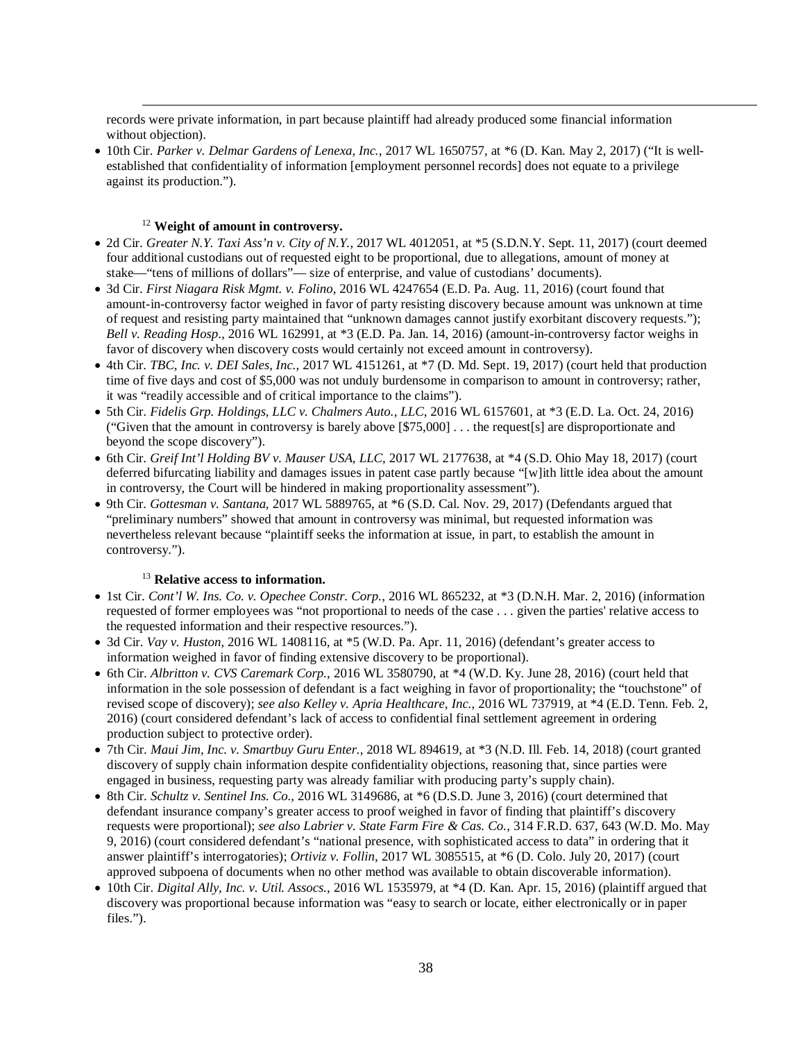records were private information, in part because plaintiff had already produced some financial information without objection).

- 10th Cir. *Parker v. Delmar Gardens of Lenexa, Inc.*, 2017 WL 1650757, at *6 (D. Kan. May 2, 2017) ("It is well-established that confidentiality of information [employment personnel records] does not equate to a privilege against its production.").

[12] **Weight of amount in controversy.**

- 2d Cir. *Greater N.Y. Taxi Ass'n v. City of N.Y.*, 2017 WL 4012051, at *5 (S.D.N.Y. Sept. 11, 2017) (court deemed four additional custodians out of requested eight to be proportional, due to allegations, amount of money at stake—"tens of millions of dollars"— size of enterprise, and value of custodians' documents).
- 3d Cir. *First Niagara Risk Mgmt. v. Folino*, 2016 WL 4247654 (E.D. Pa. Aug. 11, 2016) (court found that amount-in-controversy factor weighed in favor of party resisting discovery because amount was unknown at time of request and resisting party maintained that "unknown damages cannot justify exorbitant discovery requests."); *Bell v. Reading Hosp.*, 2016 WL 162991, at *3 (E.D. Pa. Jan. 14, 2016) (amount-in-controversy factor weighs in favor of discovery when discovery costs would certainly not exceed amount in controversy).
- 4th Cir. *TBC, Inc. v. DEI Sales, Inc.*, 2017 WL 4151261, at *7 (D. Md. Sept. 19, 2017) (court held that production time of five days and cost of $5,000 was not unduly burdensome in comparison to amount in controversy; rather, it was "readily accessible and of critical importance to the claims").
- 5th Cir. *Fidelis Grp. Holdings, LLC v. Chalmers Auto., LLC*, 2016 WL 6157601, at *3 (E.D. La. Oct. 24, 2016) ("Given that the amount in controversy is barely above [$75,000] . . . the request[s] are disproportionate and beyond the scope discovery").
- 6th Cir. *Greif Int'l Holding BV v. Mauser USA, LLC*, 2017 WL 2177638, at *4 (S.D. Ohio May 18, 2017) (court deferred bifurcating liability and damages issues in patent case partly because "[w]ith little idea about the amount in controversy, the Court will be hindered in making proportionality assessment").
- 9th Cir. *Gottesman v. Santana*, 2017 WL 5889765, at *6 (S.D. Cal. Nov. 29, 2017) (Defendants argued that "preliminary numbers" showed that amount in controversy was minimal, but requested information was nevertheless relevant because "plaintiff seeks the information at issue, in part, to establish the amount in controversy.").

[13] **Relative access to information.**

- 1st Cir. *Cont'l W. Ins. Co. v. Opechee Constr. Corp.*, 2016 WL 865232, at *3 (D.N.H. Mar. 2, 2016) (information requested of former employees was "not proportional to needs of the case . . . given the parties' relative access to the requested information and their respective resources.").
- 3d Cir. *Vay v. Huston*, 2016 WL 1408116, at *5 (W.D. Pa. Apr. 11, 2016) (defendant's greater access to information weighed in favor of finding extensive discovery to be proportional).
- 6th Cir. *Albritton v. CVS Caremark Corp.*, 2016 WL 3580790, at *4 (W.D. Ky. June 28, 2016) (court held that information in the sole possession of defendant is a fact weighing in favor of proportionality; the "touchstone" of revised scope of discovery); *see also Kelley v. Apria Healthcare, Inc.*, 2016 WL 737919, at *4 (E.D. Tenn. Feb. 2, 2016) (court considered defendant's lack of access to confidential final settlement agreement in ordering production subject to protective order).
- 7th Cir. *Maui Jim, Inc. v. Smartbuy Guru Enter.*, 2018 WL 894619, at *3 (N.D. Ill. Feb. 14, 2018) (court granted discovery of supply chain information despite confidentiality objections, reasoning that, since parties were engaged in business, requesting party was already familiar with producing party's supply chain).
- 8th Cir. *Schultz v. Sentinel Ins. Co.*, 2016 WL 3149686, at *6 (D.S.D. June 3, 2016) (court determined that defendant insurance company's greater access to proof weighed in favor of finding that plaintiff's discovery requests were proportional); *see also Labrier v. State Farm Fire & Cas. Co.*, 314 F.R.D. 637, 643 (W.D. Mo. May 9, 2016) (court considered defendant's "national presence, with sophisticated access to data" in ordering that it answer plaintiff's interrogatories); *Ortiviz v. Follin*, 2017 WL 3085515, at *6 (D. Colo. July 20, 2017) (court approved subpoena of documents when no other method was available to obtain discoverable information).
- 10th Cir. *Digital Ally, Inc. v. Util. Assocs.*, 2016 WL 1535979, at *4 (D. Kan. Apr. 15, 2016) (plaintiff argued that discovery was proportional because information was "easy to search or locate, either electronically or in paper files.").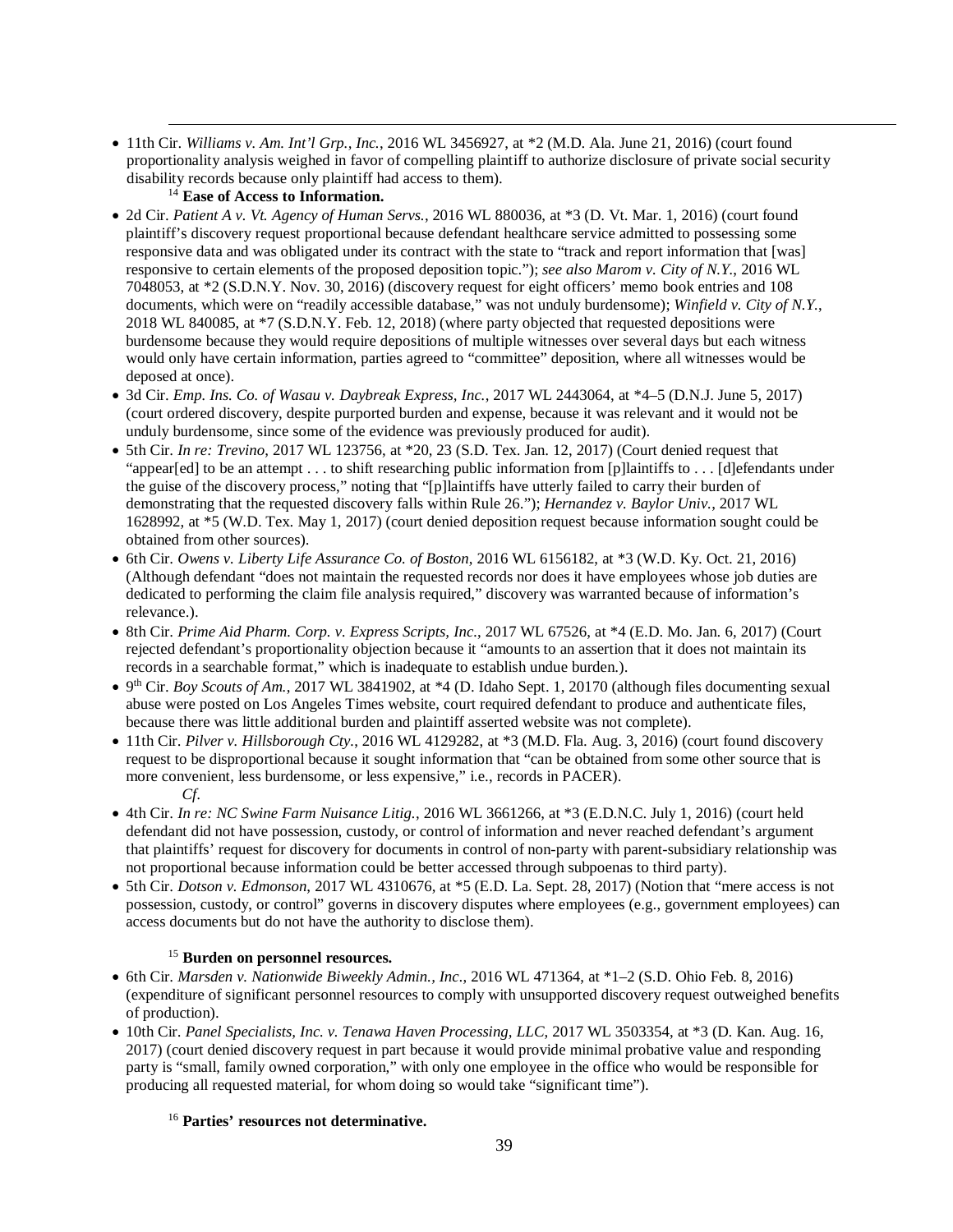- 11th Cir. *Williams v. Am. Int'l Grp., Inc.*, 2016 WL 3456927, at *2 (M.D. Ala. June 21, 2016) (court found proportionality analysis weighed in favor of compelling plaintiff to authorize disclosure of private social security disability records because only plaintiff had access to them).

[14] **Ease of Access to Information.**

- 2d Cir. *Patient A v. Vt. Agency of Human Servs.*, 2016 WL 880036, at *3 (D. Vt. Mar. 1, 2016) (court found plaintiff's discovery request proportional because defendant healthcare service admitted to possessing some responsive data and was obligated under its contract with the state to "track and report information that [was] responsive to certain elements of the proposed deposition topic."); *see also Marom v. City of N.Y.*, 2016 WL 7048053, at *2 (S.D.N.Y. Nov. 30, 2016) (discovery request for eight officers' memo book entries and 108 documents, which were on "readily accessible database," was not unduly burdensome); *Winfield v. City of N.Y.*, 2018 WL 840085, at *7 (S.D.N.Y. Feb. 12, 2018) (where party objected that requested depositions were burdensome because they would require depositions of multiple witnesses over several days but each witness would only have certain information, parties agreed to "committee" deposition, where all witnesses would be deposed at once).
- 3d Cir. *Emp. Ins. Co. of Wasau v. Daybreak Express, Inc.*, 2017 WL 2443064, at *4–5 (D.N.J. June 5, 2017) (court ordered discovery, despite purported burden and expense, because it was relevant and it would not be unduly burdensome, since some of the evidence was previously produced for audit).
- 5th Cir. *In re: Trevino*, 2017 WL 123756, at *20, 23 (S.D. Tex. Jan. 12, 2017) (Court denied request that "appear[ed] to be an attempt . . . to shift researching public information from [p]laintiffs to . . . [d]efendants under the guise of the discovery process," noting that "[p]laintiffs have utterly failed to carry their burden of demonstrating that the requested discovery falls within Rule 26."); *Hernandez v. Baylor Univ.*, 2017 WL 1628992, at *5 (W.D. Tex. May 1, 2017) (court denied deposition request because information sought could be obtained from other sources).
- 6th Cir. *Owens v. Liberty Life Assurance Co. of Boston*, 2016 WL 6156182, at *3 (W.D. Ky. Oct. 21, 2016) (Although defendant "does not maintain the requested records nor does it have employees whose job duties are dedicated to performing the claim file analysis required," discovery was warranted because of information's relevance.).
- 8th Cir. *Prime Aid Pharm. Corp. v. Express Scripts, Inc.*, 2017 WL 67526, at *4 (E.D. Mo. Jan. 6, 2017) (Court rejected defendant's proportionality objection because it "amounts to an assertion that it does not maintain its records in a searchable format," which is inadequate to establish undue burden.).
- 9th Cir. *Boy Scouts of Am.*, 2017 WL 3841902, at *4 (D. Idaho Sept. 1, 20170 (although files documenting sexual abuse were posted on Los Angeles Times website, court required defendant to produce and authenticate files, because there was little additional burden and plaintiff asserted website was not complete).
- 11th Cir. *Pilver v. Hillsborough Cty.*, 2016 WL 4129282, at *3 (M.D. Fla. Aug. 3, 2016) (court found discovery request to be disproportional because it sought information that "can be obtained from some other source that is more convenient, less burdensome, or less expensive," i.e., records in PACER).

*Cf.*

- 4th Cir. *In re: NC Swine Farm Nuisance Litig.*, 2016 WL 3661266, at *3 (E.D.N.C. July 1, 2016) (court held defendant did not have possession, custody, or control of information and never reached defendant's argument that plaintiffs' request for discovery for documents in control of non-party with parent-subsidiary relationship was not proportional because information could be better accessed through subpoenas to third party).
- 5th Cir. *Dotson v. Edmonson*, 2017 WL 4310676, at *5 (E.D. La. Sept. 28, 2017) (Notion that "mere access is not possession, custody, or control" governs in discovery disputes where employees (e.g., government employees) can access documents but do not have the authority to disclose them).

[15] **Burden on personnel resources.**

- 6th Cir. *Marsden v. Nationwide Biweekly Admin., Inc.*, 2016 WL 471364, at *1–2 (S.D. Ohio Feb. 8, 2016) (expenditure of significant personnel resources to comply with unsupported discovery request outweighed benefits of production).
- 10th Cir. *Panel Specialists, Inc. v. Tenawa Haven Processing, LLC*, 2017 WL 3503354, at *3 (D. Kan. Aug. 16, 2017) (court denied discovery request in part because it would provide minimal probative value and responding party is "small, family owned corporation," with only one employee in the office who would be responsible for producing all requested material, for whom doing so would take "significant time").

[16] **Parties' resources not determinative.**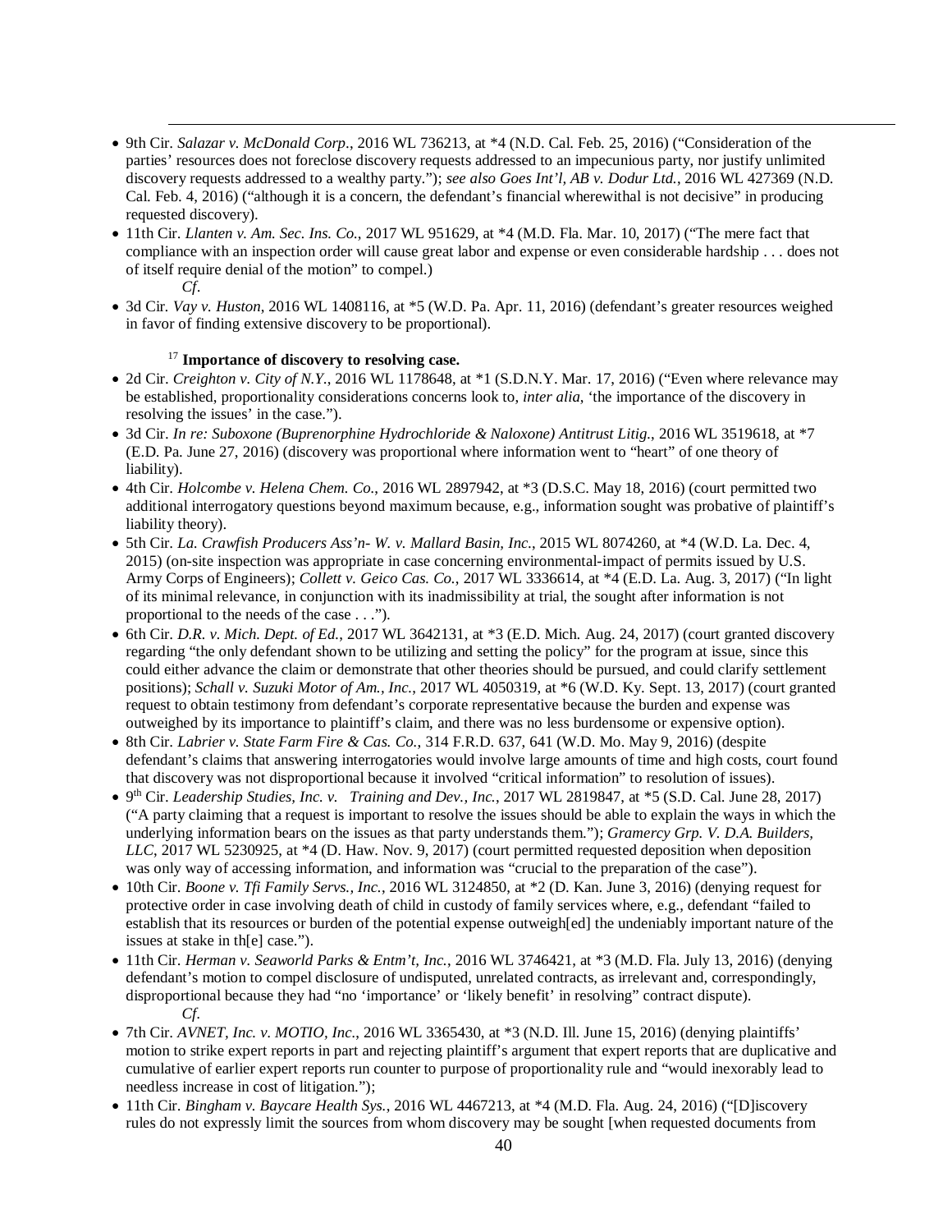- 9th Cir. *Salazar v. McDonald Corp*., 2016 WL 736213, at *4 (N.D. Cal. Feb. 25, 2016) ("Consideration of the parties' resources does not foreclose discovery requests addressed to an impecunious party, nor justify unlimited discovery requests addressed to a wealthy party."); *see also Goes Int'l, AB v. Dodur Ltd.*, 2016 WL 427369 (N.D. Cal. Feb. 4, 2016) ("although it is a concern, the defendant's financial wherewithal is not decisive" in producing requested discovery).
- 11th Cir. *Llanten v. Am. Sec. Ins. Co.*, 2017 WL 951629, at *4 (M.D. Fla. Mar. 10, 2017) ("The mere fact that compliance with an inspection order will cause great labor and expense or even considerable hardship . . . does not of itself require denial of the motion" to compel.)

*Cf*.

- 3d Cir. *Vay v. Huston*, 2016 WL 1408116, at *5 (W.D. Pa. Apr. 11, 2016) (defendant's greater resources weighed in favor of finding extensive discovery to be proportional).

[17] **Importance of discovery to resolving case.**

- 2d Cir. *Creighton v. City of N.Y.*, 2016 WL 1178648, at *1 (S.D.N.Y. Mar. 17, 2016) ("Even where relevance may be established, proportionality considerations concerns look to, *inter alia*, 'the importance of the discovery in resolving the issues' in the case.").
- 3d Cir. *In re: Suboxone (Buprenorphine Hydrochloride & Naloxone) Antitrust Litig.*, 2016 WL 3519618, at *7 (E.D. Pa. June 27, 2016) (discovery was proportional where information went to "heart" of one theory of liability).
- 4th Cir. *Holcombe v. Helena Chem. Co.*, 2016 WL 2897942, at *3 (D.S.C. May 18, 2016) (court permitted two additional interrogatory questions beyond maximum because, e.g., information sought was probative of plaintiff's liability theory).
- 5th Cir. *La. Crawfish Producers Ass'n- W. v. Mallard Basin, Inc.*, 2015 WL 8074260, at *4 (W.D. La. Dec. 4, 2015) (on-site inspection was appropriate in case concerning environmental-impact of permits issued by U.S. Army Corps of Engineers); *Collett v. Geico Cas. Co.*, 2017 WL 3336614, at *4 (E.D. La. Aug. 3, 2017) ("In light of its minimal relevance, in conjunction with its inadmissibility at trial, the sought after information is not proportional to the needs of the case . . .").
- 6th Cir. *D.R. v. Mich. Dept. of Ed.*, 2017 WL 3642131, at *3 (E.D. Mich. Aug. 24, 2017) (court granted discovery regarding "the only defendant shown to be utilizing and setting the policy" for the program at issue, since this could either advance the claim or demonstrate that other theories should be pursued, and could clarify settlement positions); *Schall v. Suzuki Motor of Am., Inc.*, 2017 WL 4050319, at *6 (W.D. Ky. Sept. 13, 2017) (court granted request to obtain testimony from defendant's corporate representative because the burden and expense was outweighed by its importance to plaintiff's claim, and there was no less burdensome or expensive option).
- 8th Cir. *Labrier v. State Farm Fire & Cas. Co.*, 314 F.R.D. 637, 641 (W.D. Mo. May 9, 2016) (despite defendant's claims that answering interrogatories would involve large amounts of time and high costs, court found that discovery was not disproportional because it involved "critical information" to resolution of issues).
- 9th Cir. *Leadership Studies, Inc. v. Training and Dev., Inc.*, 2017 WL 2819847, at *5 (S.D. Cal. June 28, 2017) ("A party claiming that a request is important to resolve the issues should be able to explain the ways in which the underlying information bears on the issues as that party understands them."); *Gramercy Grp. V. D.A. Builders, LLC*, 2017 WL 5230925, at *4 (D. Haw. Nov. 9, 2017) (court permitted requested deposition when deposition was only way of accessing information, and information was "crucial to the preparation of the case").
- 10th Cir. *Boone v. Tfi Family Servs., Inc.*, 2016 WL 3124850, at *2 (D. Kan. June 3, 2016) (denying request for protective order in case involving death of child in custody of family services where, e.g., defendant "failed to establish that its resources or burden of the potential expense outweigh[ed] the undeniably important nature of the issues at stake in th[e] case.").
- 11th Cir. *Herman v. Seaworld Parks & Entm't, Inc.*, 2016 WL 3746421, at *3 (M.D. Fla. July 13, 2016) (denying defendant's motion to compel disclosure of undisputed, unrelated contracts, as irrelevant and, correspondingly, disproportional because they had "no 'importance' or 'likely benefit' in resolving" contract dispute).

*Cf*.

- 7th Cir. *AVNET, Inc. v. MOTIO, Inc*., 2016 WL 3365430, at *3 (N.D. Ill. June 15, 2016) (denying plaintiffs' motion to strike expert reports in part and rejecting plaintiff's argument that expert reports that are duplicative and cumulative of earlier expert reports run counter to purpose of proportionality rule and "would inexorably lead to needless increase in cost of litigation.");
- 11th Cir. *Bingham v. Baycare Health Sys.*, 2016 WL 4467213, at *4 (M.D. Fla. Aug. 24, 2016) ("[D]iscovery rules do not expressly limit the sources from whom discovery may be sought [when requested documents from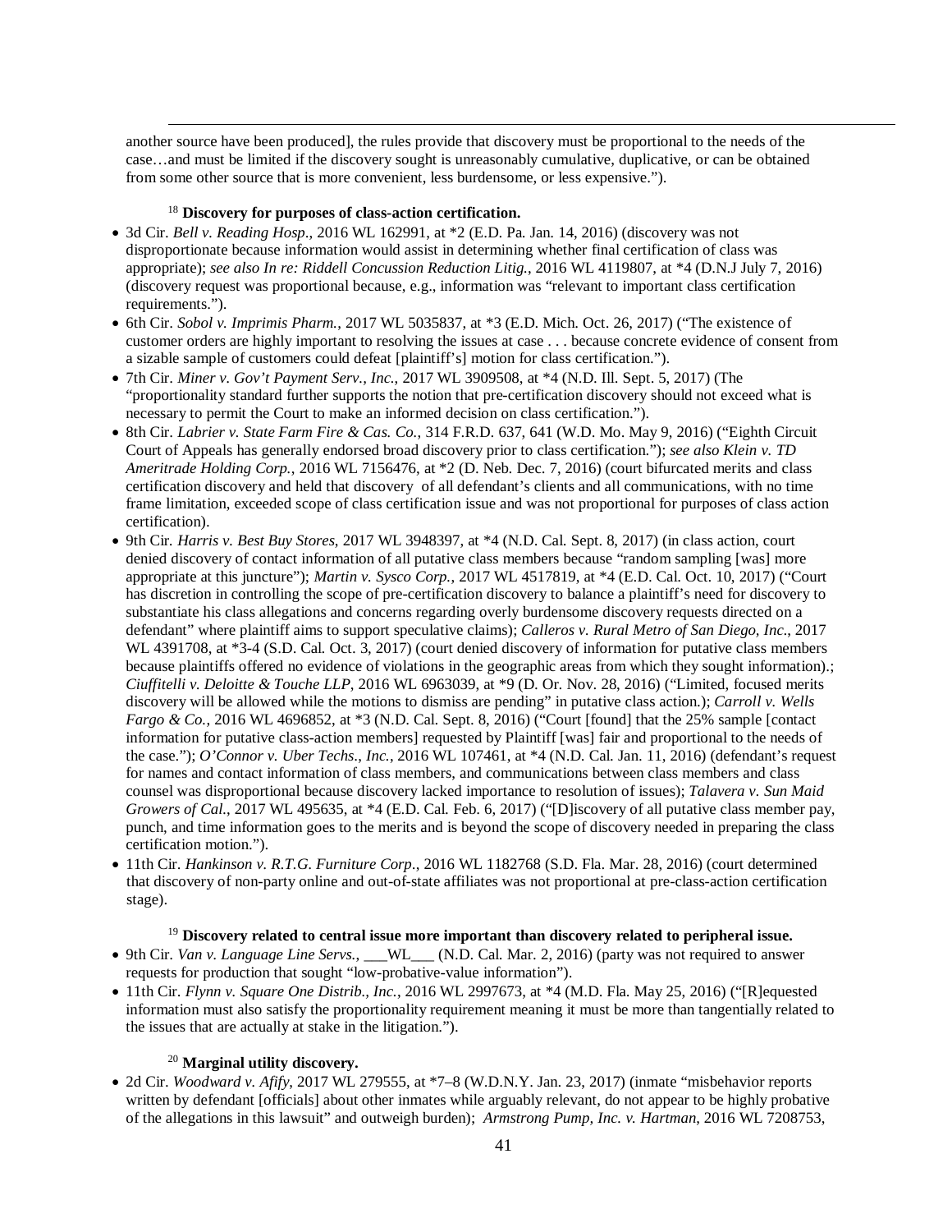another source have been produced], the rules provide that discovery must be proportional to the needs of the case…and must be limited if the discovery sought is unreasonably cumulative, duplicative, or can be obtained from some other source that is more convenient, less burdensome, or less expensive.").

[18] **Discovery for purposes of class-action certification.**

- 3d Cir. *Bell v. Reading Hosp*., 2016 WL 162991, at *2 (E.D. Pa. Jan. 14, 2016) (discovery was not disproportionate because information would assist in determining whether final certification of class was appropriate); *see also In re: Riddell Concussion Reduction Litig.*, 2016 WL 4119807, at *4 (D.N.J July 7, 2016) (discovery request was proportional because, e.g., information was "relevant to important class certification requirements.").
- 6th Cir. *Sobol v. Imprimis Pharm.*, 2017 WL 5035837, at *3 (E.D. Mich. Oct. 26, 2017) ("The existence of customer orders are highly important to resolving the issues at case . . . because concrete evidence of consent from a sizable sample of customers could defeat [plaintiff's] motion for class certification.").
- 7th Cir. *Miner v. Gov't Payment Serv., Inc.*, 2017 WL 3909508, at *4 (N.D. Ill. Sept. 5, 2017) (The "proportionality standard further supports the notion that pre-certification discovery should not exceed what is necessary to permit the Court to make an informed decision on class certification.").
- 8th Cir. *Labrier v. State Farm Fire & Cas. Co.,* 314 F.R.D. 637, 641 (W.D. Mo. May 9, 2016) ("Eighth Circuit Court of Appeals has generally endorsed broad discovery prior to class certification."); *see also Klein v. TD Ameritrade Holding Corp.*, 2016 WL 7156476, at *2 (D. Neb. Dec. 7, 2016) (court bifurcated merits and class certification discovery and held that discovery of all defendant's clients and all communications, with no time frame limitation, exceeded scope of class certification issue and was not proportional for purposes of class action certification).
- 9th Cir. *Harris v. Best Buy Stores*, 2017 WL 3948397, at *4 (N.D. Cal. Sept. 8, 2017) (in class action, court denied discovery of contact information of all putative class members because "random sampling [was] more appropriate at this juncture"); *Martin v. Sysco Corp.*, 2017 WL 4517819, at *4 (E.D. Cal. Oct. 10, 2017) ("Court has discretion in controlling the scope of pre-certification discovery to balance a plaintiff's need for discovery to substantiate his class allegations and concerns regarding overly burdensome discovery requests directed on a defendant" where plaintiff aims to support speculative claims); *Calleros v. Rural Metro of San Diego, Inc.*, 2017 WL 4391708, at *3-4 (S.D. Cal. Oct. 3, 2017) (court denied discovery of information for putative class members because plaintiffs offered no evidence of violations in the geographic areas from which they sought information).; *Ciuffitelli v. Deloitte & Touche LLP*, 2016 WL 6963039, at *9 (D. Or. Nov. 28, 2016) ("Limited, focused merits discovery will be allowed while the motions to dismiss are pending" in putative class action.); *Carroll v. Wells Fargo & Co.*, 2016 WL 4696852, at *3 (N.D. Cal. Sept. 8, 2016) ("Court [found] that the 25% sample [contact information for putative class-action members] requested by Plaintiff [was] fair and proportional to the needs of the case."); *O'Connor v. Uber Techs., Inc.*, 2016 WL 107461, at *4 (N.D. Cal. Jan. 11, 2016) (defendant's request for names and contact information of class members, and communications between class members and class counsel was disproportional because discovery lacked importance to resolution of issues); *Talavera v. Sun Maid Growers of Cal.*, 2017 WL 495635, at *4 (E.D. Cal. Feb. 6, 2017) ("[D]iscovery of all putative class member pay, punch, and time information goes to the merits and is beyond the scope of discovery needed in preparing the class certification motion.").
- 11th Cir. *Hankinson v. R.T.G. Furniture Corp*., 2016 WL 1182768 (S.D. Fla. Mar. 28, 2016) (court determined that discovery of non-party online and out-of-state affiliates was not proportional at pre-class-action certification stage).

[19] **Discovery related to central issue more important than discovery related to peripheral issue.**

- 9th Cir. *Van v. Language Line Servs.,* ___WL___ (N.D. Cal. Mar. 2, 2016) (party was not required to answer requests for production that sought "low-probative-value information").
- 11th Cir. *Flynn v. Square One Distrib., Inc.*, 2016 WL 2997673, at *4 (M.D. Fla. May 25, 2016) ("[R]equested information must also satisfy the proportionality requirement meaning it must be more than tangentially related to the issues that are actually at stake in the litigation.").

[20] **Marginal utility discovery.**

- 2d Cir. *Woodward v. Afify*, 2017 WL 279555, at *7–8 (W.D.N.Y. Jan. 23, 2017) (inmate "misbehavior reports written by defendant [officials] about other inmates while arguably relevant, do not appear to be highly probative of the allegations in this lawsuit" and outweigh burden); *Armstrong Pump, Inc. v. Hartman*, 2016 WL 7208753,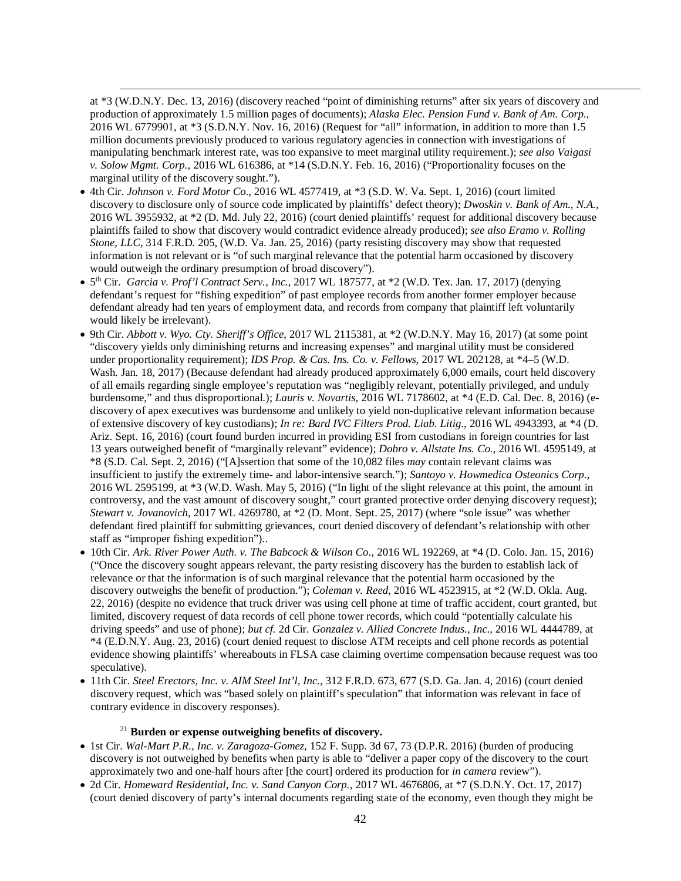at *3 (W.D.N.Y. Dec. 13, 2016) (discovery reached "point of diminishing returns" after six years of discovery and production of approximately 1.5 million pages of documents); *Alaska Elec. Pension Fund v. Bank of Am. Corp.*, 2016 WL 6779901, at *3 (S.D.N.Y. Nov. 16, 2016) (Request for "all" information, in addition to more than 1.5 million documents previously produced to various regulatory agencies in connection with investigations of manipulating benchmark interest rate, was too expansive to meet marginal utility requirement.); *see also Vaigasi v. Solow Mgmt. Corp.*, 2016 WL 616386, at *14 (S.D.N.Y. Feb. 16, 2016) ("Proportionality focuses on the marginal utility of the discovery sought.").

- 4th Cir. *Johnson v. Ford Motor Co.*, 2016 WL 4577419, at *3 (S.D. W. Va. Sept. 1, 2016) (court limited discovery to disclosure only of source code implicated by plaintiffs' defect theory); *Dwoskin v. Bank of Am., N.A.*, 2016 WL 3955932, at *2 (D. Md. July 22, 2016) (court denied plaintiffs' request for additional discovery because plaintiffs failed to show that discovery would contradict evidence already produced); *see also Eramo v. Rolling Stone, LLC*, 314 F.R.D. 205, (W.D. Va. Jan. 25, 2016) (party resisting discovery may show that requested information is not relevant or is "of such marginal relevance that the potential harm occasioned by discovery would outweigh the ordinary presumption of broad discovery").
- 5th Cir. *Garcia v. Prof'l Contract Serv., Inc.*, 2017 WL 187577, at *2 (W.D. Tex. Jan. 17, 2017) (denying defendant's request for "fishing expedition" of past employee records from another former employer because defendant already had ten years of employment data, and records from company that plaintiff left voluntarily would likely be irrelevant).
- 9th Cir. *Abbott v. Wyo. Cty. Sheriff's Office*, 2017 WL 2115381, at *2 (W.D.N.Y. May 16, 2017) (at some point "discovery yields only diminishing returns and increasing expenses" and marginal utility must be considered under proportionality requirement); *IDS Prop. & Cas. Ins. Co. v. Fellows*, 2017 WL 202128, at *4–5 (W.D. Wash. Jan. 18, 2017) (Because defendant had already produced approximately 6,000 emails, court held discovery of all emails regarding single employee's reputation was "negligibly relevant, potentially privileged, and unduly burdensome," and thus disproportional.); *Lauris v. Novartis*, 2016 WL 7178602, at *4 (E.D. Cal. Dec. 8, 2016) (e-discovery of apex executives was burdensome and unlikely to yield non-duplicative relevant information because of extensive discovery of key custodians); *In re: Bard IVC Filters Prod. Liab. Litig*., 2016 WL 4943393, at *4 (D. Ariz. Sept. 16, 2016) (court found burden incurred in providing ESI from custodians in foreign countries for last 13 years outweighed benefit of "marginally relevant" evidence); *Dobro v. Allstate Ins. Co.*, 2016 WL 4595149, at *8 (S.D. Cal. Sept. 2, 2016) ("[A]ssertion that some of the 10,082 files *may* contain relevant claims was insufficient to justify the extremely time- and labor-intensive search."); *Santoyo v. Howmedica Osteonics Corp*., 2016 WL 2595199, at *3 (W.D. Wash. May 5, 2016) ("In light of the slight relevance at this point, the amount in controversy, and the vast amount of discovery sought," court granted protective order denying discovery request); *Stewart v. Jovanovich*, 2017 WL 4269780, at *2 (D. Mont. Sept. 25, 2017) (where "sole issue" was whether defendant fired plaintiff for submitting grievances, court denied discovery of defendant's relationship with other staff as "improper fishing expedition")..
- 10th Cir. *Ark. River Power Auth. v. The Babcock & Wilson Co*., 2016 WL 192269, at *4 (D. Colo. Jan. 15, 2016) ("Once the discovery sought appears relevant, the party resisting discovery has the burden to establish lack of relevance or that the information is of such marginal relevance that the potential harm occasioned by the discovery outweighs the benefit of production."); *Coleman v. Reed*, 2016 WL 4523915, at *2 (W.D. Okla. Aug. 22, 2016) (despite no evidence that truck driver was using cell phone at time of traffic accident, court granted, but limited, discovery request of data records of cell phone tower records, which could "potentially calculate his driving speeds" and use of phone); *but cf.* 2d Cir. *Gonzalez v. Allied Concrete Indus., Inc*., 2016 WL 4444789, at *4 (E.D.N.Y. Aug. 23, 2016) (court denied request to disclose ATM receipts and cell phone records as potential evidence showing plaintiffs' whereabouts in FLSA case claiming overtime compensation because request was too speculative).
- 11th Cir. *Steel Erectors, Inc. v. AIM Steel Int'l, Inc*., 312 F.R.D. 673, 677 (S.D. Ga. Jan. 4, 2016) (court denied discovery request, which was "based solely on plaintiff's speculation" that information was relevant in face of contrary evidence in discovery responses).

[21] **Burden or expense outweighing benefits of discovery.**

- 1st Cir. *Wal-Mart P.R., Inc. v. Zaragoza-Gomez*, 152 F. Supp. 3d 67, 73 (D.P.R. 2016) (burden of producing discovery is not outweighed by benefits when party is able to "deliver a paper copy of the discovery to the court approximately two and one-half hours after [the court] ordered its production for *in camera* review").
- 2d Cir. *Homeward Residential, Inc. v. Sand Canyon Corp.*, 2017 WL 4676806, at *7 (S.D.N.Y. Oct. 17, 2017) (court denied discovery of party's internal documents regarding state of the economy, even though they might be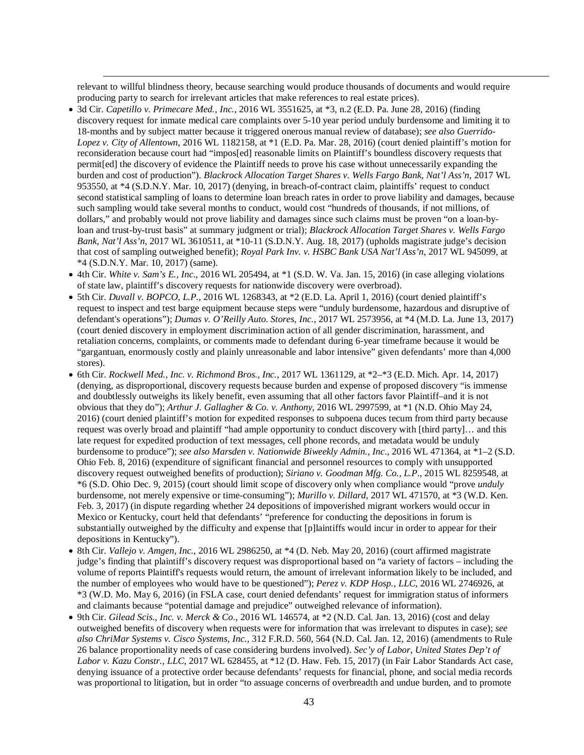relevant to willful blindness theory, because searching would produce thousands of documents and would require producing party to search for irrelevant articles that make references to real estate prices).

- 3d Cir. *Capetillo v. Primecare Med., Inc.*, 2016 WL 3551625, at *3, n.2 (E.D. Pa. June 28, 2016) (finding discovery request for inmate medical care complaints over 5-10 year period unduly burdensome and limiting it to 18-months and by subject matter because it triggered onerous manual review of database); *see also Guerrido-Lopez v. City of Allentown*, 2016 WL 1182158, at *1 (E.D. Pa. Mar. 28, 2016) (court denied plaintiff's motion for reconsideration because court had "impos[ed] reasonable limits on Plaintiff's boundless discovery requests that permit[ed] the discovery of evidence the Plaintiff needs to prove his case without unnecessarily expanding the burden and cost of production"). *Blackrock Allocation Target Shares v. Wells Fargo Bank, Nat'l Ass'n*, 2017 WL 953550, at *4 (S.D.N.Y. Mar. 10, 2017) (denying, in breach-of-contract claim, plaintiffs' request to conduct second statistical sampling of loans to determine loan breach rates in order to prove liability and damages, because such sampling would take several months to conduct, would cost "hundreds of thousands, if not millions, of dollars," and probably would not prove liability and damages since such claims must be proven "on a loan-by-loan and trust-by-trust basis" at summary judgment or trial); *Blackrock Allocation Target Shares v. Wells Fargo Bank, Nat'l Ass'n*, 2017 WL 3610511, at *10-11 (S.D.N.Y. Aug. 18, 2017) (upholds magistrate judge's decision that cost of sampling outweighed benefit); *Royal Park Inv. v. HSBC Bank USA Nat'l Ass'n*, 2017 WL 945099, at *4 (S.D.N.Y. Mar. 10, 2017) (same).
- 4th Cir. *White v. Sam's E., Inc*., 2016 WL 205494, at *1 (S.D. W. Va. Jan. 15, 2016) (in case alleging violations of state law, plaintiff's discovery requests for nationwide discovery were overbroad).
- 5th Cir. *Duvall v. BOPCO, L.P.*, 2016 WL 1268343, at *2 (E.D. La. April 1, 2016) (court denied plaintiff's request to inspect and test barge equipment because steps were "unduly burdensome, hazardous and disruptive of defendant's operations"); *Dumas v. O'Reilly Auto. Stores, Inc.*, 2017 WL 2573956, at *4 (M.D. La. June 13, 2017) (court denied discovery in employment discrimination action of all gender discrimination, harassment, and retaliation concerns, complaints, or comments made to defendant during 6-year timeframe because it would be "gargantuan, enormously costly and plainly unreasonable and labor intensive" given defendants' more than 4,000 stores).
- 6th Cir. *Rockwell Med., Inc. v. Richmond Bros., Inc.*, 2017 WL 1361129, at *2–*3 (E.D. Mich. Apr. 14, 2017) (denying, as disproportional, discovery requests because burden and expense of proposed discovery "is immense and doubtlessly outweighs its likely benefit, even assuming that all other factors favor Plaintiff–and it is not obvious that they do"); *Arthur J. Gallagher & Co. v. Anthony*, 2016 WL 2997599, at *1 (N.D. Ohio May 24, 2016) (court denied plaintiff's motion for expedited responses to subpoena duces tecum from third party because request was overly broad and plaintiff "had ample opportunity to conduct discovery with [third party]… and this late request for expedited production of text messages, cell phone records, and metadata would be unduly burdensome to produce"); *see also Marsden v. Nationwide Biweekly Admin., Inc*., 2016 WL 471364, at *1–2 (S.D. Ohio Feb. 8, 2016) (expenditure of significant financial and personnel resources to comply with unsupported discovery request outweighed benefits of production); *Siriano v. Goodman Mfg. Co., L.P*., 2015 WL 8259548, at *6 (S.D. Ohio Dec. 9, 2015) (court should limit scope of discovery only when compliance would "prove *unduly* burdensome, not merely expensive or time-consuming"); *Murillo v. Dillard*, 2017 WL 471570, at *3 (W.D. Ken. Feb. 3, 2017) (in dispute regarding whether 24 depositions of impoverished migrant workers would occur in Mexico or Kentucky, court held that defendants' "preference for conducting the depositions in forum is substantially outweighed by the difficulty and expense that [p]laintiffs would incur in order to appear for their depositions in Kentucky").
- 8th Cir. *Vallejo v. Amgen, Inc.*, 2016 WL 2986250, at *4 (D. Neb. May 20, 2016) (court affirmed magistrate judge's finding that plaintiff's discovery request was disproportional based on "a variety of factors – including the volume of reports Plaintiff's requests would return, the amount of irrelevant information likely to be included, and the number of employees who would have to be questioned"); *Perez v. KDP Hosp., LLC*, 2016 WL 2746926, at *3 (W.D. Mo. May 6, 2016) (in FSLA case, court denied defendants' request for immigration status of informers and claimants because "potential damage and prejudice" outweighed relevance of information).
- 9th Cir. *Gilead Scis., Inc. v. Merck & Co*., 2016 WL 146574, at *2 (N.D. Cal. Jan. 13, 2016) (cost and delay outweighed benefits of discovery when requests were for information that was irrelevant to disputes in case); *see also ChriMar Systems v. Cisco Systems, Inc.*, 312 F.R.D. 560, 564 (N.D. Cal. Jan. 12, 2016) (amendments to Rule 26 balance proportionality needs of case considering burdens involved). *Sec'y of Labor, United States Dep't of Labor v. Kazu Constr., LLC*, 2017 WL 628455, at *12 (D. Haw. Feb. 15, 2017) (in Fair Labor Standards Act case, denying issuance of a protective order because defendants' requests for financial, phone, and social media records was proportional to litigation, but in order "to assuage concerns of overbreadth and undue burden, and to promote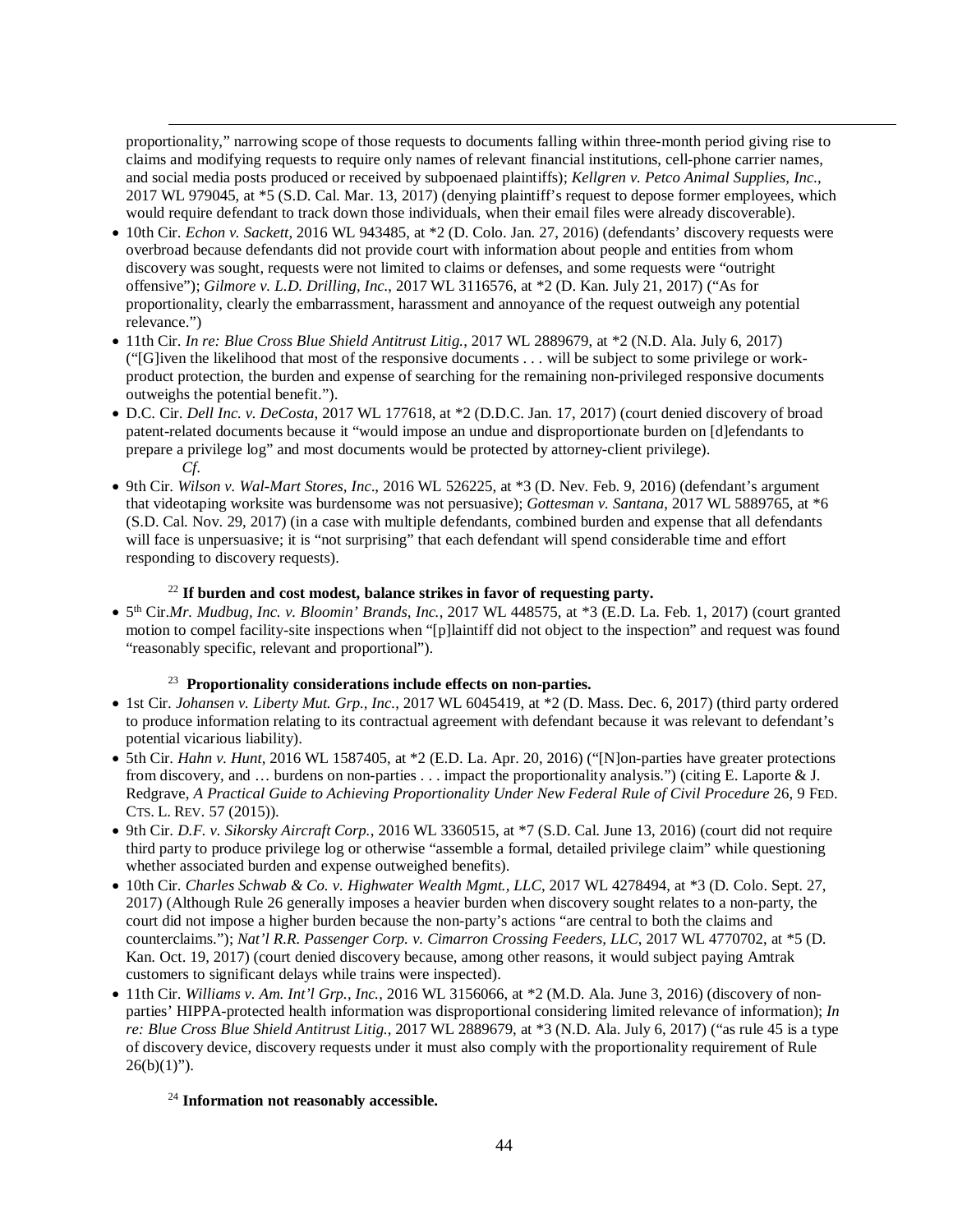proportionality," narrowing scope of those requests to documents falling within three-month period giving rise to claims and modifying requests to require only names of relevant financial institutions, cell-phone carrier names, and social media posts produced or received by subpoenaed plaintiffs); *Kellgren v. Petco Animal Supplies, Inc.*, 2017 WL 979045, at *5 (S.D. Cal. Mar. 13, 2017) (denying plaintiff's request to depose former employees, which would require defendant to track down those individuals, when their email files were already discoverable).

- 10th Cir. *Echon v. Sackett*, 2016 WL 943485, at *2 (D. Colo. Jan. 27, 2016) (defendants' discovery requests were overbroad because defendants did not provide court with information about people and entities from whom discovery was sought, requests were not limited to claims or defenses, and some requests were "outright offensive"); *Gilmore v. L.D. Drilling, Inc.*, 2017 WL 3116576, at *2 (D. Kan. July 21, 2017) ("As for proportionality, clearly the embarrassment, harassment and annoyance of the request outweigh any potential relevance.")
- 11th Cir. *In re: Blue Cross Blue Shield Antitrust Litig.*, 2017 WL 2889679, at *2 (N.D. Ala. July 6, 2017) ("[G]iven the likelihood that most of the responsive documents . . . will be subject to some privilege or work-product protection, the burden and expense of searching for the remaining non-privileged responsive documents outweighs the potential benefit.").
- D.C. Cir. *Dell Inc. v. DeCosta*, 2017 WL 177618, at *2 (D.D.C. Jan. 17, 2017) (court denied discovery of broad patent-related documents because it "would impose an undue and disproportionate burden on [d]efendants to prepare a privilege log" and most documents would be protected by attorney-client privilege).

*Cf.*

- 9th Cir. *Wilson v. Wal-Mart Stores, Inc.*, 2016 WL 526225, at *3 (D. Nev. Feb. 9, 2016) (defendant's argument that videotaping worksite was burdensome was not persuasive); *Gottesman v. Santana*, 2017 WL 5889765, at *6 (S.D. Cal. Nov. 29, 2017) (in a case with multiple defendants, combined burden and expense that all defendants will face is unpersuasive; it is "not surprising" that each defendant will spend considerable time and effort responding to discovery requests).

[22] **If burden and cost modest, balance strikes in favor of requesting party.**

- 5th Cir. *Mr. Mudbug, Inc. v. Bloomin' Brands, Inc.*, 2017 WL 448575, at *3 (E.D. La. Feb. 1, 2017) (court granted motion to compel facility-site inspections when "[p]laintiff did not object to the inspection" and request was found "reasonably specific, relevant and proportional").

[23] **Proportionality considerations include effects on non-parties.**

- 1st Cir. *Johansen v. Liberty Mut. Grp., Inc.*, 2017 WL 6045419, at *2 (D. Mass. Dec. 6, 2017) (third party ordered to produce information relating to its contractual agreement with defendant because it was relevant to defendant's potential vicarious liability).
- 5th Cir. *Hahn v. Hunt*, 2016 WL 1587405, at *2 (E.D. La. Apr. 20, 2016) ("[N]on-parties have greater protections from discovery, and … burdens on non-parties . . . impact the proportionality analysis.") (citing E. Laporte & J. Redgrave, *A Practical Guide to Achieving Proportionality Under New Federal Rule of Civil Procedure* 26, 9 FED. CTS. L. REV. 57 (2015)).
- 9th Cir. *D.F. v. Sikorsky Aircraft Corp.*, 2016 WL 3360515, at *7 (S.D. Cal. June 13, 2016) (court did not require third party to produce privilege log or otherwise "assemble a formal, detailed privilege claim" while questioning whether associated burden and expense outweighed benefits).
- 10th Cir. *Charles Schwab & Co. v. Highwater Wealth Mgmt., LLC*, 2017 WL 4278494, at *3 (D. Colo. Sept. 27, 2017) (Although Rule 26 generally imposes a heavier burden when discovery sought relates to a non-party, the court did not impose a higher burden because the non-party's actions "are central to both the claims and counterclaims."); *Nat'l R.R. Passenger Corp. v. Cimarron Crossing Feeders, LLC*, 2017 WL 4770702, at *5 (D. Kan. Oct. 19, 2017) (court denied discovery because, among other reasons, it would subject paying Amtrak customers to significant delays while trains were inspected).
- 11th Cir. *Williams v. Am. Int'l Grp., Inc.*, 2016 WL 3156066, at *2 (M.D. Ala. June 3, 2016) (discovery of non-parties' HIPPA-protected health information was disproportional considering limited relevance of information); *In re: Blue Cross Blue Shield Antitrust Litig.*, 2017 WL 2889679, at *3 (N.D. Ala. July 6, 2017) ("as rule 45 is a type of discovery device, discovery requests under it must also comply with the proportionality requirement of Rule 26(b)(1)").

[24] **Information not reasonably accessible.**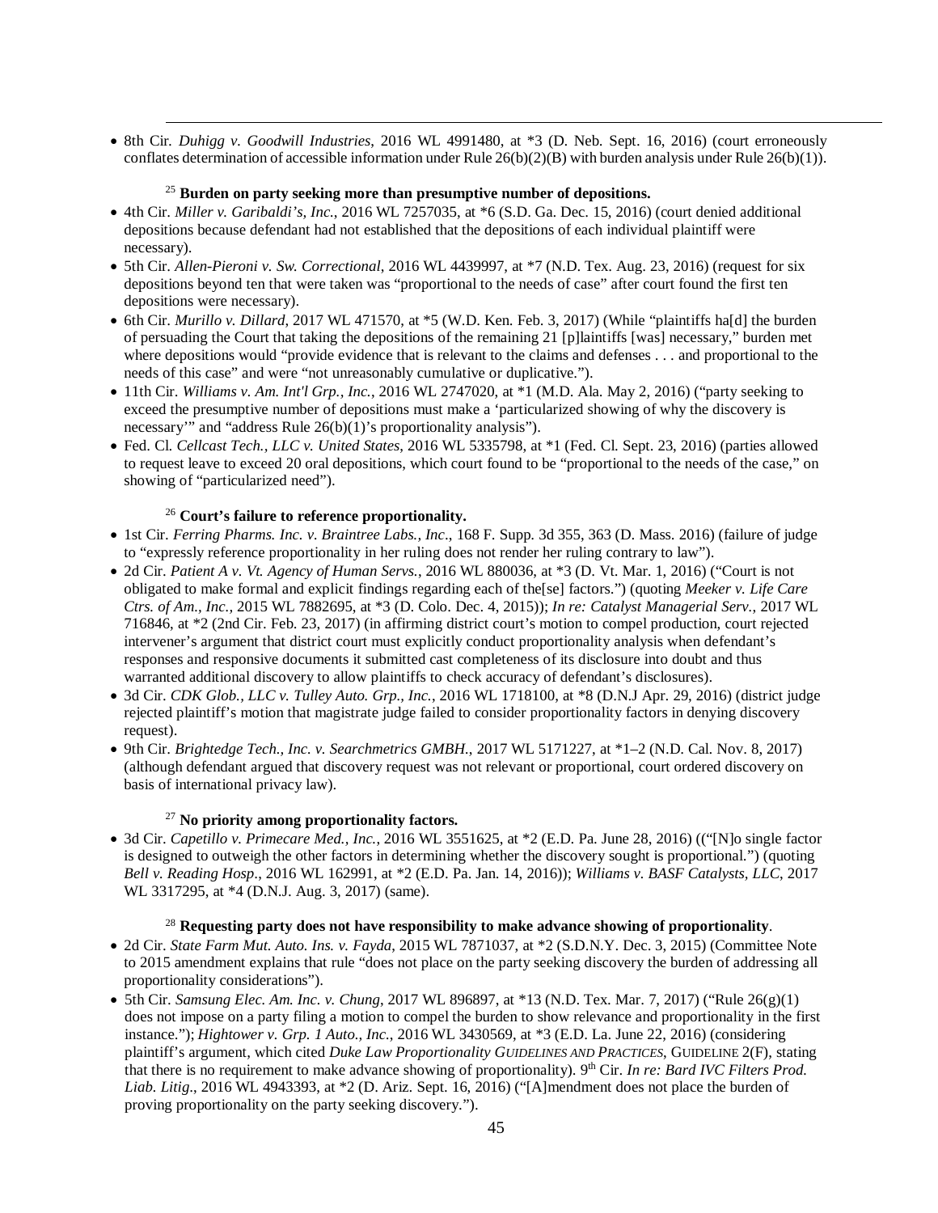- 8th Cir. *Duhigg v. Goodwill Industries*, 2016 WL 4991480, at *3 (D. Neb. Sept. 16, 2016) (court erroneously conflates determination of accessible information under Rule 26(b)(2)(B) with burden analysis under Rule 26(b)(1)).

[25] **Burden on party seeking more than presumptive number of depositions.**

- 4th Cir. *Miller v. Garibaldi's, Inc.*, 2016 WL 7257035, at *6 (S.D. Ga. Dec. 15, 2016) (court denied additional depositions because defendant had not established that the depositions of each individual plaintiff were necessary).
- 5th Cir. *Allen-Pieroni v. Sw. Correctional*, 2016 WL 4439997, at *7 (N.D. Tex. Aug. 23, 2016) (request for six depositions beyond ten that were taken was "proportional to the needs of case" after court found the first ten depositions were necessary).
- 6th Cir. *Murillo v. Dillard*, 2017 WL 471570, at *5 (W.D. Ken. Feb. 3, 2017) (While "plaintiffs ha[d] the burden of persuading the Court that taking the depositions of the remaining 21 [p]laintiffs [was] necessary," burden met where depositions would "provide evidence that is relevant to the claims and defenses . . . and proportional to the needs of this case" and were "not unreasonably cumulative or duplicative.").
- 11th Cir. *Williams v. Am. Int'l Grp., Inc.*, 2016 WL 2747020, at *1 (M.D. Ala. May 2, 2016) ("party seeking to exceed the presumptive number of depositions must make a 'particularized showing of why the discovery is necessary'" and "address Rule 26(b)(1)'s proportionality analysis").
- Fed. Cl. *Cellcast Tech., LLC v. United States*, 2016 WL 5335798, at *1 (Fed. Cl. Sept. 23, 2016) (parties allowed to request leave to exceed 20 oral depositions, which court found to be "proportional to the needs of the case," on showing of "particularized need").

[26] **Court's failure to reference proportionality.**

- 1st Cir. *Ferring Pharms. Inc. v. Braintree Labs., Inc.*, 168 F. Supp. 3d 355, 363 (D. Mass. 2016) (failure of judge to "expressly reference proportionality in her ruling does not render her ruling contrary to law").
- 2d Cir. *Patient A v. Vt. Agency of Human Servs.*, 2016 WL 880036, at *3 (D. Vt. Mar. 1, 2016) ("Court is not obligated to make formal and explicit findings regarding each of the[se] factors.") (quoting *Meeker v. Life Care Ctrs. of Am., Inc.*, 2015 WL 7882695, at *3 (D. Colo. Dec. 4, 2015)); *In re: Catalyst Managerial Serv.*, 2017 WL 716846, at *2 (2nd Cir. Feb. 23, 2017) (in affirming district court's motion to compel production, court rejected intervener's argument that district court must explicitly conduct proportionality analysis when defendant's responses and responsive documents it submitted cast completeness of its disclosure into doubt and thus warranted additional discovery to allow plaintiffs to check accuracy of defendant's disclosures).
- 3d Cir. *CDK Glob., LLC v. Tulley Auto. Grp., Inc.*, 2016 WL 1718100, at *8 (D.N.J Apr. 29, 2016) (district judge rejected plaintiff's motion that magistrate judge failed to consider proportionality factors in denying discovery request).
- 9th Cir. *Brightedge Tech., Inc. v. Searchmetrics GMBH.*, 2017 WL 5171227, at *1–2 (N.D. Cal. Nov. 8, 2017) (although defendant argued that discovery request was not relevant or proportional, court ordered discovery on basis of international privacy law).

[27] **No priority among proportionality factors.**

- 3d Cir. *Capetillo v. Primecare Med., Inc.*, 2016 WL 3551625, at *2 (E.D. Pa. June 28, 2016) (("[N]o single factor is designed to outweigh the other factors in determining whether the discovery sought is proportional.") (quoting *Bell v. Reading Hosp*., 2016 WL 162991, at *2 (E.D. Pa. Jan. 14, 2016)); *Williams v. BASF Catalysts, LLC*, 2017 WL 3317295, at *4 (D.N.J. Aug. 3, 2017) (same).

[28] **Requesting party does not have responsibility to make advance showing of proportionality**.

- 2d Cir. *State Farm Mut. Auto. Ins. v. Fayda*, 2015 WL 7871037, at *2 (S.D.N.Y. Dec. 3, 2015) (Committee Note to 2015 amendment explains that rule "does not place on the party seeking discovery the burden of addressing all proportionality considerations").
- 5th Cir. *Samsung Elec. Am. Inc. v. Chung*, 2017 WL 896897, at *13 (N.D. Tex. Mar. 7, 2017) ("Rule 26(g)(1) does not impose on a party filing a motion to compel the burden to show relevance and proportionality in the first instance."); *Hightower v. Grp. 1 Auto., Inc.*, 2016 WL 3430569, at *3 (E.D. La. June 22, 2016) (considering plaintiff's argument, which cited *Duke Law Proportionality Guidelines and Practices*, Guideline 2(F), stating that there is no requirement to make advance showing of proportionality). 9th Cir. *In re: Bard IVC Filters Prod. Liab. Litig*., 2016 WL 4943393, at *2 (D. Ariz. Sept. 16, 2016) ("[A]mendment does not place the burden of proving proportionality on the party seeking discovery.").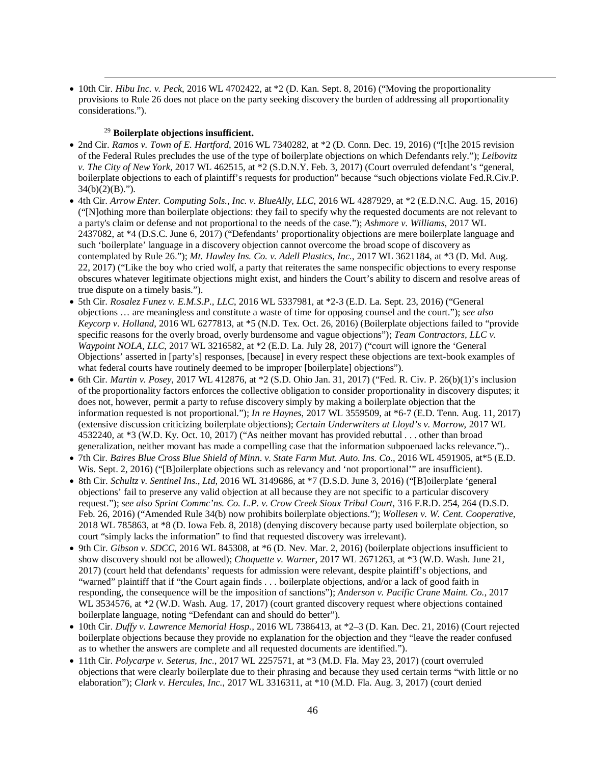- 10th Cir. *Hibu Inc. v. Peck*, 2016 WL 4702422, at *2 (D. Kan. Sept. 8, 2016) ("Moving the proportionality provisions to Rule 26 does not place on the party seeking discovery the burden of addressing all proportionality considerations.").

[29] **Boilerplate objections insufficient.**

- 2nd Cir. *Ramos v. Town of E. Hartford*, 2016 WL 7340282, at *2 (D. Conn. Dec. 19, 2016) ("[t]he 2015 revision of the Federal Rules precludes the use of the type of boilerplate objections on which Defendants rely."); *Leibovitz v. The City of New York*, 2017 WL 462515, at *2 (S.D.N.Y. Feb. 3, 2017) (Court overruled defendant's "general, boilerplate objections to each of plaintiff's requests for production" because "such objections violate Fed.R.Civ.P. 34(b)(2)(B).").
- 4th Cir. *Arrow Enter. Computing Sols., Inc. v. BlueAlly, LLC*, 2016 WL 4287929, at *2 (E.D.N.C. Aug. 15, 2016) ("[N]othing more than boilerplate objections: they fail to specify why the requested documents are not relevant to a party's claim or defense and not proportional to the needs of the case."); *Ashmore v. Williams*, 2017 WL 2437082, at *4 (D.S.C. June 6, 2017) ("Defendants' proportionality objections are mere boilerplate language and such 'boilerplate' language in a discovery objection cannot overcome the broad scope of discovery as contemplated by Rule 26."); *Mt. Hawley Ins. Co. v. Adell Plastics, Inc.*, 2017 WL 3621184, at *3 (D. Md. Aug. 22, 2017) ("Like the boy who cried wolf, a party that reiterates the same nonspecific objections to every response obscures whatever legitimate objections might exist, and hinders the Court's ability to discern and resolve areas of true dispute on a timely basis.").
- 5th Cir. *Rosalez Funez v. E.M.S.P., LLC*, 2016 WL 5337981, at *2-3 (E.D. La. Sept. 23, 2016) ("General objections … are meaningless and constitute a waste of time for opposing counsel and the court."); *see also Keycorp v. Holland*, 2016 WL 6277813, at *5 (N.D. Tex. Oct. 26, 2016) (Boilerplate objections failed to "provide specific reasons for the overly broad, overly burdensome and vague objections"); *Team Contractors, LLC v. Waypoint NOLA, LLC*, 2017 WL 3216582, at *2 (E.D. La. July 28, 2017) ("court will ignore the 'General Objections' asserted in [party's] responses, [because] in every respect these objections are text-book examples of what federal courts have routinely deemed to be improper [boilerplate] objections").
- 6th Cir. *Martin v. Posey*, 2017 WL 412876, at *2 (S.D. Ohio Jan. 31, 2017) ("Fed. R. Civ. P. 26(b)(1)'s inclusion of the proportionality factors enforces the collective obligation to consider proportionality in discovery disputes; it does not, however, permit a party to refuse discovery simply by making a boilerplate objection that the information requested is not proportional."); *In re Haynes*, 2017 WL 3559509, at *6-7 (E.D. Tenn. Aug. 11, 2017) (extensive discussion criticizing boilerplate objections); *Certain Underwriters at Lloyd's v. Morrow*, 2017 WL 4532240, at *3 (W.D. Ky. Oct. 10, 2017) ("As neither movant has provided rebuttal . . . other than broad generalization, neither movant has made a compelling case that the information subpoenaed lacks relevance.")..
- 7th Cir. *Baires Blue Cross Blue Shield of Minn. v. State Farm Mut. Auto. Ins. Co.*, 2016 WL 4591905, at*5 (E.D. Wis. Sept. 2, 2016) ("[B]oilerplate objections such as relevancy and 'not proportional'" are insufficient).
- 8th Cir. *Schultz v. Sentinel Ins., Ltd*, 2016 WL 3149686, at *7 (D.S.D. June 3, 2016) ("[B]oilerplate 'general objections' fail to preserve any valid objection at all because they are not specific to a particular discovery request."); *see also Sprint Commc'ns. Co. L.P. v. Crow Creek Sioux Tribal Court*, 316 F.R.D. 254, 264 (D.S.D. Feb. 26, 2016) ("Amended Rule 34(b) now prohibits boilerplate objections."); *Wollesen v. W. Cent. Cooperative*, 2018 WL 785863, at *8 (D. Iowa Feb. 8, 2018) (denying discovery because party used boilerplate objection, so court "simply lacks the information" to find that requested discovery was irrelevant).
- 9th Cir. *Gibson v. SDCC*, 2016 WL 845308, at *6 (D. Nev. Mar. 2, 2016) (boilerplate objections insufficient to show discovery should not be allowed); *Choquette v. Warner*, 2017 WL 2671263, at *3 (W.D. Wash. June 21, 2017) (court held that defendants' requests for admission were relevant, despite plaintiff's objections, and "warned" plaintiff that if "the Court again finds . . . boilerplate objections, and/or a lack of good faith in responding, the consequence will be the imposition of sanctions"); *Anderson v. Pacific Crane Maint. Co.*, 2017 WL 3534576, at *2 (W.D. Wash. Aug. 17, 2017) (court granted discovery request where objections contained boilerplate language, noting "Defendant can and should do better").
- 10th Cir. *Duffy v. Lawrence Memorial Hosp.*, 2016 WL 7386413, at *2–3 (D. Kan. Dec. 21, 2016) (Court rejected boilerplate objections because they provide no explanation for the objection and they "leave the reader confused as to whether the answers are complete and all requested documents are identified.").
- 11th Cir. *Polycarpe v. Seterus, Inc.*, 2017 WL 2257571, at *3 (M.D. Fla. May 23, 2017) (court overruled objections that were clearly boilerplate due to their phrasing and because they used certain terms "with little or no elaboration"); *Clark v. Hercules, Inc.*, 2017 WL 3316311, at *10 (M.D. Fla. Aug. 3, 2017) (court denied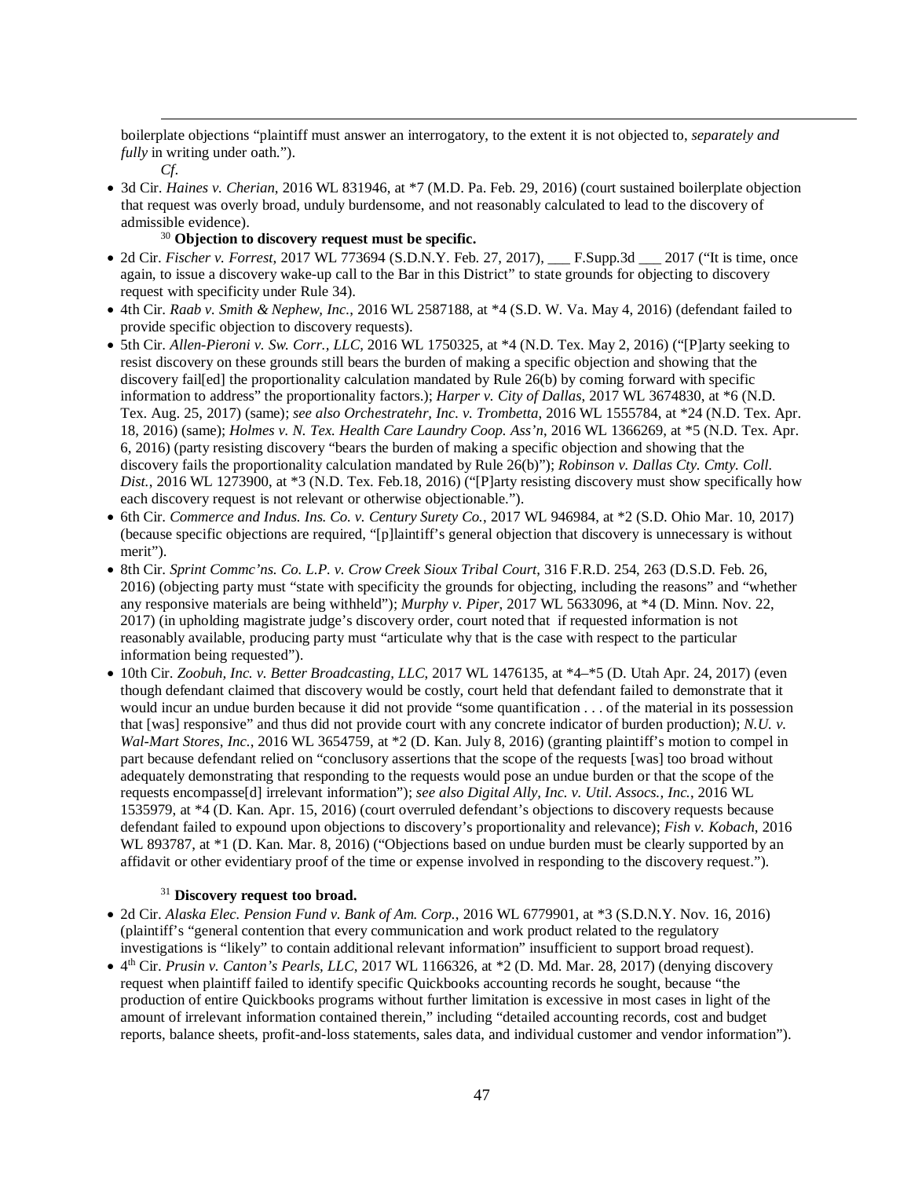boilerplate objections "plaintiff must answer an interrogatory, to the extent it is not objected to, *separately and fully* in writing under oath.").

*Cf.*

- 3d Cir. *Haines v. Cherian*, 2016 WL 831946, at *7 (M.D. Pa. Feb. 29, 2016) (court sustained boilerplate objection that request was overly broad, unduly burdensome, and not reasonably calculated to lead to the discovery of admissible evidence).

[30] **Objection to discovery request must be specific.**

- 2d Cir. *Fischer v. Forrest*, 2017 WL 773694 (S.D.N.Y. Feb. 27, 2017), ___ F.Supp.3d ___ 2017 ("It is time, once again, to issue a discovery wake-up call to the Bar in this District" to state grounds for objecting to discovery request with specificity under Rule 34).
- 4th Cir. *Raab v. Smith & Nephew, Inc.*, 2016 WL 2587188, at *4 (S.D. W. Va. May 4, 2016) (defendant failed to provide specific objection to discovery requests).
- 5th Cir. *Allen-Pieroni v. Sw. Corr., LLC*, 2016 WL 1750325, at *4 (N.D. Tex. May 2, 2016) ("[P]arty seeking to resist discovery on these grounds still bears the burden of making a specific objection and showing that the discovery fail[ed] the proportionality calculation mandated by Rule 26(b) by coming forward with specific information to address" the proportionality factors.); *Harper v. City of Dallas*, 2017 WL 3674830, at *6 (N.D. Tex. Aug. 25, 2017) (same); *see also Orchestratehr, Inc. v. Trombetta*, 2016 WL 1555784, at *24 (N.D. Tex. Apr. 18, 2016) (same); *Holmes v. N. Tex. Health Care Laundry Coop. Ass'n*, 2016 WL 1366269, at *5 (N.D. Tex. Apr. 6, 2016) (party resisting discovery "bears the burden of making a specific objection and showing that the discovery fails the proportionality calculation mandated by Rule 26(b)"); *Robinson v. Dallas Cty. Cmty. Coll. Dist.*, 2016 WL 1273900, at *3 (N.D. Tex. Feb.18, 2016) ("[P]arty resisting discovery must show specifically how each discovery request is not relevant or otherwise objectionable.").
- 6th Cir. *Commerce and Indus. Ins. Co. v. Century Surety Co.*, 2017 WL 946984, at *2 (S.D. Ohio Mar. 10, 2017) (because specific objections are required, "[p]laintiff's general objection that discovery is unnecessary is without merit").
- 8th Cir. *Sprint Commc'ns. Co. L.P. v. Crow Creek Sioux Tribal Court*, 316 F.R.D. 254, 263 (D.S.D. Feb. 26, 2016) (objecting party must "state with specificity the grounds for objecting, including the reasons" and "whether any responsive materials are being withheld"); *Murphy v. Piper*, 2017 WL 5633096, at *4 (D. Minn. Nov. 22, 2017) (in upholding magistrate judge's discovery order, court noted that if requested information is not reasonably available, producing party must "articulate why that is the case with respect to the particular information being requested").
- 10th Cir. *Zoobuh, Inc. v. Better Broadcasting, LLC*, 2017 WL 1476135, at *4–*5 (D. Utah Apr. 24, 2017) (even though defendant claimed that discovery would be costly, court held that defendant failed to demonstrate that it would incur an undue burden because it did not provide "some quantification . . . of the material in its possession that [was] responsive" and thus did not provide court with any concrete indicator of burden production); *N.U. v. Wal-Mart Stores, Inc.*, 2016 WL 3654759, at *2 (D. Kan. July 8, 2016) (granting plaintiff's motion to compel in part because defendant relied on "conclusory assertions that the scope of the requests [was] too broad without adequately demonstrating that responding to the requests would pose an undue burden or that the scope of the requests encompasse[d] irrelevant information"); *see also Digital Ally, Inc. v. Util. Assocs., Inc.*, 2016 WL 1535979, at *4 (D. Kan. Apr. 15, 2016) (court overruled defendant's objections to discovery requests because defendant failed to expound upon objections to discovery's proportionality and relevance); *Fish v. Kobach*, 2016 WL 893787, at *1 (D. Kan. Mar. 8, 2016) ("Objections based on undue burden must be clearly supported by an affidavit or other evidentiary proof of the time or expense involved in responding to the discovery request.").

[31] **Discovery request too broad.**

- 2d Cir. *Alaska Elec. Pension Fund v. Bank of Am. Corp.*, 2016 WL 6779901, at *3 (S.D.N.Y. Nov. 16, 2016) (plaintiff's "general contention that every communication and work product related to the regulatory investigations is "likely" to contain additional relevant information" insufficient to support broad request).
- 4th Cir. *Prusin v. Canton's Pearls, LLC*, 2017 WL 1166326, at *2 (D. Md. Mar. 28, 2017) (denying discovery request when plaintiff failed to identify specific Quickbooks accounting records he sought, because "the production of entire Quickbooks programs without further limitation is excessive in most cases in light of the amount of irrelevant information contained therein," including "detailed accounting records, cost and budget reports, balance sheets, profit-and-loss statements, sales data, and individual customer and vendor information").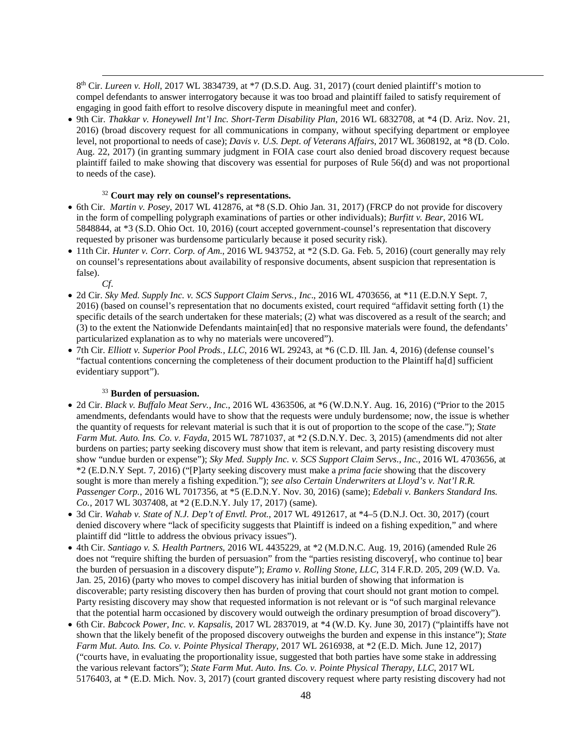8th Cir. *Lureen v. Holl*, 2017 WL 3834739, at *7 (D.S.D. Aug. 31, 2017) (court denied plaintiff's motion to compel defendants to answer interrogatory because it was too broad and plaintiff failed to satisfy requirement of engaging in good faith effort to resolve discovery dispute in meaningful meet and confer).

- 9th Cir. *Thakkar v. Honeywell Int'l Inc. Short-Term Disability Plan*, 2016 WL 6832708, at *4 (D. Ariz. Nov. 21, 2016) (broad discovery request for all communications in company, without specifying department or employee level, not proportional to needs of case); *Davis v. U.S. Dept. of Veterans Affairs*, 2017 WL 3608192, at *8 (D. Colo. Aug. 22, 2017) (in granting summary judgment in FOIA case court also denied broad discovery request because plaintiff failed to make showing that discovery was essential for purposes of Rule 56(d) and was not proportional to needs of the case).

[32] **Court may rely on counsel's representations.**

- 6th Cir. *Martin v. Posey*, 2017 WL 412876, at *8 (S.D. Ohio Jan. 31, 2017) (FRCP do not provide for discovery in the form of compelling polygraph examinations of parties or other individuals); *Burfitt v. Bear*, 2016 WL 5848844, at *3 (S.D. Ohio Oct. 10, 2016) (court accepted government-counsel's representation that discovery requested by prisoner was burdensome particularly because it posed security risk).
- 11th Cir. *Hunter v. Corr. Corp. of Am.*, 2016 WL 943752, at *2 (S.D. Ga. Feb. 5, 2016) (court generally may rely on counsel's representations about availability of responsive documents, absent suspicion that representation is false).

*Cf.*

- 2d Cir. *Sky Med. Supply Inc. v. SCS Support Claim Servs., Inc*., 2016 WL 4703656, at *11 (E.D.N.Y Sept. 7, 2016) (based on counsel's representation that no documents existed, court required "affidavit setting forth (1) the specific details of the search undertaken for these materials; (2) what was discovered as a result of the search; and (3) to the extent the Nationwide Defendants maintain[ed] that no responsive materials were found, the defendants' particularized explanation as to why no materials were uncovered").
- 7th Cir. *Elliott v. Superior Pool Prods., LLC*, 2016 WL 29243, at *6 (C.D. Ill. Jan. 4, 2016) (defense counsel's "factual contentions concerning the completeness of their document production to the Plaintiff ha[d] sufficient evidentiary support").

[33] **Burden of persuasion.**

- 2d Cir. *Black v. Buffalo Meat Serv., Inc*., 2016 WL 4363506, at *6 (W.D.N.Y. Aug. 16, 2016) ("Prior to the 2015 amendments, defendants would have to show that the requests were unduly burdensome; now, the issue is whether the quantity of requests for relevant material is such that it is out of proportion to the scope of the case."); *State Farm Mut. Auto. Ins. Co. v. Fayda*, 2015 WL 7871037, at *2 (S.D.N.Y. Dec. 3, 2015) (amendments did not alter burdens on parties; party seeking discovery must show that item is relevant, and party resisting discovery must show "undue burden or expense"); *Sky Med. Supply Inc. v. SCS Support Claim Servs., Inc.*, 2016 WL 4703656, at *2 (E.D.N.Y Sept. 7, 2016) ("[P]arty seeking discovery must make a *prima facie* showing that the discovery sought is more than merely a fishing expedition."); *see also Certain Underwriters at Lloyd's v. Nat'l R.R. Passenger Corp.*, 2016 WL 7017356, at *5 (E.D.N.Y. Nov. 30, 2016) (same); *Edebali v. Bankers Standard Ins. Co.*, 2017 WL 3037408, at *2 (E.D.N.Y. July 17, 2017) (same).
- 3d Cir. *Wahab v. State of N.J. Dep't of Envtl. Prot.*, 2017 WL 4912617, at *4–5 (D.N.J. Oct. 30, 2017) (court denied discovery where "lack of specificity suggests that Plaintiff is indeed on a fishing expedition," and where plaintiff did "little to address the obvious privacy issues").
- 4th Cir. *Santiago v. S. Health Partners*, 2016 WL 4435229, at *2 (M.D.N.C. Aug. 19, 2016) (amended Rule 26 does not "require shifting the burden of persuasion" from the "parties resisting discovery[, who continue to] bear the burden of persuasion in a discovery dispute"); *Eramo v. Rolling Stone, LLC*, 314 F.R.D. 205, 209 (W.D. Va. Jan. 25, 2016) (party who moves to compel discovery has initial burden of showing that information is discoverable; party resisting discovery then has burden of proving that court should not grant motion to compel. Party resisting discovery may show that requested information is not relevant or is "of such marginal relevance that the potential harm occasioned by discovery would outweigh the ordinary presumption of broad discovery").
- 6th Cir. *Babcock Power, Inc. v. Kapsalis*, 2017 WL 2837019, at *4 (W.D. Ky. June 30, 2017) ("plaintiffs have not shown that the likely benefit of the proposed discovery outweighs the burden and expense in this instance"); *State Farm Mut. Auto. Ins. Co. v. Pointe Physical Therapy*, 2017 WL 2616938, at *2 (E.D. Mich. June 12, 2017) ("courts have, in evaluating the proportionality issue, suggested that both parties have some stake in addressing the various relevant factors"); *State Farm Mut. Auto. Ins. Co. v. Pointe Physical Therapy, LLC*, 2017 WL 5176403, at * (E.D. Mich. Nov. 3, 2017) (court granted discovery request where party resisting discovery had not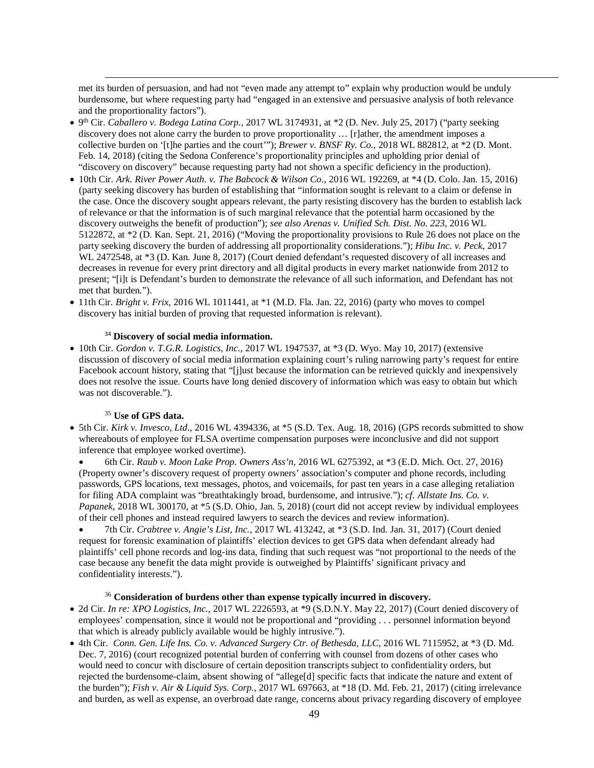met its burden of persuasion, and had not "even made any attempt to" explain why production would be unduly burdensome, but where requesting party had "engaged in an extensive and persuasive analysis of both relevance and the proportionality factors").

- 9th Cir. *Caballero v. Bodega Latina Corp.*, 2017 WL 3174931, at *2 (D. Nev. July 25, 2017) ("party seeking discovery does not alone carry the burden to prove proportionality … [r]ather, the amendment imposes a collective burden on '[t]he parties and the court'"); *Brewer v. BNSF Ry. Co.*, 2018 WL 882812, at *2 (D. Mont. Feb. 14, 2018) (citing the Sedona Conference's proportionality principles and upholding prior denial of "discovery on discovery" because requesting party had not shown a specific deficiency in the production).
- 10th Cir. *Ark. River Power Auth. v. The Babcock & Wilson Co.*, 2016 WL 192269, at *4 (D. Colo. Jan. 15, 2016) (party seeking discovery has burden of establishing that "information sought is relevant to a claim or defense in the case. Once the discovery sought appears relevant, the party resisting discovery has the burden to establish lack of relevance or that the information is of such marginal relevance that the potential harm occasioned by the discovery outweighs the benefit of production"); *see also Arenas v. Unified Sch. Dist. No. 223*, 2016 WL 5122872, at *2 (D. Kan. Sept. 21, 2016) ("Moving the proportionality provisions to Rule 26 does not place on the party seeking discovery the burden of addressing all proportionality considerations."); *Hibu Inc. v. Peck*, 2017 WL 2472548, at *3 (D. Kan. June 8, 2017) (Court denied defendant's requested discovery of all increases and decreases in revenue for every print directory and all digital products in every market nationwide from 2012 to present; "[i]t is Defendant's burden to demonstrate the relevance of all such information, and Defendant has not met that burden.").
- 11th Cir. *Bright v. Frix*, 2016 WL 1011441, at *1 (M.D. Fla. Jan. 22, 2016) (party who moves to compel discovery has initial burden of proving that requested information is relevant).

[34] **Discovery of social media information.**

- 10th Cir. *Gordon v. T.G.R. Logistics, Inc.*, 2017 WL 1947537, at *3 (D. Wyo. May 10, 2017) (extensive discussion of discovery of social media information explaining court's ruling narrowing party's request for entire Facebook account history, stating that "[j]ust because the information can be retrieved quickly and inexpensively does not resolve the issue. Courts have long denied discovery of information which was easy to obtain but which was not discoverable.").

[35] **Use of GPS data.**

- 5th Cir. *Kirk v. Invesco, Ltd*., 2016 WL 4394336, at *5 (S.D. Tex. Aug. 18, 2016) (GPS records submitted to show whereabouts of employee for FLSA overtime compensation purposes were inconclusive and did not support inference that employee worked overtime).
- 6th Cir. *Raub v. Moon Lake Prop. Owners Ass'n*, 2016 WL 6275392, at *3 (E.D. Mich. Oct. 27, 2016) (Property owner's discovery request of property owners' association's computer and phone records, including passwords, GPS locations, text messages, photos, and voicemails, for past ten years in a case alleging retaliation for filing ADA complaint was "breathtakingly broad, burdensome, and intrusive."); *cf. Allstate Ins. Co. v. Papanek*, 2018 WL 300170, at *5 (S.D. Ohio, Jan. 5, 2018) (court did not accept review by individual employees of their cell phones and instead required lawyers to search the devices and review information).
- 7th Cir. *Crabtree v. Angie's List, Inc.*, 2017 WL 413242, at *3 (S.D. Ind. Jan. 31, 2017) (Court denied request for forensic examination of plaintiffs' election devices to get GPS data when defendant already had plaintiffs' cell phone records and log-ins data, finding that such request was "not proportional to the needs of the case because any benefit the data might provide is outweighed by Plaintiffs' significant privacy and confidentiality interests.").

[36] **Consideration of burdens other than expense typically incurred in discovery.**

- 2d Cir. *In re: XPO Logistics, Inc.*, 2017 WL 2226593, at *9 (S.D.N.Y. May 22, 2017) (Court denied discovery of employees' compensation, since it would not be proportional and "providing . . . personnel information beyond that which is already publicly available would be highly intrusive.").
- 4th Cir. *Conn. Gen. Life Ins. Co. v. Advanced Surgery Ctr. of Bethesda, LLC*, 2016 WL 7115952, at *3 (D. Md. Dec. 7, 2016) (court recognized potential burden of conferring with counsel from dozens of other cases who would need to concur with disclosure of certain deposition transcripts subject to confidentiality orders, but rejected the burdensome-claim, absent showing of "allege[d] specific facts that indicate the nature and extent of the burden"); *Fish v. Air & Liquid Sys. Corp.*, 2017 WL 697663, at *18 (D. Md. Feb. 21, 2017) (citing irrelevance and burden, as well as expense, an overbroad date range, concerns about privacy regarding discovery of employee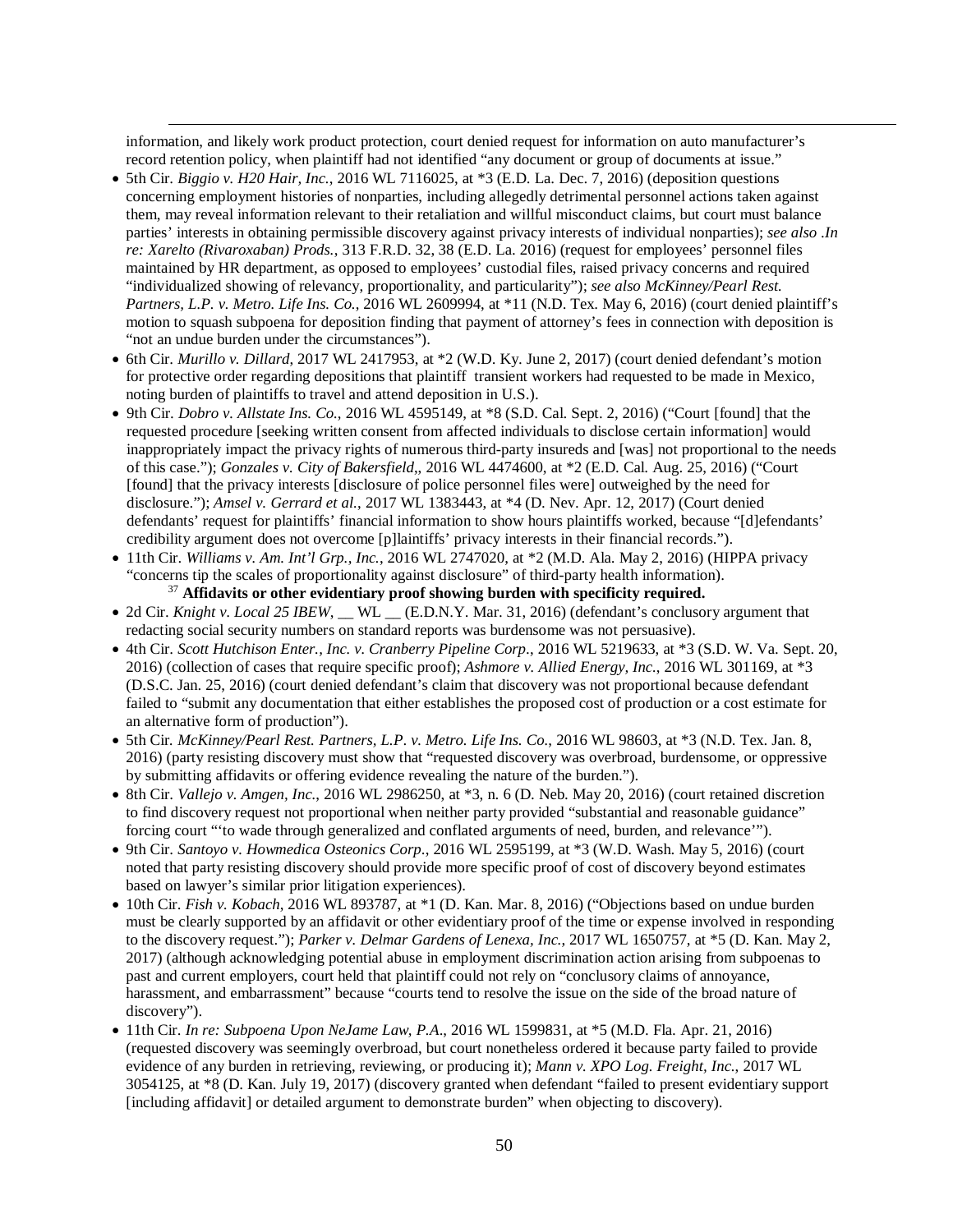information, and likely work product protection, court denied request for information on auto manufacturer's record retention policy, when plaintiff had not identified "any document or group of documents at issue."

- 5th Cir. *Biggio v. H20 Hair, Inc.*, 2016 WL 7116025, at *3 (E.D. La. Dec. 7, 2016) (deposition questions concerning employment histories of nonparties, including allegedly detrimental personnel actions taken against them, may reveal information relevant to their retaliation and willful misconduct claims, but court must balance parties' interests in obtaining permissible discovery against privacy interests of individual nonparties); *see also .In re: Xarelto (Rivaroxaban) Prods.*, 313 F.R.D. 32, 38 (E.D. La. 2016) (request for employees' personnel files maintained by HR department, as opposed to employees' custodial files, raised privacy concerns and required "individualized showing of relevancy, proportionality, and particularity"); *see also McKinney/Pearl Rest. Partners, L.P. v. Metro. Life Ins. Co.*, 2016 WL 2609994, at *11 (N.D. Tex. May 6, 2016) (court denied plaintiff's motion to squash subpoena for deposition finding that payment of attorney's fees in connection with deposition is "not an undue burden under the circumstances").
- 6th Cir. *Murillo v. Dillard*, 2017 WL 2417953, at *2 (W.D. Ky. June 2, 2017) (court denied defendant's motion for protective order regarding depositions that plaintiff transient workers had requested to be made in Mexico, noting burden of plaintiffs to travel and attend deposition in U.S.).
- 9th Cir. *Dobro v. Allstate Ins. Co.*, 2016 WL 4595149, at *8 (S.D. Cal. Sept. 2, 2016) ("Court [found] that the requested procedure [seeking written consent from affected individuals to disclose certain information] would inappropriately impact the privacy rights of numerous third-party insureds and [was] not proportional to the needs of this case."); *Gonzales v. City of Bakersfield*,, 2016 WL 4474600, at *2 (E.D. Cal. Aug. 25, 2016) ("Court [found] that the privacy interests [disclosure of police personnel files were] outweighed by the need for disclosure."); *Amsel v. Gerrard et al.*, 2017 WL 1383443, at *4 (D. Nev. Apr. 12, 2017) (Court denied defendants' request for plaintiffs' financial information to show hours plaintiffs worked, because "[d]efendants' credibility argument does not overcome [p]laintiffs' privacy interests in their financial records.").
- 11th Cir. *Williams v. Am. Int'l Grp., Inc.*, 2016 WL 2747020, at *2 (M.D. Ala. May 2, 2016) (HIPPA privacy "concerns tip the scales of proportionality against disclosure" of third-party health information).

[37] **Affidavits or other evidentiary proof showing burden with specificity required.**

- 2d Cir. *Knight v. Local 25 IBEW*, __ WL __ (E.D.N.Y. Mar. 31, 2016) (defendant's conclusory argument that redacting social security numbers on standard reports was burdensome was not persuasive).
- 4th Cir. *Scott Hutchison Enter., Inc. v. Cranberry Pipeline Corp*., 2016 WL 5219633, at *3 (S.D. W. Va. Sept. 20, 2016) (collection of cases that require specific proof); *Ashmore v. Allied Energy, Inc.*, 2016 WL 301169, at *3 (D.S.C. Jan. 25, 2016) (court denied defendant's claim that discovery was not proportional because defendant failed to "submit any documentation that either establishes the proposed cost of production or a cost estimate for an alternative form of production").
- 5th Cir. *McKinney/Pearl Rest. Partners, L.P. v. Metro. Life Ins. Co.*, 2016 WL 98603, at *3 (N.D. Tex. Jan. 8, 2016) (party resisting discovery must show that "requested discovery was overbroad, burdensome, or oppressive by submitting affidavits or offering evidence revealing the nature of the burden.").
- 8th Cir. *Vallejo v. Amgen, Inc.*, 2016 WL 2986250, at *3, n. 6 (D. Neb. May 20, 2016) (court retained discretion to find discovery request not proportional when neither party provided "substantial and reasonable guidance" forcing court "'to wade through generalized and conflated arguments of need, burden, and relevance'").
- 9th Cir. *Santoyo v. Howmedica Osteonics Corp*., 2016 WL 2595199, at *3 (W.D. Wash. May 5, 2016) (court noted that party resisting discovery should provide more specific proof of cost of discovery beyond estimates based on lawyer's similar prior litigation experiences).
- 10th Cir. *Fish v. Kobach*, 2016 WL 893787, at *1 (D. Kan. Mar. 8, 2016) ("Objections based on undue burden must be clearly supported by an affidavit or other evidentiary proof of the time or expense involved in responding to the discovery request."); *Parker v. Delmar Gardens of Lenexa, Inc.*, 2017 WL 1650757, at *5 (D. Kan. May 2, 2017) (although acknowledging potential abuse in employment discrimination action arising from subpoenas to past and current employers, court held that plaintiff could not rely on "conclusory claims of annoyance, harassment, and embarrassment" because "courts tend to resolve the issue on the side of the broad nature of discovery").
- 11th Cir. *In re: Subpoena Upon NeJame Law, P.A*., 2016 WL 1599831, at *5 (M.D. Fla. Apr. 21, 2016) (requested discovery was seemingly overbroad, but court nonetheless ordered it because party failed to provide evidence of any burden in retrieving, reviewing, or producing it); *Mann v. XPO Log. Freight, Inc.*, 2017 WL 3054125, at *8 (D. Kan. July 19, 2017) (discovery granted when defendant "failed to present evidentiary support [including affidavit] or detailed argument to demonstrate burden" when objecting to discovery).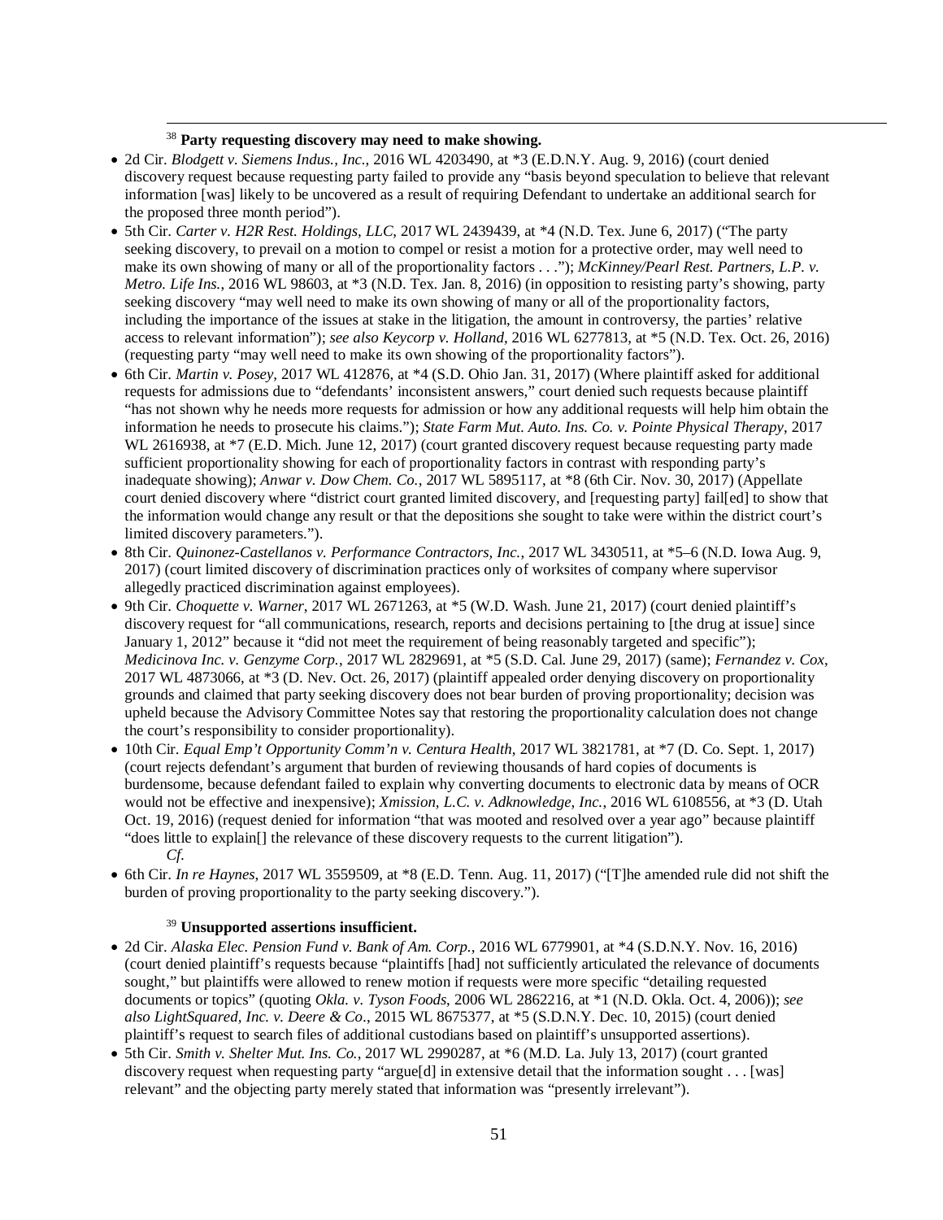[38] **Party requesting discovery may need to make showing.**

- 2d Cir. *Blodgett v. Siemens Indus., Inc.*, 2016 WL 4203490, at *3 (E.D.N.Y. Aug. 9, 2016) (court denied discovery request because requesting party failed to provide any "basis beyond speculation to believe that relevant information [was] likely to be uncovered as a result of requiring Defendant to undertake an additional search for the proposed three month period").
- 5th Cir. *Carter v. H2R Rest. Holdings, LLC*, 2017 WL 2439439, at *4 (N.D. Tex. June 6, 2017) ("The party seeking discovery, to prevail on a motion to compel or resist a motion for a protective order, may well need to make its own showing of many or all of the proportionality factors . . ."); *McKinney/Pearl Rest. Partners, L.P. v. Metro. Life Ins.*, 2016 WL 98603, at *3 (N.D. Tex. Jan. 8, 2016) (in opposition to resisting party's showing, party seeking discovery "may well need to make its own showing of many or all of the proportionality factors, including the importance of the issues at stake in the litigation, the amount in controversy, the parties' relative access to relevant information"); *see also Keycorp v. Holland*, 2016 WL 6277813, at *5 (N.D. Tex. Oct. 26, 2016) (requesting party "may well need to make its own showing of the proportionality factors").
- 6th Cir. *Martin v. Posey*, 2017 WL 412876, at *4 (S.D. Ohio Jan. 31, 2017) (Where plaintiff asked for additional requests for admissions due to "defendants' inconsistent answers," court denied such requests because plaintiff "has not shown why he needs more requests for admission or how any additional requests will help him obtain the information he needs to prosecute his claims."); *State Farm Mut. Auto. Ins. Co. v. Pointe Physical Therapy*, 2017 WL 2616938, at *7 (E.D. Mich. June 12, 2017) (court granted discovery request because requesting party made sufficient proportionality showing for each of proportionality factors in contrast with responding party's inadequate showing); *Anwar v. Dow Chem. Co.*, 2017 WL 5895117, at *8 (6th Cir. Nov. 30, 2017) (Appellate court denied discovery where "district court granted limited discovery, and [requesting party] fail[ed] to show that the information would change any result or that the depositions she sought to take were within the district court's limited discovery parameters.").
- 8th Cir. *Quinonez-Castellanos v. Performance Contractors, Inc.*, 2017 WL 3430511, at *5–6 (N.D. Iowa Aug. 9, 2017) (court limited discovery of discrimination practices only of worksites of company where supervisor allegedly practiced discrimination against employees).
- 9th Cir. *Choquette v. Warner*, 2017 WL 2671263, at *5 (W.D. Wash. June 21, 2017) (court denied plaintiff's discovery request for "all communications, research, reports and decisions pertaining to [the drug at issue] since January 1, 2012" because it "did not meet the requirement of being reasonably targeted and specific"); *Medicinova Inc. v. Genzyme Corp.*, 2017 WL 2829691, at *5 (S.D. Cal. June 29, 2017) (same); *Fernandez v. Cox*, 2017 WL 4873066, at *3 (D. Nev. Oct. 26, 2017) (plaintiff appealed order denying discovery on proportionality grounds and claimed that party seeking discovery does not bear burden of proving proportionality; decision was upheld because the Advisory Committee Notes say that restoring the proportionality calculation does not change the court's responsibility to consider proportionality).
- 10th Cir. *Equal Emp't Opportunity Comm'n v. Centura Health*, 2017 WL 3821781, at *7 (D. Co. Sept. 1, 2017) (court rejects defendant's argument that burden of reviewing thousands of hard copies of documents is burdensome, because defendant failed to explain why converting documents to electronic data by means of OCR would not be effective and inexpensive); *Xmission, L.C. v. Adknowledge, Inc.*, 2016 WL 6108556, at *3 (D. Utah Oct. 19, 2016) (request denied for information "that was mooted and resolved over a year ago" because plaintiff "does little to explain[] the relevance of these discovery requests to the current litigation").

  *Cf.*

- 6th Cir. *In re Haynes*, 2017 WL 3559509, at *8 (E.D. Tenn. Aug. 11, 2017) ("[T]he amended rule did not shift the burden of proving proportionality to the party seeking discovery.").

[39] **Unsupported assertions insufficient.**

- 2d Cir. *Alaska Elec. Pension Fund v. Bank of Am. Corp.*, 2016 WL 6779901, at *4 (S.D.N.Y. Nov. 16, 2016) (court denied plaintiff's requests because "plaintiffs [had] not sufficiently articulated the relevance of documents sought," but plaintiffs were allowed to renew motion if requests were more specific "detailing requested documents or topics" (quoting *Okla. v. Tyson Foods*, 2006 WL 2862216, at *1 (N.D. Okla. Oct. 4, 2006)); *see also LightSquared, Inc. v. Deere & Co*., 2015 WL 8675377, at *5 (S.D.N.Y. Dec. 10, 2015) (court denied plaintiff's request to search files of additional custodians based on plaintiff's unsupported assertions).
- 5th Cir. *Smith v. Shelter Mut. Ins. Co.*, 2017 WL 2990287, at *6 (M.D. La. July 13, 2017) (court granted discovery request when requesting party "argue[d] in extensive detail that the information sought . . . [was] relevant" and the objecting party merely stated that information was "presently irrelevant").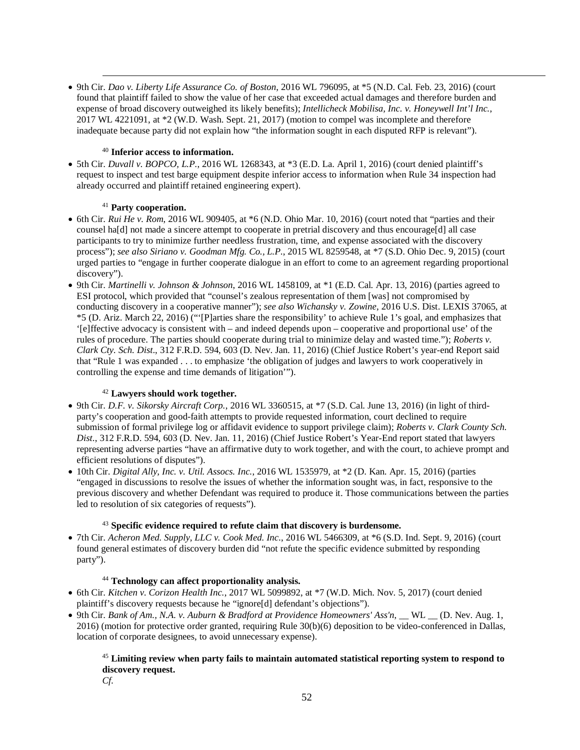- 9th Cir. *Dao v. Liberty Life Assurance Co. of Boston*, 2016 WL 796095, at *5 (N.D. Cal. Feb. 23, 2016) (court found that plaintiff failed to show the value of her case that exceeded actual damages and therefore burden and expense of broad discovery outweighed its likely benefits); *Intellicheck Mobilisa, Inc. v. Honeywell Int'l Inc.*, 2017 WL 4221091, at *2 (W.D. Wash. Sept. 21, 2017) (motion to compel was incomplete and therefore inadequate because party did not explain how "the information sought in each disputed RFP is relevant").

[40] **Inferior access to information.**

- 5th Cir. *Duvall v. BOPCO, L.P.*, 2016 WL 1268343, at *3 (E.D. La. April 1, 2016) (court denied plaintiff's request to inspect and test barge equipment despite inferior access to information when Rule 34 inspection had already occurred and plaintiff retained engineering expert).

[41] **Party cooperation.**

- 6th Cir. *Rui He v. Rom*, 2016 WL 909405, at *6 (N.D. Ohio Mar. 10, 2016) (court noted that "parties and their counsel ha[d] not made a sincere attempt to cooperate in pretrial discovery and thus encourage[d] all case participants to try to minimize further needless frustration, time, and expense associated with the discovery process"); *see also Siriano v. Goodman Mfg. Co., L.P.*, 2015 WL 8259548, at *7 (S.D. Ohio Dec. 9, 2015) (court urged parties to "engage in further cooperate dialogue in an effort to come to an agreement regarding proportional discovery").
- 9th Cir. *Martinelli v. Johnson & Johnson*, 2016 WL 1458109, at *1 (E.D. Cal. Apr. 13, 2016) (parties agreed to ESI protocol, which provided that "counsel's zealous representation of them [was] not compromised by conducting discovery in a cooperative manner"); *see also Wichansky v. Zowine*, 2016 U.S. Dist. LEXIS 37065, at *5 (D. Ariz. March 22, 2016) ("'[P]arties share the responsibility' to achieve Rule 1's goal, and emphasizes that '[e]ffective advocacy is consistent with – and indeed depends upon – cooperative and proportional use' of the rules of procedure. The parties should cooperate during trial to minimize delay and wasted time."); *Roberts v. Clark Cty. Sch. Dist*., 312 F.R.D. 594, 603 (D. Nev. Jan. 11, 2016) (Chief Justice Robert's year-end Report said that "Rule 1 was expanded . . . to emphasize 'the obligation of judges and lawyers to work cooperatively in controlling the expense and time demands of litigation'").

[42] **Lawyers should work together.**

- 9th Cir. *D.F. v. Sikorsky Aircraft Corp.*, 2016 WL 3360515, at *7 (S.D. Cal. June 13, 2016) (in light of third-party's cooperation and good-faith attempts to provide requested information, court declined to require submission of formal privilege log or affidavit evidence to support privilege claim); *Roberts v. Clark County Sch. Dist.*, 312 F.R.D. 594, 603 (D. Nev. Jan. 11, 2016) (Chief Justice Robert's Year-End report stated that lawyers representing adverse parties "have an affirmative duty to work together, and with the court, to achieve prompt and efficient resolutions of disputes").
- 10th Cir. *Digital Ally, Inc. v. Util. Assocs. Inc.*, 2016 WL 1535979, at *2 (D. Kan. Apr. 15, 2016) (parties "engaged in discussions to resolve the issues of whether the information sought was, in fact, responsive to the previous discovery and whether Defendant was required to produce it. Those communications between the parties led to resolution of six categories of requests").

[43] **Specific evidence required to refute claim that discovery is burdensome.**

- 7th Cir. *Acheron Med. Supply, LLC v. Cook Med. Inc.*, 2016 WL 5466309, at *6 (S.D. Ind. Sept. 9, 2016) (court found general estimates of discovery burden did "not refute the specific evidence submitted by responding party").

[44] **Technology can affect proportionality analysis.**

- 6th Cir. *Kitchen v. Corizon Health Inc.*, 2017 WL 5099892, at *7 (W.D. Mich. Nov. 5, 2017) (court denied plaintiff's discovery requests because he "ignore[d] defendant's objections").
- 9th Cir. *Bank of Am., N.A. v. Auburn & Bradford at Providence Homeowners' Ass'n*, __ WL __ (D. Nev. Aug. 1, 2016) (motion for protective order granted, requiring Rule 30(b)(6) deposition to be video-conferenced in Dallas, location of corporate designees, to avoid unnecessary expense).

[45] **Limiting review when party fails to maintain automated statistical reporting system to respond to discovery request.**

*Cf.*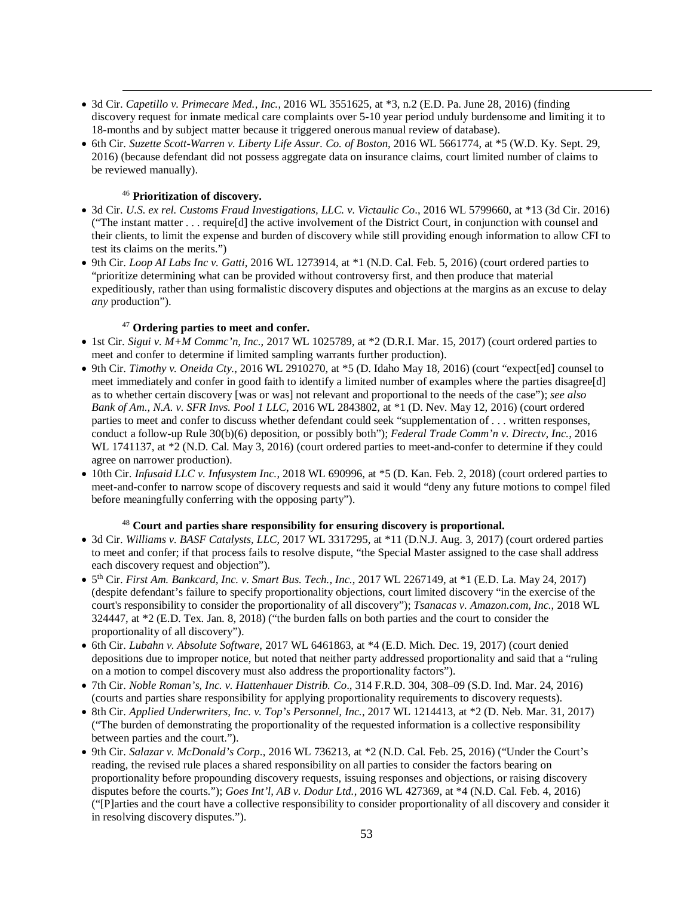- 3d Cir. *Capetillo v. Primecare Med., Inc.*, 2016 WL 3551625, at *3, n.2 (E.D. Pa. June 28, 2016) (finding discovery request for inmate medical care complaints over 5-10 year period unduly burdensome and limiting it to 18-months and by subject matter because it triggered onerous manual review of database).
- 6th Cir. *Suzette Scott-Warren v. Liberty Life Assur. Co. of Boston*, 2016 WL 5661774, at *5 (W.D. Ky. Sept. 29, 2016) (because defendant did not possess aggregate data on insurance claims, court limited number of claims to be reviewed manually).

[46] **Prioritization of discovery.**

- 3d Cir. *U.S. ex rel. Customs Fraud Investigations, LLC. v. Victaulic Co*., 2016 WL 5799660, at *13 (3d Cir. 2016) ("The instant matter . . . require[d] the active involvement of the District Court, in conjunction with counsel and their clients, to limit the expense and burden of discovery while still providing enough information to allow CFI to test its claims on the merits.")
- 9th Cir. *Loop AI Labs Inc v. Gatti*, 2016 WL 1273914, at *1 (N.D. Cal. Feb. 5, 2016) (court ordered parties to "prioritize determining what can be provided without controversy first, and then produce that material expeditiously, rather than using formalistic discovery disputes and objections at the margins as an excuse to delay *any* production").

[47] **Ordering parties to meet and confer.**

- 1st Cir. *Sigui v. M+M Commc'n, Inc.*, 2017 WL 1025789, at *2 (D.R.I. Mar. 15, 2017) (court ordered parties to meet and confer to determine if limited sampling warrants further production).
- 9th Cir. *Timothy v. Oneida Cty.*, 2016 WL 2910270, at *5 (D. Idaho May 18, 2016) (court "expect[ed] counsel to meet immediately and confer in good faith to identify a limited number of examples where the parties disagree[d] as to whether certain discovery [was or was] not relevant and proportional to the needs of the case"); *see also Bank of Am., N.A. v. SFR Invs. Pool 1 LLC*, 2016 WL 2843802, at *1 (D. Nev. May 12, 2016) (court ordered parties to meet and confer to discuss whether defendant could seek "supplementation of . . . written responses, conduct a follow-up Rule 30(b)(6) deposition, or possibly both"); *Federal Trade Comm'n v. Directv, Inc.*, 2016 WL 1741137, at *2 (N.D. Cal. May 3, 2016) (court ordered parties to meet-and-confer to determine if they could agree on narrower production).
- 10th Cir. *Infusaid LLC v. Infusystem Inc.*, 2018 WL 690996, at *5 (D. Kan. Feb. 2, 2018) (court ordered parties to meet-and-confer to narrow scope of discovery requests and said it would "deny any future motions to compel filed before meaningfully conferring with the opposing party").

[48] **Court and parties share responsibility for ensuring discovery is proportional.**

- 3d Cir. *Williams v. BASF Catalysts, LLC*, 2017 WL 3317295, at *11 (D.N.J. Aug. 3, 2017) (court ordered parties to meet and confer; if that process fails to resolve dispute, "the Special Master assigned to the case shall address each discovery request and objection").
- 5th Cir. *First Am. Bankcard, Inc. v. Smart Bus. Tech., Inc.*, 2017 WL 2267149, at *1 (E.D. La. May 24, 2017) (despite defendant's failure to specify proportionality objections, court limited discovery "in the exercise of the court's responsibility to consider the proportionality of all discovery"); *Tsanacas v. Amazon.com, Inc.*, 2018 WL 324447, at *2 (E.D. Tex. Jan. 8, 2018) ("the burden falls on both parties and the court to consider the proportionality of all discovery").
- 6th Cir. *Lubahn v. Absolute Software*, 2017 WL 6461863, at *4 (E.D. Mich. Dec. 19, 2017) (court denied depositions due to improper notice, but noted that neither party addressed proportionality and said that a "ruling on a motion to compel discovery must also address the proportionality factors").
- 7th Cir. *Noble Roman's, Inc. v. Hattenhauer Distrib. Co*., 314 F.R.D. 304, 308–09 (S.D. Ind. Mar. 24, 2016) (courts and parties share responsibility for applying proportionality requirements to discovery requests).
- 8th Cir. *Applied Underwriters, Inc. v. Top's Personnel, Inc.*, 2017 WL 1214413, at *2 (D. Neb. Mar. 31, 2017) ("The burden of demonstrating the proportionality of the requested information is a collective responsibility between parties and the court.").
- 9th Cir. *Salazar v. McDonald's Corp*., 2016 WL 736213, at *2 (N.D. Cal. Feb. 25, 2016) ("Under the Court's reading, the revised rule places a shared responsibility on all parties to consider the factors bearing on proportionality before propounding discovery requests, issuing responses and objections, or raising discovery disputes before the courts."); *Goes Int'l, AB v. Dodur Ltd.*, 2016 WL 427369, at *4 (N.D. Cal. Feb. 4, 2016) ("[P]arties and the court have a collective responsibility to consider proportionality of all discovery and consider it in resolving discovery disputes.").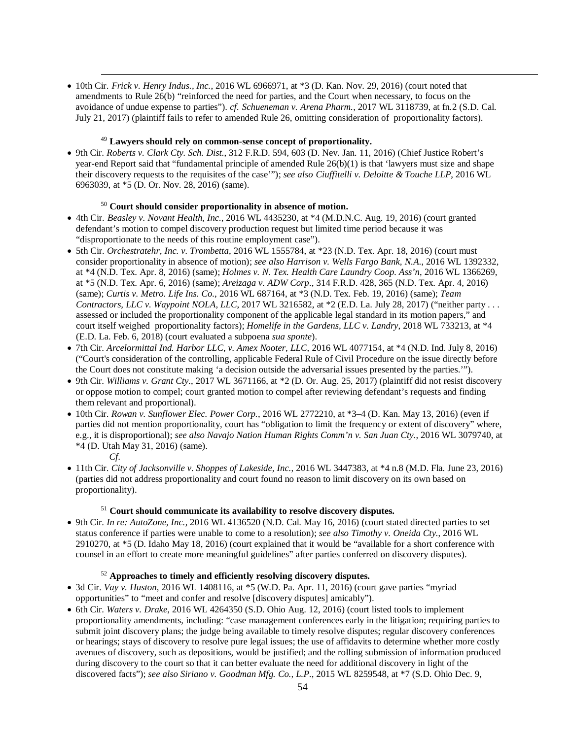- 10th Cir. *Frick v. Henry Indus., Inc.*, 2016 WL 6966971, at *3 (D. Kan. Nov. 29, 2016) (court noted that amendments to Rule 26(b) "reinforced the need for parties, and the Court when necessary, to focus on the avoidance of undue expense to parties"). *cf. Schueneman v. Arena Pharm.*, 2017 WL 3118739, at fn.2 (S.D. Cal. July 21, 2017) (plaintiff fails to refer to amended Rule 26, omitting consideration of proportionality factors).

[49] **Lawyers should rely on common-sense concept of proportionality.**

- 9th Cir. *Roberts v. Clark Cty. Sch. Dist.*, 312 F.R.D. 594, 603 (D. Nev. Jan. 11, 2016) (Chief Justice Robert's year-end Report said that "fundamental principle of amended Rule 26(b)(1) is that 'lawyers must size and shape their discovery requests to the requisites of the case'"); *see also Ciuffitelli v. Deloitte & Touche LLP*, 2016 WL 6963039, at *5 (D. Or. Nov. 28, 2016) (same).

[50] **Court should consider proportionality in absence of motion.**

- 4th Cir. *Beasley v. Novant Health, Inc.*, 2016 WL 4435230, at *4 (M.D.N.C. Aug. 19, 2016) (court granted defendant's motion to compel discovery production request but limited time period because it was "disproportionate to the needs of this routine employment case").
- 5th Cir. *Orchestratehr, Inc. v. Trombetta*, 2016 WL 1555784, at *23 (N.D. Tex. Apr. 18, 2016) (court must consider proportionality in absence of motion); *see also Harrison v. Wells Fargo Bank, N.A.*, 2016 WL 1392332, at *4 (N.D. Tex. Apr. 8, 2016) (same); *Holmes v. N. Tex. Health Care Laundry Coop. Ass'n*, 2016 WL 1366269, at *5 (N.D. Tex. Apr. 6, 2016) (same); *Areizaga v. ADW Corp*., 314 F.R.D. 428, 365 (N.D. Tex. Apr. 4, 2016) (same); *Curtis v. Metro. Life Ins. Co.*, 2016 WL 687164, at *3 (N.D. Tex. Feb. 19, 2016) (same); *Team Contractors, LLC v. Waypoint NOLA, LLC*, 2017 WL 3216582, at *2 (E.D. La. July 28, 2017) ("neither party . . . assessed or included the proportionality component of the applicable legal standard in its motion papers," and court itself weighed proportionality factors); *Homelife in the Gardens, LLC v. Landry*, 2018 WL 733213, at *4 (E.D. La. Feb. 6, 2018) (court evaluated a subpoena *sua sponte*).
- 7th Cir. *Arcelormittal Ind. Harbor LLC, v. Amex Nooter, LLC*, 2016 WL 4077154, at *4 (N.D. Ind. July 8, 2016) ("Court's consideration of the controlling, applicable Federal Rule of Civil Procedure on the issue directly before the Court does not constitute making 'a decision outside the adversarial issues presented by the parties.'").
- 9th Cir. *Williams v. Grant Cty.*, 2017 WL 3671166, at *2 (D. Or. Aug. 25, 2017) (plaintiff did not resist discovery or oppose motion to compel; court granted motion to compel after reviewing defendant's requests and finding them relevant and proportional).
- 10th Cir. *Rowan v. Sunflower Elec. Power Corp.*, 2016 WL 2772210, at *3–4 (D. Kan. May 13, 2016) (even if parties did not mention proportionality, court has "obligation to limit the frequency or extent of discovery" where, e.g., it is disproportional); *see also Navajo Nation Human Rights Comm'n v. San Juan Cty.*, 2016 WL 3079740, at *4 (D. Utah May 31, 2016) (same).

  *Cf.*
- 11th Cir. *City of Jacksonville v. Shoppes of Lakeside, Inc.*, 2016 WL 3447383, at *4 n.8 (M.D. Fla. June 23, 2016) (parties did not address proportionality and court found no reason to limit discovery on its own based on proportionality).

[51] **Court should communicate its availability to resolve discovery disputes.**

- 9th Cir. *In re: AutoZone, Inc.*, 2016 WL 4136520 (N.D. Cal. May 16, 2016) (court stated directed parties to set status conference if parties were unable to come to a resolution); *see also Timothy v. Oneida Cty.*, 2016 WL 2910270, at *5 (D. Idaho May 18, 2016) (court explained that it would be "available for a short conference with counsel in an effort to create more meaningful guidelines" after parties conferred on discovery disputes).

[52] **Approaches to timely and efficiently resolving discovery disputes.**

- 3d Cir. *Vay v. Huston*, 2016 WL 1408116, at *5 (W.D. Pa. Apr. 11, 2016) (court gave parties "myriad opportunities" to "meet and confer and resolve [discovery disputes] amicably").
- 6th Cir. *Waters v. Drake*, 2016 WL 4264350 (S.D. Ohio Aug. 12, 2016) (court listed tools to implement proportionality amendments, including: "case management conferences early in the litigation; requiring parties to submit joint discovery plans; the judge being available to timely resolve disputes; regular discovery conferences or hearings; stays of discovery to resolve pure legal issues; the use of affidavits to determine whether more costly avenues of discovery, such as depositions, would be justified; and the rolling submission of information produced during discovery to the court so that it can better evaluate the need for additional discovery in light of the discovered facts"); *see also Siriano v. Goodman Mfg. Co., L.P.*, 2015 WL 8259548, at *7 (S.D. Ohio Dec. 9,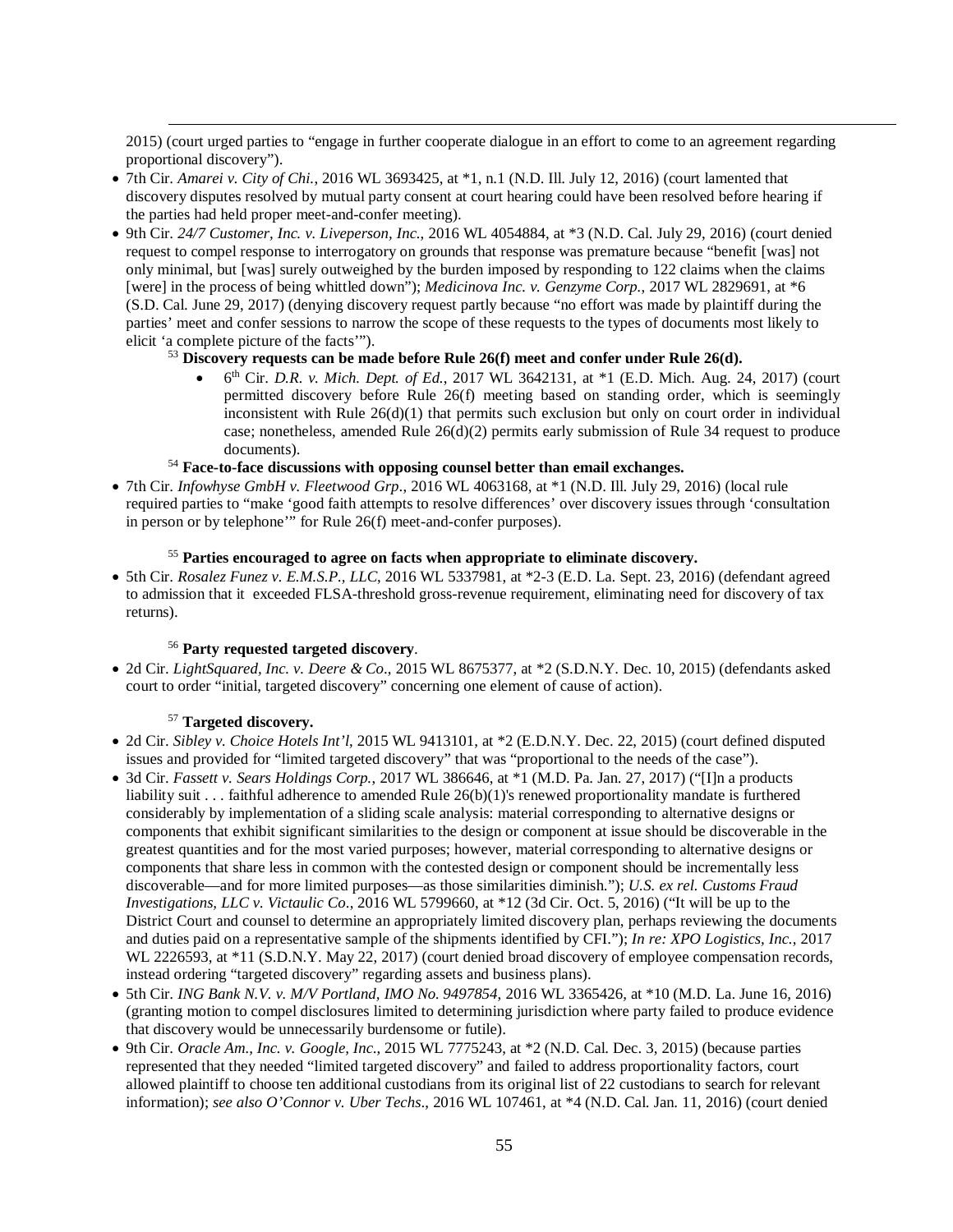2015) (court urged parties to "engage in further cooperate dialogue in an effort to come to an agreement regarding proportional discovery").

- 7th Cir. *Amarei v. City of Chi.*, 2016 WL 3693425, at *1, n.1 (N.D. Ill. July 12, 2016) (court lamented that discovery disputes resolved by mutual party consent at court hearing could have been resolved before hearing if the parties had held proper meet-and-confer meeting).
- 9th Cir. *24/7 Customer, Inc. v. Liveperson, Inc.*, 2016 WL 4054884, at *3 (N.D. Cal. July 29, 2016) (court denied request to compel response to interrogatory on grounds that response was premature because "benefit [was] not only minimal, but [was] surely outweighed by the burden imposed by responding to 122 claims when the claims [were] in the process of being whittled down"); *Medicinova Inc. v. Genzyme Corp.*, 2017 WL 2829691, at *6 (S.D. Cal. June 29, 2017) (denying discovery request partly because "no effort was made by plaintiff during the parties' meet and confer sessions to narrow the scope of these requests to the types of documents most likely to elicit 'a complete picture of the facts'").

[53] **Discovery requests can be made before Rule 26(f) meet and confer under Rule 26(d).**

- 6th Cir. *D.R. v. Mich. Dept. of Ed.*, 2017 WL 3642131, at *1 (E.D. Mich. Aug. 24, 2017) (court permitted discovery before Rule 26(f) meeting based on standing order, which is seemingly inconsistent with Rule 26(d)(1) that permits such exclusion but only on court order in individual case; nonetheless, amended Rule 26(d)(2) permits early submission of Rule 34 request to produce documents).

[54] **Face-to-face discussions with opposing counsel better than email exchanges.**

- 7th Cir. *Infowhyse GmbH v. Fleetwood Grp*., 2016 WL 4063168, at *1 (N.D. Ill. July 29, 2016) (local rule required parties to "make 'good faith attempts to resolve differences' over discovery issues through 'consultation in person or by telephone'" for Rule 26(f) meet-and-confer purposes).

[55] **Parties encouraged to agree on facts when appropriate to eliminate discovery.**

- 5th Cir. *Rosalez Funez v. E.M.S.P., LLC*, 2016 WL 5337981, at *2-3 (E.D. La. Sept. 23, 2016) (defendant agreed to admission that it exceeded FLSA-threshold gross-revenue requirement, eliminating need for discovery of tax returns).

[56] **Party requested targeted discovery**.

- 2d Cir. *LightSquared, Inc. v. Deere & Co*., 2015 WL 8675377, at *2 (S.D.N.Y. Dec. 10, 2015) (defendants asked court to order "initial, targeted discovery" concerning one element of cause of action).

[57] **Targeted discovery.**

- 2d Cir. *Sibley v. Choice Hotels Int'l*, 2015 WL 9413101, at *2 (E.D.N.Y. Dec. 22, 2015) (court defined disputed issues and provided for "limited targeted discovery" that was "proportional to the needs of the case").
- 3d Cir. *Fassett v. Sears Holdings Corp.*, 2017 WL 386646, at *1 (M.D. Pa. Jan. 27, 2017) ("[I]n a products liability suit . . . faithful adherence to amended Rule 26(b)(1)'s renewed proportionality mandate is furthered considerably by implementation of a sliding scale analysis: material corresponding to alternative designs or components that exhibit significant similarities to the design or component at issue should be discoverable in the greatest quantities and for the most varied purposes; however, material corresponding to alternative designs or components that share less in common with the contested design or component should be incrementally less discoverable—and for more limited purposes—as those similarities diminish."); *U.S. ex rel. Customs Fraud Investigations, LLC v. Victaulic Co.*, 2016 WL 5799660, at *12 (3d Cir. Oct. 5, 2016) ("It will be up to the District Court and counsel to determine an appropriately limited discovery plan, perhaps reviewing the documents and duties paid on a representative sample of the shipments identified by CFI."); *In re: XPO Logistics, Inc.*, 2017 WL 2226593, at *11 (S.D.N.Y. May 22, 2017) (court denied broad discovery of employee compensation records, instead ordering "targeted discovery" regarding assets and business plans).
- 5th Cir. *ING Bank N.V. v. M/V Portland, IMO No. 9497854*, 2016 WL 3365426, at *10 (M.D. La. June 16, 2016) (granting motion to compel disclosures limited to determining jurisdiction where party failed to produce evidence that discovery would be unnecessarily burdensome or futile).
- 9th Cir. *Oracle Am., Inc. v. Google, Inc.*, 2015 WL 7775243, at *2 (N.D. Cal. Dec. 3, 2015) (because parties represented that they needed "limited targeted discovery" and failed to address proportionality factors, court allowed plaintiff to choose ten additional custodians from its original list of 22 custodians to search for relevant information); *see also O'Connor v. Uber Techs*., 2016 WL 107461, at *4 (N.D. Cal. Jan. 11, 2016) (court denied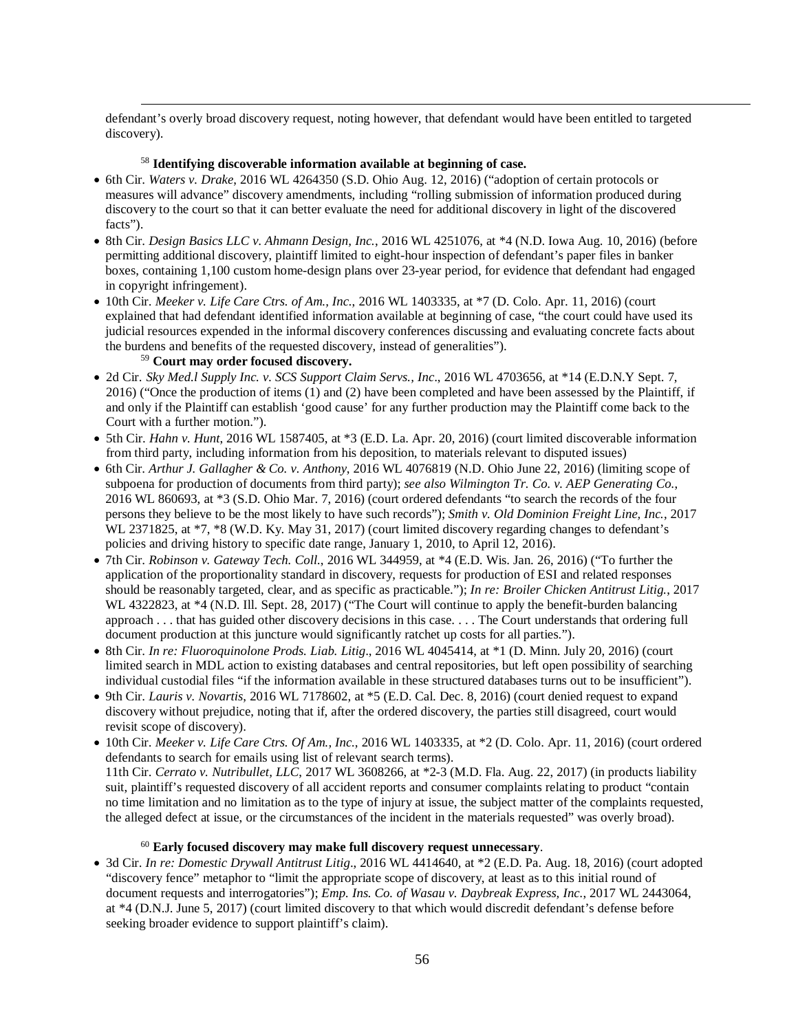defendant's overly broad discovery request, noting however, that defendant would have been entitled to targeted discovery).

[58] **Identifying discoverable information available at beginning of case.**

- 6th Cir. *Waters v. Drake*, 2016 WL 4264350 (S.D. Ohio Aug. 12, 2016) ("adoption of certain protocols or measures will advance" discovery amendments, including "rolling submission of information produced during discovery to the court so that it can better evaluate the need for additional discovery in light of the discovered facts").
- 8th Cir. *Design Basics LLC v. Ahmann Design, Inc.*, 2016 WL 4251076, at *4 (N.D. Iowa Aug. 10, 2016) (before permitting additional discovery, plaintiff limited to eight-hour inspection of defendant's paper files in banker boxes, containing 1,100 custom home-design plans over 23-year period, for evidence that defendant had engaged in copyright infringement).
- 10th Cir. *Meeker v. Life Care Ctrs. of Am., Inc.*, 2016 WL 1403335, at *7 (D. Colo. Apr. 11, 2016) (court explained that had defendant identified information available at beginning of case, "the court could have used its judicial resources expended in the informal discovery conferences discussing and evaluating concrete facts about the burdens and benefits of the requested discovery, instead of generalities").

[59] **Court may order focused discovery.**

- 2d Cir. *Sky Med.l Supply Inc. v. SCS Support Claim Servs., Inc*., 2016 WL 4703656, at *14 (E.D.N.Y Sept. 7, 2016) ("Once the production of items (1) and (2) have been completed and have been assessed by the Plaintiff, if and only if the Plaintiff can establish 'good cause' for any further production may the Plaintiff come back to the Court with a further motion.").
- 5th Cir. *Hahn v. Hunt*, 2016 WL 1587405, at *3 (E.D. La. Apr. 20, 2016) (court limited discoverable information from third party, including information from his deposition, to materials relevant to disputed issues)
- 6th Cir. *Arthur J. Gallagher & Co. v. Anthony*, 2016 WL 4076819 (N.D. Ohio June 22, 2016) (limiting scope of subpoena for production of documents from third party); *see also Wilmington Tr. Co. v. AEP Generating Co.*, 2016 WL 860693, at *3 (S.D. Ohio Mar. 7, 2016) (court ordered defendants "to search the records of the four persons they believe to be the most likely to have such records"); *Smith v. Old Dominion Freight Line, Inc.*, 2017 WL 2371825, at *7, *8 (W.D. Ky. May 31, 2017) (court limited discovery regarding changes to defendant's policies and driving history to specific date range, January 1, 2010, to April 12, 2016).
- 7th Cir. *Robinson v. Gateway Tech. Coll.*, 2016 WL 344959, at *4 (E.D. Wis. Jan. 26, 2016) ("To further the application of the proportionality standard in discovery, requests for production of ESI and related responses should be reasonably targeted, clear, and as specific as practicable."); *In re: Broiler Chicken Antitrust Litig.*, 2017 WL 4322823, at *4 (N.D. Ill. Sept. 28, 2017) ("The Court will continue to apply the benefit-burden balancing approach . . . that has guided other discovery decisions in this case. . . . The Court understands that ordering full document production at this juncture would significantly ratchet up costs for all parties.").
- 8th Cir. *In re: Fluoroquinolone Prods. Liab. Litig*., 2016 WL 4045414, at *1 (D. Minn. July 20, 2016) (court limited search in MDL action to existing databases and central repositories, but left open possibility of searching individual custodial files "if the information available in these structured databases turns out to be insufficient").
- 9th Cir. *Lauris v. Novartis*, 2016 WL 7178602, at *5 (E.D. Cal. Dec. 8, 2016) (court denied request to expand discovery without prejudice, noting that if, after the ordered discovery, the parties still disagreed, court would revisit scope of discovery).
- 10th Cir. *Meeker v. Life Care Ctrs. Of Am., Inc.*, 2016 WL 1403335, at *2 (D. Colo. Apr. 11, 2016) (court ordered defendants to search for emails using list of relevant search terms).
  11th Cir. *Cerrato v. Nutribullet, LLC*, 2017 WL 3608266, at *2-3 (M.D. Fla. Aug. 22, 2017) (in products liability suit, plaintiff's requested discovery of all accident reports and consumer complaints relating to product "contain no time limitation and no limitation as to the type of injury at issue, the subject matter of the complaints requested, the alleged defect at issue, or the circumstances of the incident in the materials requested" was overly broad).

[60] **Early focused discovery may make full discovery request unnecessary**.

- 3d Cir. *In re: Domestic Drywall Antitrust Litig*., 2016 WL 4414640, at *2 (E.D. Pa. Aug. 18, 2016) (court adopted "discovery fence" metaphor to "limit the appropriate scope of discovery, at least as to this initial round of document requests and interrogatories"); *Emp. Ins. Co. of Wasau v. Daybreak Express, Inc.*, 2017 WL 2443064, at *4 (D.N.J. June 5, 2017) (court limited discovery to that which would discredit defendant's defense before seeking broader evidence to support plaintiff's claim).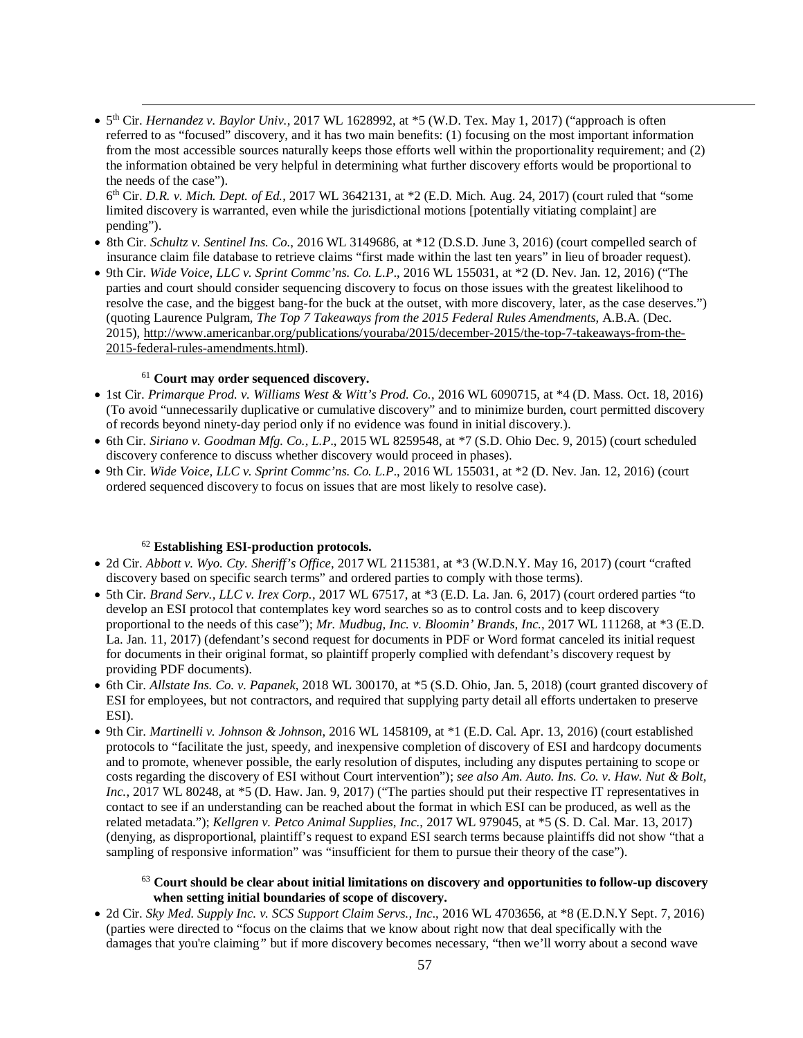- 5th Cir. *Hernandez v. Baylor Univ.*, 2017 WL 1628992, at *5 (W.D. Tex. May 1, 2017) ("approach is often referred to as "focused" discovery, and it has two main benefits: (1) focusing on the most important information from the most accessible sources naturally keeps those efforts well within the proportionality requirement; and (2) the information obtained be very helpful in determining what further discovery efforts would be proportional to the needs of the case").
  6th Cir. *D.R. v. Mich. Dept. of Ed.*, 2017 WL 3642131, at *2 (E.D. Mich. Aug. 24, 2017) (court ruled that "some limited discovery is warranted, even while the jurisdictional motions [potentially vitiating complaint] are pending").
- 8th Cir. *Schultz v. Sentinel Ins. Co.*, 2016 WL 3149686, at *12 (D.S.D. June 3, 2016) (court compelled search of insurance claim file database to retrieve claims "first made within the last ten years" in lieu of broader request).
- 9th Cir. *Wide Voice, LLC v. Sprint Commc'ns. Co. L.P.*, 2016 WL 155031, at *2 (D. Nev. Jan. 12, 2016) ("The parties and court should consider sequencing discovery to focus on those issues with the greatest likelihood to resolve the case, and the biggest bang-for the buck at the outset, with more discovery, later, as the case deserves.") (quoting Laurence Pulgram, *The Top 7 Takeaways from the 2015 Federal Rules Amendments*, A.B.A. (Dec. 2015), http://www.americanbar.org/publications/youraba/2015/december-2015/the-top-7-takeaways-from-the-2015-federal-rules-amendments.html).

[61] **Court may order sequenced discovery.**

- 1st Cir. *Primarque Prod. v. Williams West & Witt's Prod. Co.*, 2016 WL 6090715, at *4 (D. Mass. Oct. 18, 2016) (To avoid "unnecessarily duplicative or cumulative discovery" and to minimize burden, court permitted discovery of records beyond ninety-day period only if no evidence was found in initial discovery.).
- 6th Cir. *Siriano v. Goodman Mfg. Co., L.P.*, 2015 WL 8259548, at *7 (S.D. Ohio Dec. 9, 2015) (court scheduled discovery conference to discuss whether discovery would proceed in phases).
- 9th Cir. *Wide Voice, LLC v. Sprint Commc'ns. Co. L.P.*, 2016 WL 155031, at *2 (D. Nev. Jan. 12, 2016) (court ordered sequenced discovery to focus on issues that are most likely to resolve case).

[62] **Establishing ESI-production protocols.**

- 2d Cir. *Abbott v. Wyo. Cty. Sheriff's Office*, 2017 WL 2115381, at *3 (W.D.N.Y. May 16, 2017) (court "crafted discovery based on specific search terms" and ordered parties to comply with those terms).
- 5th Cir. *Brand Serv., LLC v. Irex Corp.*, 2017 WL 67517, at *3 (E.D. La. Jan. 6, 2017) (court ordered parties "to develop an ESI protocol that contemplates key word searches so as to control costs and to keep discovery proportional to the needs of this case"); *Mr. Mudbug, Inc. v. Bloomin' Brands, Inc.*, 2017 WL 111268, at *3 (E.D. La. Jan. 11, 2017) (defendant's second request for documents in PDF or Word format canceled its initial request for documents in their original format, so plaintiff properly complied with defendant's discovery request by providing PDF documents).
- 6th Cir. *Allstate Ins. Co. v. Papanek*, 2018 WL 300170, at *5 (S.D. Ohio, Jan. 5, 2018) (court granted discovery of ESI for employees, but not contractors, and required that supplying party detail all efforts undertaken to preserve ESI).
- 9th Cir. *Martinelli v. Johnson & Johnson*, 2016 WL 1458109, at *1 (E.D. Cal. Apr. 13, 2016) (court established protocols to "facilitate the just, speedy, and inexpensive completion of discovery of ESI and hardcopy documents and to promote, whenever possible, the early resolution of disputes, including any disputes pertaining to scope or costs regarding the discovery of ESI without Court intervention"); *see also Am. Auto. Ins. Co. v. Haw. Nut & Bolt, Inc.*, 2017 WL 80248, at *5 (D. Haw. Jan. 9, 2017) ("The parties should put their respective IT representatives in contact to see if an understanding can be reached about the format in which ESI can be produced, as well as the related metadata."); *Kellgren v. Petco Animal Supplies, Inc.*, 2017 WL 979045, at *5 (S. D. Cal. Mar. 13, 2017) (denying, as disproportional, plaintiff's request to expand ESI search terms because plaintiffs did not show "that a sampling of responsive information" was "insufficient for them to pursue their theory of the case").

[63] **Court should be clear about initial limitations on discovery and opportunities to follow-up discovery when setting initial boundaries of scope of discovery.**

- 2d Cir. *Sky Med. Supply Inc. v. SCS Support Claim Servs., Inc*., 2016 WL 4703656, at *8 (E.D.N.Y Sept. 7, 2016) (parties were directed to "focus on the claims that we know about right now that deal specifically with the damages that you're claiming*"* but if more discovery becomes necessary, "then we'll worry about a second wave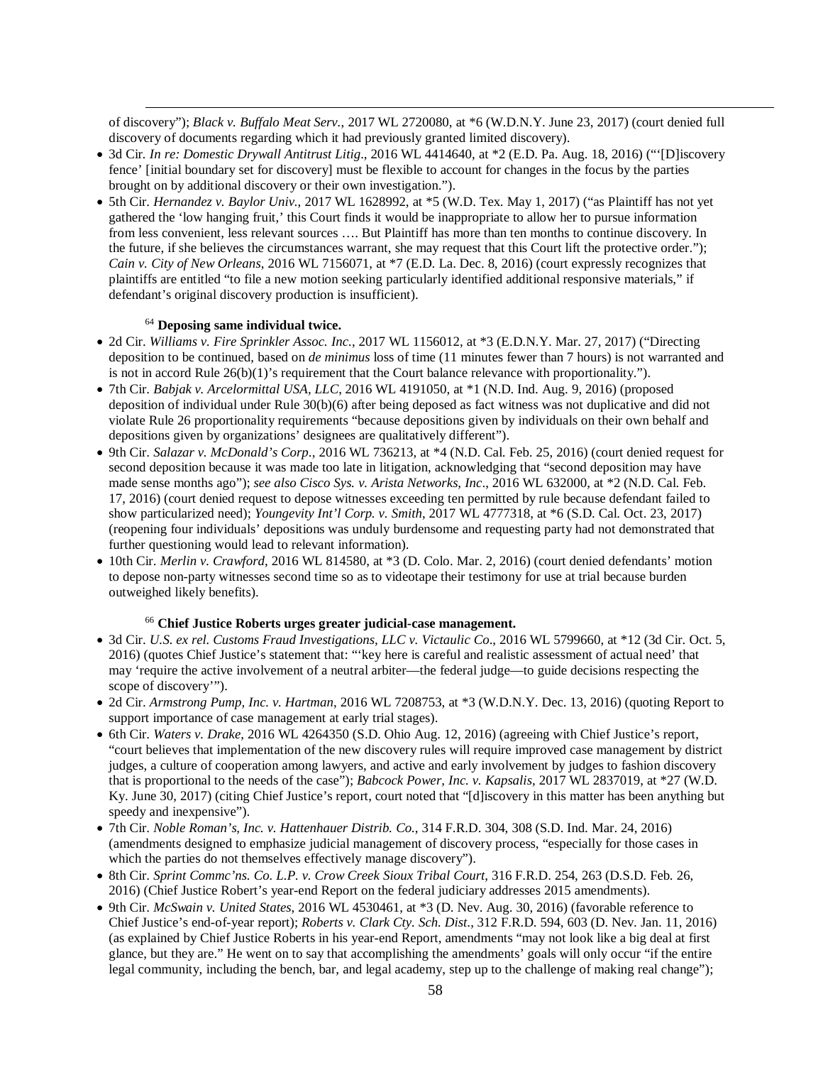of discovery"); *Black v. Buffalo Meat Serv.*, 2017 WL 2720080, at *6 (W.D.N.Y. June 23, 2017) (court denied full discovery of documents regarding which it had previously granted limited discovery).

- 3d Cir. *In re: Domestic Drywall Antitrust Litig*., 2016 WL 4414640, at *2 (E.D. Pa. Aug. 18, 2016) ("'[D]iscovery fence' [initial boundary set for discovery] must be flexible to account for changes in the focus by the parties brought on by additional discovery or their own investigation.").
- 5th Cir. *Hernandez v. Baylor Univ.*, 2017 WL 1628992, at *5 (W.D. Tex. May 1, 2017) ("as Plaintiff has not yet gathered the 'low hanging fruit,' this Court finds it would be inappropriate to allow her to pursue information from less convenient, less relevant sources …. But Plaintiff has more than ten months to continue discovery. In the future, if she believes the circumstances warrant, she may request that this Court lift the protective order."); *Cain v. City of New Orleans*, 2016 WL 7156071, at *7 (E.D. La. Dec. 8, 2016) (court expressly recognizes that plaintiffs are entitled "to file a new motion seeking particularly identified additional responsive materials," if defendant's original discovery production is insufficient).

[64] **Deposing same individual twice.**

- 2d Cir. *Williams v. Fire Sprinkler Assoc. Inc.*, 2017 WL 1156012, at *3 (E.D.N.Y. Mar. 27, 2017) ("Directing deposition to be continued, based on *de minimus* loss of time (11 minutes fewer than 7 hours) is not warranted and is not in accord Rule 26(b)(1)'s requirement that the Court balance relevance with proportionality.").
- 7th Cir. *Babjak v. Arcelormittal USA, LLC*, 2016 WL 4191050, at *1 (N.D. Ind. Aug. 9, 2016) (proposed deposition of individual under Rule 30(b)(6) after being deposed as fact witness was not duplicative and did not violate Rule 26 proportionality requirements "because depositions given by individuals on their own behalf and depositions given by organizations' designees are qualitatively different").
- 9th Cir. *Salazar v. McDonald's Corp*., 2016 WL 736213, at *4 (N.D. Cal. Feb. 25, 2016) (court denied request for second deposition because it was made too late in litigation, acknowledging that "second deposition may have made sense months ago"); *see also Cisco Sys. v. Arista Networks, Inc*., 2016 WL 632000, at *2 (N.D. Cal. Feb. 17, 2016) (court denied request to depose witnesses exceeding ten permitted by rule because defendant failed to show particularized need); *Youngevity Int'l Corp. v. Smith*, 2017 WL 4777318, at *6 (S.D. Cal. Oct. 23, 2017) (reopening four individuals' depositions was unduly burdensome and requesting party had not demonstrated that further questioning would lead to relevant information).
- 10th Cir. *Merlin v. Crawford*, 2016 WL 814580, at *3 (D. Colo. Mar. 2, 2016) (court denied defendants' motion to depose non-party witnesses second time so as to videotape their testimony for use at trial because burden outweighed likely benefits).

[66] **Chief Justice Roberts urges greater judicial-case management.**

- 3d Cir. *U.S. ex rel. Customs Fraud Investigations, LLC v. Victaulic Co*., 2016 WL 5799660, at *12 (3d Cir. Oct. 5, 2016) (quotes Chief Justice's statement that: "'key here is careful and realistic assessment of actual need' that may 'require the active involvement of a neutral arbiter—the federal judge—to guide decisions respecting the scope of discovery'").
- 2d Cir. *Armstrong Pump, Inc. v. Hartman*, 2016 WL 7208753, at *3 (W.D.N.Y. Dec. 13, 2016) (quoting Report to support importance of case management at early trial stages).
- 6th Cir. *Waters v. Drake*, 2016 WL 4264350 (S.D. Ohio Aug. 12, 2016) (agreeing with Chief Justice's report, "court believes that implementation of the new discovery rules will require improved case management by district judges, a culture of cooperation among lawyers, and active and early involvement by judges to fashion discovery that is proportional to the needs of the case"); *Babcock Power, Inc. v. Kapsalis*, 2017 WL 2837019, at *27 (W.D. Ky. June 30, 2017) (citing Chief Justice's report, court noted that "[d]iscovery in this matter has been anything but speedy and inexpensive").
- 7th Cir. *Noble Roman's, Inc. v. Hattenhauer Distrib. Co.*, 314 F.R.D. 304, 308 (S.D. Ind. Mar. 24, 2016) (amendments designed to emphasize judicial management of discovery process, "especially for those cases in which the parties do not themselves effectively manage discovery").
- 8th Cir. *Sprint Commc'ns. Co. L.P. v. Crow Creek Sioux Tribal Court*, 316 F.R.D. 254, 263 (D.S.D. Feb. 26, 2016) (Chief Justice Robert's year-end Report on the federal judiciary addresses 2015 amendments).
- 9th Cir. *McSwain v. United States*, 2016 WL 4530461, at *3 (D. Nev. Aug. 30, 2016) (favorable reference to Chief Justice's end-of-year report); *Roberts v. Clark Cty. Sch. Dist*., 312 F.R.D. 594, 603 (D. Nev. Jan. 11, 2016) (as explained by Chief Justice Roberts in his year-end Report, amendments "may not look like a big deal at first glance, but they are." He went on to say that accomplishing the amendments' goals will only occur "if the entire legal community, including the bench, bar, and legal academy, step up to the challenge of making real change");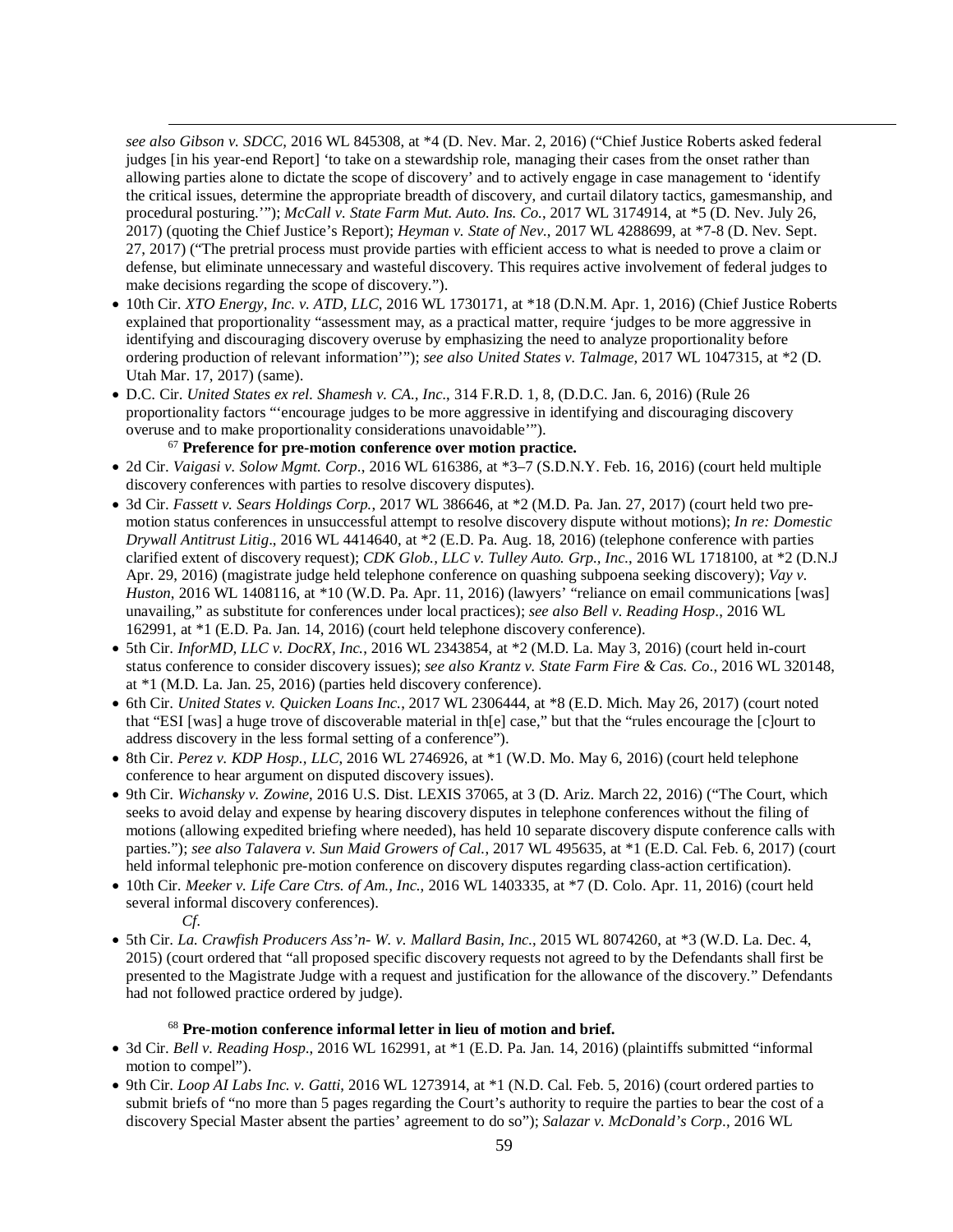*see also Gibson v. SDCC*, 2016 WL 845308, at *4 (D. Nev. Mar. 2, 2016) ("Chief Justice Roberts asked federal judges [in his year-end Report] 'to take on a stewardship role, managing their cases from the onset rather than allowing parties alone to dictate the scope of discovery' and to actively engage in case management to 'identify the critical issues, determine the appropriate breadth of discovery, and curtail dilatory tactics, gamesmanship, and procedural posturing.'"); *McCall v. State Farm Mut. Auto. Ins. Co.*, 2017 WL 3174914, at *5 (D. Nev. July 26, 2017) (quoting the Chief Justice's Report); *Heyman v. State of Nev.*, 2017 WL 4288699, at *7-8 (D. Nev. Sept. 27, 2017) ("The pretrial process must provide parties with efficient access to what is needed to prove a claim or defense, but eliminate unnecessary and wasteful discovery. This requires active involvement of federal judges to make decisions regarding the scope of discovery.").

- 10th Cir. *XTO Energy, Inc. v. ATD, LLC*, 2016 WL 1730171, at *18 (D.N.M. Apr. 1, 2016) (Chief Justice Roberts explained that proportionality "assessment may, as a practical matter, require 'judges to be more aggressive in identifying and discouraging discovery overuse by emphasizing the need to analyze proportionality before ordering production of relevant information'"); *see also United States v. Talmage*, 2017 WL 1047315, at *2 (D. Utah Mar. 17, 2017) (same).
- D.C. Cir. *United States ex rel. Shamesh v. CA., Inc*., 314 F.R.D. 1, 8, (D.D.C. Jan. 6, 2016) (Rule 26 proportionality factors "'encourage judges to be more aggressive in identifying and discouraging discovery overuse and to make proportionality considerations unavoidable'").

[67] **Preference for pre-motion conference over motion practice.**

- 2d Cir. *Vaigasi v. Solow Mgmt. Corp*., 2016 WL 616386, at *3–7 (S.D.N.Y. Feb. 16, 2016) (court held multiple discovery conferences with parties to resolve discovery disputes).
- 3d Cir. *Fassett v. Sears Holdings Corp.*, 2017 WL 386646, at *2 (M.D. Pa. Jan. 27, 2017) (court held two pre-motion status conferences in unsuccessful attempt to resolve discovery dispute without motions); *In re: Domestic Drywall Antitrust Litig*., 2016 WL 4414640, at *2 (E.D. Pa. Aug. 18, 2016) (telephone conference with parties clarified extent of discovery request); *CDK Glob., LLC v. Tulley Auto. Grp., Inc.*, 2016 WL 1718100, at *2 (D.N.J Apr. 29, 2016) (magistrate judge held telephone conference on quashing subpoena seeking discovery); *Vay v. Huston*, 2016 WL 1408116, at *10 (W.D. Pa. Apr. 11, 2016) (lawyers' "reliance on email communications [was] unavailing," as substitute for conferences under local practices); *see also Bell v. Reading Hosp*., 2016 WL 162991, at *1 (E.D. Pa. Jan. 14, 2016) (court held telephone discovery conference).
- 5th Cir. *InforMD, LLC v. DocRX, Inc.*, 2016 WL 2343854, at *2 (M.D. La. May 3, 2016) (court held in-court status conference to consider discovery issues); *see also Krantz v. State Farm Fire & Cas. Co*., 2016 WL 320148, at *1 (M.D. La. Jan. 25, 2016) (parties held discovery conference).
- 6th Cir. *United States v. Quicken Loans Inc.*, 2017 WL 2306444, at *8 (E.D. Mich. May 26, 2017) (court noted that "ESI [was] a huge trove of discoverable material in th[e] case," but that the "rules encourage the [c]ourt to address discovery in the less formal setting of a conference").
- 8th Cir. *Perez v. KDP Hosp., LLC*, 2016 WL 2746926, at *1 (W.D. Mo. May 6, 2016) (court held telephone conference to hear argument on disputed discovery issues).
- 9th Cir. *Wichansky v. Zowine*, 2016 U.S. Dist. LEXIS 37065, at 3 (D. Ariz. March 22, 2016) ("The Court, which seeks to avoid delay and expense by hearing discovery disputes in telephone conferences without the filing of motions (allowing expedited briefing where needed), has held 10 separate discovery dispute conference calls with parties."); *see also Talavera v. Sun Maid Growers of Cal.*, 2017 WL 495635, at *1 (E.D. Cal. Feb. 6, 2017) (court held informal telephonic pre-motion conference on discovery disputes regarding class-action certification).
- 10th Cir. *Meeker v. Life Care Ctrs. of Am., Inc.*, 2016 WL 1403335, at *7 (D. Colo. Apr. 11, 2016) (court held several informal discovery conferences).

*Cf*.

- 5th Cir. *La. Crawfish Producers Ass'n- W. v. Mallard Basin, Inc.*, 2015 WL 8074260, at *3 (W.D. La. Dec. 4, 2015) (court ordered that "all proposed specific discovery requests not agreed to by the Defendants shall first be presented to the Magistrate Judge with a request and justification for the allowance of the discovery." Defendants had not followed practice ordered by judge).

[68] **Pre-motion conference informal letter in lieu of motion and brief.**

- 3d Cir. *Bell v. Reading Hosp*., 2016 WL 162991, at *1 (E.D. Pa. Jan. 14, 2016) (plaintiffs submitted "informal motion to compel").
- 9th Cir. *Loop AI Labs Inc. v. Gatti*, 2016 WL 1273914, at *1 (N.D. Cal. Feb. 5, 2016) (court ordered parties to submit briefs of "no more than 5 pages regarding the Court's authority to require the parties to bear the cost of a discovery Special Master absent the parties' agreement to do so"); *Salazar v. McDonald's Corp*., 2016 WL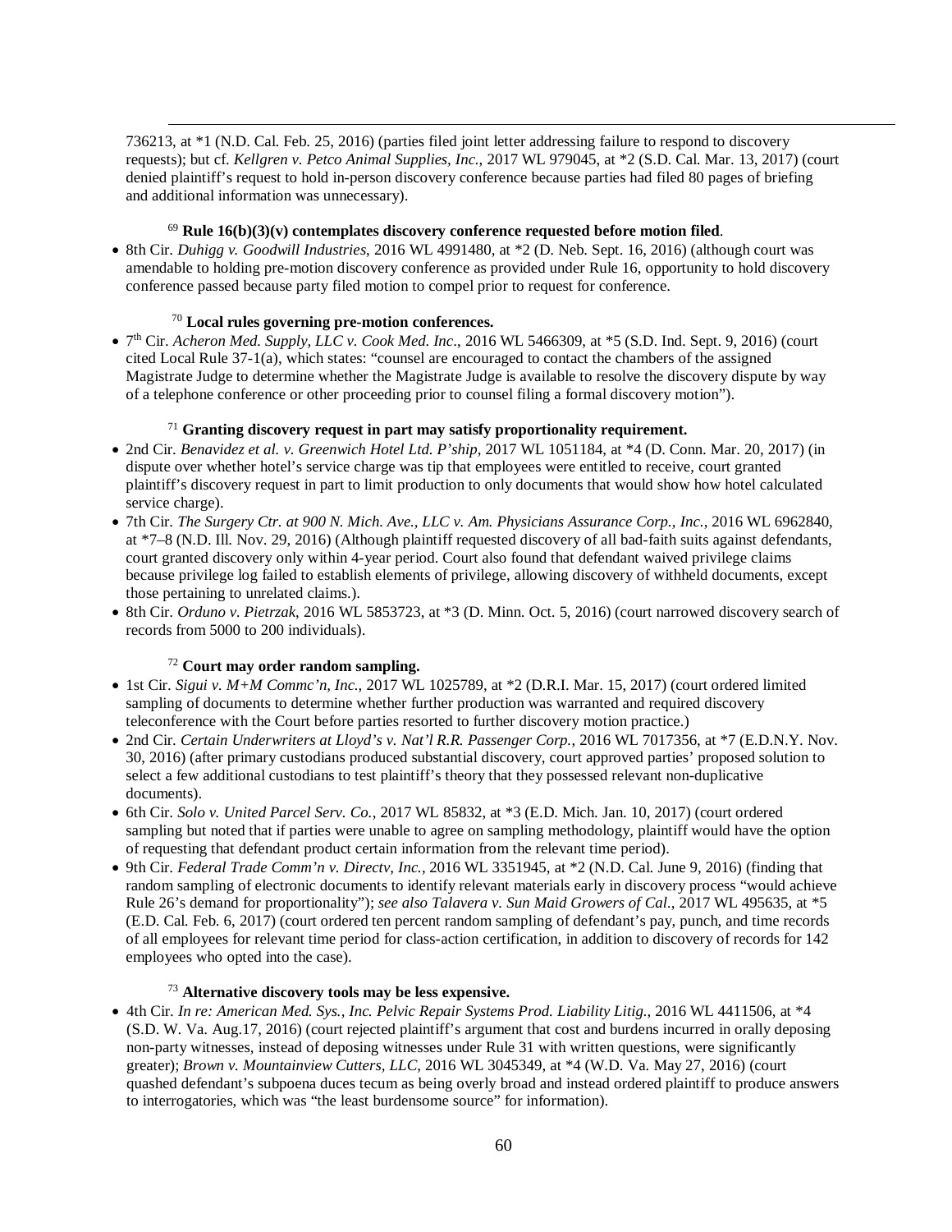736213, at *1 (N.D. Cal. Feb. 25, 2016) (parties filed joint letter addressing failure to respond to discovery requests); but cf. *Kellgren v. Petco Animal Supplies, Inc.*, 2017 WL 979045, at *2 (S.D. Cal. Mar. 13, 2017) (court denied plaintiff's request to hold in-person discovery conference because parties had filed 80 pages of briefing and additional information was unnecessary).

[69] **Rule 16(b)(3)(v) contemplates discovery conference requested before motion filed**.

- 8th Cir. *Duhigg v. Goodwill Industries*, 2016 WL 4991480, at *2 (D. Neb. Sept. 16, 2016) (although court was amendable to holding pre-motion discovery conference as provided under Rule 16, opportunity to hold discovery conference passed because party filed motion to compel prior to request for conference.

[70] **Local rules governing pre-motion conferences.**

- 7th Cir. *Acheron Med. Supply, LLC v. Cook Med. Inc*., 2016 WL 5466309, at *5 (S.D. Ind. Sept. 9, 2016) (court cited Local Rule 37-1(a), which states: "counsel are encouraged to contact the chambers of the assigned Magistrate Judge to determine whether the Magistrate Judge is available to resolve the discovery dispute by way of a telephone conference or other proceeding prior to counsel filing a formal discovery motion").

[71] **Granting discovery request in part may satisfy proportionality requirement.**

- 2nd Cir. *Benavidez et al. v. Greenwich Hotel Ltd. P'ship*, 2017 WL 1051184, at *4 (D. Conn. Mar. 20, 2017) (in dispute over whether hotel's service charge was tip that employees were entitled to receive, court granted plaintiff's discovery request in part to limit production to only documents that would show how hotel calculated service charge).
- 7th Cir. *The Surgery Ctr. at 900 N. Mich. Ave., LLC v. Am. Physicians Assurance Corp., Inc.*, 2016 WL 6962840, at *7–8 (N.D. Ill. Nov. 29, 2016) (Although plaintiff requested discovery of all bad-faith suits against defendants, court granted discovery only within 4-year period. Court also found that defendant waived privilege claims because privilege log failed to establish elements of privilege, allowing discovery of withheld documents, except those pertaining to unrelated claims.).
- 8th Cir. *Orduno v. Pietrzak*, 2016 WL 5853723, at *3 (D. Minn. Oct. 5, 2016) (court narrowed discovery search of records from 5000 to 200 individuals).

[72] **Court may order random sampling.**

- 1st Cir. *Sigui v. M+M Commc'n, Inc.*, 2017 WL 1025789, at *2 (D.R.I. Mar. 15, 2017) (court ordered limited sampling of documents to determine whether further production was warranted and required discovery teleconference with the Court before parties resorted to further discovery motion practice.)
- 2nd Cir. *Certain Underwriters at Lloyd's v. Nat'l R.R. Passenger Corp.*, 2016 WL 7017356, at *7 (E.D.N.Y. Nov. 30, 2016) (after primary custodians produced substantial discovery, court approved parties' proposed solution to select a few additional custodians to test plaintiff's theory that they possessed relevant non-duplicative documents).
- 6th Cir. *Solo v. United Parcel Serv. Co.*, 2017 WL 85832, at *3 (E.D. Mich. Jan. 10, 2017) (court ordered sampling but noted that if parties were unable to agree on sampling methodology, plaintiff would have the option of requesting that defendant product certain information from the relevant time period).
- 9th Cir. *Federal Trade Comm'n v. Directv, Inc.*, 2016 WL 3351945, at *2 (N.D. Cal. June 9, 2016) (finding that random sampling of electronic documents to identify relevant materials early in discovery process "would achieve Rule 26's demand for proportionality"); *see also Talavera v. Sun Maid Growers of Cal.*, 2017 WL 495635, at *5 (E.D. Cal. Feb. 6, 2017) (court ordered ten percent random sampling of defendant's pay, punch, and time records of all employees for relevant time period for class-action certification, in addition to discovery of records for 142 employees who opted into the case).

[73] **Alternative discovery tools may be less expensive.**

- 4th Cir. *In re: American Med. Sys., Inc. Pelvic Repair Systems Prod. Liability Litig.*, 2016 WL 4411506, at *4 (S.D. W. Va. Aug.17, 2016) (court rejected plaintiff's argument that cost and burdens incurred in orally deposing non-party witnesses, instead of deposing witnesses under Rule 31 with written questions, were significantly greater); *Brown v. Mountainview Cutters, LLC*, 2016 WL 3045349, at *4 (W.D. Va. May 27, 2016) (court quashed defendant's subpoena duces tecum as being overly broad and instead ordered plaintiff to produce answers to interrogatories, which was "the least burdensome source" for information).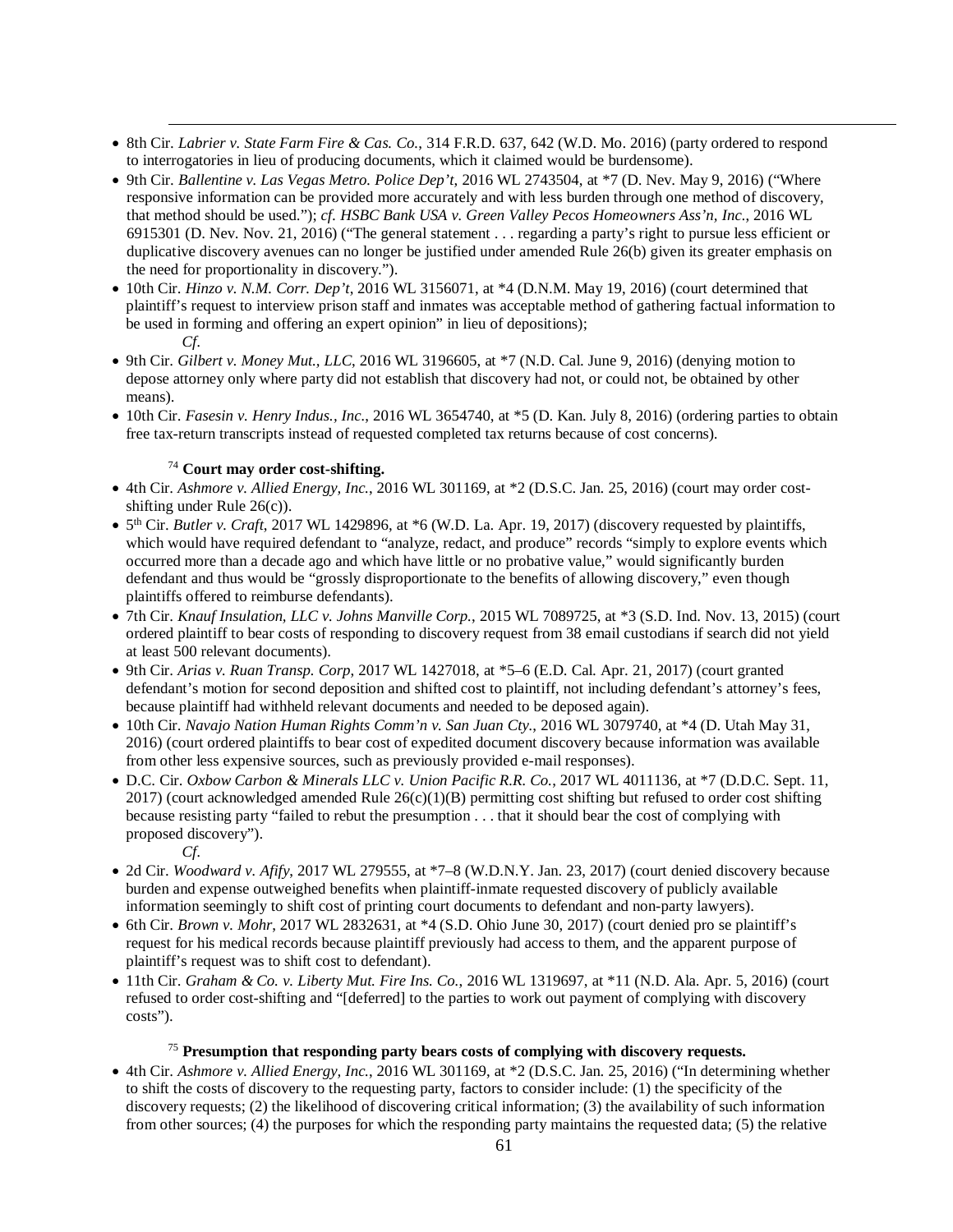- 8th Cir. *Labrier v. State Farm Fire & Cas. Co.*, 314 F.R.D. 637, 642 (W.D. Mo. 2016) (party ordered to respond to interrogatories in lieu of producing documents, which it claimed would be burdensome).
- 9th Cir. *Ballentine v. Las Vegas Metro. Police Dep't*, 2016 WL 2743504, at *7 (D. Nev. May 9, 2016) ("Where responsive information can be provided more accurately and with less burden through one method of discovery, that method should be used."); *cf. HSBC Bank USA v. Green Valley Pecos Homeowners Ass'n, Inc.*, 2016 WL 6915301 (D. Nev. Nov. 21, 2016) ("The general statement . . . regarding a party's right to pursue less efficient or duplicative discovery avenues can no longer be justified under amended Rule 26(b) given its greater emphasis on the need for proportionality in discovery.").
- 10th Cir. *Hinzo v. N.M. Corr. Dep't*, 2016 WL 3156071, at *4 (D.N.M. May 19, 2016) (court determined that plaintiff's request to interview prison staff and inmates was acceptable method of gathering factual information to be used in forming and offering an expert opinion" in lieu of depositions);

    *Cf.*

- 9th Cir. *Gilbert v. Money Mut., LLC*, 2016 WL 3196605, at *7 (N.D. Cal. June 9, 2016) (denying motion to depose attorney only where party did not establish that discovery had not, or could not, be obtained by other means).
- 10th Cir. *Fasesin v. Henry Indus., Inc.*, 2016 WL 3654740, at *5 (D. Kan. July 8, 2016) (ordering parties to obtain free tax-return transcripts instead of requested completed tax returns because of cost concerns).

[74] **Court may order cost-shifting.**

- 4th Cir. *Ashmore v. Allied Energy, Inc.*, 2016 WL 301169, at *2 (D.S.C. Jan. 25, 2016) (court may order cost-shifting under Rule 26(c)).
- 5th Cir. *Butler v. Craft*, 2017 WL 1429896, at *6 (W.D. La. Apr. 19, 2017) (discovery requested by plaintiffs, which would have required defendant to "analyze, redact, and produce" records "simply to explore events which occurred more than a decade ago and which have little or no probative value," would significantly burden defendant and thus would be "grossly disproportionate to the benefits of allowing discovery," even though plaintiffs offered to reimburse defendants).
- 7th Cir. *Knauf Insulation, LLC v. Johns Manville Corp.*, 2015 WL 7089725, at *3 (S.D. Ind. Nov. 13, 2015) (court ordered plaintiff to bear costs of responding to discovery request from 38 email custodians if search did not yield at least 500 relevant documents).
- 9th Cir. *Arias v. Ruan Transp. Corp*, 2017 WL 1427018, at *5–6 (E.D. Cal. Apr. 21, 2017) (court granted defendant's motion for second deposition and shifted cost to plaintiff, not including defendant's attorney's fees, because plaintiff had withheld relevant documents and needed to be deposed again).
- 10th Cir. *Navajo Nation Human Rights Comm'n v. San Juan Cty.*, 2016 WL 3079740, at *4 (D. Utah May 31, 2016) (court ordered plaintiffs to bear cost of expedited document discovery because information was available from other less expensive sources, such as previously provided e-mail responses).
- D.C. Cir. *Oxbow Carbon & Minerals LLC v. Union Pacific R.R. Co.*, 2017 WL 4011136, at *7 (D.D.C. Sept. 11, 2017) (court acknowledged amended Rule 26(c)(1)(B) permitting cost shifting but refused to order cost shifting because resisting party "failed to rebut the presumption . . . that it should bear the cost of complying with proposed discovery").

    *Cf.*

- 2d Cir. *Woodward v. Afify*, 2017 WL 279555, at *7–8 (W.D.N.Y. Jan. 23, 2017) (court denied discovery because burden and expense outweighed benefits when plaintiff-inmate requested discovery of publicly available information seemingly to shift cost of printing court documents to defendant and non-party lawyers).
- 6th Cir. *Brown v. Mohr*, 2017 WL 2832631, at *4 (S.D. Ohio June 30, 2017) (court denied pro se plaintiff's request for his medical records because plaintiff previously had access to them, and the apparent purpose of plaintiff's request was to shift cost to defendant).
- 11th Cir. *Graham & Co. v. Liberty Mut. Fire Ins. Co.*, 2016 WL 1319697, at *11 (N.D. Ala. Apr. 5, 2016) (court refused to order cost-shifting and "[deferred] to the parties to work out payment of complying with discovery costs").

[75] **Presumption that responding party bears costs of complying with discovery requests.**

- 4th Cir. *Ashmore v. Allied Energy, Inc.*, 2016 WL 301169, at *2 (D.S.C. Jan. 25, 2016) ("In determining whether to shift the costs of discovery to the requesting party, factors to consider include: (1) the specificity of the discovery requests; (2) the likelihood of discovering critical information; (3) the availability of such information from other sources; (4) the purposes for which the responding party maintains the requested data; (5) the relative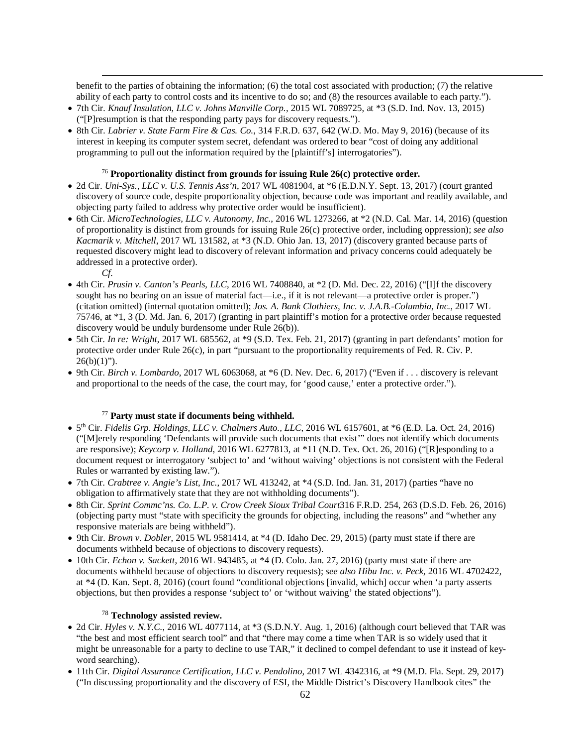benefit to the parties of obtaining the information; (6) the total cost associated with production; (7) the relative ability of each party to control costs and its incentive to do so; and (8) the resources available to each party.").

- 7th Cir. *Knauf Insulation, LLC v. Johns Manville Corp.*, 2015 WL 7089725, at *3 (S.D. Ind. Nov. 13, 2015) ("[P]resumption is that the responding party pays for discovery requests.").
- 8th Cir. *Labrier v. State Farm Fire & Cas. Co.*, 314 F.R.D. 637, 642 (W.D. Mo. May 9, 2016) (because of its interest in keeping its computer system secret, defendant was ordered to bear "cost of doing any additional programming to pull out the information required by the [plaintiff's] interrogatories").

[76] **Proportionality distinct from grounds for issuing Rule 26(c) protective order.**

- 2d Cir. *Uni-Sys., LLC v. U.S. Tennis Ass'n*, 2017 WL 4081904, at *6 (E.D.N.Y. Sept. 13, 2017) (court granted discovery of source code, despite proportionality objection, because code was important and readily available, and objecting party failed to address why protective order would be insufficient).
- 6th Cir. *MicroTechnologies, LLC v. Autonomy, Inc.*, 2016 WL 1273266, at *2 (N.D. Cal. Mar. 14, 2016) (question of proportionality is distinct from grounds for issuing Rule 26(c) protective order, including oppression); *see also Kacmarik v. Mitchell*, 2017 WL 131582, at *3 (N.D. Ohio Jan. 13, 2017) (discovery granted because parts of requested discovery might lead to discovery of relevant information and privacy concerns could adequately be addressed in a protective order).

  *Cf.*

- 4th Cir. *Prusin v. Canton's Pearls, LLC*, 2016 WL 7408840, at *2 (D. Md. Dec. 22, 2016) ("[I]f the discovery sought has no bearing on an issue of material fact—i.e., if it is not relevant—a protective order is proper.") (citation omitted) (internal quotation omitted); *Jos. A. Bank Clothiers, Inc. v. J.A.B.-Columbia, Inc.*, 2017 WL 75746, at *1, 3 (D. Md. Jan. 6, 2017) (granting in part plaintiff's motion for a protective order because requested discovery would be unduly burdensome under Rule 26(b)).
- 5th Cir. *In re: Wright*, 2017 WL 685562, at *9 (S.D. Tex. Feb. 21, 2017) (granting in part defendants' motion for protective order under Rule 26(c), in part "pursuant to the proportionality requirements of Fed. R. Civ. P. 26(b)(1)").
- 9th Cir. *Birch v. Lombardo*, 2017 WL 6063068, at *6 (D. Nev. Dec. 6, 2017) ("Even if . . . discovery is relevant and proportional to the needs of the case, the court may, for 'good cause,' enter a protective order.").

[77] **Party must state if documents being withheld.**

- 5th Cir. *Fidelis Grp. Holdings, LLC v. Chalmers Auto., LLC*, 2016 WL 6157601, at *6 (E.D. La. Oct. 24, 2016) ("[M]erely responding 'Defendants will provide such documents that exist'" does not identify which documents are responsive); *Keycorp v. Holland*, 2016 WL 6277813, at *11 (N.D. Tex. Oct. 26, 2016) ("[R]esponding to a document request or interrogatory 'subject to' and 'without waiving' objections is not consistent with the Federal Rules or warranted by existing law.").
- 7th Cir. *Crabtree v. Angie's List, Inc.*, 2017 WL 413242, at *4 (S.D. Ind. Jan. 31, 2017) (parties "have no obligation to affirmatively state that they are not withholding documents").
- 8th Cir. *Sprint Commc'ns. Co. L.P. v. Crow Creek Sioux Tribal Court*316 F.R.D. 254, 263 (D.S.D. Feb. 26, 2016) (objecting party must "state with specificity the grounds for objecting, including the reasons" and "whether any responsive materials are being withheld").
- 9th Cir. *Brown v. Dobler*, 2015 WL 9581414, at *4 (D. Idaho Dec. 29, 2015) (party must state if there are documents withheld because of objections to discovery requests).
- 10th Cir. *Echon v. Sackett*, 2016 WL 943485, at *4 (D. Colo. Jan. 27, 2016) (party must state if there are documents withheld because of objections to discovery requests); *see also Hibu Inc. v. Peck*, 2016 WL 4702422, at *4 (D. Kan. Sept. 8, 2016) (court found "conditional objections [invalid, which] occur when 'a party asserts objections, but then provides a response 'subject to' or 'without waiving' the stated objections").

[78] **Technology assisted review.**

- 2d Cir. *Hyles v. N.Y.C.*, 2016 WL 4077114, at *3 (S.D.N.Y. Aug. 1, 2016) (although court believed that TAR was "the best and most efficient search tool" and that "there may come a time when TAR is so widely used that it might be unreasonable for a party to decline to use TAR," it declined to compel defendant to use it instead of key-word searching).
- 11th Cir. *Digital Assurance Certification, LLC v. Pendolino*, 2017 WL 4342316, at *9 (M.D. Fla. Sept. 29, 2017) ("In discussing proportionality and the discovery of ESI, the Middle District's Discovery Handbook cites" the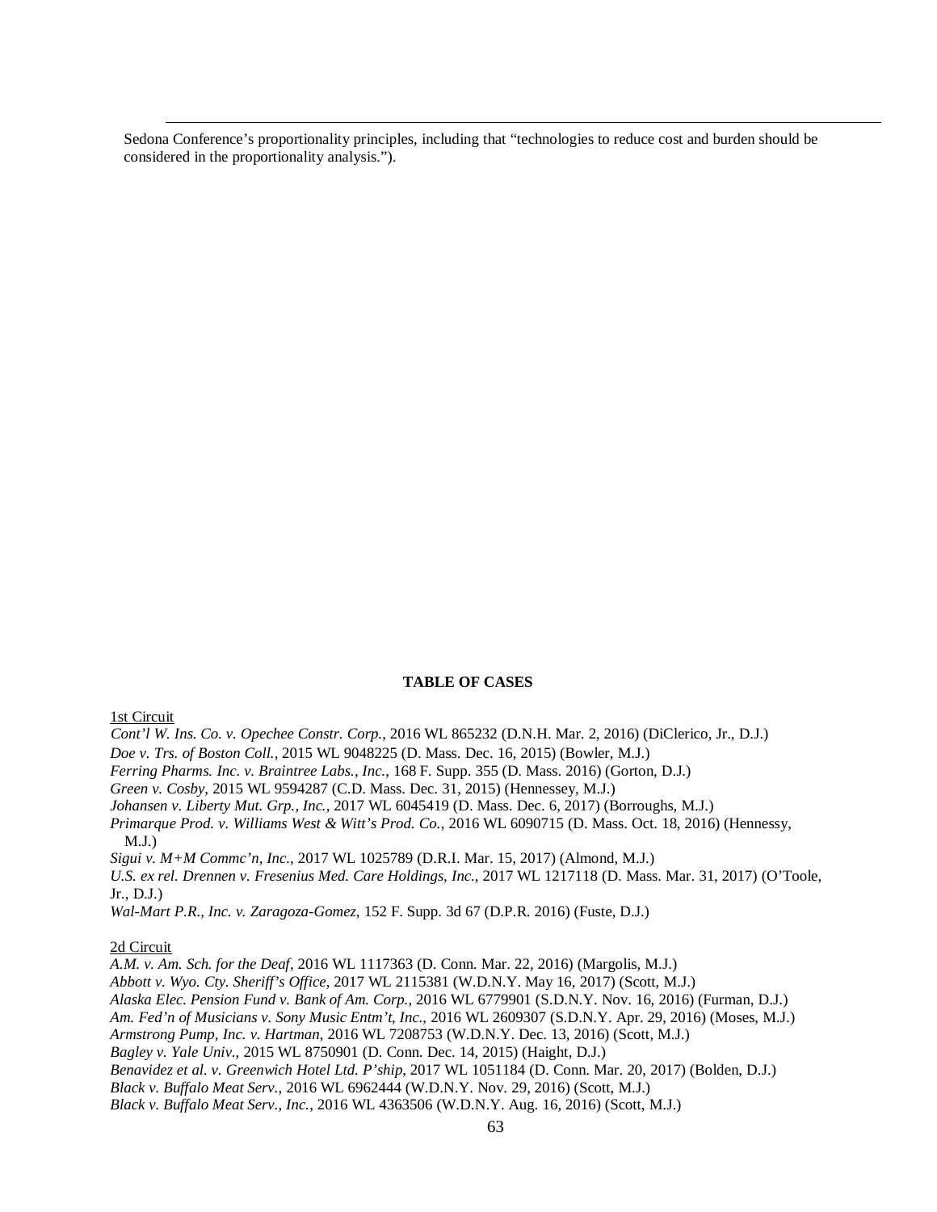Sedona Conference's proportionality principles, including that "technologies to reduce cost and burden should be considered in the proportionality analysis.").

**TABLE OF CASES**

1st Circuit

*Cont'l W. Ins. Co. v. Opechee Constr. Corp.*, 2016 WL 865232 (D.N.H. Mar. 2, 2016) (DiClerico, Jr., D.J.)
*Doe v. Trs. of Boston Coll.*, 2015 WL 9048225 (D. Mass. Dec. 16, 2015) (Bowler, M.J.)
*Ferring Pharms. Inc. v. Braintree Labs., Inc.*, 168 F. Supp. 355 (D. Mass. 2016) (Gorton, D.J.)
*Green v. Cosby*, 2015 WL 9594287 (C.D. Mass. Dec. 31, 2015) (Hennessey, M.J.)
*Johansen v. Liberty Mut. Grp., Inc.*, 2017 WL 6045419 (D. Mass. Dec. 6, 2017) (Borroughs, M.J.)
*Primarque Prod. v. Williams West & Witt's Prod. Co.*, 2016 WL 6090715 (D. Mass. Oct. 18, 2016) (Hennessy, M.J.)
*Sigui v. M+M Commc'n, Inc.*, 2017 WL 1025789 (D.R.I. Mar. 15, 2017) (Almond, M.J.)
*U.S. ex rel. Drennen v. Fresenius Med. Care Holdings, Inc.*, 2017 WL 1217118 (D. Mass. Mar. 31, 2017) (O'Toole, Jr., D.J.)
*Wal-Mart P.R., Inc. v. Zaragoza-Gomez*, 152 F. Supp. 3d 67 (D.P.R. 2016) (Fuste, D.J.)

2d Circuit

*A.M. v. Am. Sch. for the Deaf*, 2016 WL 1117363 (D. Conn. Mar. 22, 2016) (Margolis, M.J.)
*Abbott v. Wyo. Cty. Sheriff's Office*, 2017 WL 2115381 (W.D.N.Y. May 16, 2017) (Scott, M.J.)
*Alaska Elec. Pension Fund v. Bank of Am. Corp.*, 2016 WL 6779901 (S.D.N.Y. Nov. 16, 2016) (Furman, D.J.)
*Am. Fed'n of Musicians v. Sony Music Entm't, Inc.*, 2016 WL 2609307 (S.D.N.Y. Apr. 29, 2016) (Moses, M.J.)
*Armstrong Pump, Inc. v. Hartman*, 2016 WL 7208753 (W.D.N.Y. Dec. 13, 2016) (Scott, M.J.)
*Bagley v. Yale Univ.*, 2015 WL 8750901 (D. Conn. Dec. 14, 2015) (Haight, D.J.)
*Benavidez et al. v. Greenwich Hotel Ltd. P'ship*, 2017 WL 1051184 (D. Conn. Mar. 20, 2017) (Bolden, D.J.)
*Black v. Buffalo Meat Serv.*, 2016 WL 6962444 (W.D.N.Y. Nov. 29, 2016) (Scott, M.J.)
*Black v. Buffalo Meat Serv., Inc.*, 2016 WL 4363506 (W.D.N.Y. Aug. 16, 2016) (Scott, M.J.)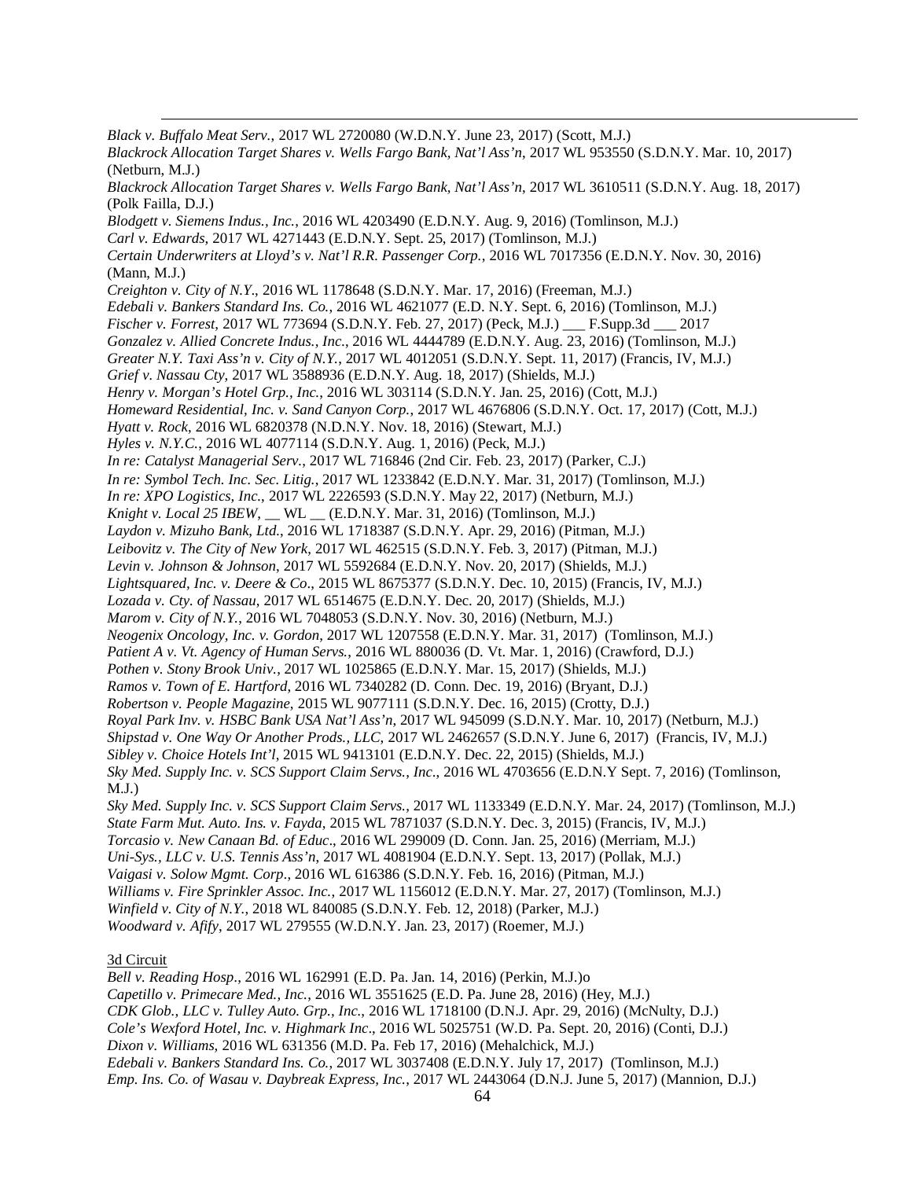*Black v. Buffalo Meat Serv.*, 2017 WL 2720080 (W.D.N.Y. June 23, 2017) (Scott, M.J.)
*Blackrock Allocation Target Shares v. Wells Fargo Bank, Nat'l Ass'n*, 2017 WL 953550 (S.D.N.Y. Mar. 10, 2017) (Netburn, M.J.)
*Blackrock Allocation Target Shares v. Wells Fargo Bank, Nat'l Ass'n*, 2017 WL 3610511 (S.D.N.Y. Aug. 18, 2017) (Polk Failla, D.J.)
*Blodgett v. Siemens Indus., Inc.*, 2016 WL 4203490 (E.D.N.Y. Aug. 9, 2016) (Tomlinson, M.J.)
*Carl v. Edwards*, 2017 WL 4271443 (E.D.N.Y. Sept. 25, 2017) (Tomlinson, M.J.)
*Certain Underwriters at Lloyd's v. Nat'l R.R. Passenger Corp.*, 2016 WL 7017356 (E.D.N.Y. Nov. 30, 2016) (Mann, M.J.)
*Creighton v. City of N.Y.*, 2016 WL 1178648 (S.D.N.Y. Mar. 17, 2016) (Freeman, M.J.)
*Edebali v. Bankers Standard Ins. Co.*, 2016 WL 4621077 (E.D. N.Y. Sept. 6, 2016) (Tomlinson, M.J.)
*Fischer v. Forrest*, 2017 WL 773694 (S.D.N.Y. Feb. 27, 2017) (Peck, M.J.) ___ F.Supp.3d ___ 2017
*Gonzalez v. Allied Concrete Indus., Inc.*, 2016 WL 4444789 (E.D.N.Y. Aug. 23, 2016) (Tomlinson, M.J.)
*Greater N.Y. Taxi Ass'n v. City of N.Y.*, 2017 WL 4012051 (S.D.N.Y. Sept. 11, 2017) (Francis, IV, M.J.)
*Grief v. Nassau Cty*, 2017 WL 3588936 (E.D.N.Y. Aug. 18, 2017) (Shields, M.J.)
*Henry v. Morgan's Hotel Grp., Inc.*, 2016 WL 303114 (S.D.N.Y. Jan. 25, 2016) (Cott, M.J.)
*Homeward Residential, Inc. v. Sand Canyon Corp.*, 2017 WL 4676806 (S.D.N.Y. Oct. 17, 2017) (Cott, M.J.)
*Hyatt v. Rock*, 2016 WL 6820378 (N.D.N.Y. Nov. 18, 2016) (Stewart, M.J.)
*Hyles v. N.Y.C.*, 2016 WL 4077114 (S.D.N.Y. Aug. 1, 2016) (Peck, M.J.)
*In re: Catalyst Managerial Serv.*, 2017 WL 716846 (2nd Cir. Feb. 23, 2017) (Parker, C.J.)
*In re: Symbol Tech. Inc. Sec. Litig.*, 2017 WL 1233842 (E.D.N.Y. Mar. 31, 2017) (Tomlinson, M.J.)
*In re: XPO Logistics, Inc.*, 2017 WL 2226593 (S.D.N.Y. May 22, 2017) (Netburn, M.J.)
*Knight v. Local 25 IBEW*, __ WL __ (E.D.N.Y. Mar. 31, 2016) (Tomlinson, M.J.)
*Laydon v. Mizuho Bank, Ltd.*, 2016 WL 1718387 (S.D.N.Y. Apr. 29, 2016) (Pitman, M.J.)
*Leibovitz v. The City of New York*, 2017 WL 462515 (S.D.N.Y. Feb. 3, 2017) (Pitman, M.J.)
*Levin v. Johnson & Johnson*, 2017 WL 5592684 (E.D.N.Y. Nov. 20, 2017) (Shields, M.J.)
*Lightsquared, Inc. v. Deere & Co*., 2015 WL 8675377 (S.D.N.Y. Dec. 10, 2015) (Francis, IV, M.J.)
*Lozada v. Cty. of Nassau*, 2017 WL 6514675 (E.D.N.Y. Dec. 20, 2017) (Shields, M.J.)
*Marom v. City of N.Y.*, 2016 WL 7048053 (S.D.N.Y. Nov. 30, 2016) (Netburn, M.J.)
*Neogenix Oncology, Inc. v. Gordon*, 2017 WL 1207558 (E.D.N.Y. Mar. 31, 2017) (Tomlinson, M.J.)
*Patient A v. Vt. Agency of Human Servs.*, 2016 WL 880036 (D. Vt. Mar. 1, 2016) (Crawford, D.J.)
*Pothen v. Stony Brook Univ.*, 2017 WL 1025865 (E.D.N.Y. Mar. 15, 2017) (Shields, M.J.)
*Ramos v. Town of E. Hartford*, 2016 WL 7340282 (D. Conn. Dec. 19, 2016) (Bryant, D.J.)
*Robertson v. People Magazine*, 2015 WL 9077111 (S.D.N.Y. Dec. 16, 2015) (Crotty, D.J.)
*Royal Park Inv. v. HSBC Bank USA Nat'l Ass'n*, 2017 WL 945099 (S.D.N.Y. Mar. 10, 2017) (Netburn, M.J.)
*Shipstad v. One Way Or Another Prods., LLC*, 2017 WL 2462657 (S.D.N.Y. June 6, 2017) (Francis, IV, M.J.)
*Sibley v. Choice Hotels Int'l*, 2015 WL 9413101 (E.D.N.Y. Dec. 22, 2015) (Shields, M.J.)
*Sky Med. Supply Inc. v. SCS Support Claim Servs., Inc*., 2016 WL 4703656 (E.D.N.Y Sept. 7, 2016) (Tomlinson, M.J.)
*Sky Med. Supply Inc. v. SCS Support Claim Servs.*, 2017 WL 1133349 (E.D.N.Y. Mar. 24, 2017) (Tomlinson, M.J.)
*State Farm Mut. Auto. Ins. v. Fayda*, 2015 WL 7871037 (S.D.N.Y. Dec. 3, 2015) (Francis, IV, M.J.)
*Torcasio v. New Canaan Bd. of Educ*., 2016 WL 299009 (D. Conn. Jan. 25, 2016) (Merriam, M.J.)
*Uni-Sys., LLC v. U.S. Tennis Ass'n*, 2017 WL 4081904 (E.D.N.Y. Sept. 13, 2017) (Pollak, M.J.)
*Vaigasi v. Solow Mgmt. Corp*., 2016 WL 616386 (S.D.N.Y. Feb. 16, 2016) (Pitman, M.J.)
*Williams v. Fire Sprinkler Assoc. Inc.*, 2017 WL 1156012 (E.D.N.Y. Mar. 27, 2017) (Tomlinson, M.J.)
*Winfield v. City of N.Y.*, 2018 WL 840085 (S.D.N.Y. Feb. 12, 2018) (Parker, M.J.)
*Woodward v. Afify*, 2017 WL 279555 (W.D.N.Y. Jan. 23, 2017) (Roemer, M.J.)

<u>3d Circuit</u>

*Bell v. Reading Hosp*., 2016 WL 162991 (E.D. Pa. Jan. 14, 2016) (Perkin, M.J.)o
*Capetillo v. Primecare Med., Inc.*, 2016 WL 3551625 (E.D. Pa. June 28, 2016) (Hey, M.J.)
*CDK Glob., LLC v. Tulley Auto. Grp., Inc*., 2016 WL 1718100 (D.N.J. Apr. 29, 2016) (McNulty, D.J.)
*Cole's Wexford Hotel, Inc. v. Highmark Inc*., 2016 WL 5025751 (W.D. Pa. Sept. 20, 2016) (Conti, D.J.)
*Dixon v. Williams*, 2016 WL 631356 (M.D. Pa. Feb 17, 2016) (Mehalchick, M.J.)
*Edebali v. Bankers Standard Ins. Co.*, 2017 WL 3037408 (E.D.N.Y. July 17, 2017) (Tomlinson, M.J.)
*Emp. Ins. Co. of Wasau v. Daybreak Express, Inc.*, 2017 WL 2443064 (D.N.J. June 5, 2017) (Mannion, D.J.)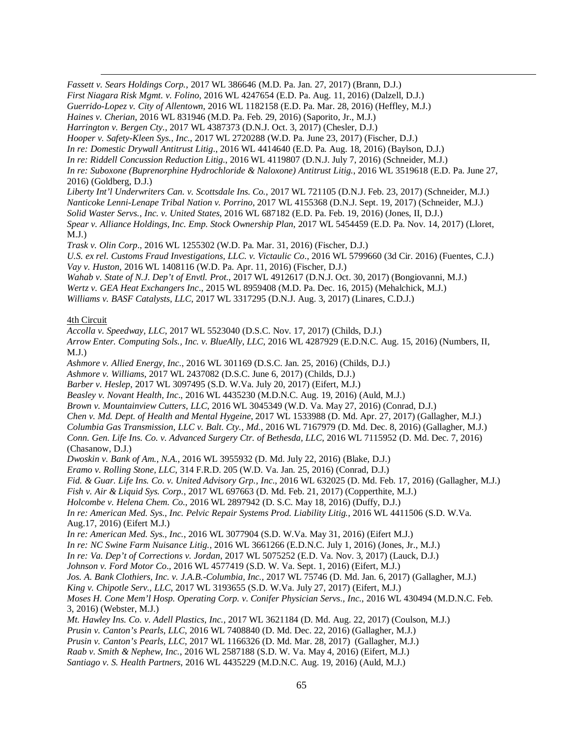*Fassett v. Sears Holdings Corp.*, 2017 WL 386646 (M.D. Pa. Jan. 27, 2017) (Brann, D.J.)
*First Niagara Risk Mgmt. v. Folino*, 2016 WL 4247654 (E.D. Pa. Aug. 11, 2016) (Dalzell, D.J.)
*Guerrido-Lopez v. City of Allentown*, 2016 WL 1182158 (E.D. Pa. Mar. 28, 2016) (Heffley, M.J.)
*Haines v. Cherian*, 2016 WL 831946 (M.D. Pa. Feb. 29, 2016) (Saporito, Jr., M.J.)
*Harrington v. Bergen Cty.*, 2017 WL 4387373 (D.N.J. Oct. 3, 2017) (Chesler, D.J.)
*Hooper v. Safety-Kleen Sys., Inc.*, 2017 WL 2720288 (W.D. Pa. June 23, 2017) (Fischer, D.J.)
*In re: Domestic Drywall Antitrust Litig.*, 2016 WL 4414640 (E.D. Pa. Aug. 18, 2016) (Baylson, D.J.)
*In re: Riddell Concussion Reduction Litig.*, 2016 WL 4119807 (D.N.J. July 7, 2016) (Schneider, M.J.)
*In re: Suboxone (Buprenorphine Hydrochloride & Naloxone) Antitrust Litig.*, 2016 WL 3519618 (E.D. Pa. June 27, 2016) (Goldberg, D.J.)
*Liberty Int'l Underwriters Can. v. Scottsdale Ins. Co.*, 2017 WL 721105 (D.N.J. Feb. 23, 2017) (Schneider, M.J.)
*Nanticoke Lenni-Lenape Tribal Nation v. Porrino*, 2017 WL 4155368 (D.N.J. Sept. 19, 2017) (Schneider, M.J.)
*Solid Waster Servs., Inc. v. United States*, 2016 WL 687182 (E.D. Pa. Feb. 19, 2016) (Jones, II, D.J.)
*Spear v. Alliance Holdings, Inc. Emp. Stock Ownership Plan*, 2017 WL 5454459 (E.D. Pa. Nov. 14, 2017) (Lloret, M.J.)
*Trask v. Olin Corp.*, 2016 WL 1255302 (W.D. Pa. Mar. 31, 2016) (Fischer, D.J.)
*U.S. ex rel. Customs Fraud Investigations, LLC. v. Victaulic Co.*, 2016 WL 5799660 (3d Cir. 2016) (Fuentes, C.J.)
*Vay v. Huston*, 2016 WL 1408116 (W.D. Pa. Apr. 11, 2016) (Fischer, D.J.)
*Wahab v. State of N.J. Dep't of Envtl. Prot.*, 2017 WL 4912617 (D.N.J. Oct. 30, 2017) (Bongiovanni, M.J.)
*Wertz v. GEA Heat Exchangers Inc*., 2015 WL 8959408 (M.D. Pa. Dec. 16, 2015) (Mehalchick, M.J.)
*Williams v. BASF Catalysts, LLC*, 2017 WL 3317295 (D.N.J. Aug. 3, 2017) (Linares, C.D.J.)

4th Circuit

*Accolla v. Speedway, LLC*, 2017 WL 5523040 (D.S.C. Nov. 17, 2017) (Childs, D.J.)
*Arrow Enter. Computing Sols., Inc. v. BlueAlly, LLC*, 2016 WL 4287929 (E.D.N.C. Aug. 15, 2016) (Numbers, II, M.J.)
*Ashmore v. Allied Energy, Inc.*, 2016 WL 301169 (D.S.C. Jan. 25, 2016) (Childs, D.J.)
*Ashmore v. Williams*, 2017 WL 2437082 (D.S.C. June 6, 2017) (Childs, D.J.)
*Barber v. Heslep*, 2017 WL 3097495 (S.D. W.Va. July 20, 2017) (Eifert, M.J.)
*Beasley v. Novant Health, Inc*., 2016 WL 4435230 (M.D.N.C. Aug. 19, 2016) (Auld, M.J.)
*Brown v. Mountainview Cutters, LLC*, 2016 WL 3045349 (W.D. Va. May 27, 2016) (Conrad, D.J.)
*Chen v. Md. Dept. of Health and Mental Hygeine*, 2017 WL 1533988 (D. Md. Apr. 27, 2017) (Gallagher, M.J.)
*Columbia Gas Transmission, LLC v. Balt. Cty., Md.*, 2016 WL 7167979 (D. Md. Dec. 8, 2016) (Gallagher, M.J.)
*Conn. Gen. Life Ins. Co. v. Advanced Surgery Ctr. of Bethesda, LLC*, 2016 WL 7115952 (D. Md. Dec. 7, 2016) (Chasanow, D.J.)
*Dwoskin v. Bank of Am., N.A.*, 2016 WL 3955932 (D. Md. July 22, 2016) (Blake, D.J.)
*Eramo v. Rolling Stone, LLC*, 314 F.R.D. 205 (W.D. Va. Jan. 25, 2016) (Conrad, D.J.)
*Fid. & Guar. Life Ins. Co. v. United Advisory Grp., Inc*., 2016 WL 632025 (D. Md. Feb. 17, 2016) (Gallagher, M.J.)
*Fish v. Air & Liquid Sys. Corp.*, 2017 WL 697663 (D. Md. Feb. 21, 2017) (Copperthite, M.J.)
*Holcombe v. Helena Chem. Co.*, 2016 WL 2897942 (D. S.C. May 18, 2016) (Duffy, D.J.)
*In re: American Med. Sys., Inc. Pelvic Repair Systems Prod. Liability Litig.*, 2016 WL 4411506 (S.D. W.Va. Aug.17, 2016) (Eifert M.J.)
*In re: American Med. Sys., Inc.*, 2016 WL 3077904 (S.D. W.Va. May 31, 2016) (Eifert M.J.)
*In re: NC Swine Farm Nuisance Litig.*, 2016 WL 3661266 (E.D.N.C. July 1, 2016) (Jones, Jr., M.J.)
*In re: Va. Dep't of Corrections v. Jordan*, 2017 WL 5075252 (E.D. Va. Nov. 3, 2017) (Lauck, D.J.)
*Johnson v. Ford Motor Co*., 2016 WL 4577419 (S.D. W. Va. Sept. 1, 2016) (Eifert, M.J.)
*Jos. A. Bank Clothiers, Inc. v. J.A.B.-Columbia, Inc.*, 2017 WL 75746 (D. Md. Jan. 6, 2017) (Gallagher, M.J.)
*King v. Chipotle Serv., LLC*, 2017 WL 3193655 (S.D. W.Va. July 27, 2017) (Eifert, M.J.)
*Moses H. Cone Mem'l Hosp. Operating Corp. v. Conifer Physician Servs., Inc.*, 2016 WL 430494 (M.D.N.C. Feb. 3, 2016) (Webster, M.J.)
*Mt. Hawley Ins. Co. v. Adell Plastics, Inc.*, 2017 WL 3621184 (D. Md. Aug. 22, 2017) (Coulson, M.J.)
*Prusin v. Canton's Pearls, LLC*, 2016 WL 7408840 (D. Md. Dec. 22, 2016) (Gallagher, M.J.)
*Prusin v. Canton's Pearls, LLC*, 2017 WL 1166326 (D. Md. Mar. 28, 2017) (Gallagher, M.J.)
*Raab v. Smith & Nephew, Inc.*, 2016 WL 2587188 (S.D. W. Va. May 4, 2016) (Eifert, M.J.)
*Santiago v. S. Health Partners*, 2016 WL 4435229 (M.D.N.C. Aug. 19, 2016) (Auld, M.J.)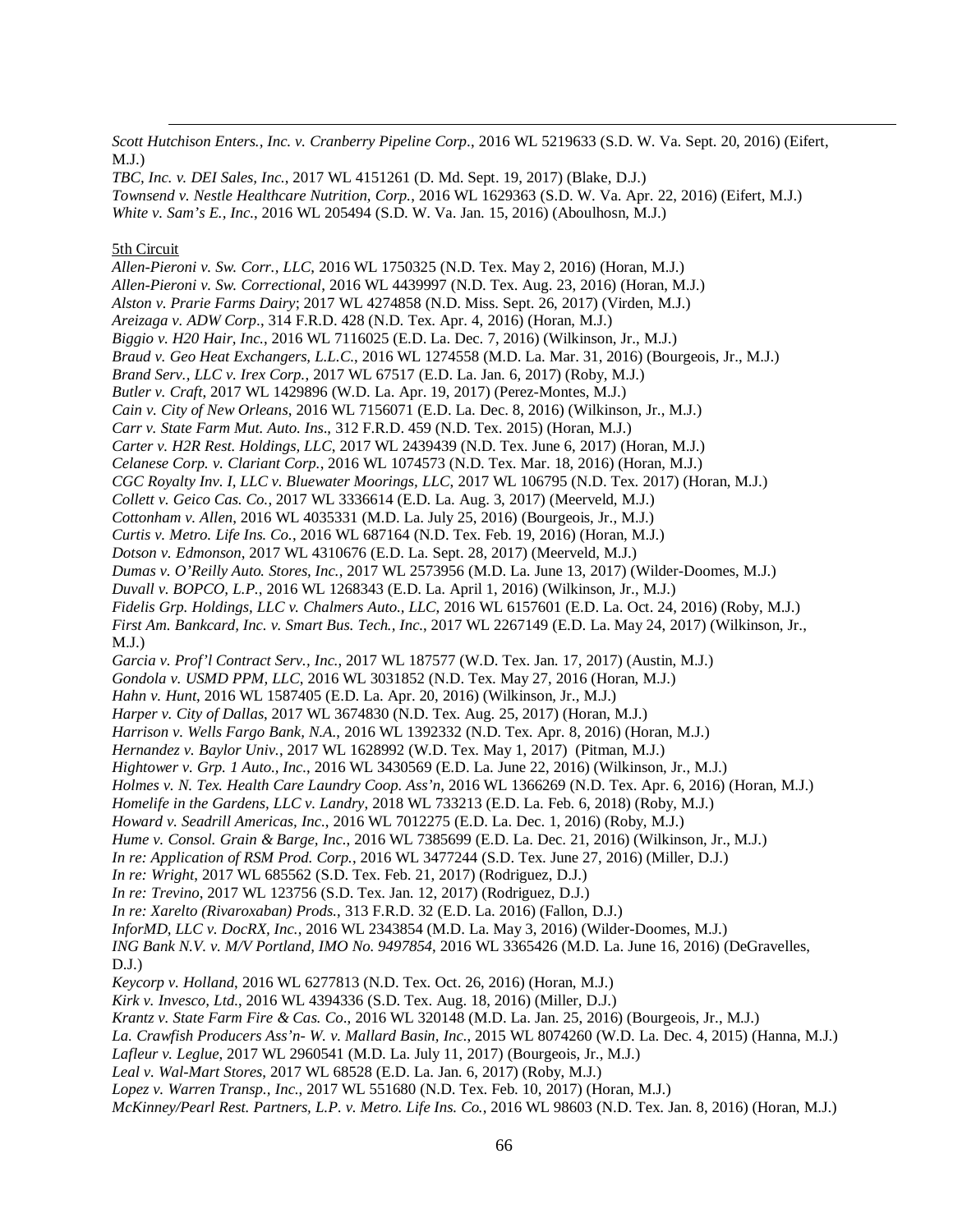*Scott Hutchison Enters., Inc. v. Cranberry Pipeline Corp*., 2016 WL 5219633 (S.D. W. Va. Sept. 20, 2016) (Eifert, M.J.)

*TBC, Inc. v. DEI Sales, Inc.*, 2017 WL 4151261 (D. Md. Sept. 19, 2017) (Blake, D.J.)

*Townsend v. Nestle Healthcare Nutrition, Corp.*, 2016 WL 1629363 (S.D. W. Va. Apr. 22, 2016) (Eifert, M.J.)

*White v. Sam's E., Inc.*, 2016 WL 205494 (S.D. W. Va. Jan. 15, 2016) (Aboulhosn, M.J.)

5th Circuit

*Allen-Pieroni v. Sw. Corr., LLC*, 2016 WL 1750325 (N.D. Tex. May 2, 2016) (Horan, M.J.)

*Allen-Pieroni v. Sw. Correctional*, 2016 WL 4439997 (N.D. Tex. Aug. 23, 2016) (Horan, M.J.)

*Alston v. Prarie Farms Dairy*; 2017 WL 4274858 (N.D. Miss. Sept. 26, 2017) (Virden, M.J.)

*Areizaga v. ADW Corp*., 314 F.R.D. 428 (N.D. Tex. Apr. 4, 2016) (Horan, M.J.)

*Biggio v. H20 Hair, Inc.*, 2016 WL 7116025 (E.D. La. Dec. 7, 2016) (Wilkinson, Jr., M.J.)

*Braud v. Geo Heat Exchangers, L.L.C.*, 2016 WL 1274558 (M.D. La. Mar. 31, 2016) (Bourgeois, Jr., M.J.)

*Brand Serv., LLC v. Irex Corp.*, 2017 WL 67517 (E.D. La. Jan. 6, 2017) (Roby, M.J.)

*Butler v. Craft*, 2017 WL 1429896 (W.D. La. Apr. 19, 2017) (Perez-Montes, M.J.)

*Cain v. City of New Orleans*, 2016 WL 7156071 (E.D. La. Dec. 8, 2016) (Wilkinson, Jr., M.J.)

*Carr v. State Farm Mut. Auto. Ins*., 312 F.R.D. 459 (N.D. Tex. 2015) (Horan, M.J.)

*Carter v. H2R Rest. Holdings, LLC*, 2017 WL 2439439 (N.D. Tex. June 6, 2017) (Horan, M.J.)

*Celanese Corp. v. Clariant Corp.*, 2016 WL 1074573 (N.D. Tex. Mar. 18, 2016) (Horan, M.J.)

*CGC Royalty Inv. I, LLC v. Bluewater Moorings, LLC,* 2017 WL 106795 (N.D. Tex. 2017) (Horan, M.J.)

*Collett v. Geico Cas. Co.*, 2017 WL 3336614 (E.D. La. Aug. 3, 2017) (Meerveld, M.J.)

*Cottonham v. Allen*, 2016 WL 4035331 (M.D. La. July 25, 2016) (Bourgeois, Jr., M.J.)

*Curtis v. Metro. Life Ins. Co.*, 2016 WL 687164 (N.D. Tex. Feb. 19, 2016) (Horan, M.J.)

*Dotson v. Edmonson*, 2017 WL 4310676 (E.D. La. Sept. 28, 2017) (Meerveld, M.J.)

*Dumas v. O'Reilly Auto. Stores, Inc.*, 2017 WL 2573956 (M.D. La. June 13, 2017) (Wilder-Doomes, M.J.)

*Duvall v. BOPCO, L.P.*, 2016 WL 1268343 (E.D. La. April 1, 2016) (Wilkinson, Jr., M.J.)

*Fidelis Grp. Holdings, LLC v. Chalmers Auto., LLC*, 2016 WL 6157601 (E.D. La. Oct. 24, 2016) (Roby, M.J.)

*First Am. Bankcard, Inc. v. Smart Bus. Tech., Inc.*, 2017 WL 2267149 (E.D. La. May 24, 2017) (Wilkinson, Jr., M.J.)

*Garcia v. Prof'l Contract Serv., Inc.*, 2017 WL 187577 (W.D. Tex. Jan. 17, 2017) (Austin, M.J.)

*Gondola v. USMD PPM, LLC*, 2016 WL 3031852 (N.D. Tex. May 27, 2016 (Horan, M.J.)

*Hahn v. Hunt*, 2016 WL 1587405 (E.D. La. Apr. 20, 2016) (Wilkinson, Jr., M.J.)

*Harper v. City of Dallas*, 2017 WL 3674830 (N.D. Tex. Aug. 25, 2017) (Horan, M.J.)

*Harrison v. Wells Fargo Bank, N.A.*, 2016 WL 1392332 (N.D. Tex. Apr. 8, 2016) (Horan, M.J.)

*Hernandez v. Baylor Univ.*, 2017 WL 1628992 (W.D. Tex. May 1, 2017) (Pitman, M.J.)

*Hightower v. Grp. 1 Auto., Inc*., 2016 WL 3430569 (E.D. La. June 22, 2016) (Wilkinson, Jr., M.J.)

*Holmes v. N. Tex. Health Care Laundry Coop. Ass'n*, 2016 WL 1366269 (N.D. Tex. Apr. 6, 2016) (Horan, M.J.)

*Homelife in the Gardens, LLC v. Landry*, 2018 WL 733213 (E.D. La. Feb. 6, 2018) (Roby, M.J.)

*Howard v. Seadrill Americas, Inc*., 2016 WL 7012275 (E.D. La. Dec. 1, 2016) (Roby, M.J.)

*Hume v. Consol. Grain & Barge, Inc*., 2016 WL 7385699 (E.D. La. Dec. 21, 2016) (Wilkinson, Jr., M.J.)

*In re: Application of RSM Prod. Corp.*, 2016 WL 3477244 (S.D. Tex. June 27, 2016) (Miller, D.J.)

*In re: Wright*, 2017 WL 685562 (S.D. Tex. Feb. 21, 2017) (Rodriguez, D.J.)

*In re: Trevino*, 2017 WL 123756 (S.D. Tex. Jan. 12, 2017) (Rodriguez, D.J.)

*In re: Xarelto (Rivaroxaban) Prods.*, 313 F.R.D. 32 (E.D. La. 2016) (Fallon, D.J.)

*InforMD, LLC v. DocRX, Inc.*, 2016 WL 2343854 (M.D. La. May 3, 2016) (Wilder-Doomes, M.J.)

*ING Bank N.V. v. M/V Portland, IMO No. 9497854*, 2016 WL 3365426 (M.D. La. June 16, 2016) (DeGravelles, D.J.)

*Keycorp v. Holland*, 2016 WL 6277813 (N.D. Tex. Oct. 26, 2016) (Horan, M.J.)

*Kirk v. Invesco, Ltd.*, 2016 WL 4394336 (S.D. Tex. Aug. 18, 2016) (Miller, D.J.)

*Krantz v. State Farm Fire & Cas. Co*., 2016 WL 320148 (M.D. La. Jan. 25, 2016) (Bourgeois, Jr., M.J.)

*La. Crawfish Producers Ass'n- W. v. Mallard Basin, Inc.*, 2015 WL 8074260 (W.D. La. Dec. 4, 2015) (Hanna, M.J.)

*Lafleur v. Leglue*, 2017 WL 2960541 (M.D. La. July 11, 2017) (Bourgeois, Jr., M.J.)

*Leal v. Wal-Mart Stores*, 2017 WL 68528 (E.D. La. Jan. 6, 2017) (Roby, M.J.)

*Lopez v. Warren Transp., Inc.*, 2017 WL 551680 (N.D. Tex. Feb. 10, 2017) (Horan, M.J.)

*McKinney/Pearl Rest. Partners, L.P. v. Metro. Life Ins. Co.*, 2016 WL 98603 (N.D. Tex. Jan. 8, 2016) (Horan, M.J.)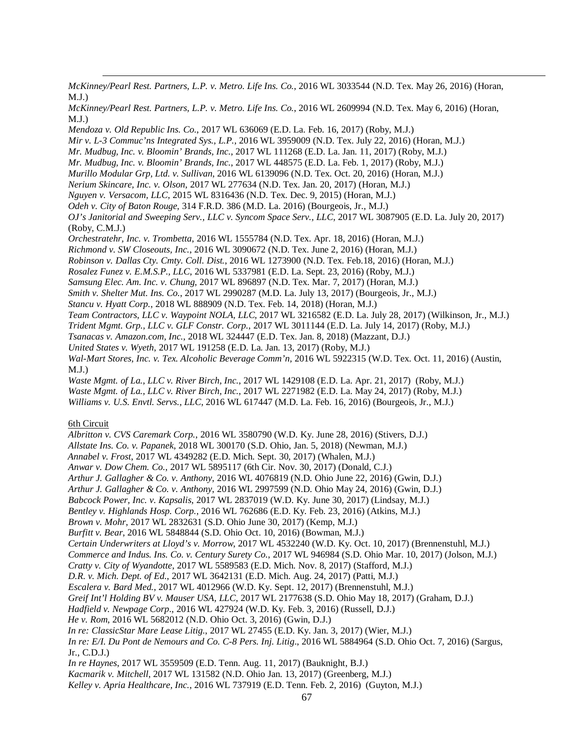*McKinney/Pearl Rest. Partners, L.P. v. Metro. Life Ins. Co.*, 2016 WL 3033544 (N.D. Tex. May 26, 2016) (Horan, M.J.)
*McKinney/Pearl Rest. Partners, L.P. v. Metro. Life Ins. Co.*, 2016 WL 2609994 (N.D. Tex. May 6, 2016) (Horan, M.J.)
*Mendoza v. Old Republic Ins. Co.*, 2017 WL 636069 (E.D. La. Feb. 16, 2017) (Roby, M.J.)
*Mir v. L-3 Commuc'ns Integrated Sys., L.P.*, 2016 WL 3959009 (N.D. Tex. July 22, 2016) (Horan, M.J.)
*Mr. Mudbug, Inc. v. Bloomin' Brands, Inc.*, 2017 WL 111268 (E.D. La. Jan. 11, 2017) (Roby, M.J.)
*Mr. Mudbug, Inc. v. Bloomin' Brands, Inc.*, 2017 WL 448575 (E.D. La. Feb. 1, 2017) (Roby, M.J.)
*Murillo Modular Grp, Ltd. v. Sullivan*, 2016 WL 6139096 (N.D. Tex. Oct. 20, 2016) (Horan, M.J.)
*Nerium Skincare, Inc. v. Olson*, 2017 WL 277634 (N.D. Tex. Jan. 20, 2017) (Horan, M.J.)
*Nguyen v. Versacom, LLC*, 2015 WL 8316436 (N.D. Tex. Dec. 9, 2015) (Horan, M.J.)
*Odeh v. City of Baton Rouge*, 314 F.R.D. 386 (M.D. La. 2016) (Bourgeois, Jr., M.J.)
*OJ's Janitorial and Sweeping Serv., LLC v. Syncom Space Serv., LLC*, 2017 WL 3087905 (E.D. La. July 20, 2017) (Roby, C.M.J.)
*Orchestratehr, Inc. v. Trombetta*, 2016 WL 1555784 (N.D. Tex. Apr. 18, 2016) (Horan, M.J.)
*Richmond v. SW Closeouts, Inc.*, 2016 WL 3090672 (N.D. Tex. June 2, 2016) (Horan, M.J.)
*Robinson v. Dallas Cty. Cmty. Coll. Dist.*, 2016 WL 1273900 (N.D. Tex. Feb.18, 2016) (Horan, M.J.)
*Rosalez Funez v. E.M.S.P., LLC*, 2016 WL 5337981 (E.D. La. Sept. 23, 2016) (Roby, M.J.)
*Samsung Elec. Am. Inc. v. Chung*, 2017 WL 896897 (N.D. Tex. Mar. 7, 2017) (Horan, M.J.)
*Smith v. Shelter Mut. Ins. Co.*, 2017 WL 2990287 (M.D. La. July 13, 2017) (Bourgeois, Jr., M.J.)
*Stancu v. Hyatt Corp.*, 2018 WL 888909 (N.D. Tex. Feb. 14, 2018) (Horan, M.J.)
*Team Contractors, LLC v. Waypoint NOLA, LLC*, 2017 WL 3216582 (E.D. La. July 28, 2017) (Wilkinson, Jr., M.J.)
*Trident Mgmt. Grp., LLC v. GLF Constr. Corp.*, 2017 WL 3011144 (E.D. La. July 14, 2017) (Roby, M.J.)
*Tsanacas v. Amazon.com, Inc.*, 2018 WL 324447 (E.D. Tex. Jan. 8, 2018) (Mazzant, D.J.)
*United States v. Wyeth*, 2017 WL 191258 (E.D. La. Jan. 13, 2017) (Roby, M.J.)
*Wal-Mart Stores, Inc. v. Tex. Alcoholic Beverage Comm'n*, 2016 WL 5922315 (W.D. Tex. Oct. 11, 2016) (Austin, M.J.)
*Waste Mgmt. of La., LLC v. River Birch, Inc.*, 2017 WL 1429108 (E.D. La. Apr. 21, 2017) (Roby, M.J.)
*Waste Mgmt. of La., LLC v. River Birch, Inc.*, 2017 WL 2271982 (E.D. La. May 24, 2017) (Roby, M.J.)
*Williams v. U.S. Envtl. Servs., LLC*, 2016 WL 617447 (M.D. La. Feb. 16, 2016) (Bourgeois, Jr., M.J.)

6th Circuit

*Albritton v. CVS Caremark Corp.*, 2016 WL 3580790 (W.D. Ky. June 28, 2016) (Stivers, D.J.)
*Allstate Ins. Co. v. Papanek*, 2018 WL 300170 (S.D. Ohio, Jan. 5, 2018) (Newman, M.J.)
*Annabel v. Frost*, 2017 WL 4349282 (E.D. Mich. Sept. 30, 2017) (Whalen, M.J.)
*Anwar v. Dow Chem. Co.*, 2017 WL 5895117 (6th Cir. Nov. 30, 2017) (Donald, C.J.)
*Arthur J. Gallagher & Co. v. Anthony*, 2016 WL 4076819 (N.D. Ohio June 22, 2016) (Gwin, D.J.)
*Arthur J. Gallagher & Co. v. Anthony*, 2016 WL 2997599 (N.D. Ohio May 24, 2016) (Gwin, D.J.)
*Babcock Power, Inc. v. Kapsalis*, 2017 WL 2837019 (W.D. Ky. June 30, 2017) (Lindsay, M.J.)
*Bentley v. Highlands Hosp. Corp.*, 2016 WL 762686 (E.D. Ky. Feb. 23, 2016) (Atkins, M.J.)
*Brown v. Mohr*, 2017 WL 2832631 (S.D. Ohio June 30, 2017) (Kemp, M.J.)
*Burfitt v. Bear*, 2016 WL 5848844 (S.D. Ohio Oct. 10, 2016) (Bowman, M.J.)
*Certain Underwriters at Lloyd's v. Morrow*, 2017 WL 4532240 (W.D. Ky. Oct. 10, 2017) (Brennenstuhl, M.J.)
*Commerce and Indus. Ins. Co. v. Century Surety Co.*, 2017 WL 946984 (S.D. Ohio Mar. 10, 2017) (Jolson, M.J.)
*Cratty v. City of Wyandotte*, 2017 WL 5589583 (E.D. Mich. Nov. 8, 2017) (Stafford, M.J.)
*D.R. v. Mich. Dept. of Ed.*, 2017 WL 3642131 (E.D. Mich. Aug. 24, 2017) (Patti, M.J.)
*Escalera v. Bard Med.*, 2017 WL 4012966 (W.D. Ky. Sept. 12, 2017) (Brennenstuhl, M.J.)
*Greif Int'l Holding BV v. Mauser USA, LLC*, 2017 WL 2177638 (S.D. Ohio May 18, 2017) (Graham, D.J.)
*Hadfield v. Newpage Corp.*, 2016 WL 427924 (W.D. Ky. Feb. 3, 2016) (Russell, D.J.)
*He v. Rom*, 2016 WL 5682012 (N.D. Ohio Oct. 3, 2016) (Gwin, D.J.)
*In re: ClassicStar Mare Lease Litig.*, 2017 WL 27455 (E.D. Ky. Jan. 3, 2017) (Wier, M.J.)
*In re: E/I. Du Pont de Nemours and Co. C-8 Pers. Inj. Litig.*, 2016 WL 5884964 (S.D. Ohio Oct. 7, 2016) (Sargus, Jr., C.D.J.)
*In re Haynes*, 2017 WL 3559509 (E.D. Tenn. Aug. 11, 2017) (Bauknight, B.J.)
*Kacmarik v. Mitchell*, 2017 WL 131582 (N.D. Ohio Jan. 13, 2017) (Greenberg, M.J.)
*Kelley v. Apria Healthcare, Inc.*, 2016 WL 737919 (E.D. Tenn. Feb. 2, 2016) (Guyton, M.J.)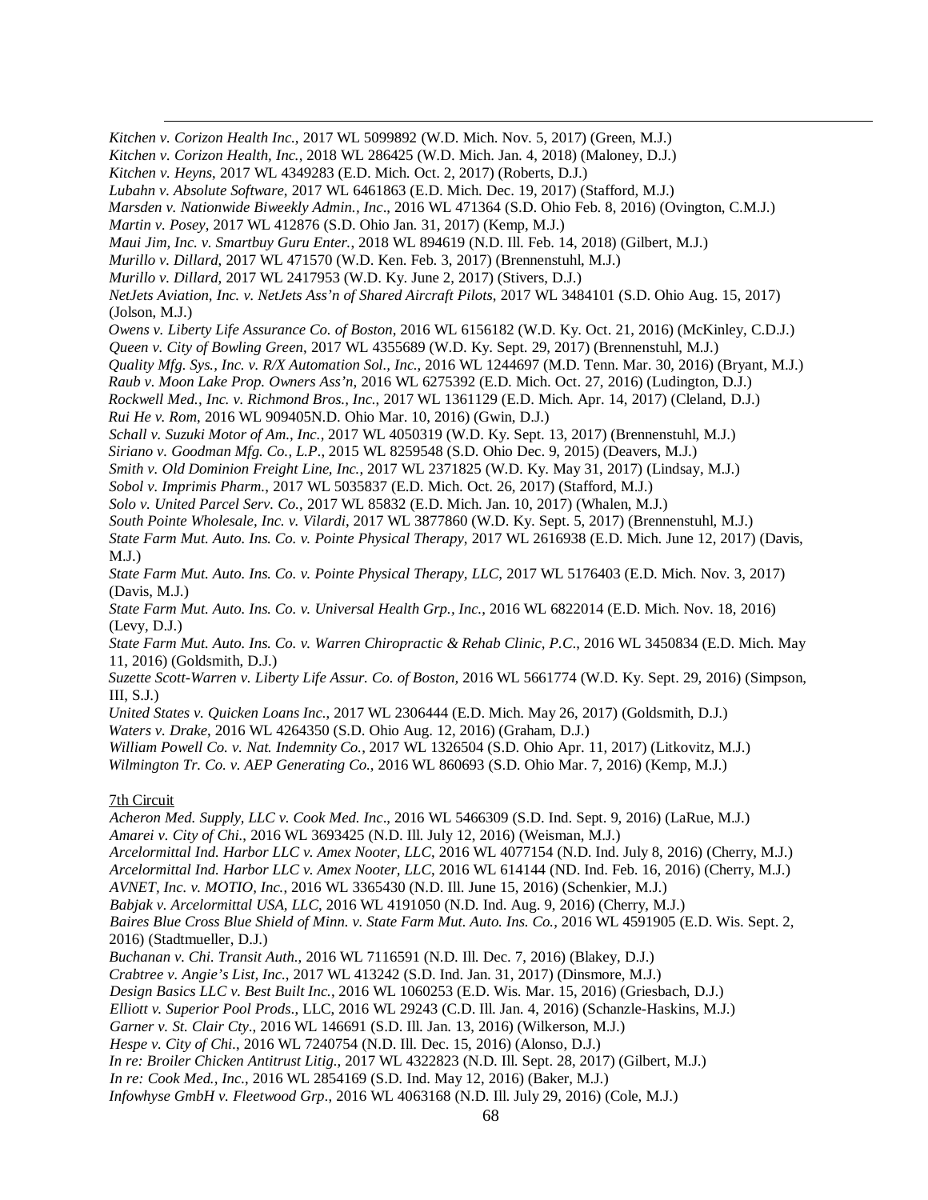*Kitchen v. Corizon Health Inc.*, 2017 WL 5099892 (W.D. Mich. Nov. 5, 2017) (Green, M.J.)
*Kitchen v. Corizon Health, Inc.*, 2018 WL 286425 (W.D. Mich. Jan. 4, 2018) (Maloney, D.J.)
*Kitchen v. Heyns*, 2017 WL 4349283 (E.D. Mich. Oct. 2, 2017) (Roberts, D.J.)
*Lubahn v. Absolute Software*, 2017 WL 6461863 (E.D. Mich. Dec. 19, 2017) (Stafford, M.J.)
*Marsden v. Nationwide Biweekly Admin., Inc*., 2016 WL 471364 (S.D. Ohio Feb. 8, 2016) (Ovington, C.M.J.)
*Martin v. Posey*, 2017 WL 412876 (S.D. Ohio Jan. 31, 2017) (Kemp, M.J.)
*Maui Jim, Inc. v. Smartbuy Guru Enter.*, 2018 WL 894619 (N.D. Ill. Feb. 14, 2018) (Gilbert, M.J.)
*Murillo v. Dillard*, 2017 WL 471570 (W.D. Ken. Feb. 3, 2017) (Brennenstuhl, M.J.)
*Murillo v. Dillard*, 2017 WL 2417953 (W.D. Ky. June 2, 2017) (Stivers, D.J.)
*NetJets Aviation, Inc. v. NetJets Ass'n of Shared Aircraft Pilots*, 2017 WL 3484101 (S.D. Ohio Aug. 15, 2017) (Jolson, M.J.)
*Owens v. Liberty Life Assurance Co. of Boston*, 2016 WL 6156182 (W.D. Ky. Oct. 21, 2016) (McKinley, C.D.J.)
*Queen v. City of Bowling Green*, 2017 WL 4355689 (W.D. Ky. Sept. 29, 2017) (Brennenstuhl, M.J.)
*Quality Mfg. Sys., Inc. v. R/X Automation Sol., Inc.*, 2016 WL 1244697 (M.D. Tenn. Mar. 30, 2016) (Bryant, M.J.)
*Raub v. Moon Lake Prop. Owners Ass'n*, 2016 WL 6275392 (E.D. Mich. Oct. 27, 2016) (Ludington, D.J.)
*Rockwell Med., Inc. v. Richmond Bros., Inc.*, 2017 WL 1361129 (E.D. Mich. Apr. 14, 2017) (Cleland, D.J.)
*Rui He v. Rom*, 2016 WL 909405N.D. Ohio Mar. 10, 2016) (Gwin, D.J.)
*Schall v. Suzuki Motor of Am., Inc.*, 2017 WL 4050319 (W.D. Ky. Sept. 13, 2017) (Brennenstuhl, M.J.)
*Siriano v. Goodman Mfg. Co., L.P.*, 2015 WL 8259548 (S.D. Ohio Dec. 9, 2015) (Deavers, M.J.)
*Smith v. Old Dominion Freight Line, Inc.*, 2017 WL 2371825 (W.D. Ky. May 31, 2017) (Lindsay, M.J.)
*Sobol v. Imprimis Pharm.*, 2017 WL 5035837 (E.D. Mich. Oct. 26, 2017) (Stafford, M.J.)
*Solo v. United Parcel Serv. Co.*, 2017 WL 85832 (E.D. Mich. Jan. 10, 2017) (Whalen, M.J.)
*South Pointe Wholesale, Inc. v. Vilardi*, 2017 WL 3877860 (W.D. Ky. Sept. 5, 2017) (Brennenstuhl, M.J.)
*State Farm Mut. Auto. Ins. Co. v. Pointe Physical Therapy*, 2017 WL 2616938 (E.D. Mich. June 12, 2017) (Davis, M.J.)
*State Farm Mut. Auto. Ins. Co. v. Pointe Physical Therapy, LLC*, 2017 WL 5176403 (E.D. Mich. Nov. 3, 2017) (Davis, M.J.)
*State Farm Mut. Auto. Ins. Co. v. Universal Health Grp., Inc.*, 2016 WL 6822014 (E.D. Mich. Nov. 18, 2016) (Levy, D.J.)
*State Farm Mut. Auto. Ins. Co. v. Warren Chiropractic & Rehab Clinic, P.C.*, 2016 WL 3450834 (E.D. Mich. May 11, 2016) (Goldsmith, D.J.)
*Suzette Scott-Warren v. Liberty Life Assur. Co. of Boston*, 2016 WL 5661774 (W.D. Ky. Sept. 29, 2016) (Simpson, III, S.J.)
*United States v. Quicken Loans Inc.*, 2017 WL 2306444 (E.D. Mich. May 26, 2017) (Goldsmith, D.J.)
*Waters v. Drake*, 2016 WL 4264350 (S.D. Ohio Aug. 12, 2016) (Graham, D.J.)
*William Powell Co. v. Nat. Indemnity Co.*, 2017 WL 1326504 (S.D. Ohio Apr. 11, 2017) (Litkovitz, M.J.)
*Wilmington Tr. Co. v. AEP Generating Co.*, 2016 WL 860693 (S.D. Ohio Mar. 7, 2016) (Kemp, M.J.)

<u>7th Circuit</u>

*Acheron Med. Supply, LLC v. Cook Med. Inc*., 2016 WL 5466309 (S.D. Ind. Sept. 9, 2016) (LaRue, M.J.)
*Amarei v. City of Chi.*, 2016 WL 3693425 (N.D. Ill. July 12, 2016) (Weisman, M.J.)
*Arcelormittal Ind. Harbor LLC v. Amex Nooter, LLC*, 2016 WL 4077154 (N.D. Ind. July 8, 2016) (Cherry, M.J.)
*Arcelormittal Ind. Harbor LLC v. Amex Nooter, LLC*, 2016 WL 614144 (ND. Ind. Feb. 16, 2016) (Cherry, M.J.)
*AVNET, Inc. v. MOTIO, Inc.*, 2016 WL 3365430 (N.D. Ill. June 15, 2016) (Schenkier, M.J.)
*Babjak v. Arcelormittal USA, LLC*, 2016 WL 4191050 (N.D. Ind. Aug. 9, 2016) (Cherry, M.J.)
*Baires Blue Cross Blue Shield of Minn. v. State Farm Mut. Auto. Ins. Co.*, 2016 WL 4591905 (E.D. Wis. Sept. 2, 2016) (Stadtmueller, D.J.)
*Buchanan v. Chi. Transit Auth.*, 2016 WL 7116591 (N.D. Ill. Dec. 7, 2016) (Blakey, D.J.)
*Crabtree v. Angie's List, Inc*., 2017 WL 413242 (S.D. Ind. Jan. 31, 2017) (Dinsmore, M.J.)
*Design Basics LLC v. Best Built Inc.*, 2016 WL 1060253 (E.D. Wis. Mar. 15, 2016) (Griesbach, D.J.)
*Elliott v. Superior Pool Prods*., LLC, 2016 WL 29243 (C.D. Ill. Jan. 4, 2016) (Schanzle-Haskins, M.J.)
*Garner v. St. Clair Cty*., 2016 WL 146691 (S.D. Ill. Jan. 13, 2016) (Wilkerson, M.J.)
*Hespe v. City of Chi.*, 2016 WL 7240754 (N.D. Ill. Dec. 15, 2016) (Alonso, D.J.)
*In re: Broiler Chicken Antitrust Litig.*, 2017 WL 4322823 (N.D. Ill. Sept. 28, 2017) (Gilbert, M.J.)
*In re: Cook Med., Inc*., 2016 WL 2854169 (S.D. Ind. May 12, 2016) (Baker, M.J.)
*Infowhyse GmbH v. Fleetwood Grp*., 2016 WL 4063168 (N.D. Ill. July 29, 2016) (Cole, M.J.)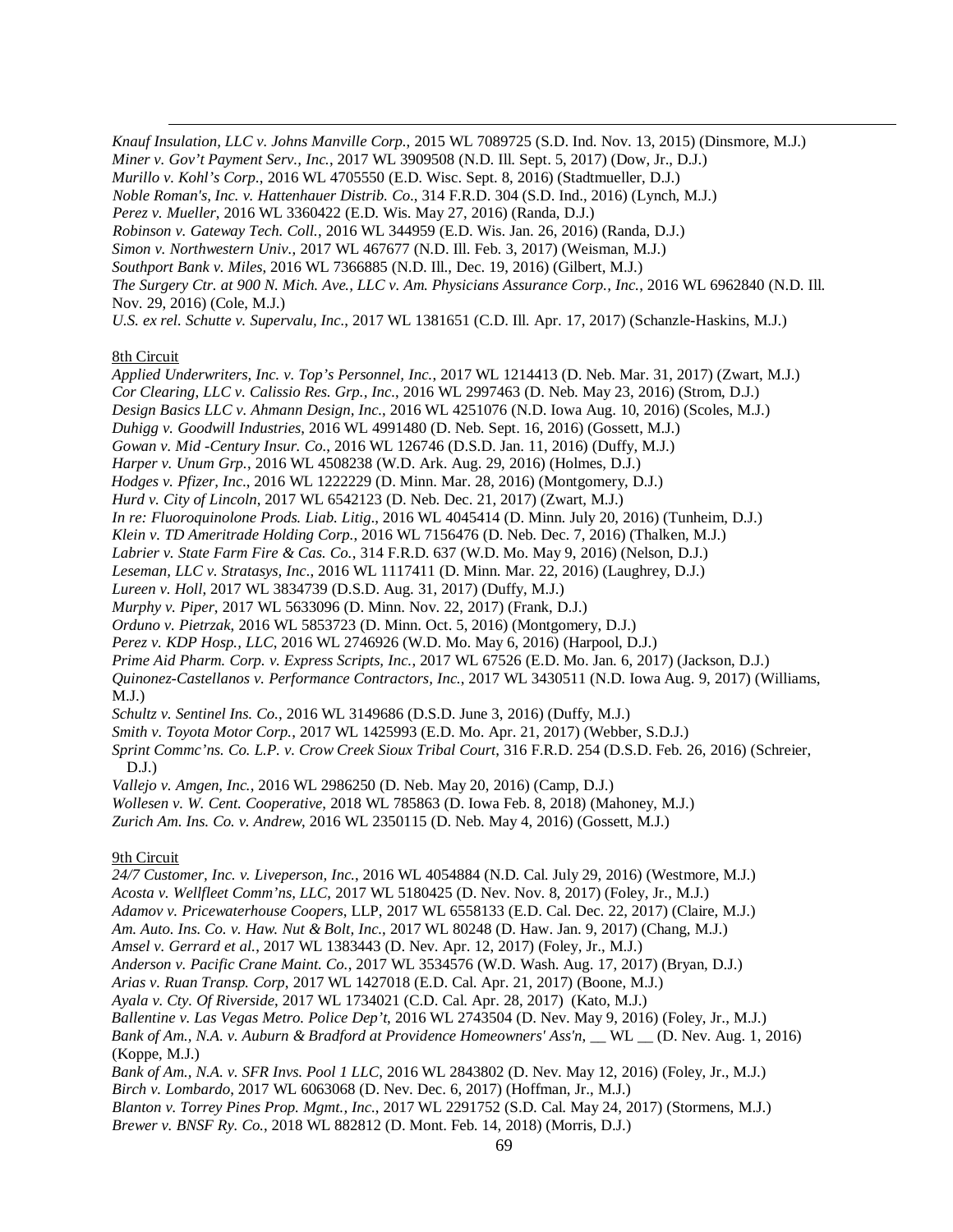*Knauf Insulation, LLC v. Johns Manville Corp.*, 2015 WL 7089725 (S.D. Ind. Nov. 13, 2015) (Dinsmore, M.J.)
*Miner v. Gov't Payment Serv., Inc.*, 2017 WL 3909508 (N.D. Ill. Sept. 5, 2017) (Dow, Jr., D.J.)
*Murillo v. Kohl's Corp.*, 2016 WL 4705550 (E.D. Wisc. Sept. 8, 2016) (Stadtmueller, D.J.)
*Noble Roman's, Inc. v. Hattenhauer Distrib. Co.*, 314 F.R.D. 304 (S.D. Ind., 2016) (Lynch, M.J.)
*Perez v. Mueller*, 2016 WL 3360422 (E.D. Wis. May 27, 2016) (Randa, D.J.)
*Robinson v. Gateway Tech. Coll.*, 2016 WL 344959 (E.D. Wis. Jan. 26, 2016) (Randa, D.J.)
*Simon v. Northwestern Univ.*, 2017 WL 467677 (N.D. Ill. Feb. 3, 2017) (Weisman, M.J.)
*Southport Bank v. Miles*, 2016 WL 7366885 (N.D. Ill., Dec. 19, 2016) (Gilbert, M.J.)
*The Surgery Ctr. at 900 N. Mich. Ave., LLC v. Am. Physicians Assurance Corp., Inc.*, 2016 WL 6962840 (N.D. Ill. Nov. 29, 2016) (Cole, M.J.)
*U.S. ex rel. Schutte v. Supervalu, Inc.*, 2017 WL 1381651 (C.D. Ill. Apr. 17, 2017) (Schanzle-Haskins, M.J.)

8th Circuit

*Applied Underwriters, Inc. v. Top's Personnel, Inc.*, 2017 WL 1214413 (D. Neb. Mar. 31, 2017) (Zwart, M.J.)
*Cor Clearing, LLC v. Calissio Res. Grp., Inc.*, 2016 WL 2997463 (D. Neb. May 23, 2016) (Strom, D.J.)
*Design Basics LLC v. Ahmann Design, Inc.*, 2016 WL 4251076 (N.D. Iowa Aug. 10, 2016) (Scoles, M.J.)
*Duhigg v. Goodwill Industries*, 2016 WL 4991480 (D. Neb. Sept. 16, 2016) (Gossett, M.J.)
*Gowan v. Mid -Century Insur. Co.*, 2016 WL 126746 (D.S.D. Jan. 11, 2016) (Duffy, M.J.)
*Harper v. Unum Grp.*, 2016 WL 4508238 (W.D. Ark. Aug. 29, 2016) (Holmes, D.J.)
*Hodges v. Pfizer, Inc.*, 2016 WL 1222229 (D. Minn. Mar. 28, 2016) (Montgomery, D.J.)
*Hurd v. City of Lincoln*, 2017 WL 6542123 (D. Neb. Dec. 21, 2017) (Zwart, M.J.)
*In re: Fluoroquinolone Prods. Liab. Litig.*, 2016 WL 4045414 (D. Minn. July 20, 2016) (Tunheim, D.J.)
*Klein v. TD Ameritrade Holding Corp.*, 2016 WL 7156476 (D. Neb. Dec. 7, 2016) (Thalken, M.J.)
*Labrier v. State Farm Fire & Cas. Co.*, 314 F.R.D. 637 (W.D. Mo. May 9, 2016) (Nelson, D.J.)
*Leseman, LLC v. Stratasys, Inc.*, 2016 WL 1117411 (D. Minn. Mar. 22, 2016) (Laughrey, D.J.)
*Lureen v. Holl*, 2017 WL 3834739 (D.S.D. Aug. 31, 2017) (Duffy, M.J.)
*Murphy v. Piper*, 2017 WL 5633096 (D. Minn. Nov. 22, 2017) (Frank, D.J.)
*Orduno v. Pietrzak*, 2016 WL 5853723 (D. Minn. Oct. 5, 2016) (Montgomery, D.J.)
*Perez v. KDP Hosp., LLC*, 2016 WL 2746926 (W.D. Mo. May 6, 2016) (Harpool, D.J.)
*Prime Aid Pharm. Corp. v. Express Scripts, Inc.*, 2017 WL 67526 (E.D. Mo. Jan. 6, 2017) (Jackson, D.J.)
*Quinonez-Castellanos v. Performance Contractors, Inc.*, 2017 WL 3430511 (N.D. Iowa Aug. 9, 2017) (Williams, M.J.)
*Schultz v. Sentinel Ins. Co.*, 2016 WL 3149686 (D.S.D. June 3, 2016) (Duffy, M.J.)
*Smith v. Toyota Motor Corp.*, 2017 WL 1425993 (E.D. Mo. Apr. 21, 2017) (Webber, S.D.J.)
*Sprint Commc'ns. Co. L.P. v. Crow Creek Sioux Tribal Court*, 316 F.R.D. 254 (D.S.D. Feb. 26, 2016) (Schreier, D.J.)
*Vallejo v. Amgen, Inc.*, 2016 WL 2986250 (D. Neb. May 20, 2016) (Camp, D.J.)
*Wollesen v. W. Cent. Cooperative*, 2018 WL 785863 (D. Iowa Feb. 8, 2018) (Mahoney, M.J.)
*Zurich Am. Ins. Co. v. Andrew*, 2016 WL 2350115 (D. Neb. May 4, 2016) (Gossett, M.J.)

9th Circuit

*24/7 Customer, Inc. v. Liveperson, Inc.*, 2016 WL 4054884 (N.D. Cal. July 29, 2016) (Westmore, M.J.)
*Acosta v. Wellfleet Comm'ns, LLC*, 2017 WL 5180425 (D. Nev. Nov. 8, 2017) (Foley, Jr., M.J.)
*Adamov v. Pricewaterhouse Coopers*, LLP, 2017 WL 6558133 (E.D. Cal. Dec. 22, 2017) (Claire, M.J.)
*Am. Auto. Ins. Co. v. Haw. Nut & Bolt, Inc.*, 2017 WL 80248 (D. Haw. Jan. 9, 2017) (Chang, M.J.)
*Amsel v. Gerrard et al.*, 2017 WL 1383443 (D. Nev. Apr. 12, 2017) (Foley, Jr., M.J.)
*Anderson v. Pacific Crane Maint. Co.*, 2017 WL 3534576 (W.D. Wash. Aug. 17, 2017) (Bryan, D.J.)
*Arias v. Ruan Transp. Corp*, 2017 WL 1427018 (E.D. Cal. Apr. 21, 2017) (Boone, M.J.)
*Ayala v. Cty. Of Riverside*, 2017 WL 1734021 (C.D. Cal. Apr. 28, 2017) (Kato, M.J.)
*Ballentine v. Las Vegas Metro. Police Dep't*, 2016 WL 2743504 (D. Nev. May 9, 2016) (Foley, Jr., M.J.)
*Bank of Am., N.A. v. Auburn & Bradford at Providence Homeowners' Ass'n*, __ WL __ (D. Nev. Aug. 1, 2016) (Koppe, M.J.)
*Bank of Am., N.A. v. SFR Invs. Pool 1 LLC*, 2016 WL 2843802 (D. Nev. May 12, 2016) (Foley, Jr., M.J.)
*Birch v. Lombardo*, 2017 WL 6063068 (D. Nev. Dec. 6, 2017) (Hoffman, Jr., M.J.)
*Blanton v. Torrey Pines Prop. Mgmt., Inc.*, 2017 WL 2291752 (S.D. Cal. May 24, 2017) (Stormens, M.J.)
*Brewer v. BNSF Ry. Co.*, 2018 WL 882812 (D. Mont. Feb. 14, 2018) (Morris, D.J.)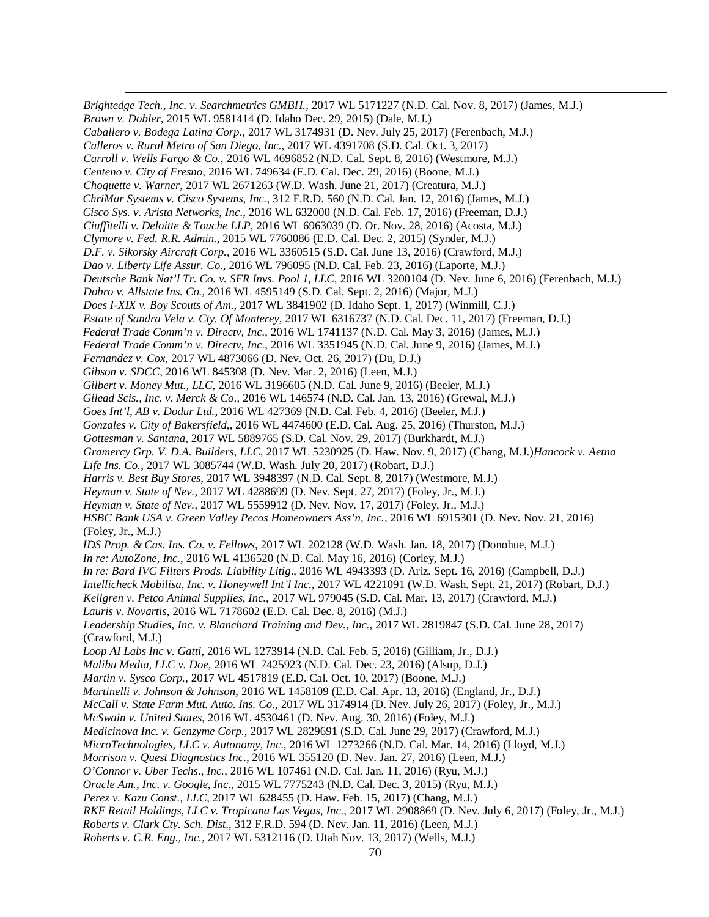*Brightedge Tech., Inc. v. Searchmetrics GMBH.*, 2017 WL 5171227 (N.D. Cal. Nov. 8, 2017) (James, M.J.)
*Brown v. Dobler*, 2015 WL 9581414 (D. Idaho Dec. 29, 2015) (Dale, M.J.)
*Caballero v. Bodega Latina Corp.*, 2017 WL 3174931 (D. Nev. July 25, 2017) (Ferenbach, M.J.)
*Calleros v. Rural Metro of San Diego, Inc.*, 2017 WL 4391708 (S.D. Cal. Oct. 3, 2017)
*Carroll v. Wells Fargo & Co.*, 2016 WL 4696852 (N.D. Cal. Sept. 8, 2016) (Westmore, M.J.)
*Centeno v. City of Fresno*, 2016 WL 749634 (E.D. Cal. Dec. 29, 2016) (Boone, M.J.)
*Choquette v. Warner*, 2017 WL 2671263 (W.D. Wash. June 21, 2017) (Creatura, M.J.)
*ChriMar Systems v. Cisco Systems, Inc.*, 312 F.R.D. 560 (N.D. Cal. Jan. 12, 2016) (James, M.J.)
*Cisco Sys. v. Arista Networks, Inc.*, 2016 WL 632000 (N.D. Cal. Feb. 17, 2016) (Freeman, D.J.)
*Ciuffitelli v. Deloitte & Touche LLP*, 2016 WL 6963039 (D. Or. Nov. 28, 2016) (Acosta, M.J.)
*Clymore v. Fed. R.R. Admin.*, 2015 WL 7760086 (E.D. Cal. Dec. 2, 2015) (Synder, M.J.)
*D.F. v. Sikorsky Aircraft Corp.*, 2016 WL 3360515 (S.D. Cal. June 13, 2016) (Crawford, M.J.)
*Dao v. Liberty Life Assur. Co.*, 2016 WL 796095 (N.D. Cal. Feb. 23, 2016) (Laporte, M.J.)
*Deutsche Bank Nat'l Tr. Co. v. SFR Invs. Pool 1, LLC*, 2016 WL 3200104 (D. Nev. June 6, 2016) (Ferenbach, M.J.)
*Dobro v. Allstate Ins. Co.*, 2016 WL 4595149 (S.D. Cal. Sept. 2, 2016) (Major, M.J.)
*Does I-XIX v. Boy Scouts of Am.*, 2017 WL 3841902 (D. Idaho Sept. 1, 2017) (Winmill, C.J.)
*Estate of Sandra Vela v. Cty. Of Monterey*, 2017 WL 6316737 (N.D. Cal. Dec. 11, 2017) (Freeman, D.J.)
*Federal Trade Comm'n v. Directv, Inc.*, 2016 WL 1741137 (N.D. Cal. May 3, 2016) (James, M.J.)
*Federal Trade Comm'n v. Directv, Inc.*, 2016 WL 3351945 (N.D. Cal. June 9, 2016) (James, M.J.)
*Fernandez v. Cox*, 2017 WL 4873066 (D. Nev. Oct. 26, 2017) (Du, D.J.)
*Gibson v. SDCC*, 2016 WL 845308 (D. Nev. Mar. 2, 2016) (Leen, M.J.)
*Gilbert v. Money Mut., LLC*, 2016 WL 3196605 (N.D. Cal. June 9, 2016) (Beeler, M.J.)
*Gilead Scis., Inc. v. Merck & Co.*, 2016 WL 146574 (N.D. Cal. Jan. 13, 2016) (Grewal, M.J.)
*Goes Int'l, AB v. Dodur Ltd.*, 2016 WL 427369 (N.D. Cal. Feb. 4, 2016) (Beeler, M.J.)
*Gonzales v. City of Bakersfield,*, 2016 WL 4474600 (E.D. Cal. Aug. 25, 2016) (Thurston, M.J.)
*Gottesman v. Santana*, 2017 WL 5889765 (S.D. Cal. Nov. 29, 2017) (Burkhardt, M.J.)
*Gramercy Grp. V. D.A. Builders, LLC*, 2017 WL 5230925 (D. Haw. Nov. 9, 2017) (Chang, M.J.)*Hancock v. Aetna Life Ins. Co.*, 2017 WL 3085744 (W.D. Wash. July 20, 2017) (Robart, D.J.)
*Harris v. Best Buy Stores*, 2017 WL 3948397 (N.D. Cal. Sept. 8, 2017) (Westmore, M.J.)
*Heyman v. State of Nev.*, 2017 WL 4288699 (D. Nev. Sept. 27, 2017) (Foley, Jr., M.J.)
*Heyman v. State of Nev.*, 2017 WL 5559912 (D. Nev. Nov. 17, 2017) (Foley, Jr., M.J.)
*HSBC Bank USA v. Green Valley Pecos Homeowners Ass'n, Inc.*, 2016 WL 6915301 (D. Nev. Nov. 21, 2016) (Foley, Jr., M.J.)
*IDS Prop. & Cas. Ins. Co. v. Fellows*, 2017 WL 202128 (W.D. Wash. Jan. 18, 2017) (Donohue, M.J.)
*In re: AutoZone, Inc.*, 2016 WL 4136520 (N.D. Cal. May 16, 2016) (Corley, M.J.)
*In re: Bard IVC Filters Prods. Liability Litig.*, 2016 WL 4943393 (D. Ariz. Sept. 16, 2016) (Campbell, D.J.)
*Intellicheck Mobilisa, Inc. v. Honeywell Int'l Inc.*, 2017 WL 4221091 (W.D. Wash. Sept. 21, 2017) (Robart, D.J.)
*Kellgren v. Petco Animal Supplies, Inc.*, 2017 WL 979045 (S.D. Cal. Mar. 13, 2017) (Crawford, M.J.)
*Lauris v. Novartis*, 2016 WL 7178602 (E.D. Cal. Dec. 8, 2016) (M.J.)
*Leadership Studies, Inc. v. Blanchard Training and Dev., Inc.*, 2017 WL 2819847 (S.D. Cal. June 28, 2017) (Crawford, M.J.)
*Loop AI Labs Inc v. Gatti*, 2016 WL 1273914 (N.D. Cal. Feb. 5, 2016) (Gilliam, Jr., D.J.)
*Malibu Media, LLC v. Doe*, 2016 WL 7425923 (N.D. Cal. Dec. 23, 2016) (Alsup, D.J.)
*Martin v. Sysco Corp.*, 2017 WL 4517819 (E.D. Cal. Oct. 10, 2017) (Boone, M.J.)
*Martinelli v. Johnson & Johnson*, 2016 WL 1458109 (E.D. Cal. Apr. 13, 2016) (England, Jr., D.J.)
*McCall v. State Farm Mut. Auto. Ins. Co.*, 2017 WL 3174914 (D. Nev. July 26, 2017) (Foley, Jr., M.J.)
*McSwain v. United States*, 2016 WL 4530461 (D. Nev. Aug. 30, 2016) (Foley, M.J.)
*Medicinova Inc. v. Genzyme Corp.*, 2017 WL 2829691 (S.D. Cal. June 29, 2017) (Crawford, M.J.)
*MicroTechnologies, LLC v. Autonomy, Inc.*, 2016 WL 1273266 (N.D. Cal. Mar. 14, 2016) (Lloyd, M.J.)
*Morrison v. Quest Diagnostics Inc.*, 2016 WL 355120 (D. Nev. Jan. 27, 2016) (Leen, M.J.)
*O'Connor v. Uber Techs., Inc.*, 2016 WL 107461 (N.D. Cal. Jan. 11, 2016) (Ryu, M.J.)
*Oracle Am., Inc. v. Google, Inc.*, 2015 WL 7775243 (N.D. Cal. Dec. 3, 2015) (Ryu, M.J.)
*Perez v. Kazu Const., LLC*, 2017 WL 628455 (D. Haw. Feb. 15, 2017) (Chang, M.J.)
*RKF Retail Holdings, LLC v. Tropicana Las Vegas, Inc.*, 2017 WL 2908869 (D. Nev. July 6, 2017) (Foley, Jr., M.J.)
*Roberts v. Clark Cty. Sch. Dist.*, 312 F.R.D. 594 (D. Nev. Jan. 11, 2016) (Leen, M.J.)
*Roberts v. C.R. Eng., Inc.*, 2017 WL 5312116 (D. Utah Nov. 13, 2017) (Wells, M.J.)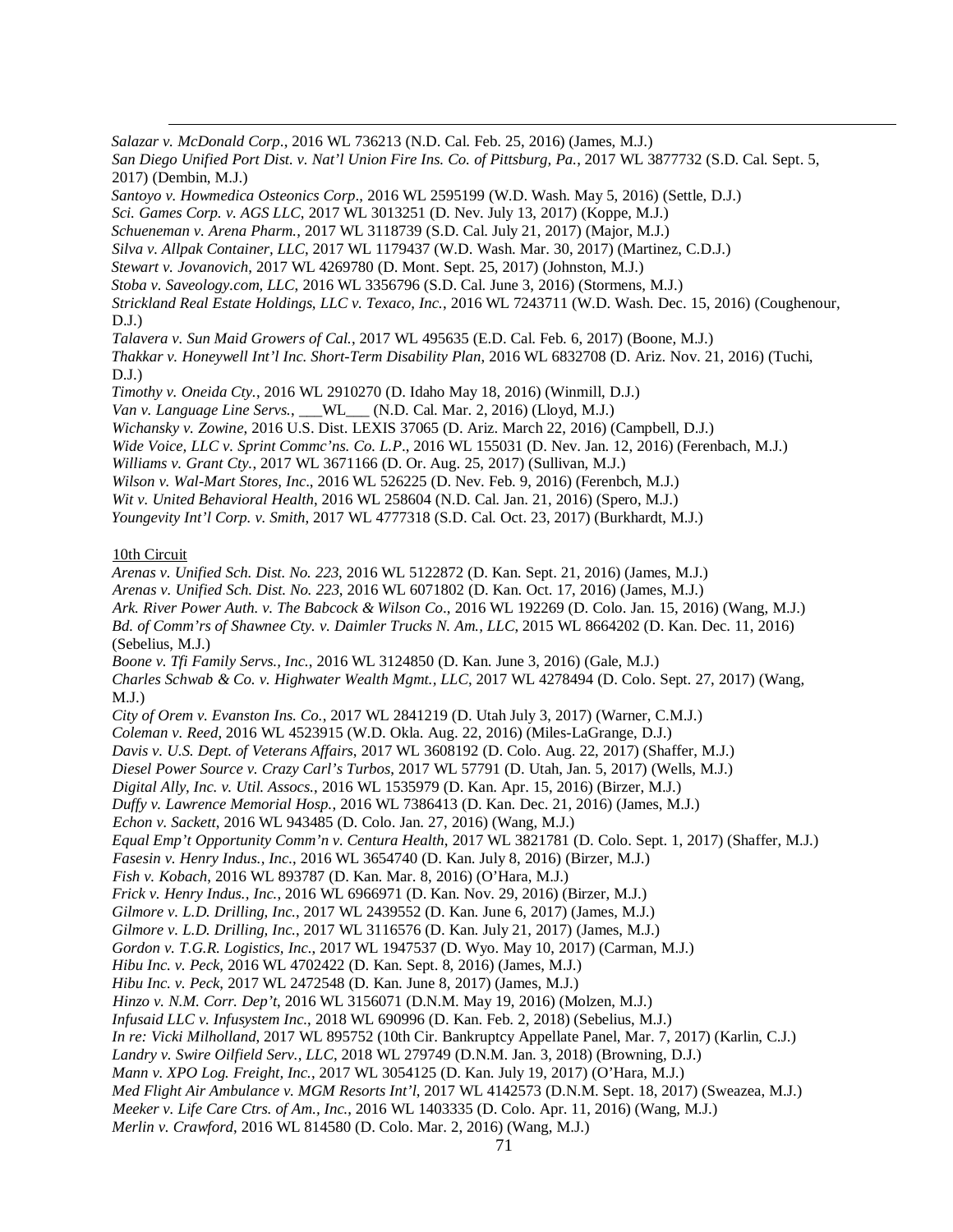*Salazar v. McDonald Corp*., 2016 WL 736213 (N.D. Cal. Feb. 25, 2016) (James, M.J.)
*San Diego Unified Port Dist. v. Nat'l Union Fire Ins. Co. of Pittsburg, Pa.*, 2017 WL 3877732 (S.D. Cal. Sept. 5, 2017) (Dembin, M.J.)
*Santoyo v. Howmedica Osteonics Corp*., 2016 WL 2595199 (W.D. Wash. May 5, 2016) (Settle, D.J.)
*Sci. Games Corp. v. AGS LLC*, 2017 WL 3013251 (D. Nev. July 13, 2017) (Koppe, M.J.)
*Schueneman v. Arena Pharm.*, 2017 WL 3118739 (S.D. Cal. July 21, 2017) (Major, M.J.)
*Silva v. Allpak Container, LLC*, 2017 WL 1179437 (W.D. Wash. Mar. 30, 2017) (Martinez, C.D.J.)
*Stewart v. Jovanovich*, 2017 WL 4269780 (D. Mont. Sept. 25, 2017) (Johnston, M.J.)
*Stoba v. Saveology.com, LLC*, 2016 WL 3356796 (S.D. Cal. June 3, 2016) (Stormens, M.J.)
*Strickland Real Estate Holdings, LLC v. Texaco, Inc.*, 2016 WL 7243711 (W.D. Wash. Dec. 15, 2016) (Coughenour, D.J.)
*Talavera v. Sun Maid Growers of Cal.*, 2017 WL 495635 (E.D. Cal. Feb. 6, 2017) (Boone, M.J.)
*Thakkar v. Honeywell Int'l Inc. Short-Term Disability Plan*, 2016 WL 6832708 (D. Ariz. Nov. 21, 2016) (Tuchi, D.J.)
*Timothy v. Oneida Cty.*, 2016 WL 2910270 (D. Idaho May 18, 2016) (Winmill, D.J.)
*Van v. Language Line Servs.*, ___WL___ (N.D. Cal. Mar. 2, 2016) (Lloyd, M.J.)
*Wichansky v. Zowine*, 2016 U.S. Dist. LEXIS 37065 (D. Ariz. March 22, 2016) (Campbell, D.J.)
*Wide Voice, LLC v. Sprint Commc'ns. Co. L.P*., 2016 WL 155031 (D. Nev. Jan. 12, 2016) (Ferenbach, M.J.)
*Williams v. Grant Cty.*, 2017 WL 3671166 (D. Or. Aug. 25, 2017) (Sullivan, M.J.)
*Wilson v. Wal-Mart Stores, Inc*., 2016 WL 526225 (D. Nev. Feb. 9, 2016) (Ferenbch, M.J.)
*Wit v. United Behavioral Health*, 2016 WL 258604 (N.D. Cal. Jan. 21, 2016) (Spero, M.J.)
*Youngevity Int'l Corp. v. Smith*, 2017 WL 4777318 (S.D. Cal. Oct. 23, 2017) (Burkhardt, M.J.)

10th Circuit

*Arenas v. Unified Sch. Dist. No. 223*, 2016 WL 5122872 (D. Kan. Sept. 21, 2016) (James, M.J.)
*Arenas v. Unified Sch. Dist. No. 223*, 2016 WL 6071802 (D. Kan. Oct. 17, 2016) (James, M.J.)
*Ark. River Power Auth. v. The Babcock & Wilson Co*., 2016 WL 192269 (D. Colo. Jan. 15, 2016) (Wang, M.J.)
*Bd. of Comm'rs of Shawnee Cty. v. Daimler Trucks N. Am., LLC*, 2015 WL 8664202 (D. Kan. Dec. 11, 2016) (Sebelius, M.J.)
*Boone v. Tfi Family Servs., Inc.*, 2016 WL 3124850 (D. Kan. June 3, 2016) (Gale, M.J.)
*Charles Schwab & Co. v. Highwater Wealth Mgmt., LLC*, 2017 WL 4278494 (D. Colo. Sept. 27, 2017) (Wang, M.J.)
*City of Orem v. Evanston Ins. Co.*, 2017 WL 2841219 (D. Utah July 3, 2017) (Warner, C.M.J.)
*Coleman v. Reed*, 2016 WL 4523915 (W.D. Okla. Aug. 22, 2016) (Miles-LaGrange, D.J.)
*Davis v. U.S. Dept. of Veterans Affairs*, 2017 WL 3608192 (D. Colo. Aug. 22, 2017) (Shaffer, M.J.)
*Diesel Power Source v. Crazy Carl's Turbos*, 2017 WL 57791 (D. Utah, Jan. 5, 2017) (Wells, M.J.)
*Digital Ally, Inc. v. Util. Assocs.*, 2016 WL 1535979 (D. Kan. Apr. 15, 2016) (Birzer, M.J.)
*Duffy v. Lawrence Memorial Hosp.*, 2016 WL 7386413 (D. Kan. Dec. 21, 2016) (James, M.J.)
*Echon v. Sackett*, 2016 WL 943485 (D. Colo. Jan. 27, 2016) (Wang, M.J.)
*Equal Emp't Opportunity Comm'n v. Centura Health*, 2017 WL 3821781 (D. Colo. Sept. 1, 2017) (Shaffer, M.J.)
*Fasesin v. Henry Indus., Inc.*, 2016 WL 3654740 (D. Kan. July 8, 2016) (Birzer, M.J.)
*Fish v. Kobach*, 2016 WL 893787 (D. Kan. Mar. 8, 2016) (O'Hara, M.J.)
*Frick v. Henry Indus., Inc.*, 2016 WL 6966971 (D. Kan. Nov. 29, 2016) (Birzer, M.J.)
*Gilmore v. L.D. Drilling, Inc.*, 2017 WL 2439552 (D. Kan. June 6, 2017) (James, M.J.)
*Gilmore v. L.D. Drilling, Inc.*, 2017 WL 3116576 (D. Kan. July 21, 2017) (James, M.J.)
*Gordon v. T.G.R. Logistics, Inc.*, 2017 WL 1947537 (D. Wyo. May 10, 2017) (Carman, M.J.)
*Hibu Inc. v. Peck*, 2016 WL 4702422 (D. Kan. Sept. 8, 2016) (James, M.J.)
*Hibu Inc. v. Peck*, 2017 WL 2472548 (D. Kan. June 8, 2017) (James, M.J.)
*Hinzo v. N.M. Corr. Dep't*, 2016 WL 3156071 (D.N.M. May 19, 2016) (Molzen, M.J.)
*Infusaid LLC v. Infusystem Inc.*, 2018 WL 690996 (D. Kan. Feb. 2, 2018) (Sebelius, M.J.)
*In re: Vicki Milholland*, 2017 WL 895752 (10th Cir. Bankruptcy Appellate Panel, Mar. 7, 2017) (Karlin, C.J.)
*Landry v. Swire Oilfield Serv., LLC*, 2018 WL 279749 (D.N.M. Jan. 3, 2018) (Browning, D.J.)
*Mann v. XPO Log. Freight, Inc.*, 2017 WL 3054125 (D. Kan. July 19, 2017) (O'Hara, M.J.)
*Med Flight Air Ambulance v. MGM Resorts Int'l*, 2017 WL 4142573 (D.N.M. Sept. 18, 2017) (Sweazea, M.J.)
*Meeker v. Life Care Ctrs. of Am., Inc.*, 2016 WL 1403335 (D. Colo. Apr. 11, 2016) (Wang, M.J.)
*Merlin v. Crawford*, 2016 WL 814580 (D. Colo. Mar. 2, 2016) (Wang, M.J.)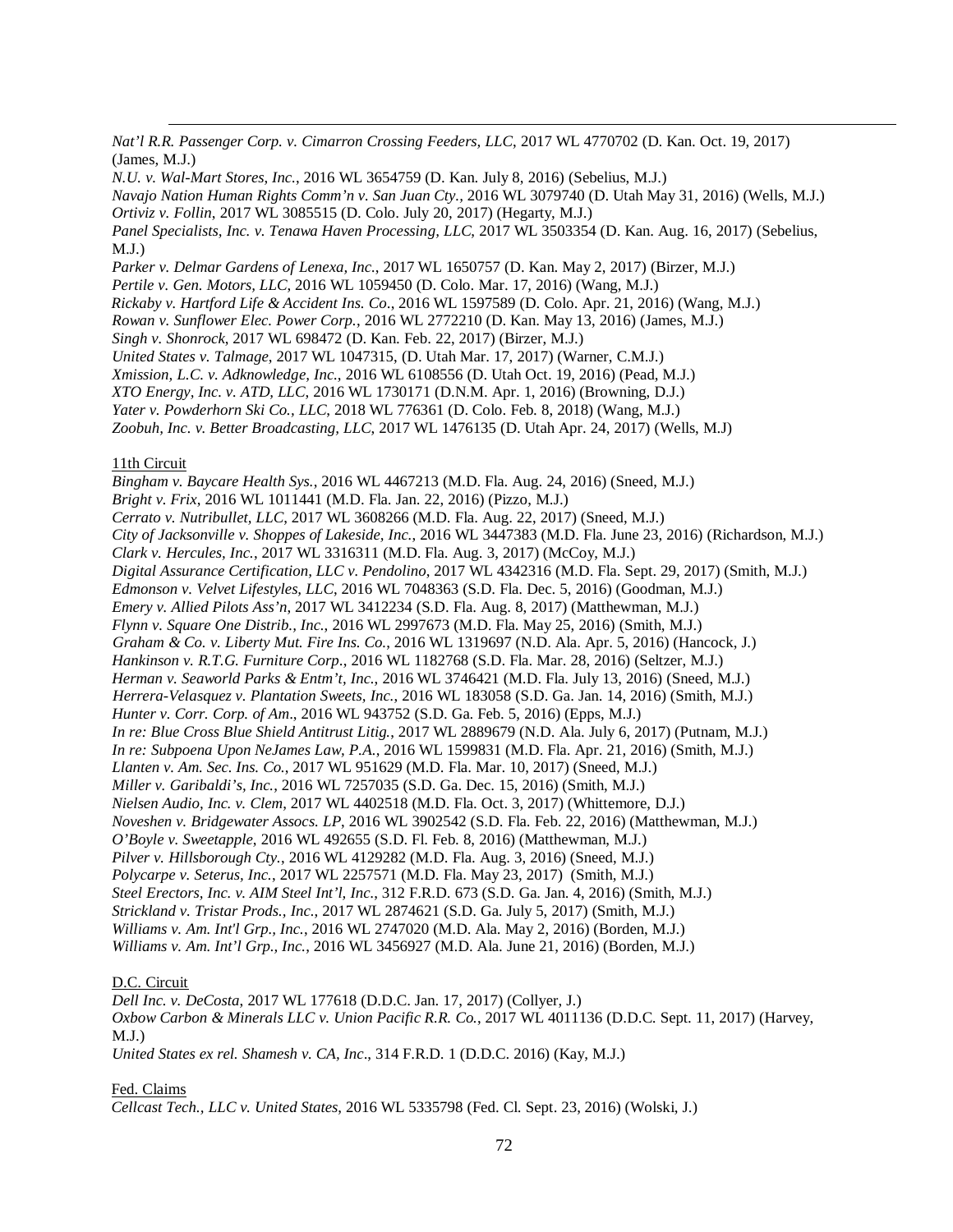*Nat'l R.R. Passenger Corp. v. Cimarron Crossing Feeders, LLC*, 2017 WL 4770702 (D. Kan. Oct. 19, 2017) (James, M.J.)
*N.U. v. Wal-Mart Stores, Inc.*, 2016 WL 3654759 (D. Kan. July 8, 2016) (Sebelius, M.J.)
*Navajo Nation Human Rights Comm'n v. San Juan Cty.*, 2016 WL 3079740 (D. Utah May 31, 2016) (Wells, M.J.)
*Ortiviz v. Follin*, 2017 WL 3085515 (D. Colo. July 20, 2017) (Hegarty, M.J.)
*Panel Specialists, Inc. v. Tenawa Haven Processing, LLC*, 2017 WL 3503354 (D. Kan. Aug. 16, 2017) (Sebelius, M.J.)
*Parker v. Delmar Gardens of Lenexa, Inc.*, 2017 WL 1650757 (D. Kan. May 2, 2017) (Birzer, M.J.)
*Pertile v. Gen. Motors, LLC*, 2016 WL 1059450 (D. Colo. Mar. 17, 2016) (Wang, M.J.)
*Rickaby v. Hartford Life & Accident Ins. Co.*, 2016 WL 1597589 (D. Colo. Apr. 21, 2016) (Wang, M.J.)
*Rowan v. Sunflower Elec. Power Corp.*, 2016 WL 2772210 (D. Kan. May 13, 2016) (James, M.J.)
*Singh v. Shonrock*, 2017 WL 698472 (D. Kan. Feb. 22, 2017) (Birzer, M.J.)
*United States v. Talmage*, 2017 WL 1047315, (D. Utah Mar. 17, 2017) (Warner, C.M.J.)
*Xmission, L.C. v. Adknowledge, Inc.*, 2016 WL 6108556 (D. Utah Oct. 19, 2016) (Pead, M.J.)
*XTO Energy, Inc. v. ATD, LLC*, 2016 WL 1730171 (D.N.M. Apr. 1, 2016) (Browning, D.J.)
*Yater v. Powderhorn Ski Co., LLC*, 2018 WL 776361 (D. Colo. Feb. 8, 2018) (Wang, M.J.)
*Zoobuh, Inc. v. Better Broadcasting, LLC*, 2017 WL 1476135 (D. Utah Apr. 24, 2017) (Wells, M.J)

11th Circuit

*Bingham v. Baycare Health Sys.*, 2016 WL 4467213 (M.D. Fla. Aug. 24, 2016) (Sneed, M.J.)
*Bright v. Frix*, 2016 WL 1011441 (M.D. Fla. Jan. 22, 2016) (Pizzo, M.J.)
*Cerrato v. Nutribullet, LLC*, 2017 WL 3608266 (M.D. Fla. Aug. 22, 2017) (Sneed, M.J.)
*City of Jacksonville v. Shoppes of Lakeside, Inc.*, 2016 WL 3447383 (M.D. Fla. June 23, 2016) (Richardson, M.J.)
*Clark v. Hercules, Inc.*, 2017 WL 3316311 (M.D. Fla. Aug. 3, 2017) (McCoy, M.J.)
*Digital Assurance Certification, LLC v. Pendolino*, 2017 WL 4342316 (M.D. Fla. Sept. 29, 2017) (Smith, M.J.)
*Edmonson v. Velvet Lifestyles, LLC*, 2016 WL 7048363 (S.D. Fla. Dec. 5, 2016) (Goodman, M.J.)
*Emery v. Allied Pilots Ass'n*, 2017 WL 3412234 (S.D. Fla. Aug. 8, 2017) (Matthewman, M.J.)
*Flynn v. Square One Distrib., Inc.*, 2016 WL 2997673 (M.D. Fla. May 25, 2016) (Smith, M.J.)
*Graham & Co. v. Liberty Mut. Fire Ins. Co.*, 2016 WL 1319697 (N.D. Ala. Apr. 5, 2016) (Hancock, J.)
*Hankinson v. R.T.G. Furniture Corp*., 2016 WL 1182768 (S.D. Fla. Mar. 28, 2016) (Seltzer, M.J.)
*Herman v. Seaworld Parks & Entm't, Inc.*, 2016 WL 3746421 (M.D. Fla. July 13, 2016) (Sneed, M.J.)
*Herrera-Velasquez v. Plantation Sweets, Inc.*, 2016 WL 183058 (S.D. Ga. Jan. 14, 2016) (Smith, M.J.)
*Hunter v. Corr. Corp. of Am*., 2016 WL 943752 (S.D. Ga. Feb. 5, 2016) (Epps, M.J.)
*In re: Blue Cross Blue Shield Antitrust Litig.*, 2017 WL 2889679 (N.D. Ala. July 6, 2017) (Putnam, M.J.)
*In re: Subpoena Upon NeJames Law, P.A.*, 2016 WL 1599831 (M.D. Fla. Apr. 21, 2016) (Smith, M.J.)
*Llanten v. Am. Sec. Ins. Co.*, 2017 WL 951629 (M.D. Fla. Mar. 10, 2017) (Sneed, M.J.)
*Miller v. Garibaldi's, Inc.*, 2016 WL 7257035 (S.D. Ga. Dec. 15, 2016) (Smith, M.J.)
*Nielsen Audio, Inc. v. Clem*, 2017 WL 4402518 (M.D. Fla. Oct. 3, 2017) (Whittemore, D.J.)
*Noveshen v. Bridgewater Assocs. LP*, 2016 WL 3902542 (S.D. Fla. Feb. 22, 2016) (Matthewman, M.J.)
*O'Boyle v. Sweetapple*, 2016 WL 492655 (S.D. Fl. Feb. 8, 2016) (Matthewman, M.J.)
*Pilver v. Hillsborough Cty.*, 2016 WL 4129282 (M.D. Fla. Aug. 3, 2016) (Sneed, M.J.)
*Polycarpe v. Seterus, Inc.*, 2017 WL 2257571 (M.D. Fla. May 23, 2017) (Smith, M.J.)
*Steel Erectors, Inc. v. AIM Steel Int'l, Inc.*, 312 F.R.D. 673 (S.D. Ga. Jan. 4, 2016) (Smith, M.J.)
*Strickland v. Tristar Prods., Inc.*, 2017 WL 2874621 (S.D. Ga. July 5, 2017) (Smith, M.J.)
*Williams v. Am. Int'l Grp., Inc.*, 2016 WL 2747020 (M.D. Ala. May 2, 2016) (Borden, M.J.)
*Williams v. Am. Int'l Grp., Inc.*, 2016 WL 3456927 (M.D. Ala. June 21, 2016) (Borden, M.J.)

D.C. Circuit

*Dell Inc. v. DeCosta*, 2017 WL 177618 (D.D.C. Jan. 17, 2017) (Collyer, J.)
*Oxbow Carbon & Minerals LLC v. Union Pacific R.R. Co.*, 2017 WL 4011136 (D.D.C. Sept. 11, 2017) (Harvey, M.J.)
*United States ex rel. Shamesh v. CA, Inc*., 314 F.R.D. 1 (D.D.C. 2016) (Kay, M.J.)

Fed. Claims

*Cellcast Tech., LLC v. United States*, 2016 WL 5335798 (Fed. Cl. Sept. 23, 2016) (Wolski, J.)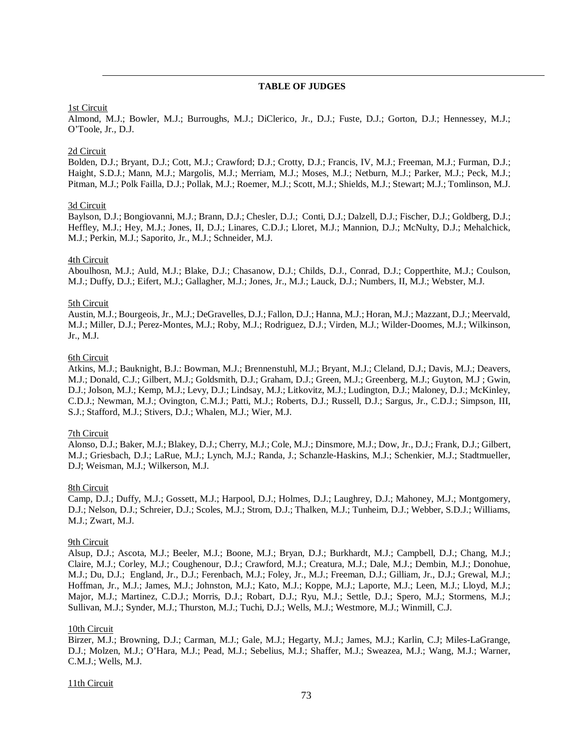## TABLE OF JUDGES

1st Circuit

Almond, M.J.; Bowler, M.J.; Burroughs, M.J.; DiClerico, Jr., D.J.; Fuste, D.J.; Gorton, D.J.; Hennessey, M.J.; O'Toole, Jr., D.J.

2d Circuit

Bolden, D.J.; Bryant, D.J.; Cott, M.J.; Crawford; D.J.; Crotty, D.J.; Francis, IV, M.J.; Freeman, M.J.; Furman, D.J.; Haight, S.D.J.; Mann, M.J.; Margolis, M.J.; Merriam, M.J.; Moses, M.J.; Netburn, M.J.; Parker, M.J.; Peck, M.J.; Pitman, M.J.; Polk Failla, D.J.; Pollak, M.J.; Roemer, M.J.; Scott, M.J.; Shields, M.J.; Stewart; M.J.; Tomlinson, M.J.

3d Circuit

Baylson, D.J.; Bongiovanni, M.J.; Brann, D.J.; Chesler, D.J.; Conti, D.J.; Dalzell, D.J.; Fischer, D.J.; Goldberg, D.J.; Heffley, M.J.; Hey, M.J.; Jones, II, D.J.; Linares, C.D.J.; Lloret, M.J.; Mannion, D.J.; McNulty, D.J.; Mehalchick, M.J.; Perkin, M.J.; Saporito, Jr., M.J.; Schneider, M.J.

4th Circuit

Aboulhosn, M.J.; Auld, M.J.; Blake, D.J.; Chasanow, D.J.; Childs, D.J., Conrad, D.J.; Copperthite, M.J.; Coulson, M.J.; Duffy, D.J.; Eifert, M.J.; Gallagher, M.J.; Jones, Jr., M.J.; Lauck, D.J.; Numbers, II, M.J.; Webster, M.J.

5th Circuit

Austin, M.J.; Bourgeois, Jr., M.J.; DeGravelles, D.J.; Fallon, D.J.; Hanna, M.J.; Horan, M.J.; Mazzant, D.J.; Meervald, M.J.; Miller, D.J.; Perez-Montes, M.J.; Roby, M.J.; Rodriguez, D.J.; Virden, M.J.; Wilder-Doomes, M.J.; Wilkinson, Jr., M.J.

6th Circuit

Atkins, M.J.; Bauknight, B.J.: Bowman, M.J.; Brennenstuhl, M.J.; Bryant, M.J.; Cleland, D.J.; Davis, M.J.; Deavers, M.J.; Donald, C.J.; Gilbert, M.J.; Goldsmith, D.J.; Graham, D.J.; Green, M.J.; Greenberg, M.J.; Guyton, M.J ; Gwin, D.J.; Jolson, M.J.; Kemp, M.J.; Levy, D.J.; Lindsay, M.J.; Litkovitz, M.J.; Ludington, D.J.; Maloney, D.J.; McKinley, C.D.J.; Newman, M.J.; Ovington, C.M.J.; Patti, M.J.; Roberts, D.J.; Russell, D.J.; Sargus, Jr., C.D.J.; Simpson, III, S.J.; Stafford, M.J.; Stivers, D.J.; Whalen, M.J.; Wier, M.J.

7th Circuit

Alonso, D.J.; Baker, M.J.; Blakey, D.J.; Cherry, M.J.; Cole, M.J.; Dinsmore, M.J.; Dow, Jr., D.J.; Frank, D.J.; Gilbert, M.J.; Griesbach, D.J.; LaRue, M.J.; Lynch, M.J.; Randa, J.; Schanzle-Haskins, M.J.; Schenkier, M.J.; Stadtmueller, D.J; Weisman, M.J.; Wilkerson, M.J.

8th Circuit

Camp, D.J.; Duffy, M.J.; Gossett, M.J.; Harpool, D.J.; Holmes, D.J.; Laughrey, D.J.; Mahoney, M.J.; Montgomery, D.J.; Nelson, D.J.; Schreier, D.J.; Scoles, M.J.; Strom, D.J.; Thalken, M.J.; Tunheim, D.J.; Webber, S.D.J.; Williams, M.J.; Zwart, M.J.

9th Circuit

Alsup, D.J.; Ascota, M.J.; Beeler, M.J.; Boone, M.J.; Bryan, D.J.; Burkhardt, M.J.; Campbell, D.J.; Chang, M.J.; Claire, M.J.; Corley, M.J.; Coughenour, D.J.; Crawford, M.J.; Creatura, M.J.; Dale, M.J.; Dembin, M.J.; Donohue, M.J.; Du, D.J.; England, Jr., D.J.; Ferenbach, M.J.; Foley, Jr., M.J.; Freeman, D.J.; Gilliam, Jr., D.J.; Grewal, M.J.; Hoffman, Jr., M.J.; James, M.J.; Johnston, M.J.; Kato, M.J.; Koppe, M.J.; Laporte, M.J.; Leen, M.J.; Lloyd, M.J.; Major, M.J.; Martinez, C.D.J.; Morris, D.J.; Robart, D.J.; Ryu, M.J.; Settle, D.J.; Spero, M.J.; Stormens, M.J.; Sullivan, M.J.; Synder, M.J.; Thurston, M.J.; Tuchi, D.J.; Wells, M.J.; Westmore, M.J.; Winmill, C.J.

10th Circuit

Birzer, M.J.; Browning, D.J.; Carman, M.J.; Gale, M.J.; Hegarty, M.J.; James, M.J.; Karlin, C.J; Miles-LaGrange, D.J.; Molzen, M.J.; O'Hara, M.J.; Pead, M.J.; Sebelius, M.J.; Shaffer, M.J.; Sweazea, M.J.; Wang, M.J.; Warner, C.M.J.; Wells, M.J.

11th Circuit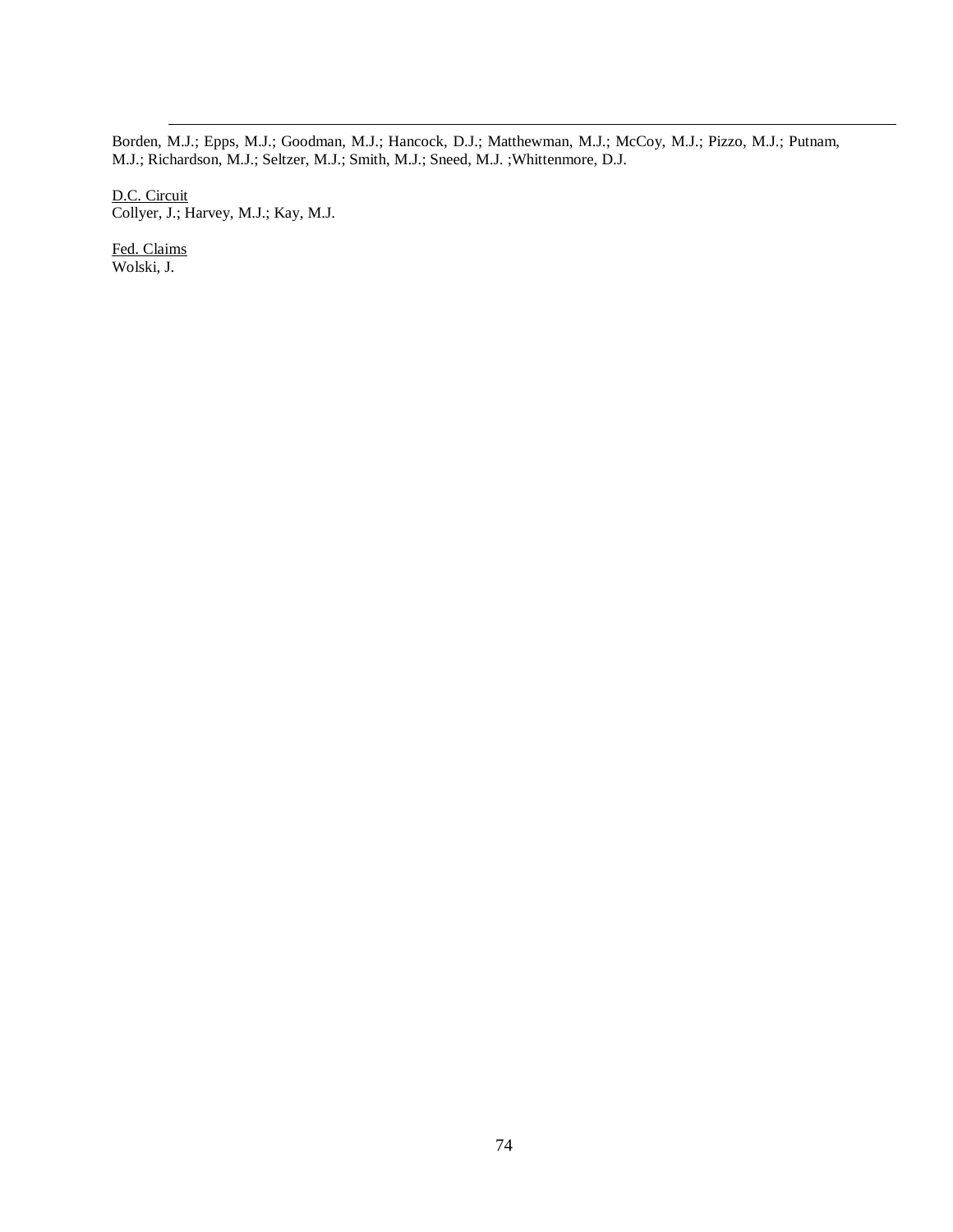Borden, M.J.; Epps, M.J.; Goodman, M.J.; Hancock, D.J.; Matthewman, M.J.; McCoy, M.J.; Pizzo, M.J.; Putnam, M.J.; Richardson, M.J.; Seltzer, M.J.; Smith, M.J.; Sneed, M.J. ;Whittenmore, D.J.

<u>D.C. Circuit</u>
Collyer, J.; Harvey, M.J.; Kay, M.J.

<u>Fed. Claims</u>
Wolski, J.